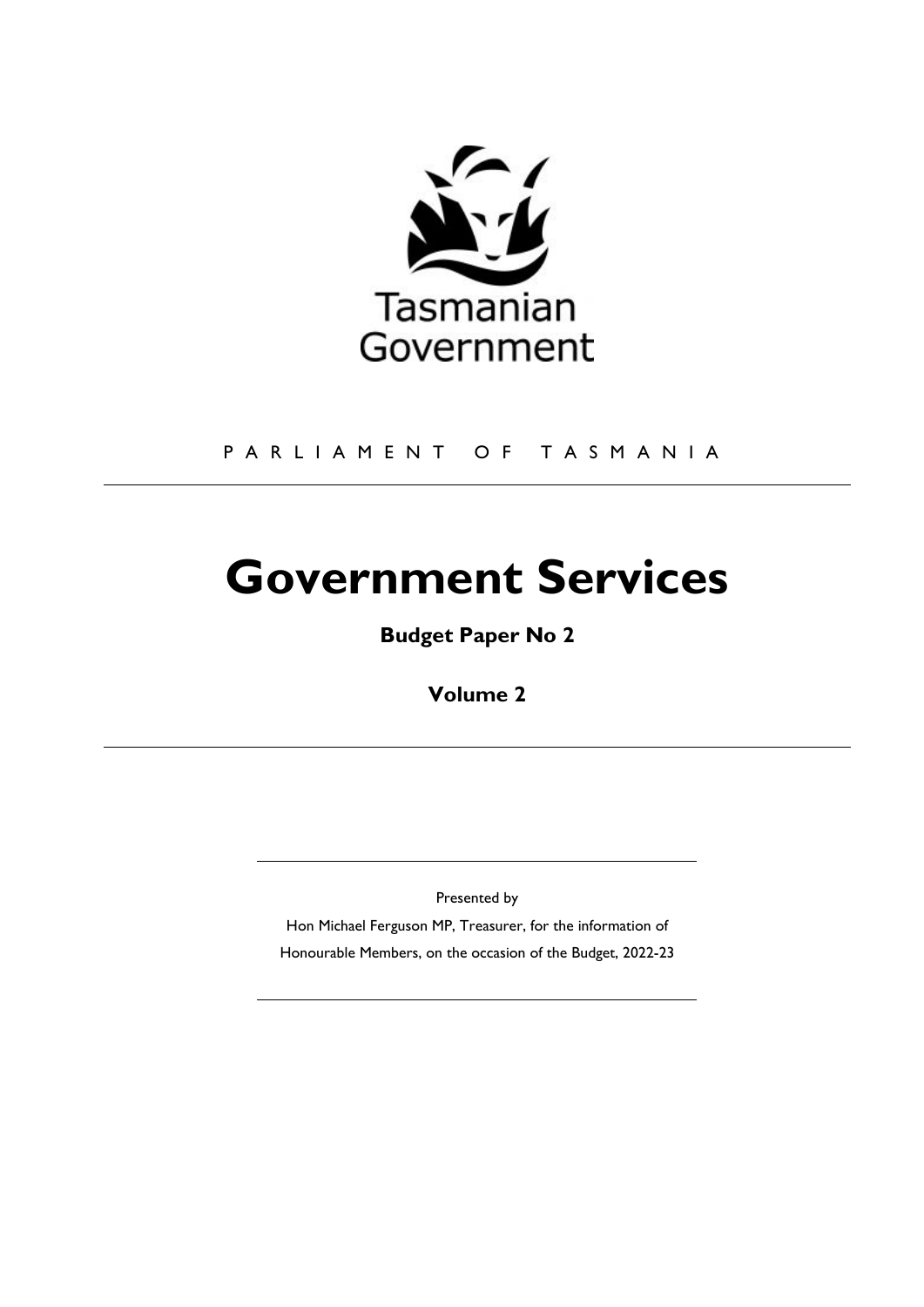Tasmanian Government

P A R L I A M E N T O F T A S M A N I A

# Government Services

## Budget Paper No 2

## Volume 2

Presented by

Hon Michael Ferguson MP, Treasurer, for the information of Honourable Members, on the occasion of the Budget, 2022-23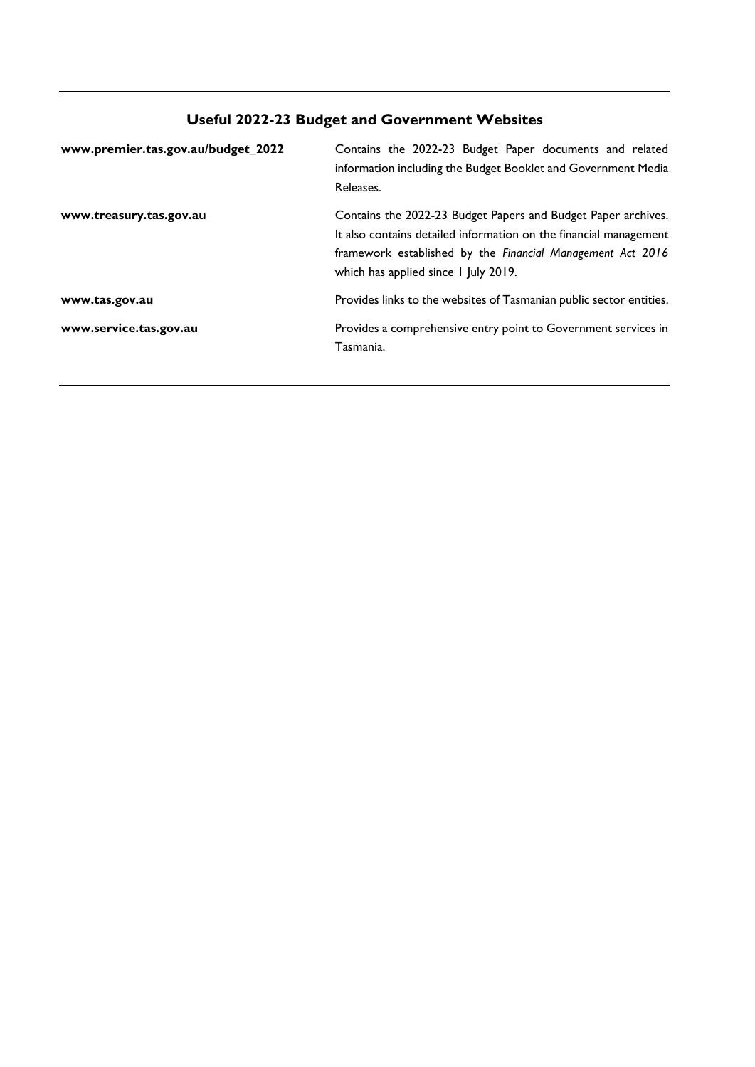## Useful 2022-23 Budget and Government Websites

| | |
|---|---|
| **www.premier.tas.gov.au/budget_2022** | Contains the 2022-23 Budget Paper documents and related information including the Budget Booklet and Government Media Releases. |
| **www.treasury.tas.gov.au** | Contains the 2022-23 Budget Papers and Budget Paper archives. It also contains detailed information on the financial management framework established by the *Financial Management Act 2016* which has applied since 1 July 2019. |
| **www.tas.gov.au** | Provides links to the websites of Tasmanian public sector entities. |
| **www.service.tas.gov.au** | Provides a comprehensive entry point to Government services in Tasmania. |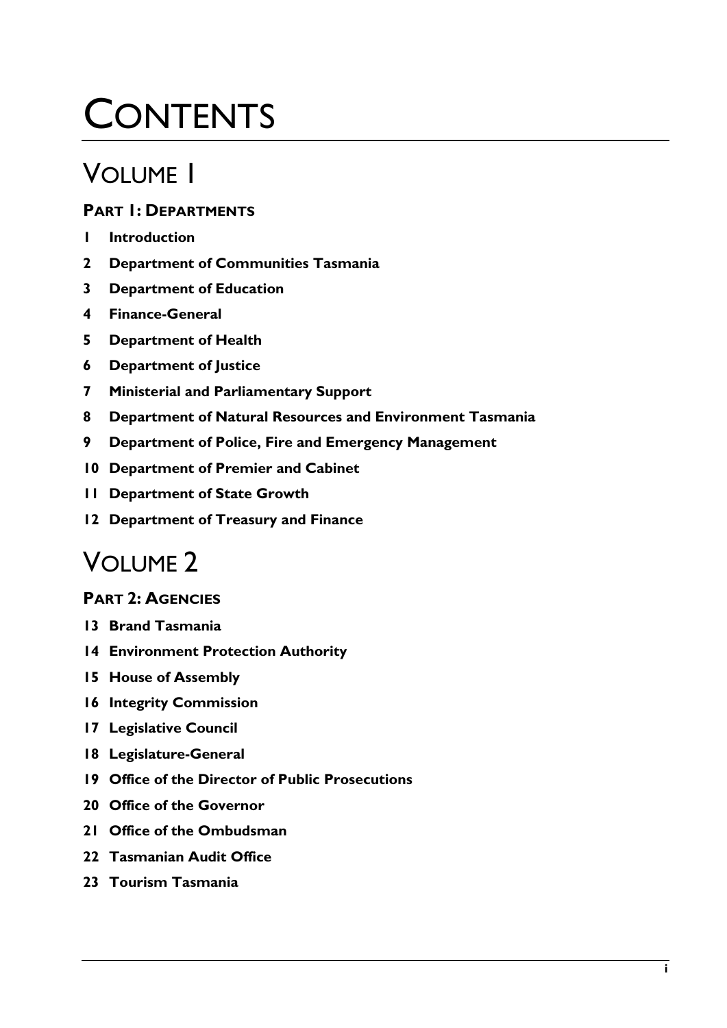# CONTENTS

## VOLUME 1

### PART 1: DEPARTMENTS

**1 Introduction**

**2 Department of Communities Tasmania**

**3 Department of Education**

**4 Finance-General**

**5 Department of Health**

**6 Department of Justice**

**7 Ministerial and Parliamentary Support**

**8 Department of Natural Resources and Environment Tasmania**

**9 Department of Police, Fire and Emergency Management**

**10 Department of Premier and Cabinet**

**11 Department of State Growth**

**12 Department of Treasury and Finance**

## VOLUME 2

### PART 2: AGENCIES

**13 Brand Tasmania**

**14 Environment Protection Authority**

**15 House of Assembly**

**16 Integrity Commission**

**17 Legislative Council**

**18 Legislature-General**

**19 Office of the Director of Public Prosecutions**

**20 Office of the Governor**

**21 Office of the Ombudsman**

**22 Tasmanian Audit Office**

**23 Tourism Tasmania**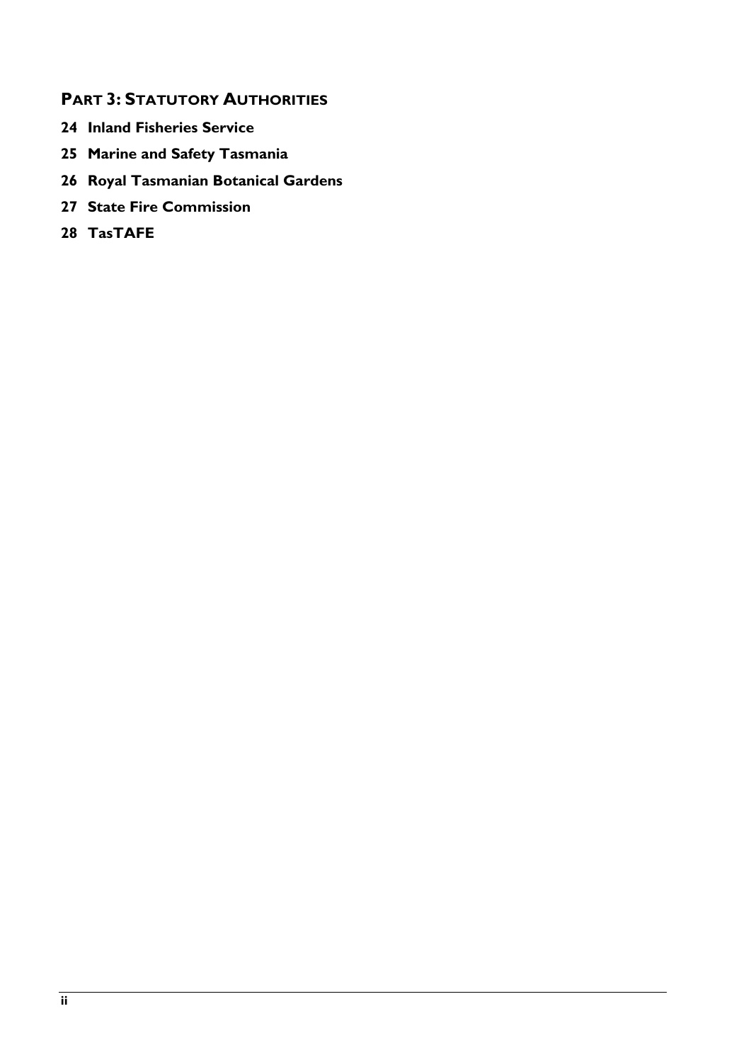## PART 3: STATUTORY AUTHORITIES

**24 Inland Fisheries Service**

**25 Marine and Safety Tasmania**

**26 Royal Tasmanian Botanical Gardens**

**27 State Fire Commission**

**28 TasTAFE**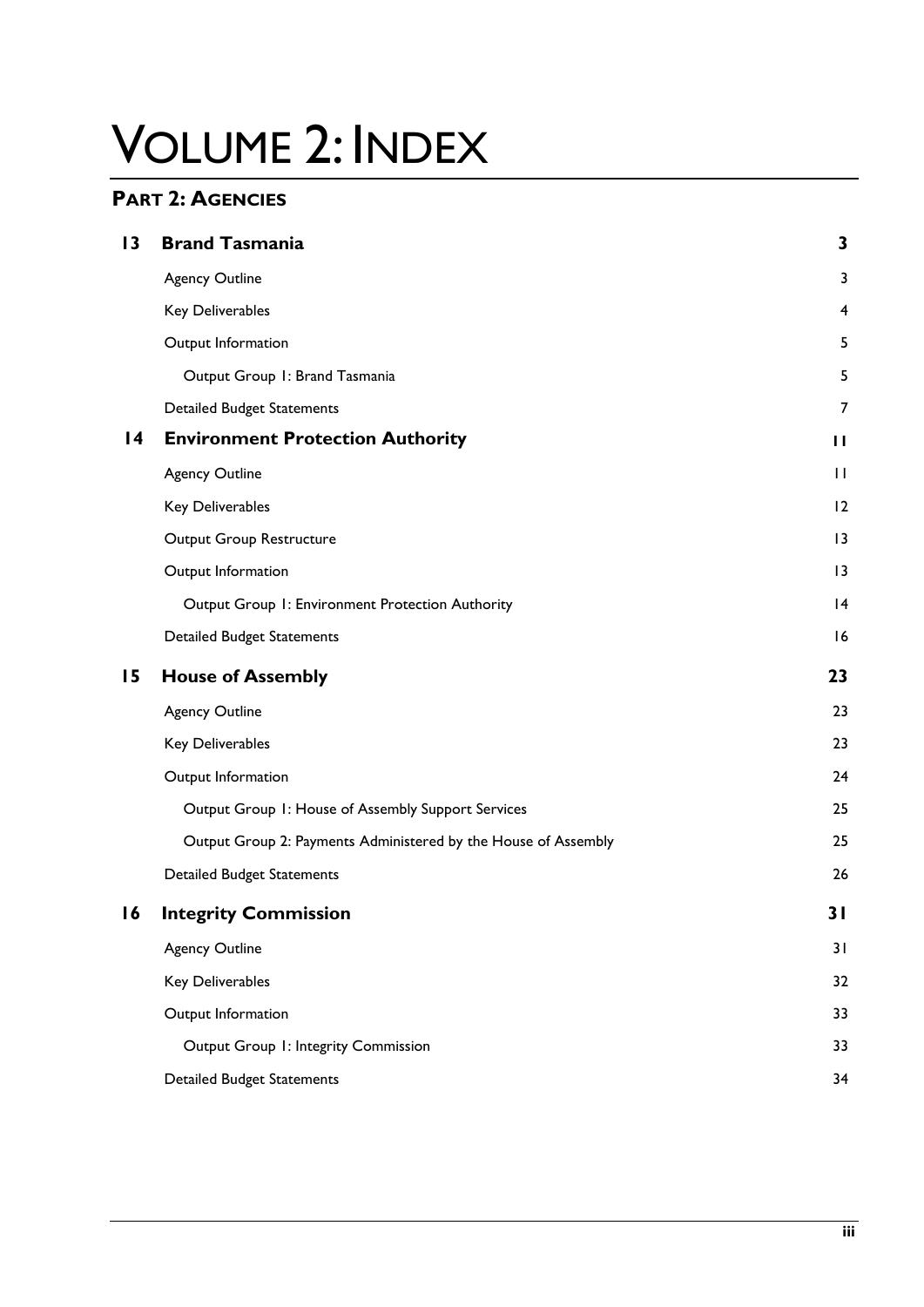# VOLUME 2: INDEX

## PART 2: AGENCIES

| | | |
|---|---|---|
| **13** | **Brand Tasmania** | **3** |
| | Agency Outline | 3 |
| | Key Deliverables | 4 |
| | Output Information | 5 |
| | Output Group 1: Brand Tasmania | 5 |
| | Detailed Budget Statements | 7 |
| **14** | **Environment Protection Authority** | **11** |
| | Agency Outline | 11 |
| | Key Deliverables | 12 |
| | Output Group Restructure | 13 |
| | Output Information | 13 |
| | Output Group 1: Environment Protection Authority | 14 |
| | Detailed Budget Statements | 16 |
| **15** | **House of Assembly** | **23** |
| | Agency Outline | 23 |
| | Key Deliverables | 23 |
| | Output Information | 24 |
| | Output Group 1: House of Assembly Support Services | 25 |
| | Output Group 2: Payments Administered by the House of Assembly | 25 |
| | Detailed Budget Statements | 26 |
| **16** | **Integrity Commission** | **31** |
| | Agency Outline | 31 |
| | Key Deliverables | 32 |
| | Output Information | 33 |
| | Output Group 1: Integrity Commission | 33 |
| | Detailed Budget Statements | 34 |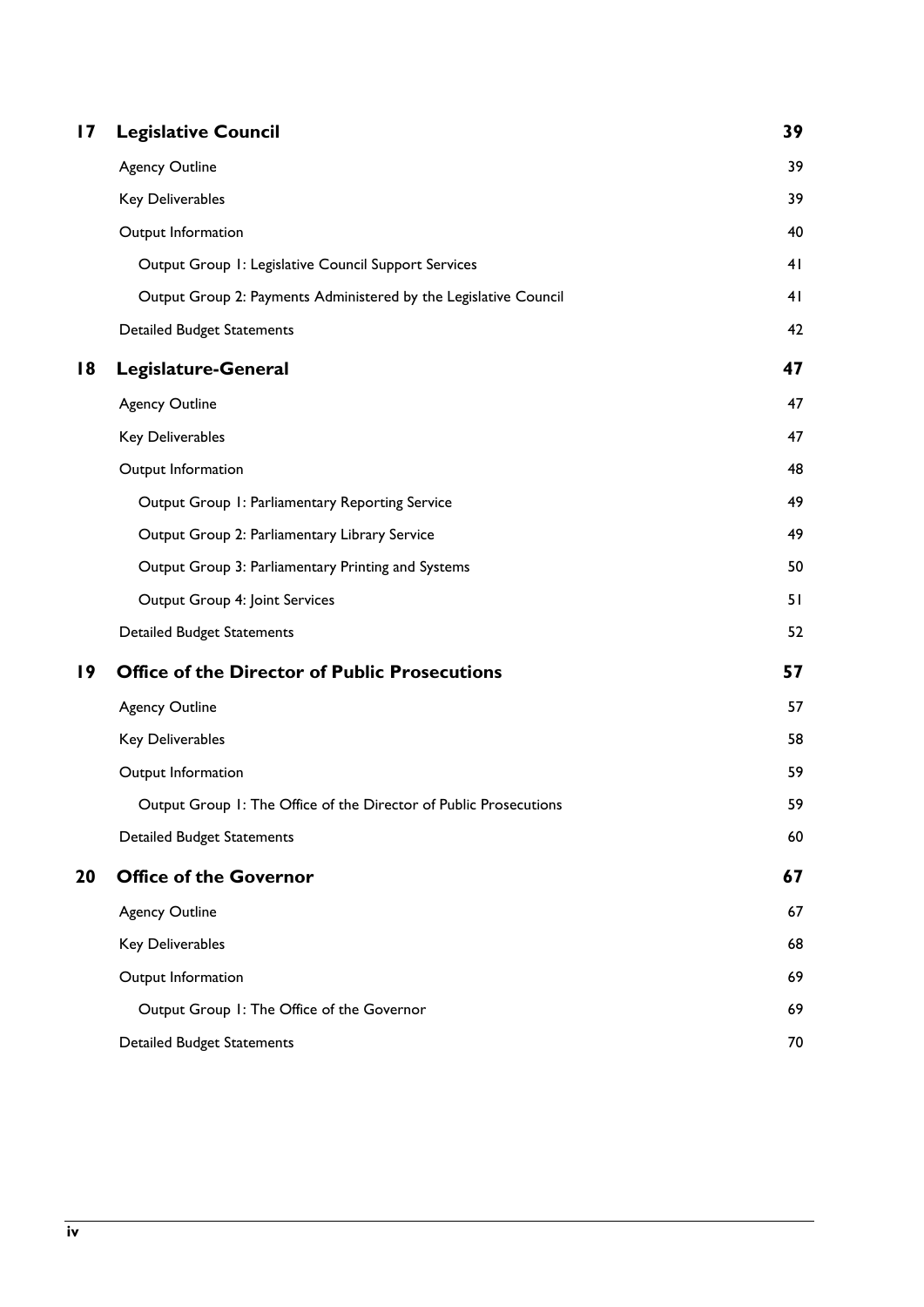| | | |
|---|---|---|
| **17** | **Legislative Council** | **39** |
| | Agency Outline | 39 |
| | Key Deliverables | 39 |
| | Output Information | 40 |
| | Output Group 1: Legislative Council Support Services | 41 |
| | Output Group 2: Payments Administered by the Legislative Council | 41 |
| | Detailed Budget Statements | 42 |
| **18** | **Legislature-General** | **47** |
| | Agency Outline | 47 |
| | Key Deliverables | 47 |
| | Output Information | 48 |
| | Output Group 1: Parliamentary Reporting Service | 49 |
| | Output Group 2: Parliamentary Library Service | 49 |
| | Output Group 3: Parliamentary Printing and Systems | 50 |
| | Output Group 4: Joint Services | 51 |
| | Detailed Budget Statements | 52 |
| **19** | **Office of the Director of Public Prosecutions** | **57** |
| | Agency Outline | 57 |
| | Key Deliverables | 58 |
| | Output Information | 59 |
| | Output Group 1: The Office of the Director of Public Prosecutions | 59 |
| | Detailed Budget Statements | 60 |
| **20** | **Office of the Governor** | **67** |
| | Agency Outline | 67 |
| | Key Deliverables | 68 |
| | Output Information | 69 |
| | Output Group 1: The Office of the Governor | 69 |
| | Detailed Budget Statements | 70 |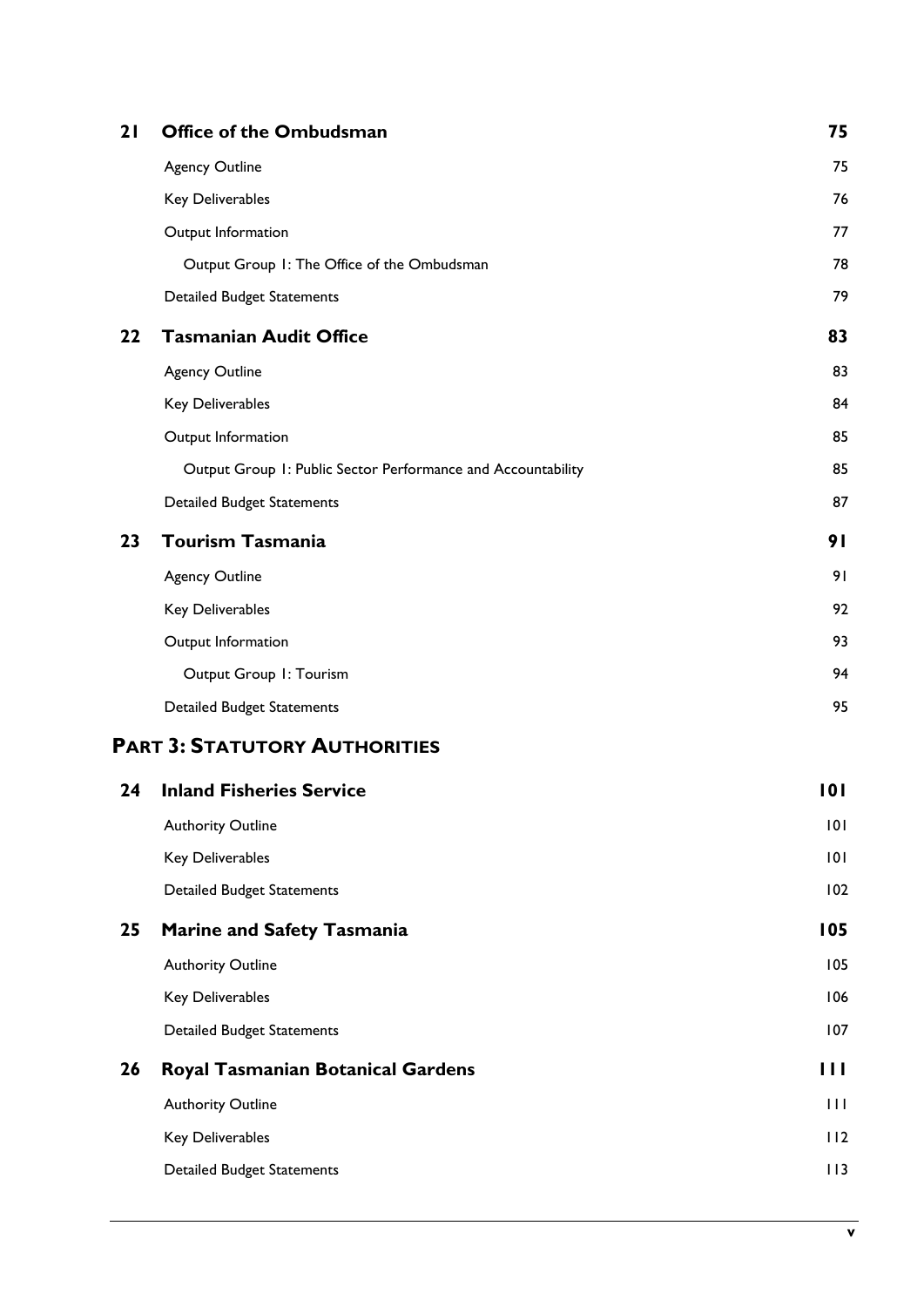| | | |
|---|---|---|
| **21** | **Office of the Ombudsman** | **75** |
| | Agency Outline | 75 |
| | Key Deliverables | 76 |
| | Output Information | 77 |
| | Output Group 1: The Office of the Ombudsman | 78 |
| | Detailed Budget Statements | 79 |
| **22** | **Tasmanian Audit Office** | **83** |
| | Agency Outline | 83 |
| | Key Deliverables | 84 |
| | Output Information | 85 |
| | Output Group 1: Public Sector Performance and Accountability | 85 |
| | Detailed Budget Statements | 87 |
| **23** | **Tourism Tasmania** | **91** |
| | Agency Outline | 91 |
| | Key Deliverables | 92 |
| | Output Information | 93 |
| | Output Group 1: Tourism | 94 |
| | Detailed Budget Statements | 95 |

## Part 3: Statutory Authorities

| | | |
|---|---|---|
| **24** | **Inland Fisheries Service** | **101** |
| | Authority Outline | 101 |
| | Key Deliverables | 101 |
| | Detailed Budget Statements | 102 |
| **25** | **Marine and Safety Tasmania** | **105** |
| | Authority Outline | 105 |
| | Key Deliverables | 106 |
| | Detailed Budget Statements | 107 |
| **26** | **Royal Tasmanian Botanical Gardens** | **111** |
| | Authority Outline | 111 |
| | Key Deliverables | 112 |
| | Detailed Budget Statements | 113 |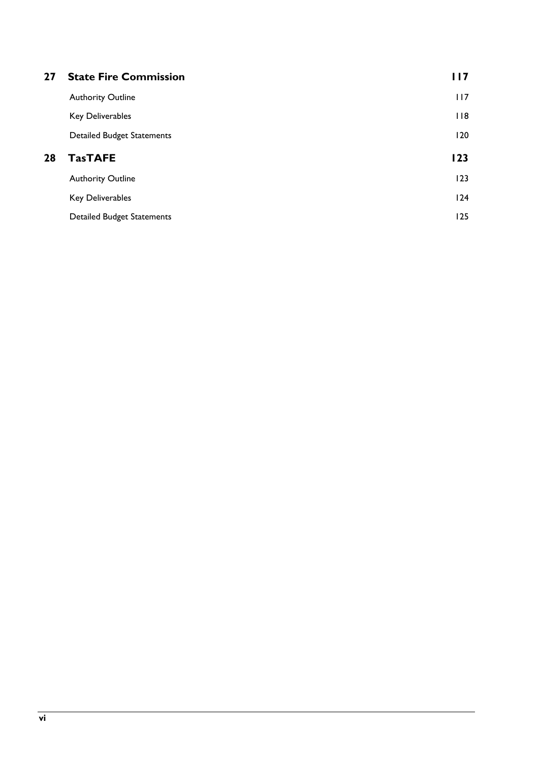| | | |
|---|---|---|
| **27** | **State Fire Commission** | **117** |
| | Authority Outline | 117 |
| | Key Deliverables | 118 |
| | Detailed Budget Statements | 120 |
| **28** | **TasTAFE** | **123** |
| | Authority Outline | 123 |
| | Key Deliverables | 124 |
| | Detailed Budget Statements | 125 |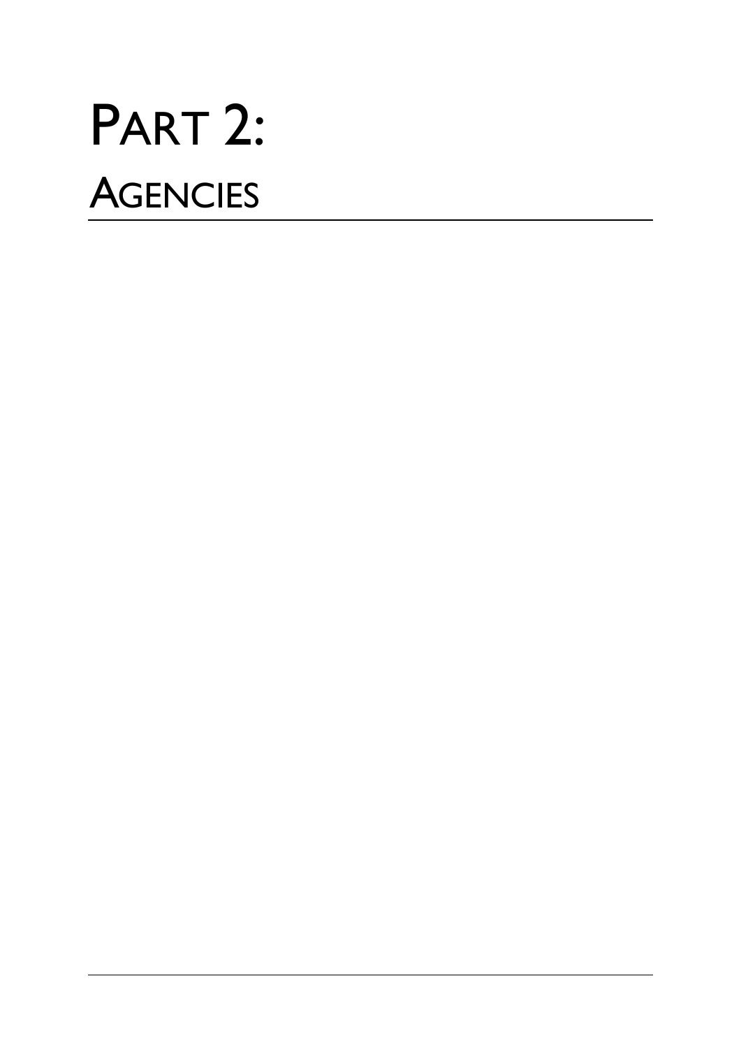# PART 2:
# AGENCIES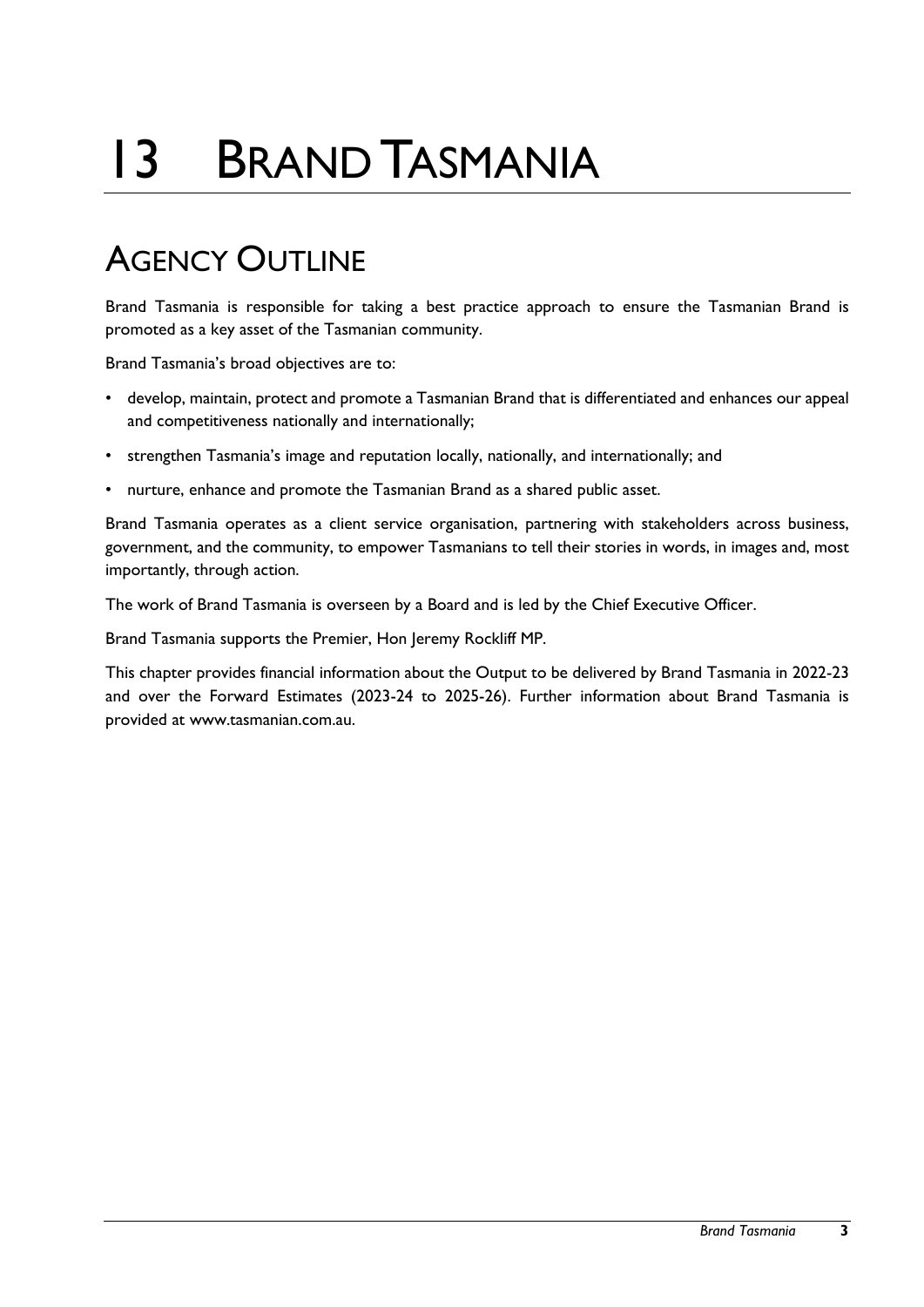# 13 Brand Tasmania

## Agency Outline

Brand Tasmania is responsible for taking a best practice approach to ensure the Tasmanian Brand is promoted as a key asset of the Tasmanian community.

Brand Tasmania's broad objectives are to:

- develop, maintain, protect and promote a Tasmanian Brand that is differentiated and enhances our appeal and competitiveness nationally and internationally;
- strengthen Tasmania's image and reputation locally, nationally, and internationally; and
- nurture, enhance and promote the Tasmanian Brand as a shared public asset.

Brand Tasmania operates as a client service organisation, partnering with stakeholders across business, government, and the community, to empower Tasmanians to tell their stories in words, in images and, most importantly, through action.

The work of Brand Tasmania is overseen by a Board and is led by the Chief Executive Officer.

Brand Tasmania supports the Premier, Hon Jeremy Rockliff MP.

This chapter provides financial information about the Output to be delivered by Brand Tasmania in 2022-23 and over the Forward Estimates (2023-24 to 2025-26). Further information about Brand Tasmania is provided at www.tasmanian.com.au.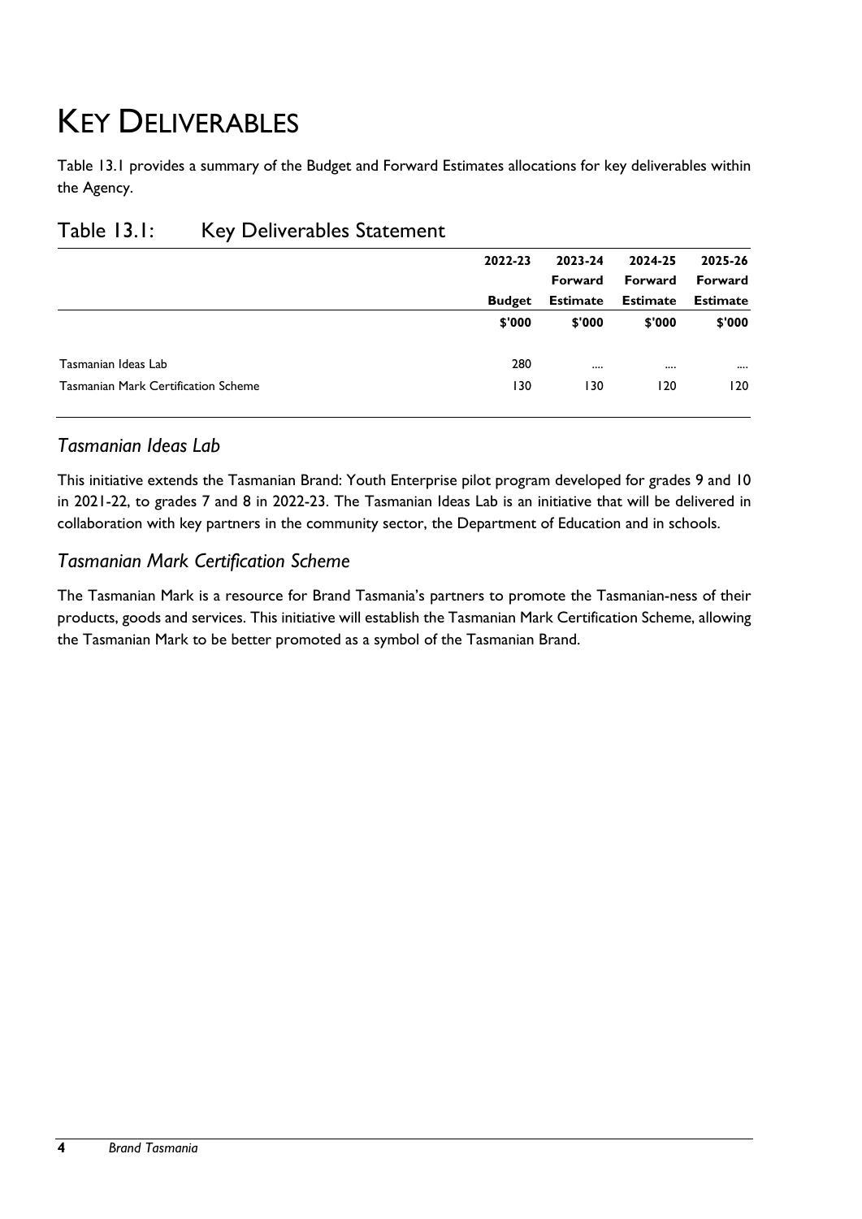# KEY DELIVERABLES

Table 13.1 provides a summary of the Budget and Forward Estimates allocations for key deliverables within the Agency.

## Table 13.1: Key Deliverables Statement

| | 2022-23 | 2023-24 | 2024-25 | 2025-26 |
|---|---|---|---|---|
| | | Forward | Forward | Forward |
| | Budget | Estimate | Estimate | Estimate |
| | $'000 | $'000 | $'000 | $'000 |
| Tasmanian Ideas Lab | 280 | .... | .... | .... |
| Tasmanian Mark Certification Scheme | 130 | 130 | 120 | 120 |

### *Tasmanian Ideas Lab*

This initiative extends the Tasmanian Brand: Youth Enterprise pilot program developed for grades 9 and 10 in 2021-22, to grades 7 and 8 in 2022-23. The Tasmanian Ideas Lab is an initiative that will be delivered in collaboration with key partners in the community sector, the Department of Education and in schools.

### *Tasmanian Mark Certification Scheme*

The Tasmanian Mark is a resource for Brand Tasmania's partners to promote the Tasmanian-ness of their products, goods and services. This initiative will establish the Tasmanian Mark Certification Scheme, allowing the Tasmanian Mark to be better promoted as a symbol of the Tasmanian Brand.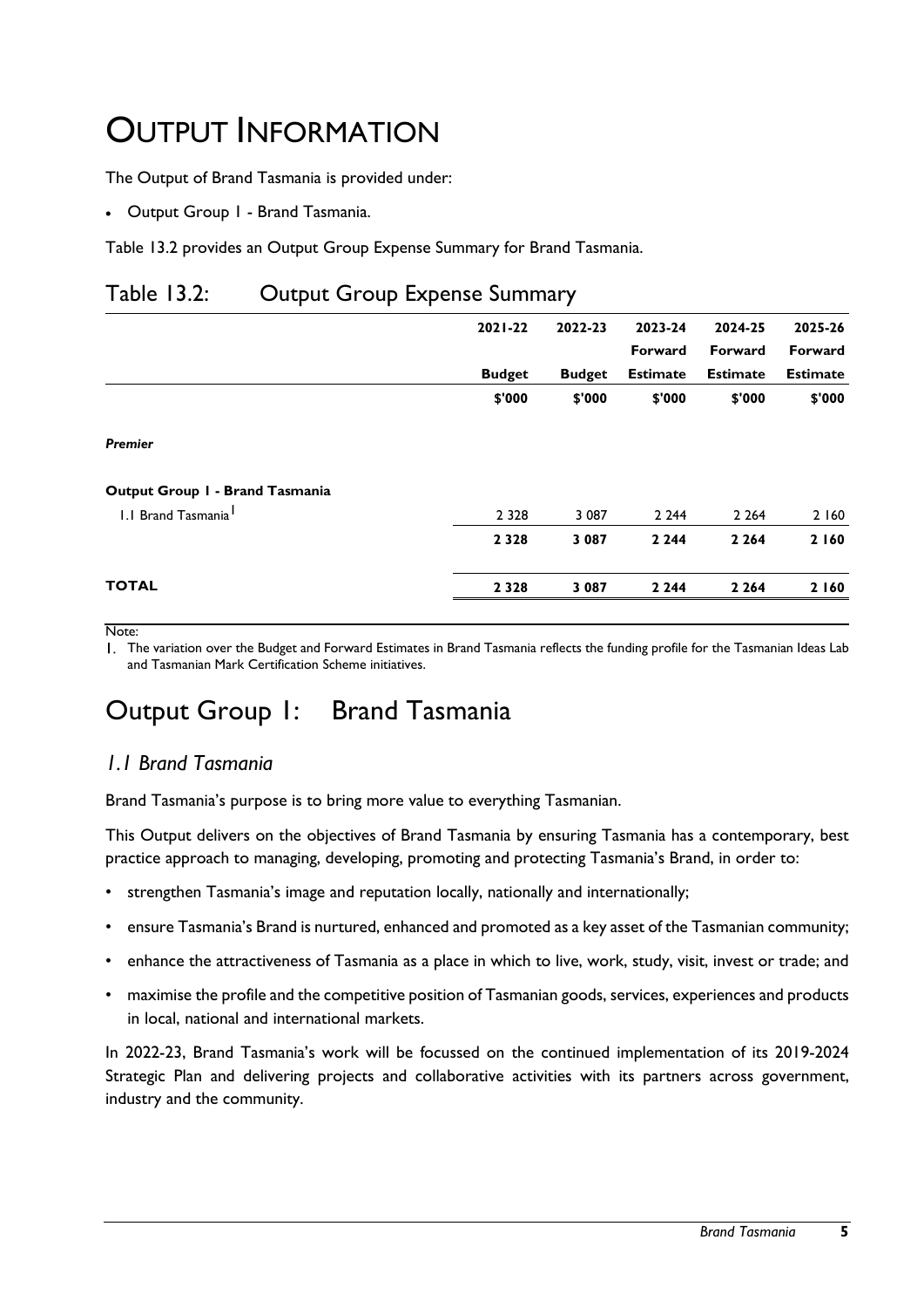# Output Information

The Output of Brand Tasmania is provided under:

- Output Group 1 - Brand Tasmania.

Table 13.2 provides an Output Group Expense Summary for Brand Tasmania.

## Table 13.2: Output Group Expense Summary

| | 2021-22 Budget $'000 | 2022-23 Budget $'000 | 2023-24 Forward Estimate $'000 | 2024-25 Forward Estimate $'000 | 2025-26 Forward Estimate $'000 |
|---|---|---|---|---|---|
| ***Premier*** | | | | | |
| **Output Group 1 - Brand Tasmania** | | | | | |
| 1.1 Brand Tasmania[1] | 2 328 | 3 087 | 2 244 | 2 264 | 2 160 |
| | **2 328** | **3 087** | **2 244** | **2 264** | **2 160** |
| **TOTAL** | **2 328** | **3 087** | **2 244** | **2 264** | **2 160** |

Note:

1. The variation over the Budget and Forward Estimates in Brand Tasmania reflects the funding profile for the Tasmanian Ideas Lab and Tasmanian Mark Certification Scheme initiatives.

# Output Group 1: Brand Tasmania

## *1.1 Brand Tasmania*

Brand Tasmania's purpose is to bring more value to everything Tasmanian.

This Output delivers on the objectives of Brand Tasmania by ensuring Tasmania has a contemporary, best practice approach to managing, developing, promoting and protecting Tasmania's Brand, in order to:

- strengthen Tasmania's image and reputation locally, nationally and internationally;
- ensure Tasmania's Brand is nurtured, enhanced and promoted as a key asset of the Tasmanian community;
- enhance the attractiveness of Tasmania as a place in which to live, work, study, visit, invest or trade; and
- maximise the profile and the competitive position of Tasmanian goods, services, experiences and products in local, national and international markets.

In 2022-23, Brand Tasmania's work will be focussed on the continued implementation of its 2019-2024 Strategic Plan and delivering projects and collaborative activities with its partners across government, industry and the community.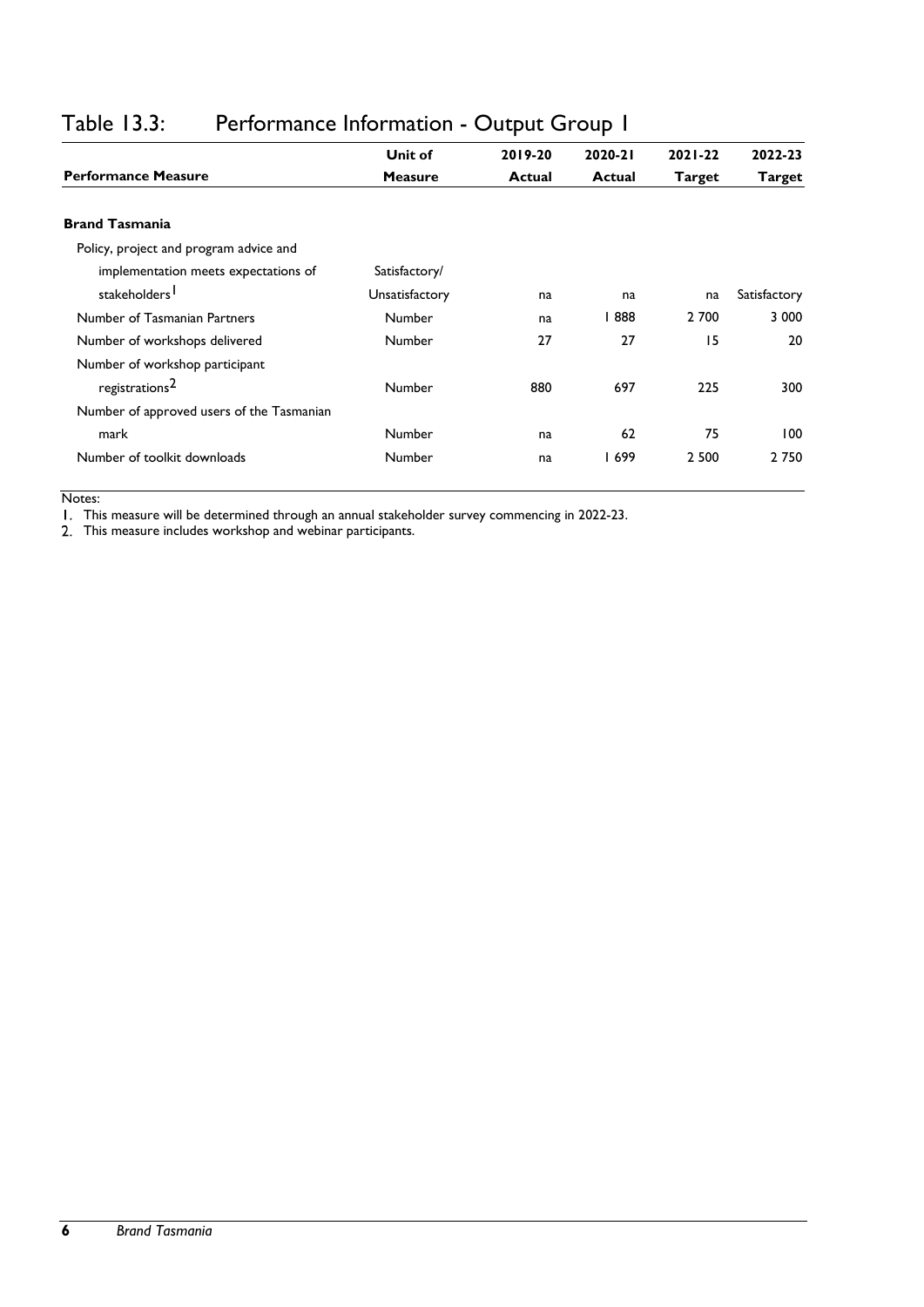## Table 13.3: Performance Information - Output Group 1

| Performance Measure | Unit of Measure | 2019-20 Actual | 2020-21 Actual | 2021-22 Target | 2022-23 Target |
|---|---|---|---|---|---|
| **Brand Tasmania** | | | | | |
| Policy, project and program advice and implementation meets expectations of stakeholders[1] | Satisfactory/ Unsatisfactory | na | na | na | Satisfactory |
| Number of Tasmanian Partners | Number | na | 1 888 | 2 700 | 3 000 |
| Number of workshops delivered | Number | 27 | 27 | 15 | 20 |
| Number of workshop participant registrations[2] | Number | 880 | 697 | 225 | 300 |
| Number of approved users of the Tasmanian mark | Number | na | 62 | 75 | 100 |
| Number of toolkit downloads | Number | na | 1 699 | 2 500 | 2 750 |

Notes:

1. This measure will be determined through an annual stakeholder survey commencing in 2022-23.
2. This measure includes workshop and webinar participants.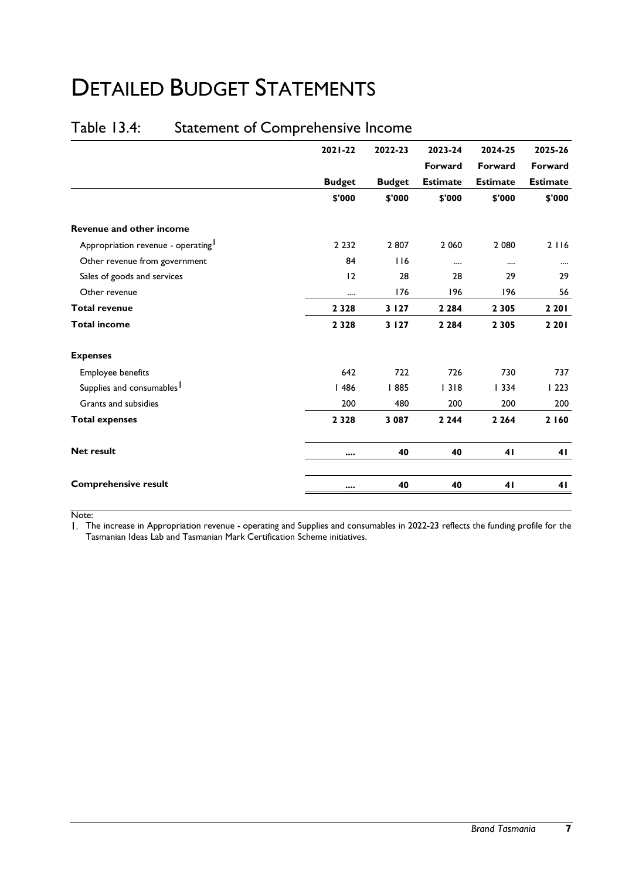# DETAILED BUDGET STATEMENTS

## Table 13.4: Statement of Comprehensive Income

| | 2021-22 Budget | 2022-23 Budget | 2023-24 Forward Estimate | 2024-25 Forward Estimate | 2025-26 Forward Estimate |
|---|---|---|---|---|---|
| | $'000 | $'000 | $'000 | $'000 | $'000 |
| **Revenue and other income** | | | | | |
| Appropriation revenue - operating[1] | 2 232 | 2 807 | 2 060 | 2 080 | 2 116 |
| Other revenue from government | 84 | 116 | .... | .... | .... |
| Sales of goods and services | 12 | 28 | 28 | 29 | 29 |
| Other revenue | .... | 176 | 196 | 196 | 56 |
| **Total revenue** | **2 328** | **3 127** | **2 284** | **2 305** | **2 201** |
| **Total income** | **2 328** | **3 127** | **2 284** | **2 305** | **2 201** |
| **Expenses** | | | | | |
| Employee benefits | 642 | 722 | 726 | 730 | 737 |
| Supplies and consumables[1] | 1 486 | 1 885 | 1 318 | 1 334 | 1 223 |
| Grants and subsidies | 200 | 480 | 200 | 200 | 200 |
| **Total expenses** | **2 328** | **3 087** | **2 244** | **2 264** | **2 160** |
| **Net result** | **....** | **40** | **40** | **41** | **41** |
| **Comprehensive result** | **....** | **40** | **40** | **41** | **41** |

Note:

1. The increase in Appropriation revenue - operating and Supplies and consumables in 2022-23 reflects the funding profile for the Tasmanian Ideas Lab and Tasmanian Mark Certification Scheme initiatives.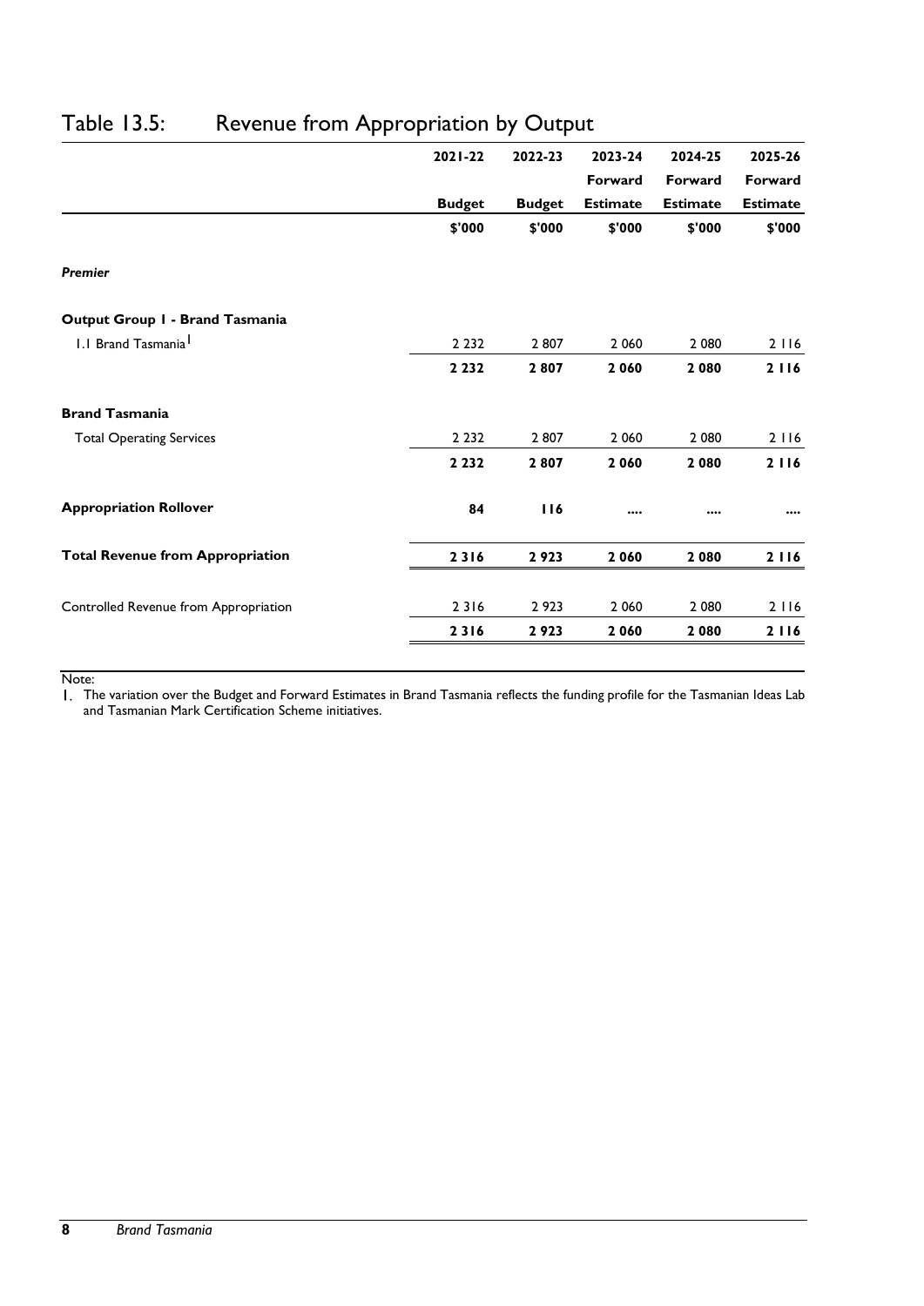# Table 13.5: Revenue from Appropriation by Output

| | 2021-22 | 2022-23 | 2023-24 | 2024-25 | 2025-26 |
|---|---|---|---|---|---|
| | | | Forward | Forward | Forward |
| | Budget | Budget | Estimate | Estimate | Estimate |
| | $'000 | $'000 | $'000 | $'000 | $'000 |
| ***Premier*** | | | | | |
| **Output Group 1 - Brand Tasmania** | | | | | |
| 1.1 Brand Tasmania[1] | 2 232 | 2 807 | 2 060 | 2 080 | 2 116 |
| | **2 232** | **2 807** | **2 060** | **2 080** | **2 116** |
| **Brand Tasmania** | | | | | |
| Total Operating Services | 2 232 | 2 807 | 2 060 | 2 080 | 2 116 |
| | **2 232** | **2 807** | **2 060** | **2 080** | **2 116** |
| **Appropriation Rollover** | **84** | **116** | **....** | **....** | **....** |
| **Total Revenue from Appropriation** | **2 316** | **2 923** | **2 060** | **2 080** | **2 116** |
| Controlled Revenue from Appropriation | 2 316 | 2 923 | 2 060 | 2 080 | 2 116 |
| | **2 316** | **2 923** | **2 060** | **2 080** | **2 116** |

Note:

1. The variation over the Budget and Forward Estimates in Brand Tasmania reflects the funding profile for the Tasmanian Ideas Lab and Tasmanian Mark Certification Scheme initiatives.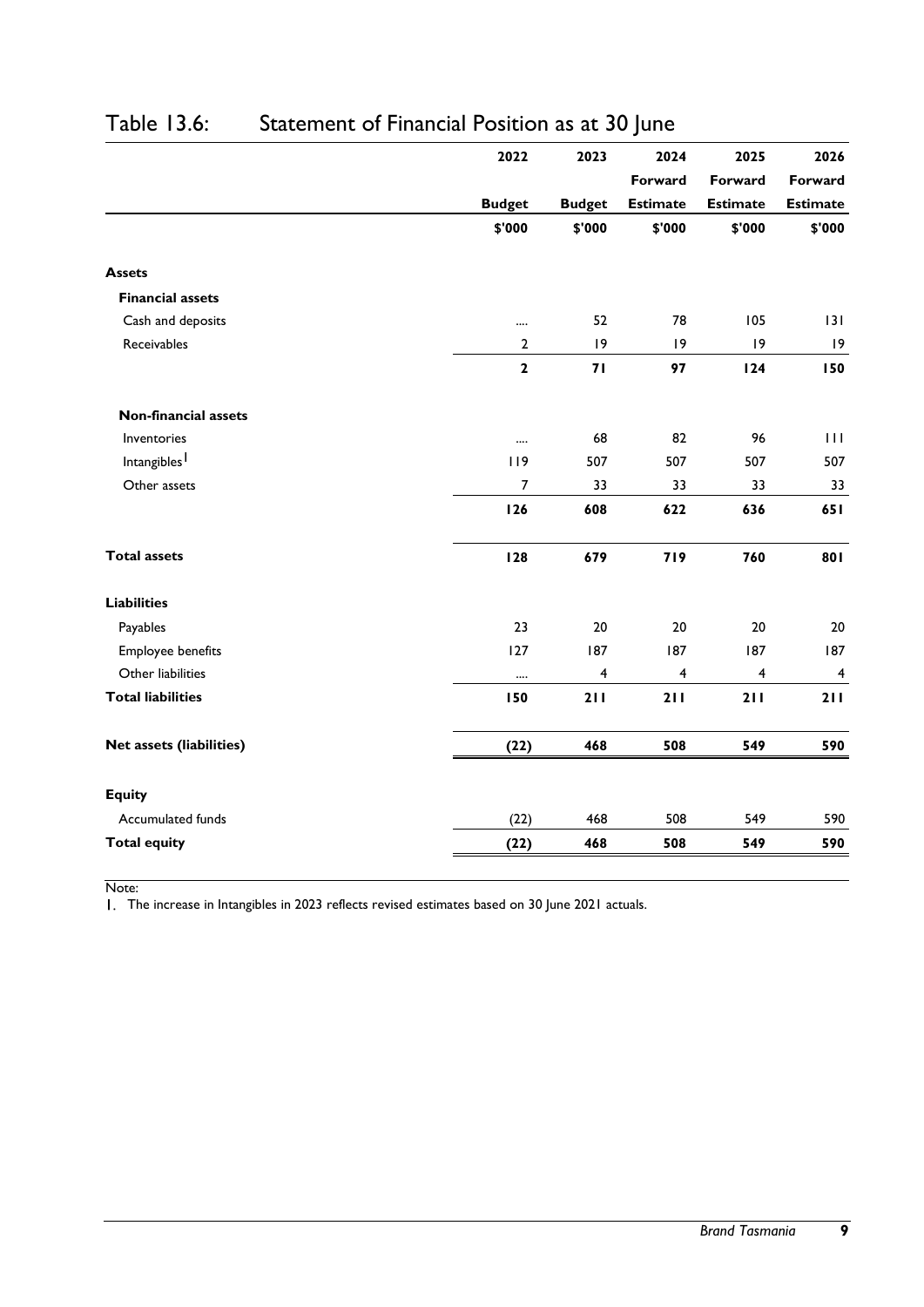## Table 13.6: Statement of Financial Position as at 30 June

| | 2022 | 2023 | 2024 | 2025 | 2026 |
|---|---|---|---|---|---|
| | | | Forward | Forward | Forward |
| | Budget | Budget | Estimate | Estimate | Estimate |
| | $'000 | $'000 | $'000 | $'000 | $'000 |
| **Assets** | | | | | |
| **Financial assets** | | | | | |
| Cash and deposits | .... | 52 | 78 | 105 | 131 |
| Receivables | 2 | 19 | 19 | 19 | 19 |
| | **2** | **71** | **97** | **124** | **150** |
| **Non-financial assets** | | | | | |
| Inventories | .... | 68 | 82 | 96 | 111 |
| Intangibles[1] | 119 | 507 | 507 | 507 | 507 |
| Other assets | 7 | 33 | 33 | 33 | 33 |
| | **126** | **608** | **622** | **636** | **651** |
| **Total assets** | **128** | **679** | **719** | **760** | **801** |
| **Liabilities** | | | | | |
| Payables | 23 | 20 | 20 | 20 | 20 |
| Employee benefits | 127 | 187 | 187 | 187 | 187 |
| Other liabilities | .... | 4 | 4 | 4 | 4 |
| **Total liabilities** | **150** | **211** | **211** | **211** | **211** |
| **Net assets (liabilities)** | **(22)** | **468** | **508** | **549** | **590** |
| **Equity** | | | | | |
| Accumulated funds | (22) | 468 | 508 | 549 | 590 |
| **Total equity** | **(22)** | **468** | **508** | **549** | **590** |

Note:

1. The increase in Intangibles in 2023 reflects revised estimates based on 30 June 2021 actuals.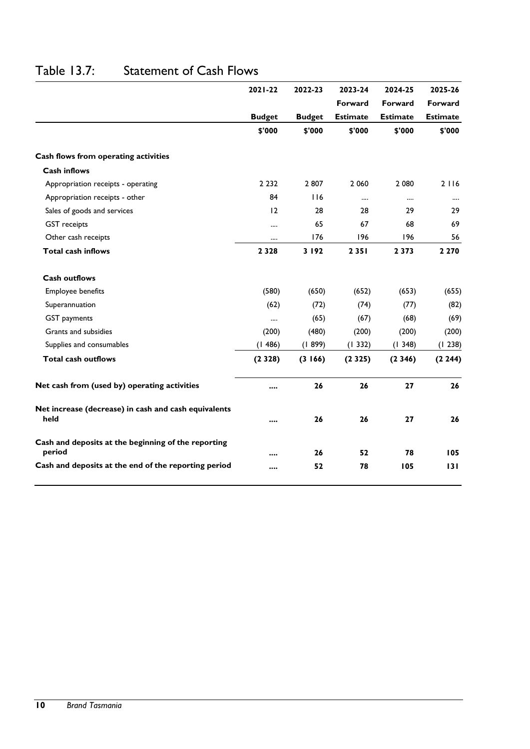## Table 13.7: Statement of Cash Flows

| | 2021-22 | 2022-23 | 2023-24 | 2024-25 | 2025-26 |
|---|---|---|---|---|---|
| | | | Forward | Forward | Forward |
| | Budget | Budget | Estimate | Estimate | Estimate |
| | $'000 | $'000 | $'000 | $'000 | $'000 |
| **Cash flows from operating activities** | | | | | |
| **Cash inflows** | | | | | |
| Appropriation receipts - operating | 2 232 | 2 807 | 2 060 | 2 080 | 2 116 |
| Appropriation receipts - other | 84 | 116 | .... | .... | .... |
| Sales of goods and services | 12 | 28 | 28 | 29 | 29 |
| GST receipts | .... | 65 | 67 | 68 | 69 |
| Other cash receipts | .... | 176 | 196 | 196 | 56 |
| **Total cash inflows** | **2 328** | **3 192** | **2 351** | **2 373** | **2 270** |
| **Cash outflows** | | | | | |
| Employee benefits | (580) | (650) | (652) | (653) | (655) |
| Superannuation | (62) | (72) | (74) | (77) | (82) |
| GST payments | .... | (65) | (67) | (68) | (69) |
| Grants and subsidies | (200) | (480) | (200) | (200) | (200) |
| Supplies and consumables | (1 486) | (1 899) | (1 332) | (1 348) | (1 238) |
| **Total cash outflows** | **(2 328)** | **(3 166)** | **(2 325)** | **(2 346)** | **(2 244)** |
| **Net cash from (used by) operating activities** | **....** | **26** | **26** | **27** | **26** |
| **Net increase (decrease) in cash and cash equivalents held** | **....** | **26** | **26** | **27** | **26** |
| **Cash and deposits at the beginning of the reporting period** | **....** | **26** | **52** | **78** | **105** |
| **Cash and deposits at the end of the reporting period** | **....** | **52** | **78** | **105** | **131** |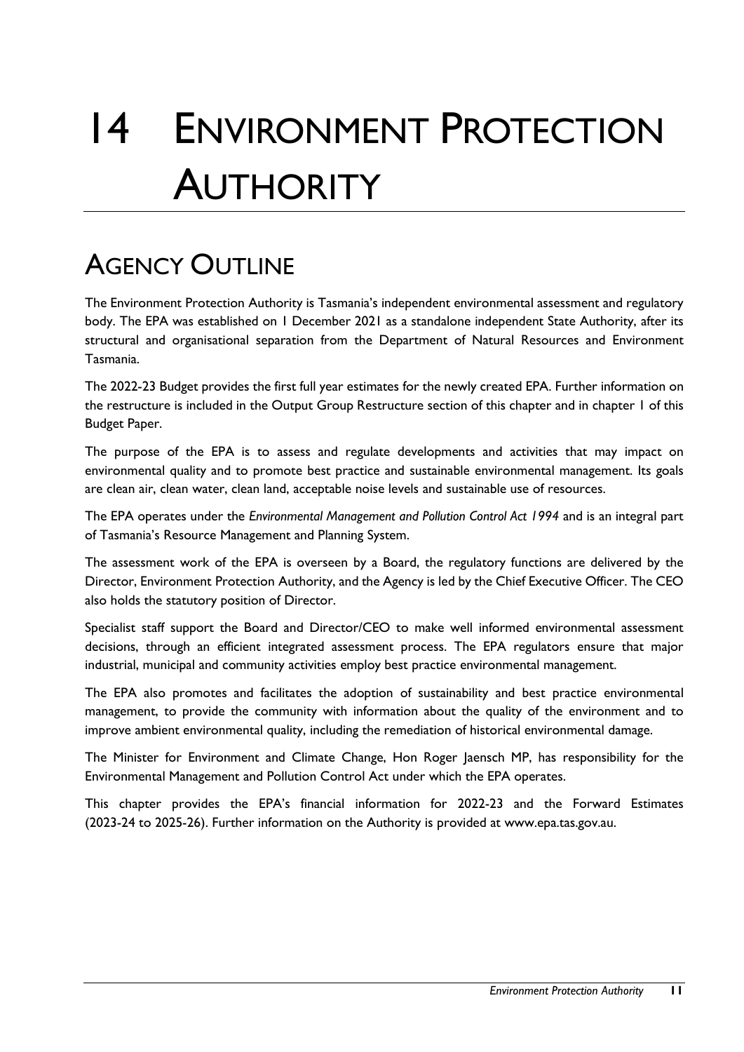# 14 ENVIRONMENT PROTECTION AUTHORITY

## AGENCY OUTLINE

The Environment Protection Authority is Tasmania's independent environmental assessment and regulatory body. The EPA was established on 1 December 2021 as a standalone independent State Authority, after its structural and organisational separation from the Department of Natural Resources and Environment Tasmania.

The 2022-23 Budget provides the first full year estimates for the newly created EPA. Further information on the restructure is included in the Output Group Restructure section of this chapter and in chapter 1 of this Budget Paper.

The purpose of the EPA is to assess and regulate developments and activities that may impact on environmental quality and to promote best practice and sustainable environmental management. Its goals are clean air, clean water, clean land, acceptable noise levels and sustainable use of resources.

The EPA operates under the *Environmental Management and Pollution Control Act 1994* and is an integral part of Tasmania's Resource Management and Planning System.

The assessment work of the EPA is overseen by a Board, the regulatory functions are delivered by the Director, Environment Protection Authority, and the Agency is led by the Chief Executive Officer. The CEO also holds the statutory position of Director.

Specialist staff support the Board and Director/CEO to make well informed environmental assessment decisions, through an efficient integrated assessment process. The EPA regulators ensure that major industrial, municipal and community activities employ best practice environmental management.

The EPA also promotes and facilitates the adoption of sustainability and best practice environmental management, to provide the community with information about the quality of the environment and to improve ambient environmental quality, including the remediation of historical environmental damage.

The Minister for Environment and Climate Change, Hon Roger Jaensch MP, has responsibility for the Environmental Management and Pollution Control Act under which the EPA operates.

This chapter provides the EPA's financial information for 2022-23 and the Forward Estimates (2023-24 to 2025-26). Further information on the Authority is provided at www.epa.tas.gov.au.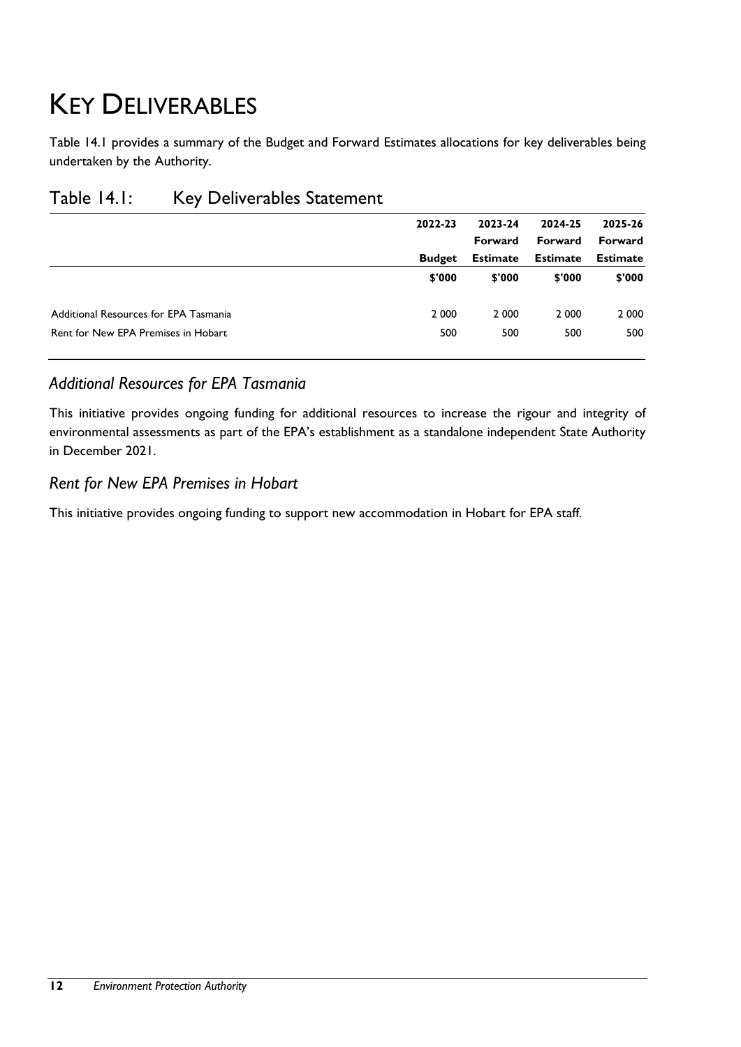# KEY DELIVERABLES

Table 14.1 provides a summary of the Budget and Forward Estimates allocations for key deliverables being undertaken by the Authority.

## Table 14.1: Key Deliverables Statement

| | 2022-23 Budget | 2023-24 Forward Estimate | 2024-25 Forward Estimate | 2025-26 Forward Estimate |
|---|---|---|---|---|
| | $'000 | $'000 | $'000 | $'000 |
| Additional Resources for EPA Tasmania | 2 000 | 2 000 | 2 000 | 2 000 |
| Rent for New EPA Premises in Hobart | 500 | 500 | 500 | 500 |

### *Additional Resources for EPA Tasmania*

This initiative provides ongoing funding for additional resources to increase the rigour and integrity of environmental assessments as part of the EPA's establishment as a standalone independent State Authority in December 2021.

### *Rent for New EPA Premises in Hobart*

This initiative provides ongoing funding to support new accommodation in Hobart for EPA staff.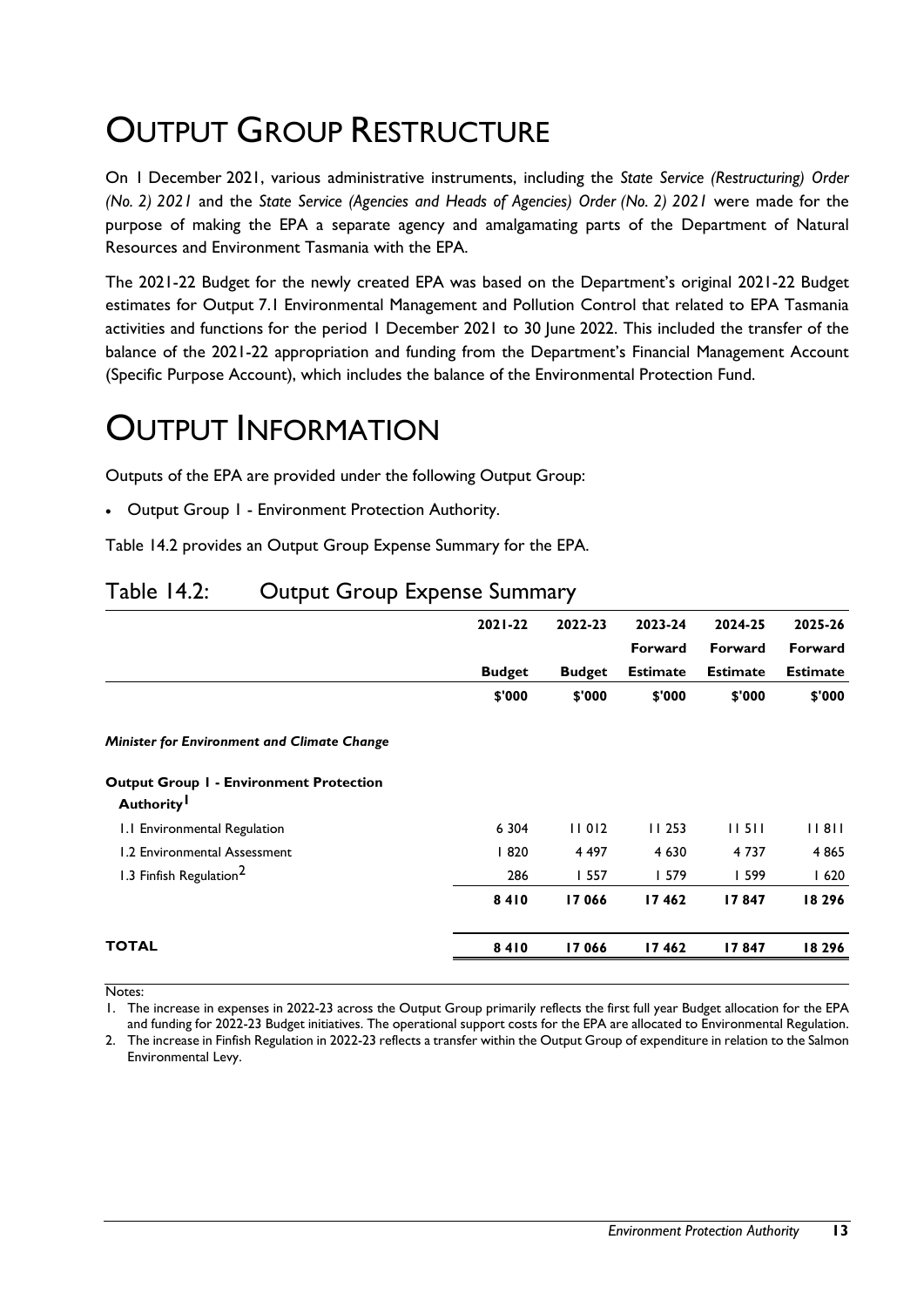# Output Group Restructure

On 1 December 2021, various administrative instruments, including the *State Service (Restructuring) Order (No. 2) 2021* and the *State Service (Agencies and Heads of Agencies) Order (No. 2) 2021* were made for the purpose of making the EPA a separate agency and amalgamating parts of the Department of Natural Resources and Environment Tasmania with the EPA.

The 2021-22 Budget for the newly created EPA was based on the Department's original 2021-22 Budget estimates for Output 7.1 Environmental Management and Pollution Control that related to EPA Tasmania activities and functions for the period 1 December 2021 to 30 June 2022. This included the transfer of the balance of the 2021-22 appropriation and funding from the Department's Financial Management Account (Specific Purpose Account), which includes the balance of the Environmental Protection Fund.

# Output Information

Outputs of the EPA are provided under the following Output Group:

- Output Group 1 - Environment Protection Authority.

Table 14.2 provides an Output Group Expense Summary for the EPA.

## Table 14.2: Output Group Expense Summary

| | 2021-22 Budget | 2022-23 Budget | 2023-24 Forward Estimate | 2024-25 Forward Estimate | 2025-26 Forward Estimate |
|---|---|---|---|---|---|
| | $'000 | $'000 | $'000 | $'000 | $'000 |
| ***Minister for Environment and Climate Change*** | | | | | |
| **Output Group 1 - Environment Protection Authority**[1] | | | | | |
| 1.1 Environmental Regulation | 6 304 | 11 012 | 11 253 | 11 511 | 11 811 |
| 1.2 Environmental Assessment | 1 820 | 4 497 | 4 630 | 4 737 | 4 865 |
| 1.3 Finfish Regulation[2] | 286 | 1 557 | 1 579 | 1 599 | 1 620 |
| | **8 410** | **17 066** | **17 462** | **17 847** | **18 296** |
| **TOTAL** | **8 410** | **17 066** | **17 462** | **17 847** | **18 296** |

Notes:

1. The increase in expenses in 2022-23 across the Output Group primarily reflects the first full year Budget allocation for the EPA and funding for 2022-23 Budget initiatives. The operational support costs for the EPA are allocated to Environmental Regulation.
2. The increase in Finfish Regulation in 2022-23 reflects a transfer within the Output Group of expenditure in relation to the Salmon Environmental Levy.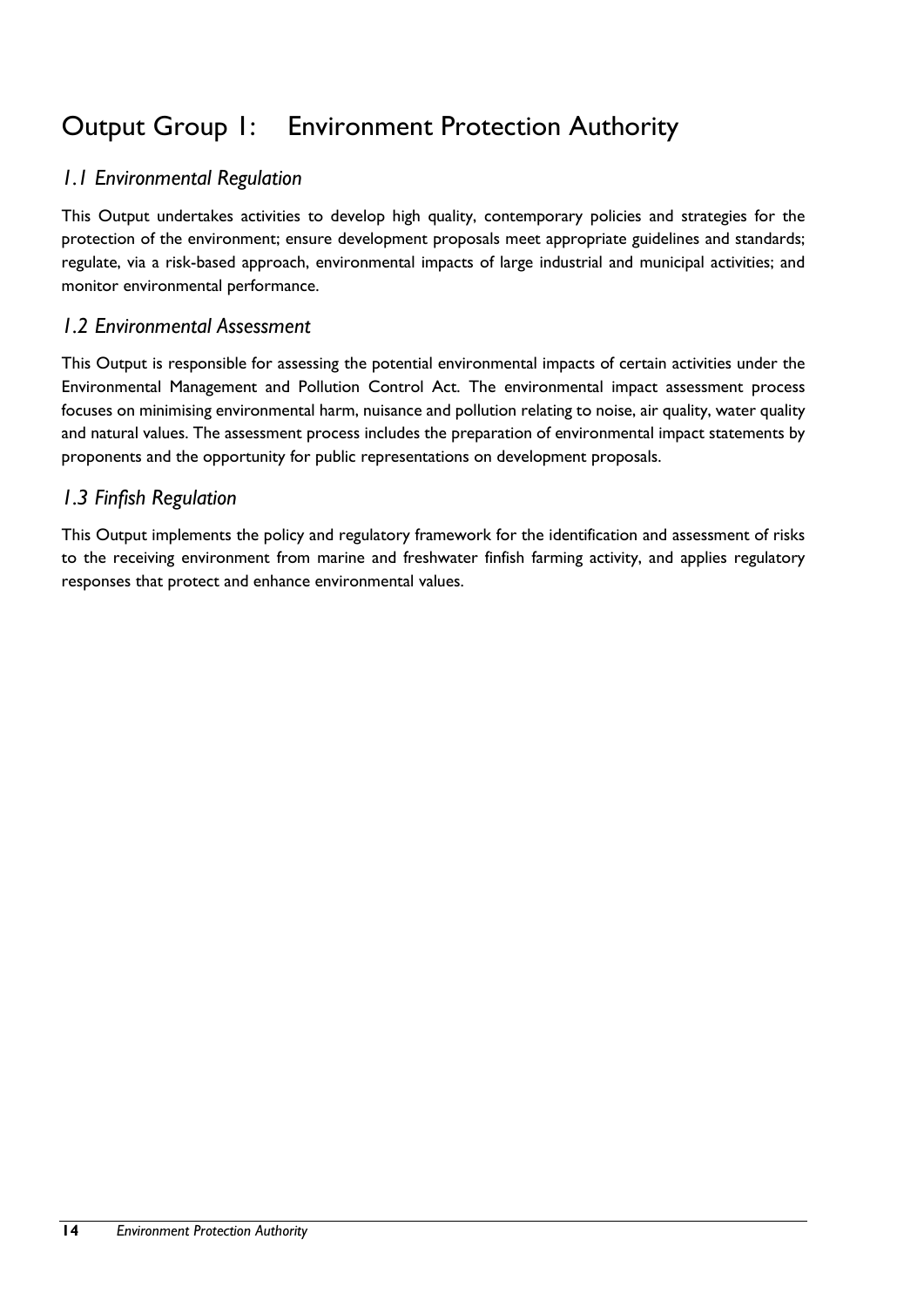# Output Group 1: Environment Protection Authority

## *1.1 Environmental Regulation*

This Output undertakes activities to develop high quality, contemporary policies and strategies for the protection of the environment; ensure development proposals meet appropriate guidelines and standards; regulate, via a risk-based approach, environmental impacts of large industrial and municipal activities; and monitor environmental performance.

## *1.2 Environmental Assessment*

This Output is responsible for assessing the potential environmental impacts of certain activities under the Environmental Management and Pollution Control Act. The environmental impact assessment process focuses on minimising environmental harm, nuisance and pollution relating to noise, air quality, water quality and natural values. The assessment process includes the preparation of environmental impact statements by proponents and the opportunity for public representations on development proposals.

## *1.3 Finfish Regulation*

This Output implements the policy and regulatory framework for the identification and assessment of risks to the receiving environment from marine and freshwater finfish farming activity, and applies regulatory responses that protect and enhance environmental values.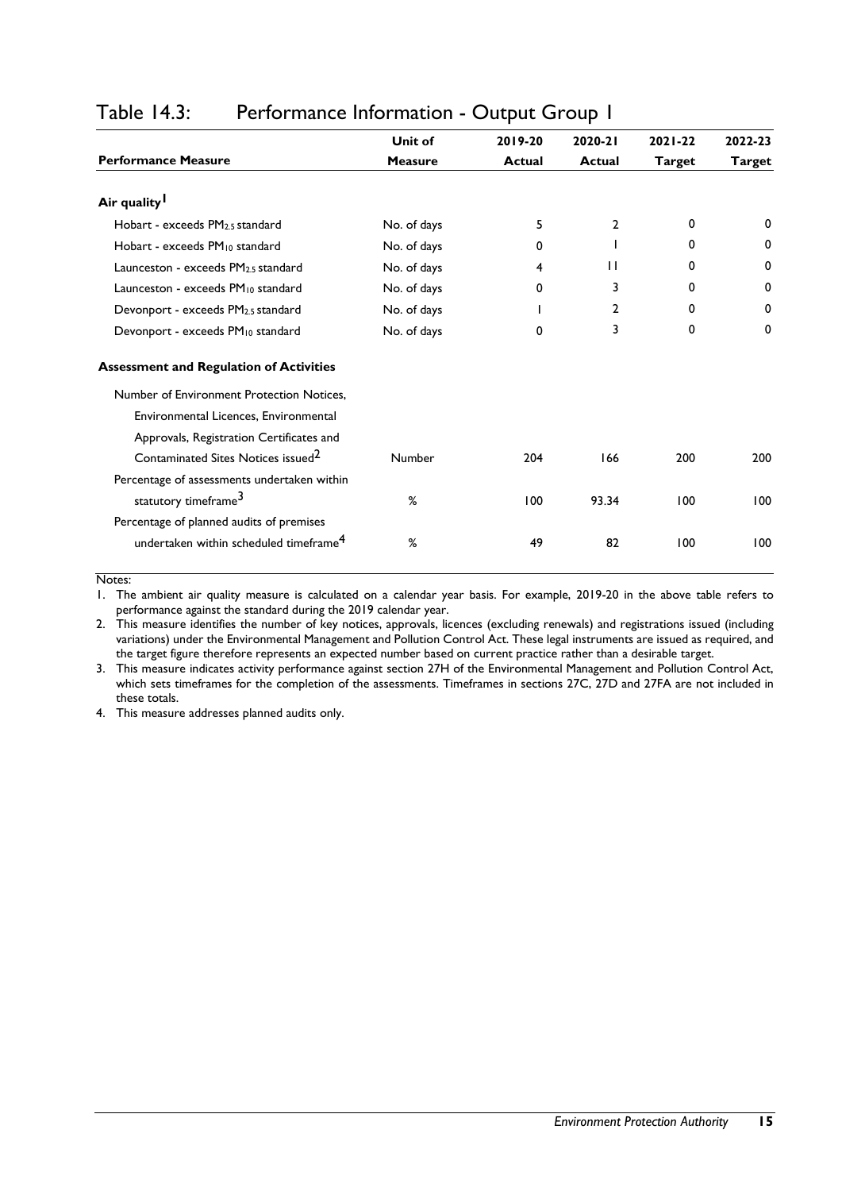## Table 14.3: Performance Information - Output Group 1

| Performance Measure | Unit of Measure | 2019-20 Actual | 2020-21 Actual | 2021-22 Target | 2022-23 Target |
|---|---|---|---|---|---|
| **Air quality**[1] | | | | | |
| Hobart - exceeds $PM_{2.5}$ standard | No. of days | 5 | 2 | 0 | 0 |
| Hobart - exceeds $PM_{10}$ standard | No. of days | 0 | 1 | 0 | 0 |
| Launceston - exceeds $PM_{2.5}$ standard | No. of days | 4 | 11 | 0 | 0 |
| Launceston - exceeds $PM_{10}$ standard | No. of days | 0 | 3 | 0 | 0 |
| Devonport - exceeds $PM_{2.5}$ standard | No. of days | 1 | 2 | 0 | 0 |
| Devonport - exceeds $PM_{10}$ standard | No. of days | 0 | 3 | 0 | 0 |
| **Assessment and Regulation of Activities** | | | | | |
| Number of Environment Protection Notices, Environmental Licences, Environmental Approvals, Registration Certificates and Contaminated Sites Notices issued[2] | Number | 204 | 166 | 200 | 200 |
| Percentage of assessments undertaken within statutory timeframe[3] | % | 100 | 93.34 | 100 | 100 |
| Percentage of planned audits of premises undertaken within scheduled timeframe[4] | % | 49 | 82 | 100 | 100 |

Notes:

1. The ambient air quality measure is calculated on a calendar year basis. For example, 2019-20 in the above table refers to performance against the standard during the 2019 calendar year.
2. This measure identifies the number of key notices, approvals, licences (excluding renewals) and registrations issued (including variations) under the Environmental Management and Pollution Control Act. These legal instruments are issued as required, and the target figure therefore represents an expected number based on current practice rather than a desirable target.
3. This measure indicates activity performance against section 27H of the Environmental Management and Pollution Control Act, which sets timeframes for the completion of the assessments. Timeframes in sections 27C, 27D and 27FA are not included in these totals.
4. This measure addresses planned audits only.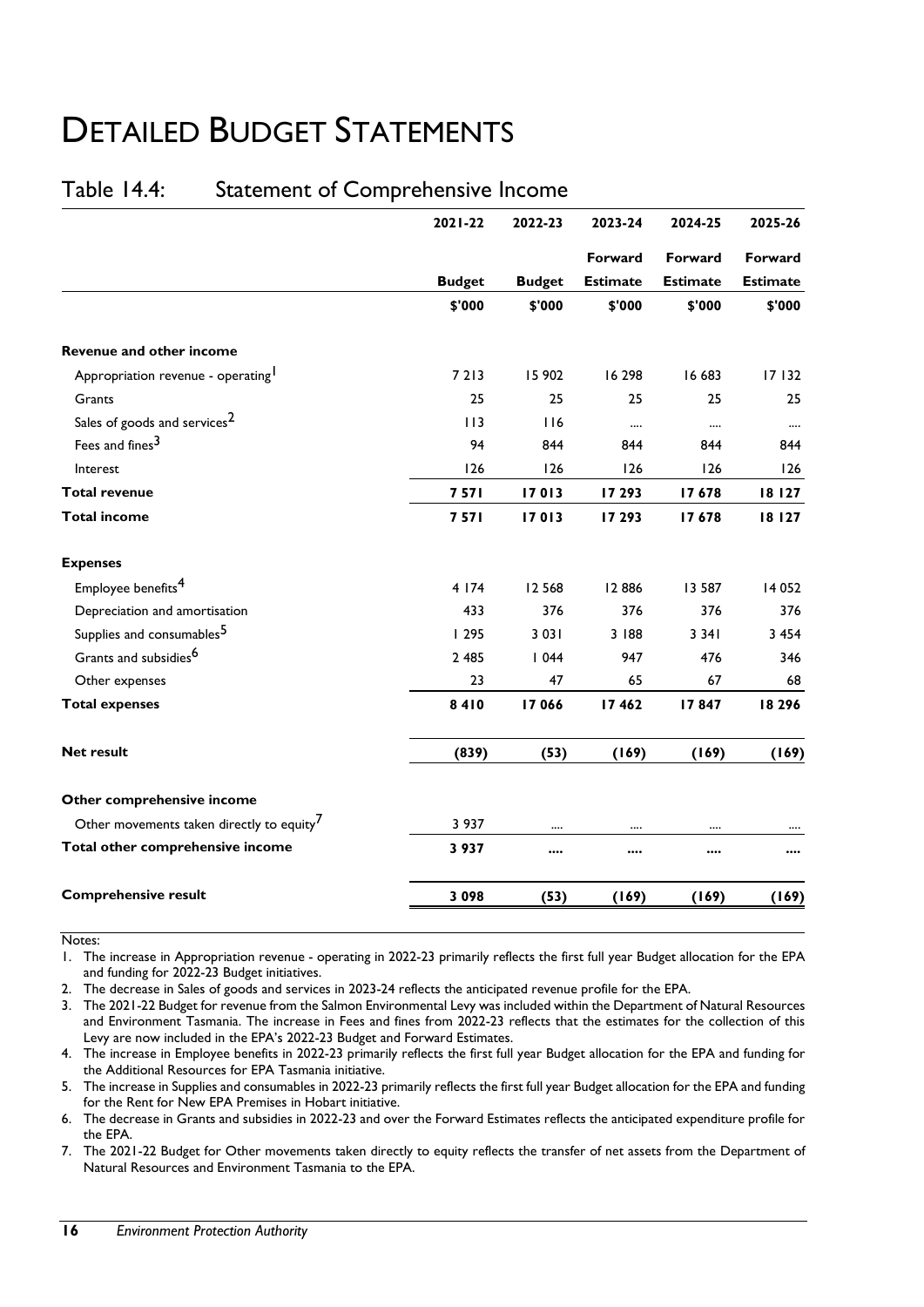# DETAILED BUDGET STATEMENTS

## Table 14.4: Statement of Comprehensive Income

| | 2021-22 | 2022-23 | 2023-24 | 2024-25 | 2025-26 |
|---|---|---|---|---|---|
| | Budget | Budget | Forward Estimate | Forward Estimate | Forward Estimate |
| | \$'000 | \$'000 | \$'000 | \$'000 | \$'000 |
| **Revenue and other income** | | | | | |
| Appropriation revenue - operating[1] | 7 213 | 15 902 | 16 298 | 16 683 | 17 132 |
| Grants | 25 | 25 | 25 | 25 | 25 |
| Sales of goods and services[2] | 113 | 116 | .... | .... | .... |
| Fees and fines[3] | 94 | 844 | 844 | 844 | 844 |
| Interest | 126 | 126 | 126 | 126 | 126 |
| **Total revenue** | **7 571** | **17 013** | **17 293** | **17 678** | **18 127** |
| **Total income** | **7 571** | **17 013** | **17 293** | **17 678** | **18 127** |
| **Expenses** | | | | | |
| Employee benefits[4] | 4 174 | 12 568 | 12 886 | 13 587 | 14 052 |
| Depreciation and amortisation | 433 | 376 | 376 | 376 | 376 |
| Supplies and consumables[5] | 1 295 | 3 031 | 3 188 | 3 341 | 3 454 |
| Grants and subsidies[6] | 2 485 | 1 044 | 947 | 476 | 346 |
| Other expenses | 23 | 47 | 65 | 67 | 68 |
| **Total expenses** | **8 410** | **17 066** | **17 462** | **17 847** | **18 296** |
| **Net result** | **(839)** | **(53)** | **(169)** | **(169)** | **(169)** |
| **Other comprehensive income** | | | | | |
| Other movements taken directly to equity[7] | 3 937 | .... | .... | .... | .... |
| **Total other comprehensive income** | **3 937** | **....** | **....** | **....** | **....** |
| **Comprehensive result** | **3 098** | **(53)** | **(169)** | **(169)** | **(169)** |

Notes:

1. The increase in Appropriation revenue - operating in 2022-23 primarily reflects the first full year Budget allocation for the EPA and funding for 2022-23 Budget initiatives.
2. The decrease in Sales of goods and services in 2023-24 reflects the anticipated revenue profile for the EPA.
3. The 2021-22 Budget for revenue from the Salmon Environmental Levy was included within the Department of Natural Resources and Environment Tasmania. The increase in Fees and fines from 2022-23 reflects that the estimates for the collection of this Levy are now included in the EPA's 2022-23 Budget and Forward Estimates.
4. The increase in Employee benefits in 2022-23 primarily reflects the first full year Budget allocation for the EPA and funding for the Additional Resources for EPA Tasmania initiative.
5. The increase in Supplies and consumables in 2022-23 primarily reflects the first full year Budget allocation for the EPA and funding for the Rent for New EPA Premises in Hobart initiative.
6. The decrease in Grants and subsidies in 2022-23 and over the Forward Estimates reflects the anticipated expenditure profile for the EPA.
7. The 2021-22 Budget for Other movements taken directly to equity reflects the transfer of net assets from the Department of Natural Resources and Environment Tasmania to the EPA.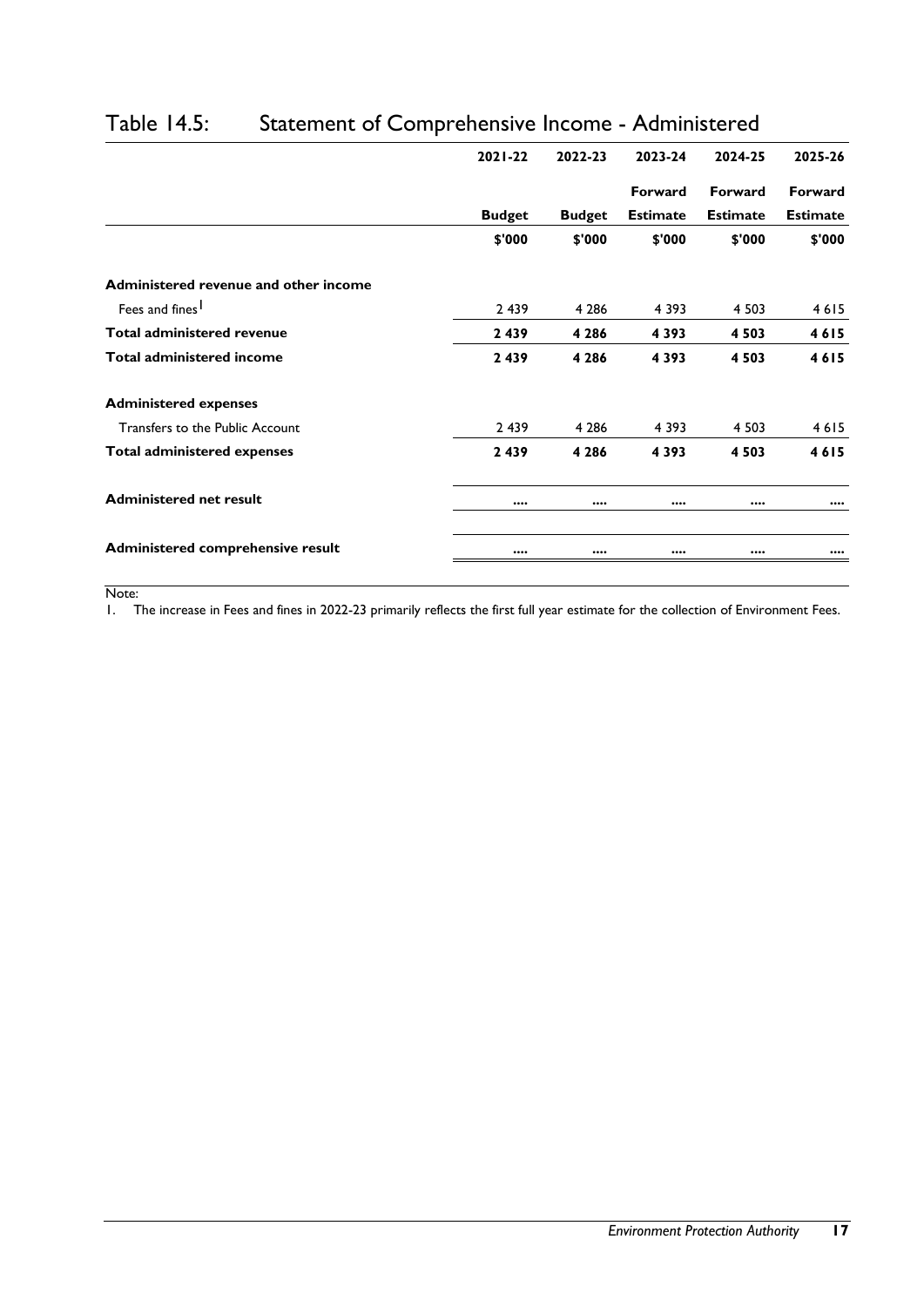## Table 14.5: Statement of Comprehensive Income - Administered

| | 2021-22 | 2022-23 | 2023-24 | 2024-25 | 2025-26 |
|---|---|---|---|---|---|
| | | | Forward | Forward | Forward |
| | Budget | Budget | Estimate | Estimate | Estimate |
| | $'000 | $'000 | $'000 | $'000 | $'000 |
| **Administered revenue and other income** | | | | | |
| Fees and fines[1] | 2 439 | 4 286 | 4 393 | 4 503 | 4 615 |
| **Total administered revenue** | **2 439** | **4 286** | **4 393** | **4 503** | **4 615** |
| **Total administered income** | **2 439** | **4 286** | **4 393** | **4 503** | **4 615** |
| **Administered expenses** | | | | | |
| Transfers to the Public Account | 2 439 | 4 286 | 4 393 | 4 503 | 4 615 |
| **Total administered expenses** | **2 439** | **4 286** | **4 393** | **4 503** | **4 615** |
| **Administered net result** | **....** | **....** | **....** | **....** | **....** |
| **Administered comprehensive result** | **....** | **....** | **....** | **....** | **....** |

Note:

1. The increase in Fees and fines in 2022-23 primarily reflects the first full year estimate for the collection of Environment Fees.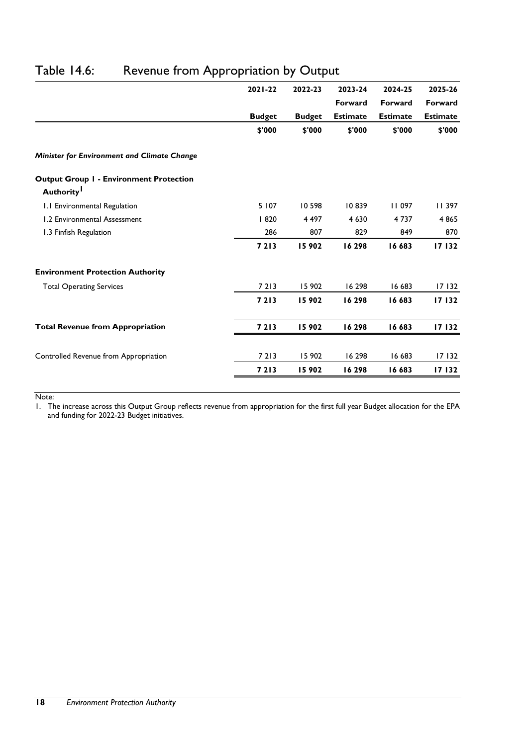## Table 14.6: Revenue from Appropriation by Output

| | 2021-22 | 2022-23 | 2023-24 | 2024-25 | 2025-26 |
|---|---|---|---|---|---|
| | | | Forward | Forward | Forward |
| | Budget | Budget | Estimate | Estimate | Estimate |
| | $'000 | $'000 | $'000 | $'000 | $'000 |
| ***Minister for Environment and Climate Change*** | | | | | |
| **Output Group 1 - Environment Protection Authority**[1] | | | | | |
| 1.1 Environmental Regulation | 5 107 | 10 598 | 10 839 | 11 097 | 11 397 |
| 1.2 Environmental Assessment | 1 820 | 4 497 | 4 630 | 4 737 | 4 865 |
| 1.3 Finfish Regulation | 286 | 807 | 829 | 849 | 870 |
| | **7 213** | **15 902** | **16 298** | **16 683** | **17 132** |
| **Environment Protection Authority** | | | | | |
| Total Operating Services | 7 213 | 15 902 | 16 298 | 16 683 | 17 132 |
| | **7 213** | **15 902** | **16 298** | **16 683** | **17 132** |
| **Total Revenue from Appropriation** | **7 213** | **15 902** | **16 298** | **16 683** | **17 132** |
| Controlled Revenue from Appropriation | 7 213 | 15 902 | 16 298 | 16 683 | 17 132 |
| | **7 213** | **15 902** | **16 298** | **16 683** | **17 132** |

Note:

1. The increase across this Output Group reflects revenue from appropriation for the first full year Budget allocation for the EPA and funding for 2022-23 Budget initiatives.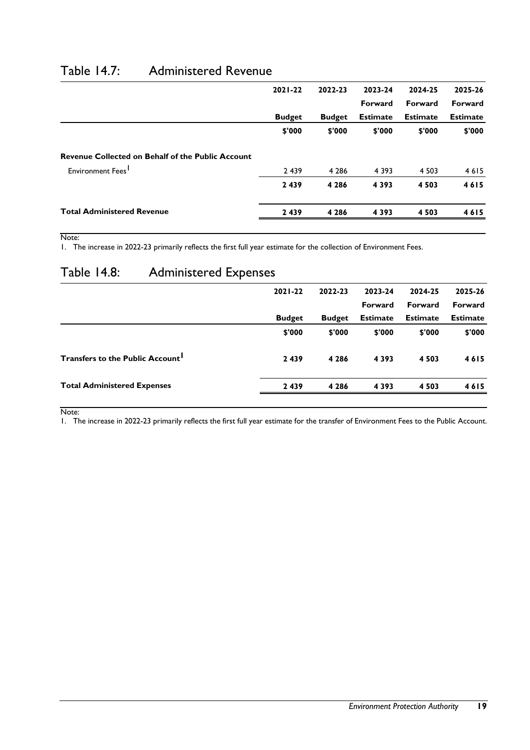## Table 14.7: Administered Revenue

| | 2021-22 | 2022-23 | 2023-24 | 2024-25 | 2025-26 |
|---|---|---|---|---|---|
| | | | Forward | Forward | Forward |
| | Budget | Budget | Estimate | Estimate | Estimate |
| | $'000 | $'000 | $'000 | $'000 | $'000 |
| **Revenue Collected on Behalf of the Public Account** | | | | | |
| Environment Fees[1] | 2 439 | 4 286 | 4 393 | 4 503 | 4 615 |
| | **2 439** | **4 286** | **4 393** | **4 503** | **4 615** |
| **Total Administered Revenue** | **2 439** | **4 286** | **4 393** | **4 503** | **4 615** |

Note:

1. The increase in 2022-23 primarily reflects the first full year estimate for the collection of Environment Fees.

## Table 14.8: Administered Expenses

| | 2021-22 | 2022-23 | 2023-24 | 2024-25 | 2025-26 |
|---|---|---|---|---|---|
| | | | Forward | Forward | Forward |
| | Budget | Budget | Estimate | Estimate | Estimate |
| | $'000 | $'000 | $'000 | $'000 | $'000 |
| **Transfers to the Public Account[1]** | **2 439** | **4 286** | **4 393** | **4 503** | **4 615** |
| **Total Administered Expenses** | **2 439** | **4 286** | **4 393** | **4 503** | **4 615** |

Note:

1. The increase in 2022-23 primarily reflects the first full year estimate for the transfer of Environment Fees to the Public Account.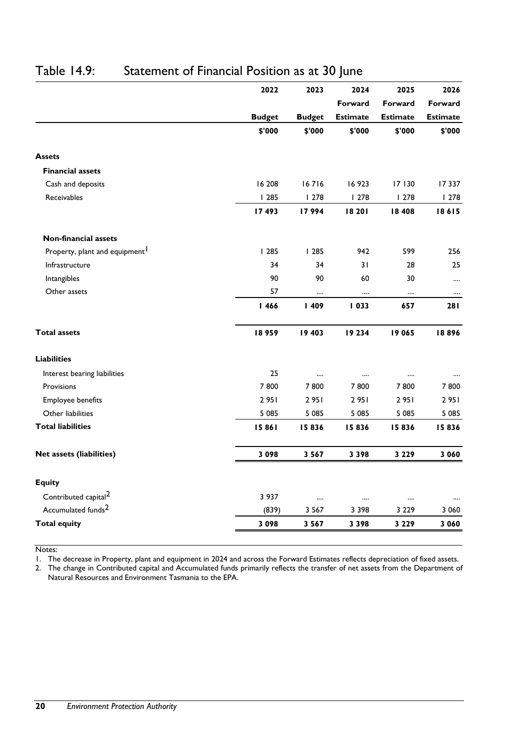## Table 14.9: Statement of Financial Position as at 30 June

| | 2022 | 2023 | 2024 | 2025 | 2026 |
|---|---|---|---|---|---|
| | | | Forward | Forward | Forward |
| | Budget | Budget | Estimate | Estimate | Estimate |
| | $'000 | $'000 | $'000 | $'000 | $'000 |
| **Assets** | | | | | |
| **Financial assets** | | | | | |
| Cash and deposits | 16 208 | 16 716 | 16 923 | 17 130 | 17 337 |
| Receivables | 1 285 | 1 278 | 1 278 | 1 278 | 1 278 |
| | **17 493** | **17 994** | **18 201** | **18 408** | **18 615** |
| **Non-financial assets** | | | | | |
| Property, plant and equipment[1] | 1 285 | 1 285 | 942 | 599 | 256 |
| Infrastructure | 34 | 34 | 31 | 28 | 25 |
| Intangibles | 90 | 90 | 60 | 30 | .... |
| Other assets | 57 | .... | .... | .... | .... |
| | **1 466** | **1 409** | **1 033** | **657** | **281** |
| **Total assets** | **18 959** | **19 403** | **19 234** | **19 065** | **18 896** |
| **Liabilities** | | | | | |
| Interest bearing liabilities | 25 | .... | .... | .... | .... |
| Provisions | 7 800 | 7 800 | 7 800 | 7 800 | 7 800 |
| Employee benefits | 2 951 | 2 951 | 2 951 | 2 951 | 2 951 |
| Other liabilities | 5 085 | 5 085 | 5 085 | 5 085 | 5 085 |
| **Total liabilities** | **15 861** | **15 836** | **15 836** | **15 836** | **15 836** |
| **Net assets (liabilities)** | **3 098** | **3 567** | **3 398** | **3 229** | **3 060** |
| **Equity** | | | | | |
| Contributed capital[2] | 3 937 | .... | .... | .... | .... |
| Accumulated funds[2] | (839) | 3 567 | 3 398 | 3 229 | 3 060 |
| **Total equity** | **3 098** | **3 567** | **3 398** | **3 229** | **3 060** |

Notes:

1. The decrease in Property, plant and equipment in 2024 and across the Forward Estimates reflects depreciation of fixed assets.
2. The change in Contributed capital and Accumulated funds primarily reflects the transfer of net assets from the Department of Natural Resources and Environment Tasmania to the EPA.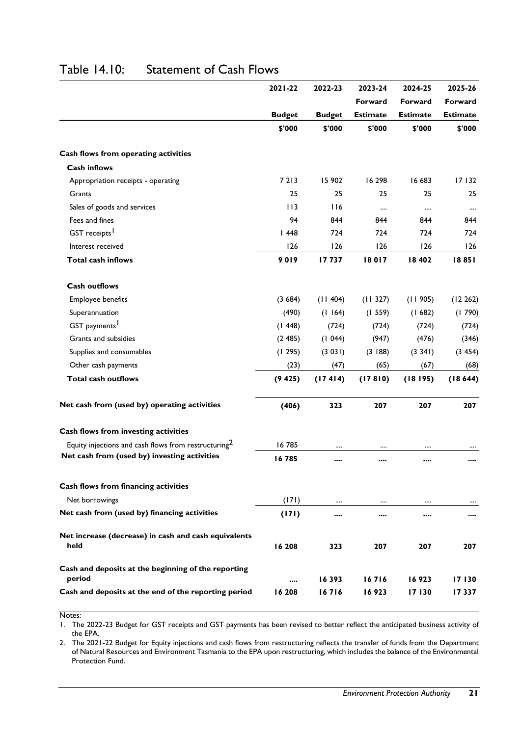## Table 14.10: Statement of Cash Flows

| | 2021-22 | 2022-23 | 2023-24 | 2024-25 | 2025-26 |
|---|---|---|---|---|---|
| | | | Forward | Forward | Forward |
| | Budget | Budget | Estimate | Estimate | Estimate |
| | $'000 | $'000 | $'000 | $'000 | $'000 |
| **Cash flows from operating activities** | | | | | |
| **Cash inflows** | | | | | |
| Appropriation receipts - operating | 7 213 | 15 902 | 16 298 | 16 683 | 17 132 |
| Grants | 25 | 25 | 25 | 25 | 25 |
| Sales of goods and services | 113 | 116 | .... | .... | .... |
| Fees and fines | 94 | 844 | 844 | 844 | 844 |
| GST receipts[1] | 1 448 | 724 | 724 | 724 | 724 |
| Interest received | 126 | 126 | 126 | 126 | 126 |
| **Total cash inflows** | **9 019** | **17 737** | **18 017** | **18 402** | **18 851** |
| **Cash outflows** | | | | | |
| Employee benefits | (3 684) | (11 404) | (11 327) | (11 905) | (12 262) |
| Superannuation | (490) | (1 164) | (1 559) | (1 682) | (1 790) |
| GST payments[1] | (1 448) | (724) | (724) | (724) | (724) |
| Grants and subsidies | (2 485) | (1 044) | (947) | (476) | (346) |
| Supplies and consumables | (1 295) | (3 031) | (3 188) | (3 341) | (3 454) |
| Other cash payments | (23) | (47) | (65) | (67) | (68) |
| **Total cash outflows** | **(9 425)** | **(17 414)** | **(17 810)** | **(18 195)** | **(18 644)** |
| **Net cash from (used by) operating activities** | **(406)** | **323** | **207** | **207** | **207** |
| **Cash flows from investing activities** | | | | | |
| Equity injections and cash flows from restructuring[2] | 16 785 | .... | .... | .... | .... |
| **Net cash from (used by) investing activities** | **16 785** | **....** | **....** | **....** | **....** |
| **Cash flows from financing activities** | | | | | |
| Net borrowings | (171) | .... | .... | .... | .... |
| **Net cash from (used by) financing activities** | **(171)** | **....** | **....** | **....** | **....** |
| **Net increase (decrease) in cash and cash equivalents held** | **16 208** | **323** | **207** | **207** | **207** |
| **Cash and deposits at the beginning of the reporting period** | **....** | **16 393** | **16 716** | **16 923** | **17 130** |
| **Cash and deposits at the end of the reporting period** | **16 208** | **16 716** | **16 923** | **17 130** | **17 337** |

Notes:

1. The 2022-23 Budget for GST receipts and GST payments has been revised to better reflect the anticipated business activity of the EPA.
2. The 2021-22 Budget for Equity injections and cash flows from restructuring reflects the transfer of funds from the Department of Natural Resources and Environment Tasmania to the EPA upon restructuring, which includes the balance of the Environmental Protection Fund.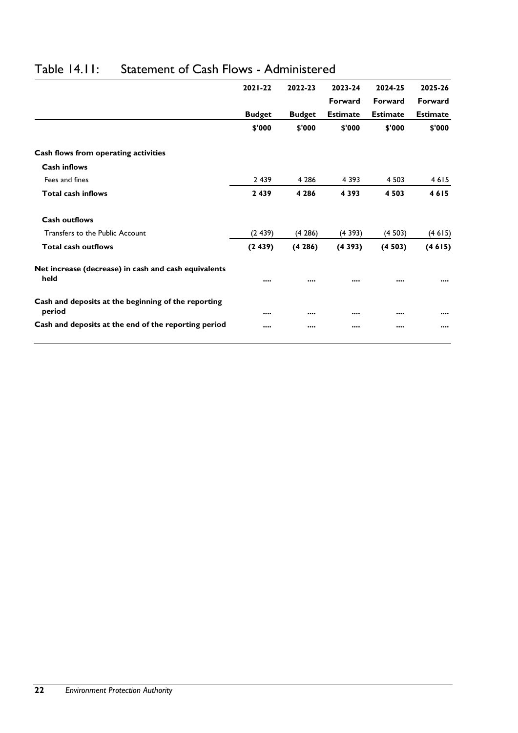## Table 14.11: Statement of Cash Flows - Administered

| | 2021-22 Budget | 2022-23 Budget | 2023-24 Forward Estimate | 2024-25 Forward Estimate | 2025-26 Forward Estimate |
|---|---|---|---|---|---|
| | $'000 | $'000 | $'000 | $'000 | $'000 |
| **Cash flows from operating activities** | | | | | |
| **Cash inflows** | | | | | |
| Fees and fines | 2 439 | 4 286 | 4 393 | 4 503 | 4 615 |
| **Total cash inflows** | **2 439** | **4 286** | **4 393** | **4 503** | **4 615** |
| **Cash outflows** | | | | | |
| Transfers to the Public Account | (2 439) | (4 286) | (4 393) | (4 503) | (4 615) |
| **Total cash outflows** | **(2 439)** | **(4 286)** | **(4 393)** | **(4 503)** | **(4 615)** |
| **Net increase (decrease) in cash and cash equivalents held** | **....** | **....** | **....** | **....** | **....** |
| **Cash and deposits at the beginning of the reporting period** | **....** | **....** | **....** | **....** | **....** |
| **Cash and deposits at the end of the reporting period** | **....** | **....** | **....** | **....** | **....** |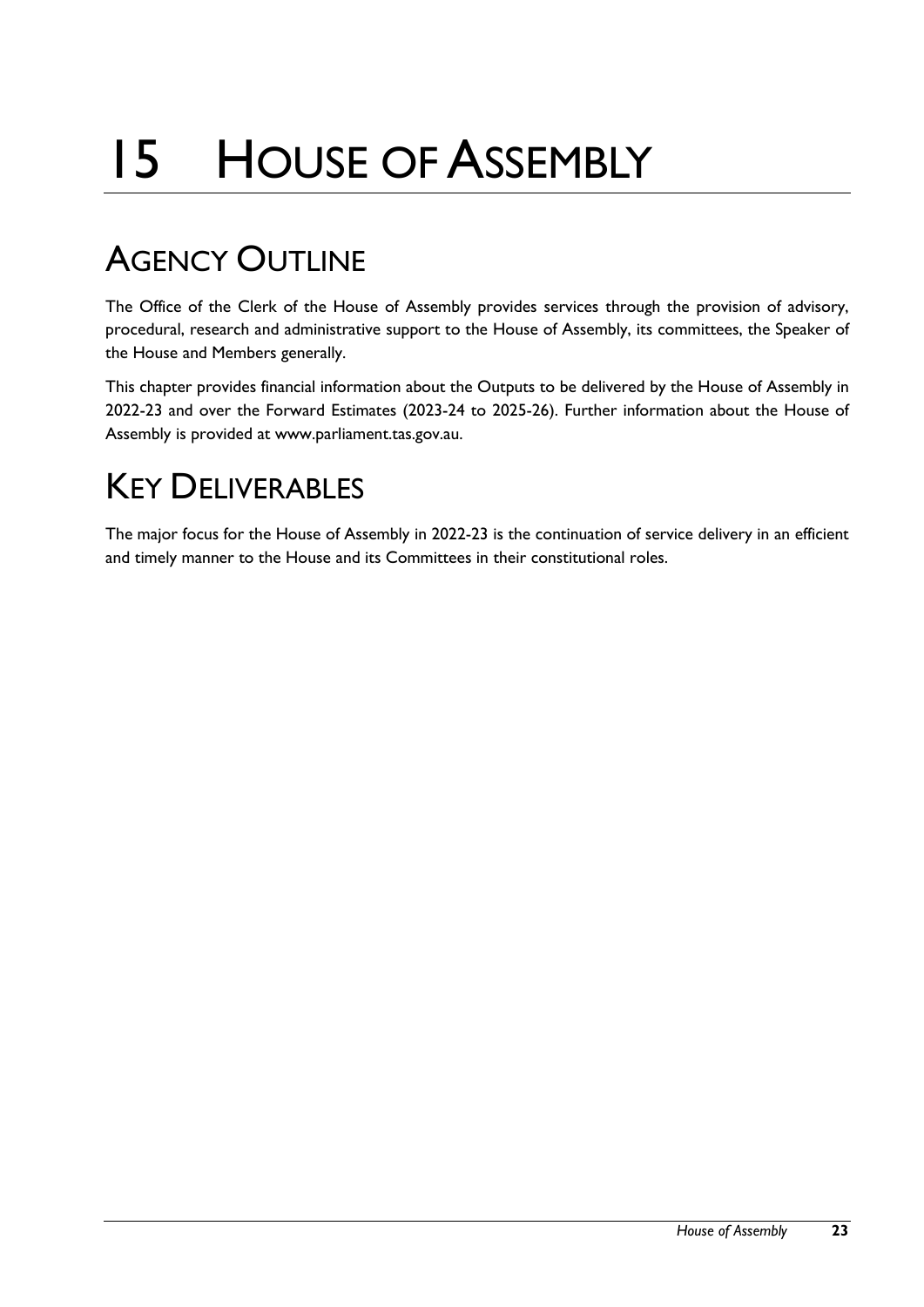# 15 House of Assembly

## Agency Outline

The Office of the Clerk of the House of Assembly provides services through the provision of advisory, procedural, research and administrative support to the House of Assembly, its committees, the Speaker of the House and Members generally.

This chapter provides financial information about the Outputs to be delivered by the House of Assembly in 2022-23 and over the Forward Estimates (2023-24 to 2025-26). Further information about the House of Assembly is provided at www.parliament.tas.gov.au.

## Key Deliverables

The major focus for the House of Assembly in 2022-23 is the continuation of service delivery in an efficient and timely manner to the House and its Committees in their constitutional roles.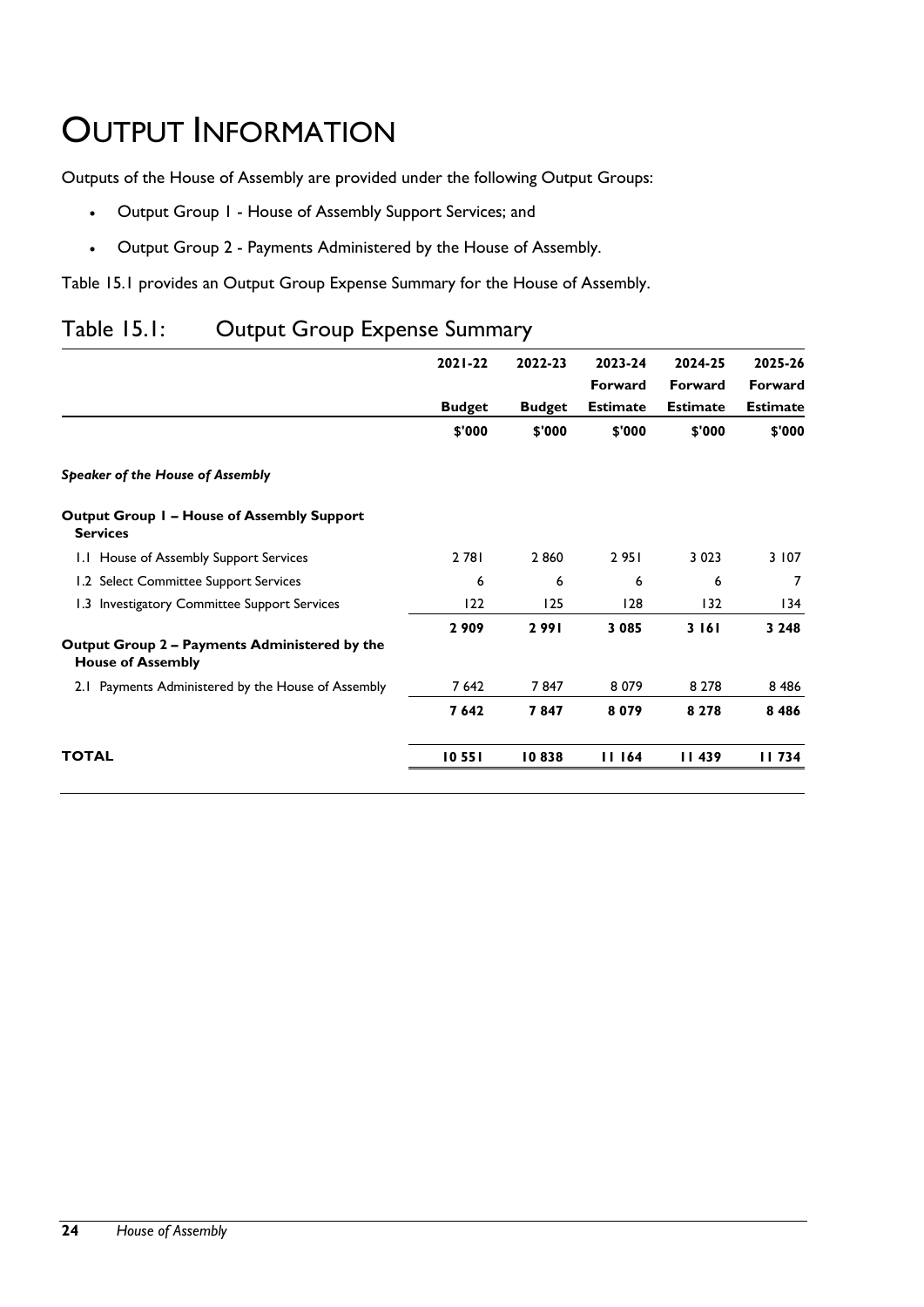# OUTPUT INFORMATION

Outputs of the House of Assembly are provided under the following Output Groups:

- Output Group 1 - House of Assembly Support Services; and
- Output Group 2 - Payments Administered by the House of Assembly.

Table 15.1 provides an Output Group Expense Summary for the House of Assembly.

## Table 15.1: Output Group Expense Summary

| | 2021-22 Budget | 2022-23 Budget | 2023-24 Forward Estimate | 2024-25 Forward Estimate | 2025-26 Forward Estimate |
|---|---|---|---|---|---|
| | $'000 | $'000 | $'000 | $'000 | $'000 |
| ***Speaker of the House of Assembly*** | | | | | |
| **Output Group 1 – House of Assembly Support Services** | | | | | |
| 1.1 House of Assembly Support Services | 2 781 | 2 860 | 2 951 | 3 023 | 3 107 |
| 1.2 Select Committee Support Services | 6 | 6 | 6 | 6 | 7 |
| 1.3 Investigatory Committee Support Services | 122 | 125 | 128 | 132 | 134 |
| | **2 909** | **2 991** | **3 085** | **3 161** | **3 248** |
| **Output Group 2 – Payments Administered by the House of Assembly** | | | | | |
| 2.1 Payments Administered by the House of Assembly | 7 642 | 7 847 | 8 079 | 8 278 | 8 486 |
| | **7 642** | **7 847** | **8 079** | **8 278** | **8 486** |
| **TOTAL** | **10 551** | **10 838** | **11 164** | **11 439** | **11 734** |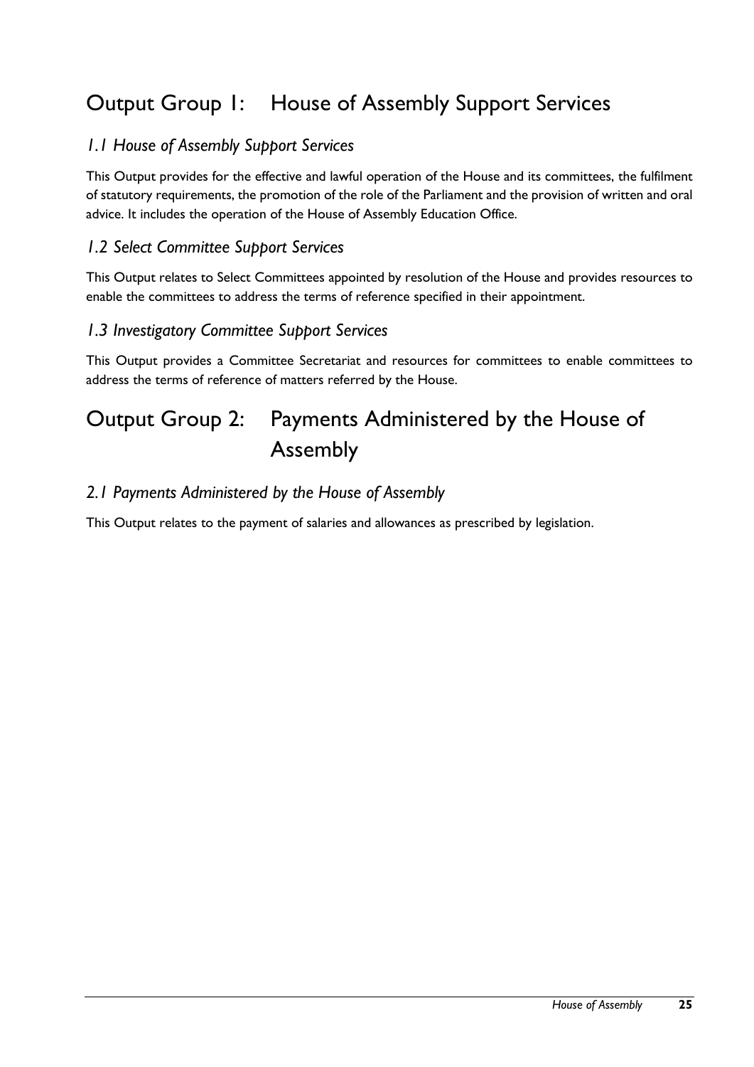## Output Group 1: House of Assembly Support Services

### *1.1 House of Assembly Support Services*

This Output provides for the effective and lawful operation of the House and its committees, the fulfilment of statutory requirements, the promotion of the role of the Parliament and the provision of written and oral advice. It includes the operation of the House of Assembly Education Office.

### *1.2 Select Committee Support Services*

This Output relates to Select Committees appointed by resolution of the House and provides resources to enable the committees to address the terms of reference specified in their appointment.

### *1.3 Investigatory Committee Support Services*

This Output provides a Committee Secretariat and resources for committees to enable committees to address the terms of reference of matters referred by the House.

## Output Group 2: Payments Administered by the House of Assembly

### *2.1 Payments Administered by the House of Assembly*

This Output relates to the payment of salaries and allowances as prescribed by legislation.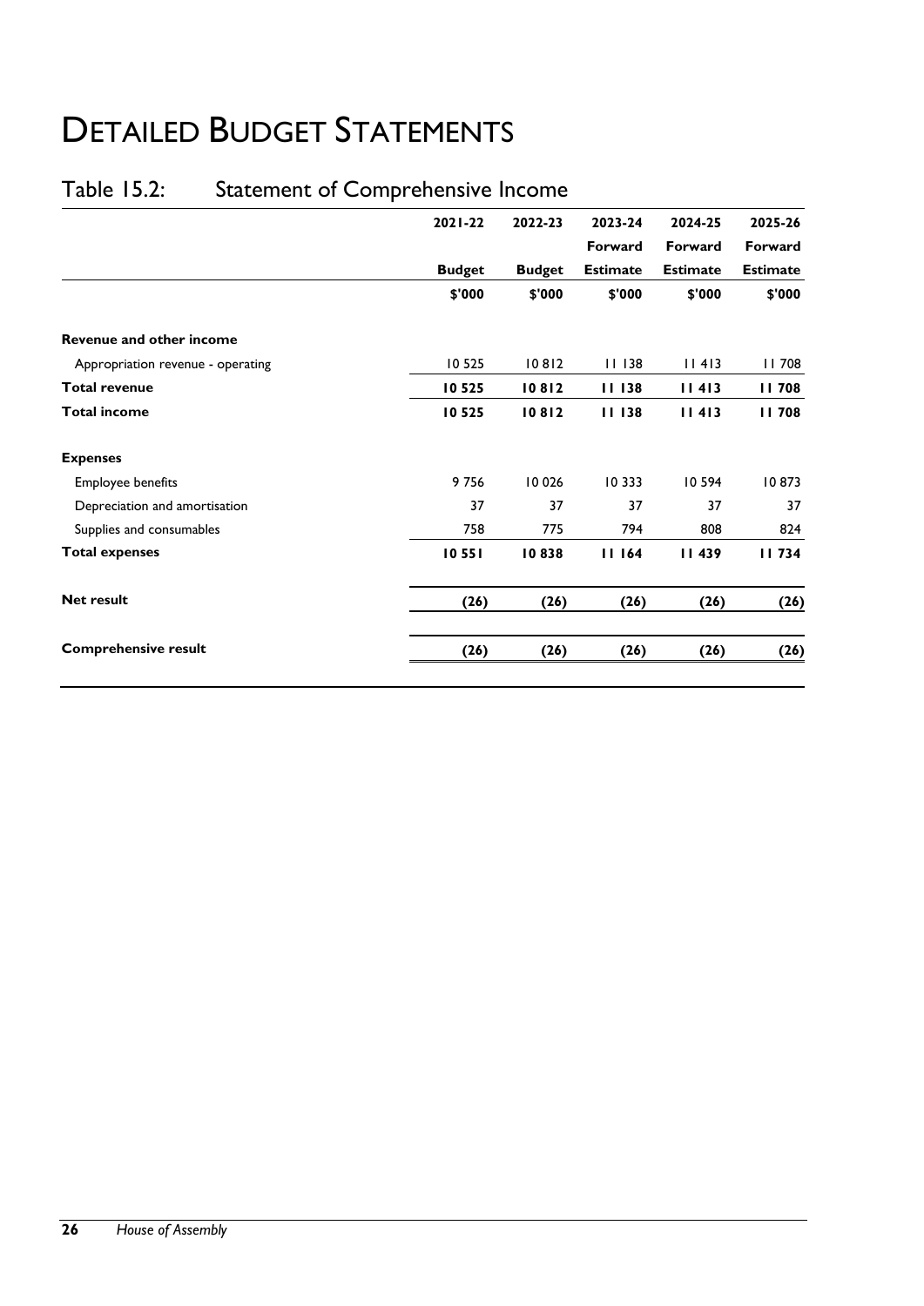# DETAILED BUDGET STATEMENTS

## Table 15.2: Statement of Comprehensive Income

| | 2021-22 | 2022-23 | 2023-24 | 2024-25 | 2025-26 |
|---|---|---|---|---|---|
| | | | Forward | Forward | Forward |
| | Budget | Budget | Estimate | Estimate | Estimate |
| | $'000 | $'000 | $'000 | $'000 | $'000 |
| **Revenue and other income** | | | | | |
| Appropriation revenue - operating | 10 525 | 10 812 | 11 138 | 11 413 | 11 708 |
| **Total revenue** | **10 525** | **10 812** | **11 138** | **11 413** | **11 708** |
| **Total income** | **10 525** | **10 812** | **11 138** | **11 413** | **11 708** |
| **Expenses** | | | | | |
| Employee benefits | 9 756 | 10 026 | 10 333 | 10 594 | 10 873 |
| Depreciation and amortisation | 37 | 37 | 37 | 37 | 37 |
| Supplies and consumables | 758 | 775 | 794 | 808 | 824 |
| **Total expenses** | **10 551** | **10 838** | **11 164** | **11 439** | **11 734** |
| **Net result** | **(26)** | **(26)** | **(26)** | **(26)** | **(26)** |
| **Comprehensive result** | **(26)** | **(26)** | **(26)** | **(26)** | **(26)** |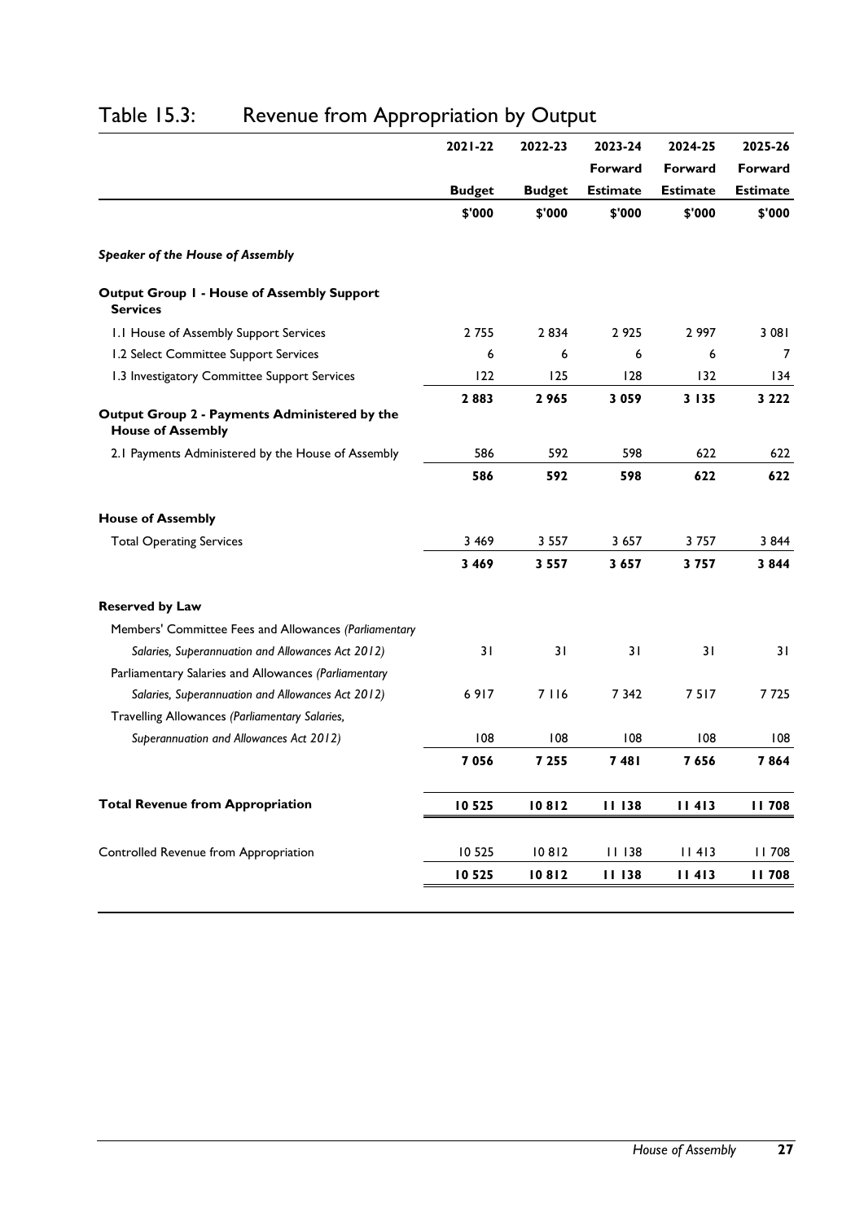## Table 15.3: Revenue from Appropriation by Output

| | 2021-22 | 2022-23 | 2023-24 | 2024-25 | 2025-26 |
|---|---|---|---|---|---|
| | | | Forward | Forward | Forward |
| | Budget | Budget | Estimate | Estimate | Estimate |
| | $'000 | $'000 | $'000 | $'000 | $'000 |
| ***Speaker of the House of Assembly*** | | | | | |
| **Output Group 1 - House of Assembly Support Services** | | | | | |
| 1.1 House of Assembly Support Services | 2 755 | 2 834 | 2 925 | 2 997 | 3 081 |
| 1.2 Select Committee Support Services | 6 | 6 | 6 | 6 | 7 |
| 1.3 Investigatory Committee Support Services | 122 | 125 | 128 | 132 | 134 |
| | **2 883** | **2 965** | **3 059** | **3 135** | **3 222** |
| **Output Group 2 - Payments Administered by the House of Assembly** | | | | | |
| 2.1 Payments Administered by the House of Assembly | 586 | 592 | 598 | 622 | 622 |
| | **586** | **592** | **598** | **622** | **622** |
| **House of Assembly** | | | | | |
| Total Operating Services | 3 469 | 3 557 | 3 657 | 3 757 | 3 844 |
| | **3 469** | **3 557** | **3 657** | **3 757** | **3 844** |
| **Reserved by Law** | | | | | |
| Members' Committee Fees and Allowances *(Parliamentary Salaries, Superannuation and Allowances Act 2012)* | 31 | 31 | 31 | 31 | 31 |
| Parliamentary Salaries and Allowances *(Parliamentary Salaries, Superannuation and Allowances Act 2012)* | 6 917 | 7 116 | 7 342 | 7 517 | 7 725 |
| Travelling Allowances *(Parliamentary Salaries, Superannuation and Allowances Act 2012)* | 108 | 108 | 108 | 108 | 108 |
| | **7 056** | **7 255** | **7 481** | **7 656** | **7 864** |
| **Total Revenue from Appropriation** | **10 525** | **10 812** | **11 138** | **11 413** | **11 708** |
| Controlled Revenue from Appropriation | 10 525 | 10 812 | 11 138 | 11 413 | 11 708 |
| | **10 525** | **10 812** | **11 138** | **11 413** | **11 708** |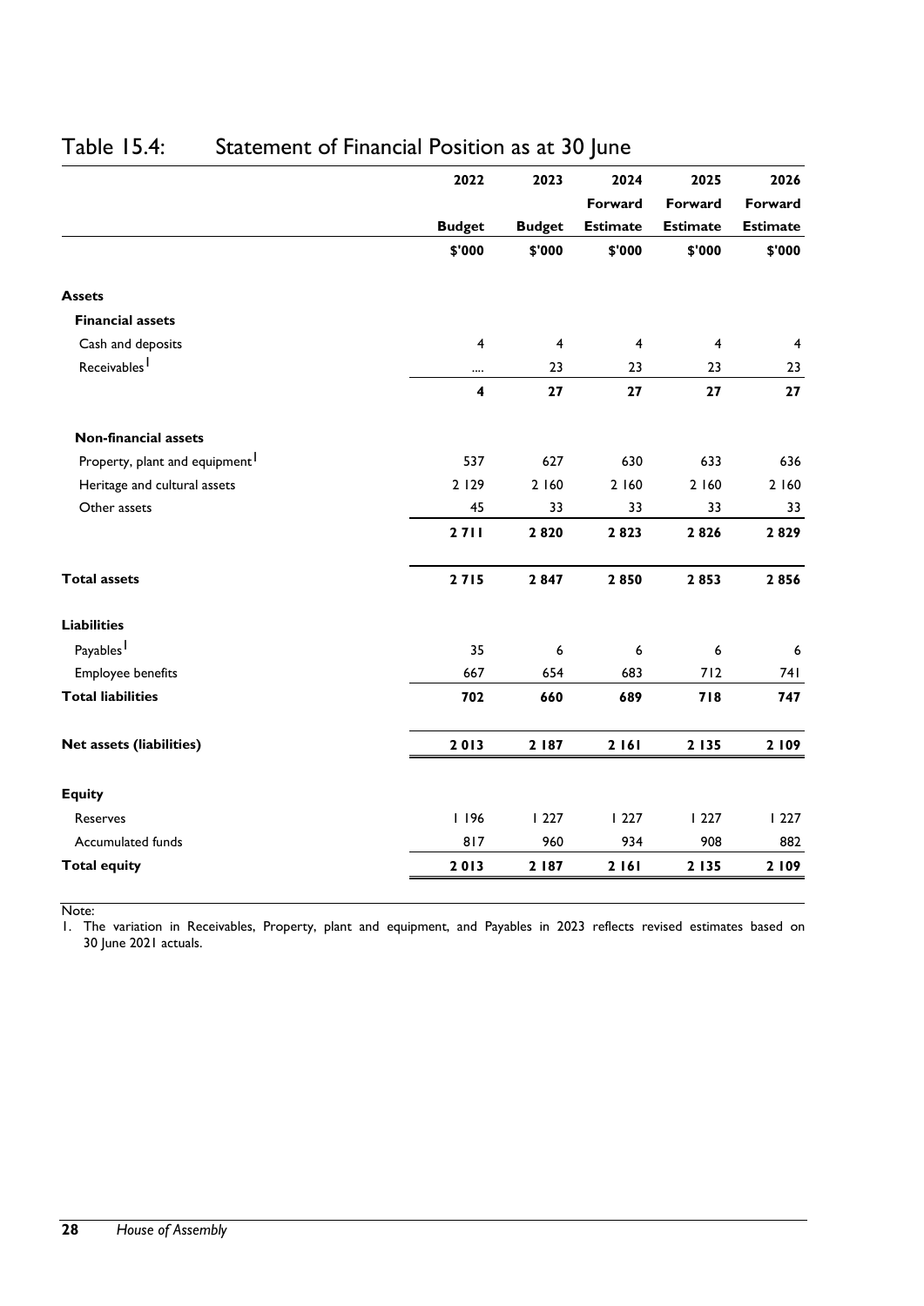## Table 15.4: Statement of Financial Position as at 30 June

| | 2022 Budget $'000 | 2023 Budget $'000 | 2024 Forward Estimate $'000 | 2025 Forward Estimate $'000 | 2026 Forward Estimate $'000 |
|---|---|---|---|---|---|
| **Assets** | | | | | |
| **Financial assets** | | | | | |
| Cash and deposits | 4 | 4 | 4 | 4 | 4 |
| Receivables[1] | .... | 23 | 23 | 23 | 23 |
| | **4** | **27** | **27** | **27** | **27** |
| **Non-financial assets** | | | | | |
| Property, plant and equipment[1] | 537 | 627 | 630 | 633 | 636 |
| Heritage and cultural assets | 2 129 | 2 160 | 2 160 | 2 160 | 2 160 |
| Other assets | 45 | 33 | 33 | 33 | 33 |
| | **2 711** | **2 820** | **2 823** | **2 826** | **2 829** |
| **Total assets** | **2 715** | **2 847** | **2 850** | **2 853** | **2 856** |
| **Liabilities** | | | | | |
| Payables[1] | 35 | 6 | 6 | 6 | 6 |
| Employee benefits | 667 | 654 | 683 | 712 | 741 |
| **Total liabilities** | **702** | **660** | **689** | **718** | **747** |
| **Net assets (liabilities)** | **2 013** | **2 187** | **2 161** | **2 135** | **2 109** |
| **Equity** | | | | | |
| Reserves | 1 196 | 1 227 | 1 227 | 1 227 | 1 227 |
| Accumulated funds | 817 | 960 | 934 | 908 | 882 |
| **Total equity** | **2 013** | **2 187** | **2 161** | **2 135** | **2 109** |

Note:

1. The variation in Receivables, Property, plant and equipment, and Payables in 2023 reflects revised estimates based on 30 June 2021 actuals.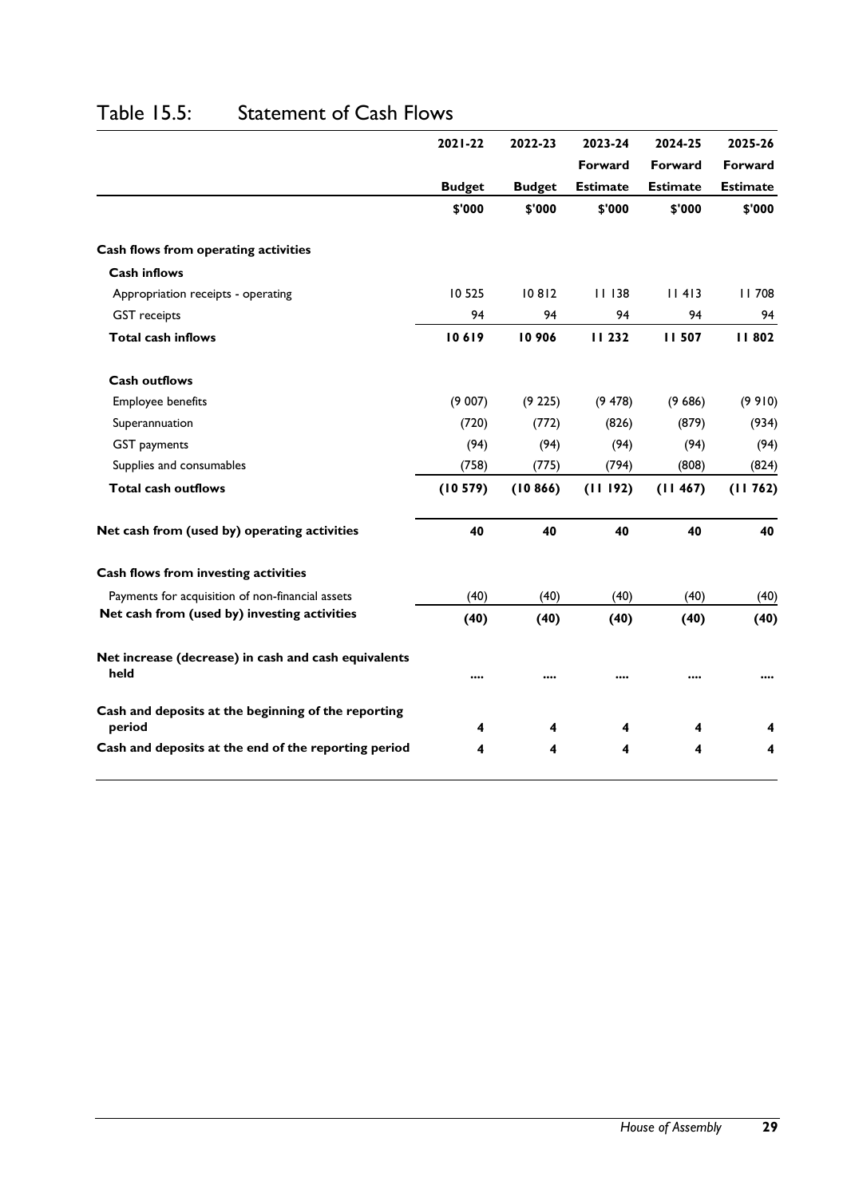## Table 15.5: Statement of Cash Flows

| | 2021-22 Budget | 2022-23 Budget | 2023-24 Forward Estimate | 2024-25 Forward Estimate | 2025-26 Forward Estimate |
|---|---|---|---|---|---|
| | $'000 | $'000 | $'000 | $'000 | $'000 |
| **Cash flows from operating activities** | | | | | |
| **Cash inflows** | | | | | |
| Appropriation receipts - operating | 10 525 | 10 812 | 11 138 | 11 413 | 11 708 |
| GST receipts | 94 | 94 | 94 | 94 | 94 |
| **Total cash inflows** | **10 619** | **10 906** | **11 232** | **11 507** | **11 802** |
| **Cash outflows** | | | | | |
| Employee benefits | (9 007) | (9 225) | (9 478) | (9 686) | (9 910) |
| Superannuation | (720) | (772) | (826) | (879) | (934) |
| GST payments | (94) | (94) | (94) | (94) | (94) |
| Supplies and consumables | (758) | (775) | (794) | (808) | (824) |
| **Total cash outflows** | **(10 579)** | **(10 866)** | **(11 192)** | **(11 467)** | **(11 762)** |
| **Net cash from (used by) operating activities** | **40** | **40** | **40** | **40** | **40** |
| **Cash flows from investing activities** | | | | | |
| Payments for acquisition of non-financial assets | (40) | (40) | (40) | (40) | (40) |
| **Net cash from (used by) investing activities** | **(40)** | **(40)** | **(40)** | **(40)** | **(40)** |
| **Net increase (decrease) in cash and cash equivalents held** | **....** | **....** | **....** | **....** | **....** |
| **Cash and deposits at the beginning of the reporting period** | **4** | **4** | **4** | **4** | **4** |
| **Cash and deposits at the end of the reporting period** | **4** | **4** | **4** | **4** | **4** |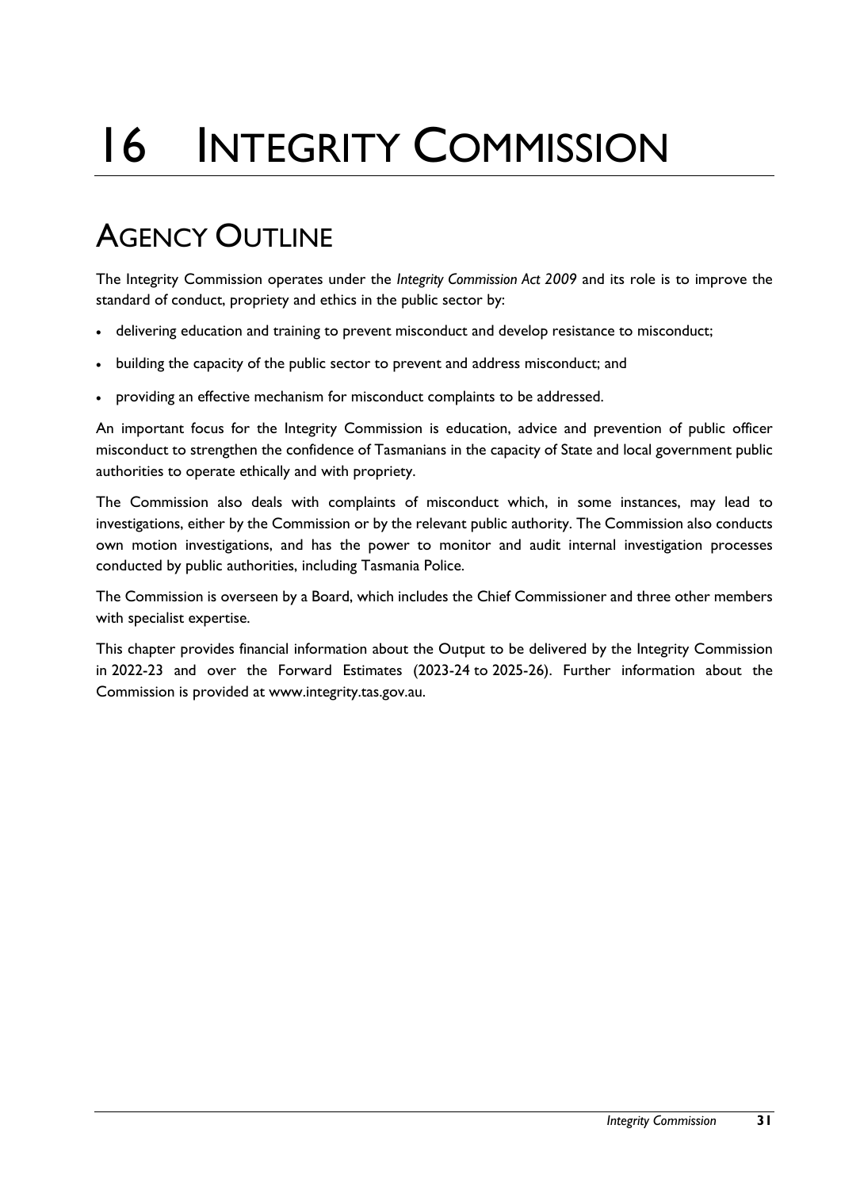# 16 INTEGRITY COMMISSION

## AGENCY OUTLINE

The Integrity Commission operates under the *Integrity Commission Act 2009* and its role is to improve the standard of conduct, propriety and ethics in the public sector by:

- delivering education and training to prevent misconduct and develop resistance to misconduct;
- building the capacity of the public sector to prevent and address misconduct; and
- providing an effective mechanism for misconduct complaints to be addressed.

An important focus for the Integrity Commission is education, advice and prevention of public officer misconduct to strengthen the confidence of Tasmanians in the capacity of State and local government public authorities to operate ethically and with propriety.

The Commission also deals with complaints of misconduct which, in some instances, may lead to investigations, either by the Commission or by the relevant public authority. The Commission also conducts own motion investigations, and has the power to monitor and audit internal investigation processes conducted by public authorities, including Tasmania Police.

The Commission is overseen by a Board, which includes the Chief Commissioner and three other members with specialist expertise.

This chapter provides financial information about the Output to be delivered by the Integrity Commission in 2022-23 and over the Forward Estimates (2023-24 to 2025-26). Further information about the Commission is provided at www.integrity.tas.gov.au.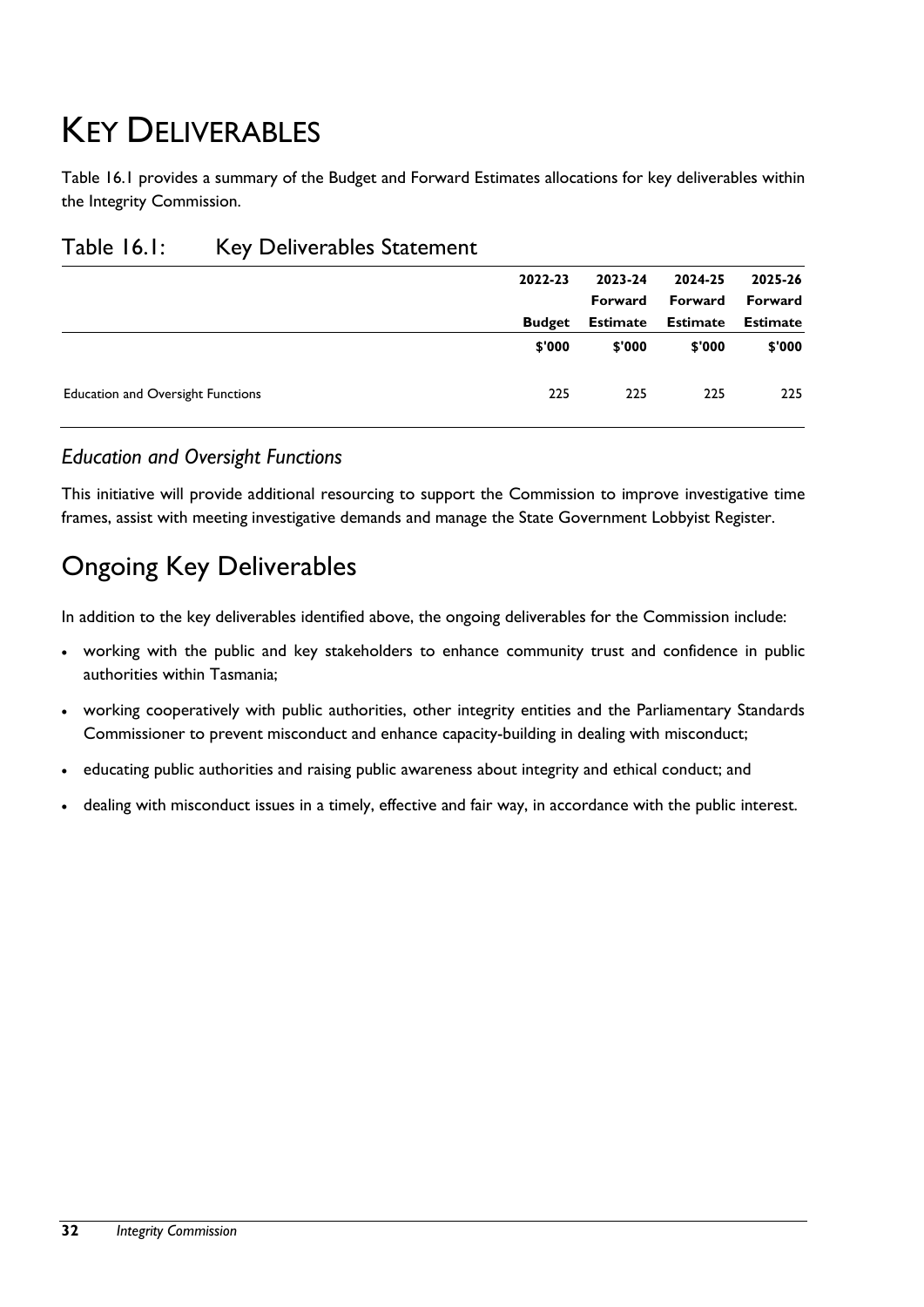# Key Deliverables

Table 16.1 provides a summary of the Budget and Forward Estimates allocations for key deliverables within the Integrity Commission.

## Table 16.1: Key Deliverables Statement

| | 2022-23 Budget | 2023-24 Forward Estimate | 2024-25 Forward Estimate | 2025-26 Forward Estimate |
|---|---|---|---|---|
| | $'000 | $'000 | $'000 | $'000 |
| Education and Oversight Functions | 225 | 225 | 225 | 225 |

### *Education and Oversight Functions*

This initiative will provide additional resourcing to support the Commission to improve investigative time frames, assist with meeting investigative demands and manage the State Government Lobbyist Register.

## Ongoing Key Deliverables

In addition to the key deliverables identified above, the ongoing deliverables for the Commission include:

- working with the public and key stakeholders to enhance community trust and confidence in public authorities within Tasmania;
- working cooperatively with public authorities, other integrity entities and the Parliamentary Standards Commissioner to prevent misconduct and enhance capacity-building in dealing with misconduct;
- educating public authorities and raising public awareness about integrity and ethical conduct; and
- dealing with misconduct issues in a timely, effective and fair way, in accordance with the public interest.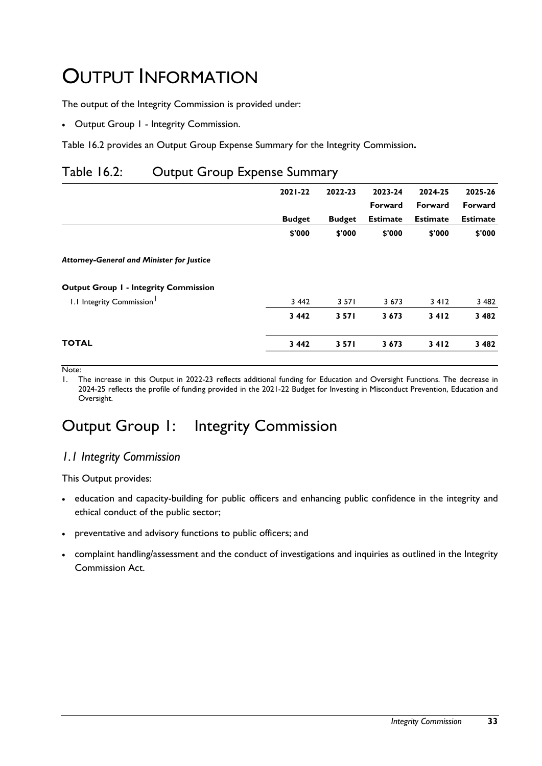# Output Information

The output of the Integrity Commission is provided under:

- Output Group 1 - Integrity Commission.

Table 16.2 provides an Output Group Expense Summary for the Integrity Commission.

## Table 16.2: Output Group Expense Summary

| | 2021-22 | 2022-23 | 2023-24 | 2024-25 | 2025-26 |
|---|---|---|---|---|---|
| | | | Forward | Forward | Forward |
| | Budget | Budget | Estimate | Estimate | Estimate |
| | $'000 | $'000 | $'000 | $'000 | $'000 |
| ***Attorney-General and Minister for Justice*** | | | | | |
| **Output Group 1 - Integrity Commission** | | | | | |
| 1.1 Integrity Commission[1] | 3 442 | 3 571 | 3 673 | 3 412 | 3 482 |
| | **3 442** | **3 571** | **3 673** | **3 412** | **3 482** |
| **TOTAL** | **3 442** | **3 571** | **3 673** | **3 412** | **3 482** |

Note:

1. The increase in this Output in 2022-23 reflects additional funding for Education and Oversight Functions. The decrease in 2024-25 reflects the profile of funding provided in the 2021-22 Budget for Investing in Misconduct Prevention, Education and Oversight.

# Output Group 1: Integrity Commission

### *1.1 Integrity Commission*

This Output provides:

- education and capacity-building for public officers and enhancing public confidence in the integrity and ethical conduct of the public sector;
- preventative and advisory functions to public officers; and
- complaint handling/assessment and the conduct of investigations and inquiries as outlined in the Integrity Commission Act.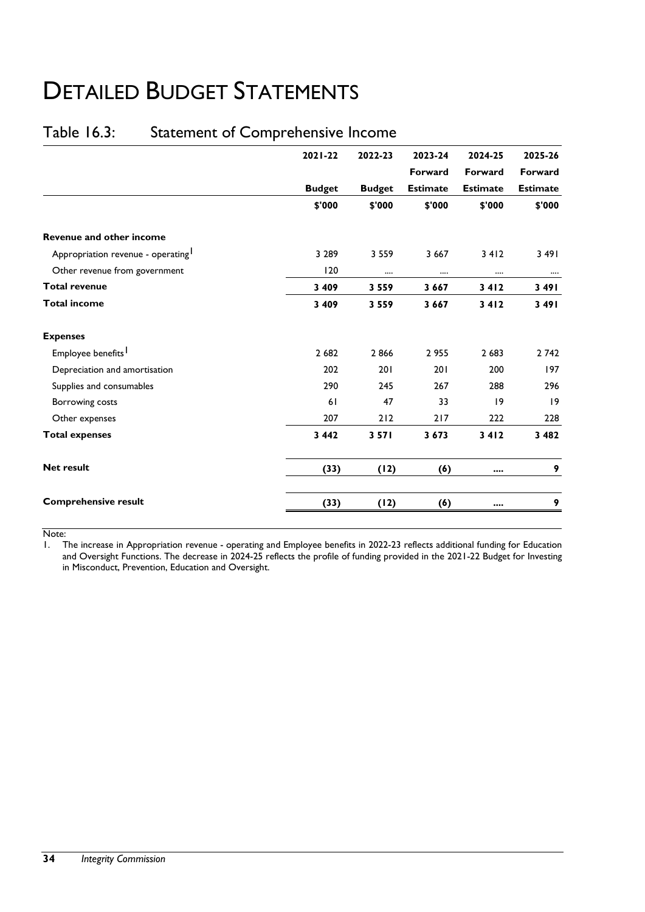# DETAILED BUDGET STATEMENTS

## Table 16.3: Statement of Comprehensive Income

| | 2021-22 | 2022-23 | 2023-24 | 2024-25 | 2025-26 |
|---|---|---|---|---|---|
| | | | Forward | Forward | Forward |
| | Budget | Budget | Estimate | Estimate | Estimate |
| | $'000 | $'000 | $'000 | $'000 | $'000 |
| **Revenue and other income** | | | | | |
| Appropriation revenue - operating[1] | 3 289 | 3 559 | 3 667 | 3 412 | 3 491 |
| Other revenue from government | 120 | .... | .... | .... | .... |
| **Total revenue** | **3 409** | **3 559** | **3 667** | **3 412** | **3 491** |
| **Total income** | **3 409** | **3 559** | **3 667** | **3 412** | **3 491** |
| **Expenses** | | | | | |
| Employee benefits[1] | 2 682 | 2 866 | 2 955 | 2 683 | 2 742 |
| Depreciation and amortisation | 202 | 201 | 201 | 200 | 197 |
| Supplies and consumables | 290 | 245 | 267 | 288 | 296 |
| Borrowing costs | 61 | 47 | 33 | 19 | 19 |
| Other expenses | 207 | 212 | 217 | 222 | 228 |
| **Total expenses** | **3 442** | **3 571** | **3 673** | **3 412** | **3 482** |
| **Net result** | **(33)** | **(12)** | **(6)** | **....** | **9** |
| **Comprehensive result** | **(33)** | **(12)** | **(6)** | **....** | **9** |

Note:

1. The increase in Appropriation revenue - operating and Employee benefits in 2022-23 reflects additional funding for Education and Oversight Functions. The decrease in 2024-25 reflects the profile of funding provided in the 2021-22 Budget for Investing in Misconduct, Prevention, Education and Oversight.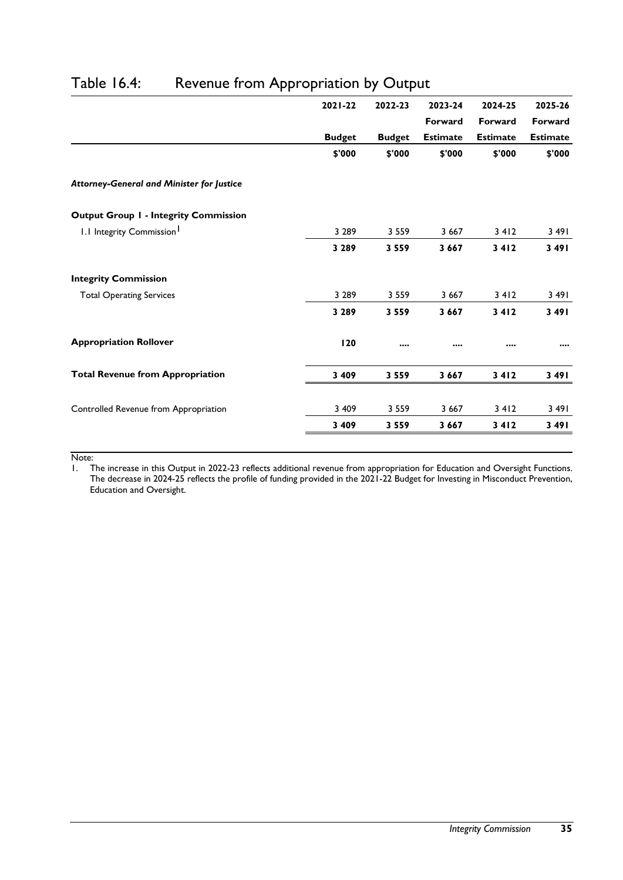## Table 16.4: Revenue from Appropriation by Output

| | 2021-22 | 2022-23 | 2023-24 | 2024-25 | 2025-26 |
|---|---|---|---|---|---|
| | | | Forward | Forward | Forward |
| | Budget | Budget | Estimate | Estimate | Estimate |
| | $'000 | $'000 | $'000 | $'000 | $'000 |
| ***Attorney-General and Minister for Justice*** | | | | | |
| **Output Group 1 - Integrity Commission** | | | | | |
| 1.1 Integrity Commission[1] | 3 289 | 3 559 | 3 667 | 3 412 | 3 491 |
| | **3 289** | **3 559** | **3 667** | **3 412** | **3 491** |
| **Integrity Commission** | | | | | |
| Total Operating Services | 3 289 | 3 559 | 3 667 | 3 412 | 3 491 |
| | **3 289** | **3 559** | **3 667** | **3 412** | **3 491** |
| **Appropriation Rollover** | **120** | **....** | **....** | **....** | **....** |
| **Total Revenue from Appropriation** | **3 409** | **3 559** | **3 667** | **3 412** | **3 491** |
| Controlled Revenue from Appropriation | 3 409 | 3 559 | 3 667 | 3 412 | 3 491 |
| | **3 409** | **3 559** | **3 667** | **3 412** | **3 491** |

Note:

1. The increase in this Output in 2022-23 reflects additional revenue from appropriation for Education and Oversight Functions. The decrease in 2024-25 reflects the profile of funding provided in the 2021-22 Budget for Investing in Misconduct Prevention, Education and Oversight.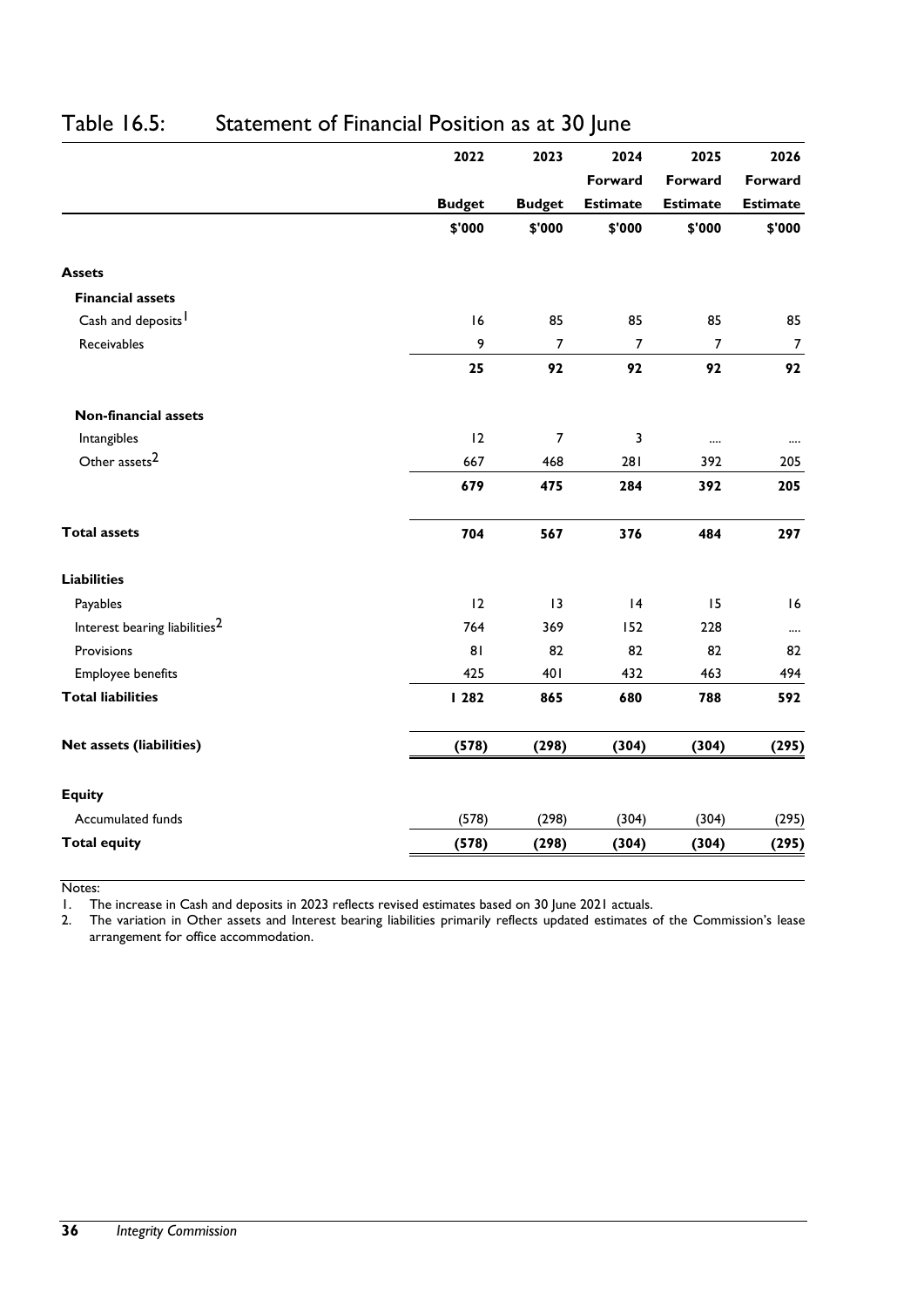## Table 16.5: Statement of Financial Position as at 30 June

| | 2022 | 2023 | 2024 | 2025 | 2026 |
|---|---|---|---|---|---|
| | | | Forward | Forward | Forward |
| | Budget | Budget | Estimate | Estimate | Estimate |
| | $'000 | $'000 | $'000 | $'000 | $'000 |
| **Assets** | | | | | |
| **Financial assets** | | | | | |
| Cash and deposits[1] | 16 | 85 | 85 | 85 | 85 |
| Receivables | 9 | 7 | 7 | 7 | 7 |
| | **25** | **92** | **92** | **92** | **92** |
| **Non-financial assets** | | | | | |
| Intangibles | 12 | 7 | 3 | .... | .... |
| Other assets[2] | 667 | 468 | 281 | 392 | 205 |
| | **679** | **475** | **284** | **392** | **205** |
| **Total assets** | **704** | **567** | **376** | **484** | **297** |
| **Liabilities** | | | | | |
| Payables | 12 | 13 | 14 | 15 | 16 |
| Interest bearing liabilities[2] | 764 | 369 | 152 | 228 | .... |
| Provisions | 81 | 82 | 82 | 82 | 82 |
| Employee benefits | 425 | 401 | 432 | 463 | 494 |
| **Total liabilities** | **1 282** | **865** | **680** | **788** | **592** |
| **Net assets (liabilities)** | **(578)** | **(298)** | **(304)** | **(304)** | **(295)** |
| **Equity** | | | | | |
| Accumulated funds | (578) | (298) | (304) | (304) | (295) |
| **Total equity** | **(578)** | **(298)** | **(304)** | **(304)** | **(295)** |

Notes:

1. The increase in Cash and deposits in 2023 reflects revised estimates based on 30 June 2021 actuals.
2. The variation in Other assets and Interest bearing liabilities primarily reflects updated estimates of the Commission's lease arrangement for office accommodation.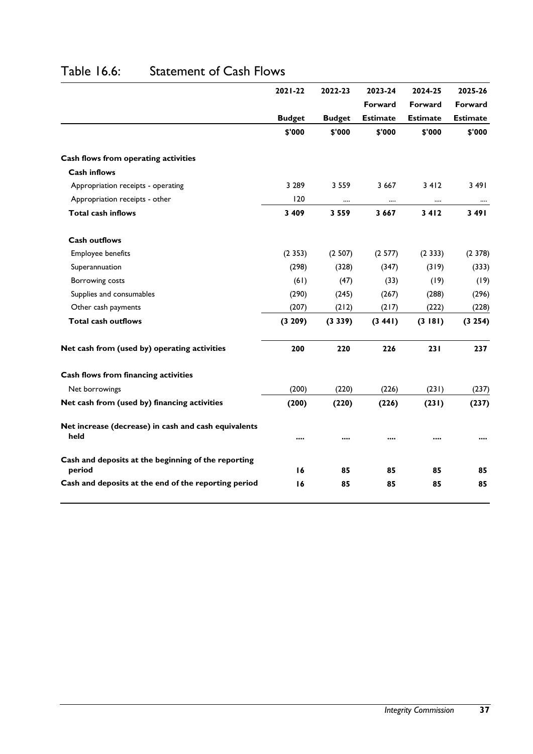## Table 16.6: Statement of Cash Flows

| | 2021-22 Budget $'000 | 2022-23 Budget $'000 | 2023-24 Forward Estimate $'000 | 2024-25 Forward Estimate $'000 | 2025-26 Forward Estimate $'000 |
|---|---|---|---|---|---|
| **Cash flows from operating activities** | | | | | |
| **Cash inflows** | | | | | |
| Appropriation receipts - operating | 3 289 | 3 559 | 3 667 | 3 412 | 3 491 |
| Appropriation receipts - other | 120 | .... | .... | .... | .... |
| **Total cash inflows** | **3 409** | **3 559** | **3 667** | **3 412** | **3 491** |
| **Cash outflows** | | | | | |
| Employee benefits | (2 353) | (2 507) | (2 577) | (2 333) | (2 378) |
| Superannuation | (298) | (328) | (347) | (319) | (333) |
| Borrowing costs | (61) | (47) | (33) | (19) | (19) |
| Supplies and consumables | (290) | (245) | (267) | (288) | (296) |
| Other cash payments | (207) | (212) | (217) | (222) | (228) |
| **Total cash outflows** | **(3 209)** | **(3 339)** | **(3 441)** | **(3 181)** | **(3 254)** |
| **Net cash from (used by) operating activities** | **200** | **220** | **226** | **231** | **237** |
| **Cash flows from financing activities** | | | | | |
| Net borrowings | (200) | (220) | (226) | (231) | (237) |
| **Net cash from (used by) financing activities** | **(200)** | **(220)** | **(226)** | **(231)** | **(237)** |
| **Net increase (decrease) in cash and cash equivalents held** | **....** | **....** | **....** | **....** | **....** |
| **Cash and deposits at the beginning of the reporting period** | **16** | **85** | **85** | **85** | **85** |
| **Cash and deposits at the end of the reporting period** | **16** | **85** | **85** | **85** | **85** |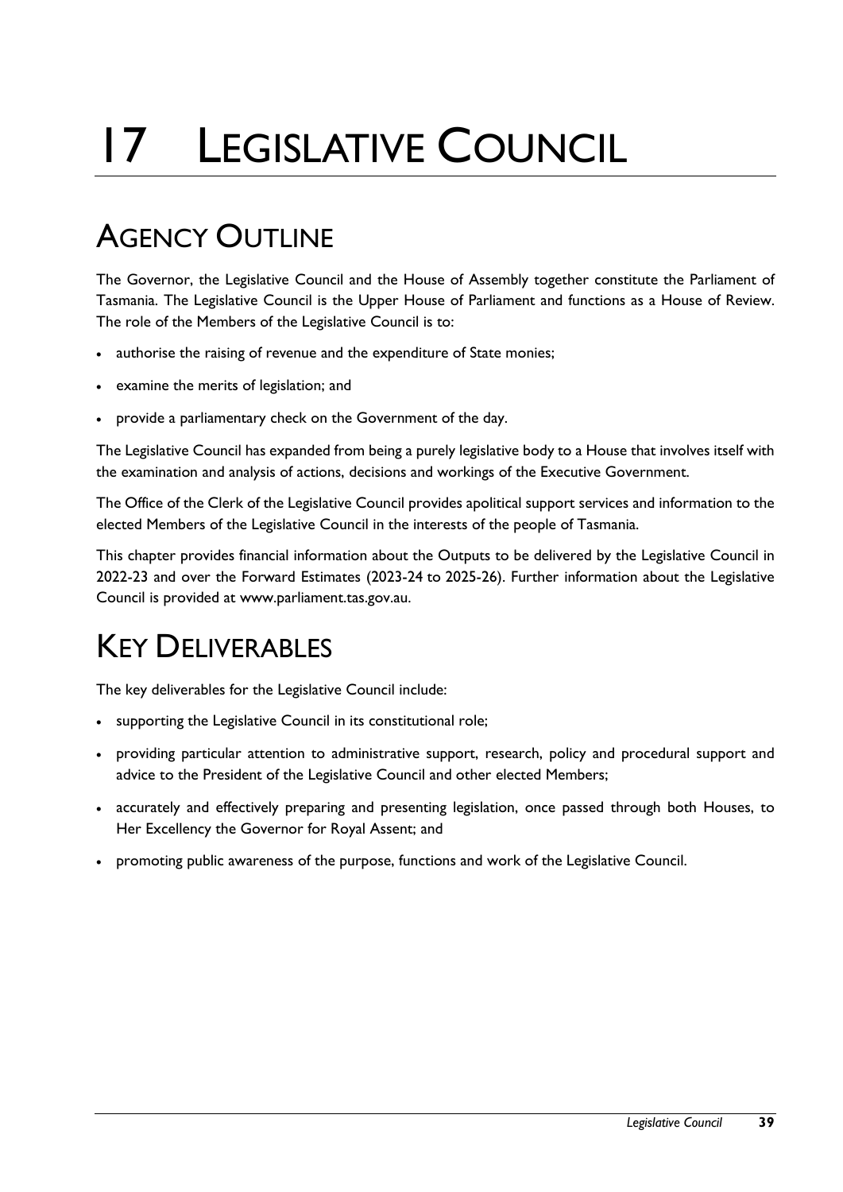# 17 LEGISLATIVE COUNCIL

## AGENCY OUTLINE

The Governor, the Legislative Council and the House of Assembly together constitute the Parliament of Tasmania. The Legislative Council is the Upper House of Parliament and functions as a House of Review. The role of the Members of the Legislative Council is to:

- authorise the raising of revenue and the expenditure of State monies;
- examine the merits of legislation; and
- provide a parliamentary check on the Government of the day.

The Legislative Council has expanded from being a purely legislative body to a House that involves itself with the examination and analysis of actions, decisions and workings of the Executive Government.

The Office of the Clerk of the Legislative Council provides apolitical support services and information to the elected Members of the Legislative Council in the interests of the people of Tasmania.

This chapter provides financial information about the Outputs to be delivered by the Legislative Council in 2022-23 and over the Forward Estimates (2023-24 to 2025-26). Further information about the Legislative Council is provided at www.parliament.tas.gov.au.

## KEY DELIVERABLES

The key deliverables for the Legislative Council include:

- supporting the Legislative Council in its constitutional role;
- providing particular attention to administrative support, research, policy and procedural support and advice to the President of the Legislative Council and other elected Members;
- accurately and effectively preparing and presenting legislation, once passed through both Houses, to Her Excellency the Governor for Royal Assent; and
- promoting public awareness of the purpose, functions and work of the Legislative Council.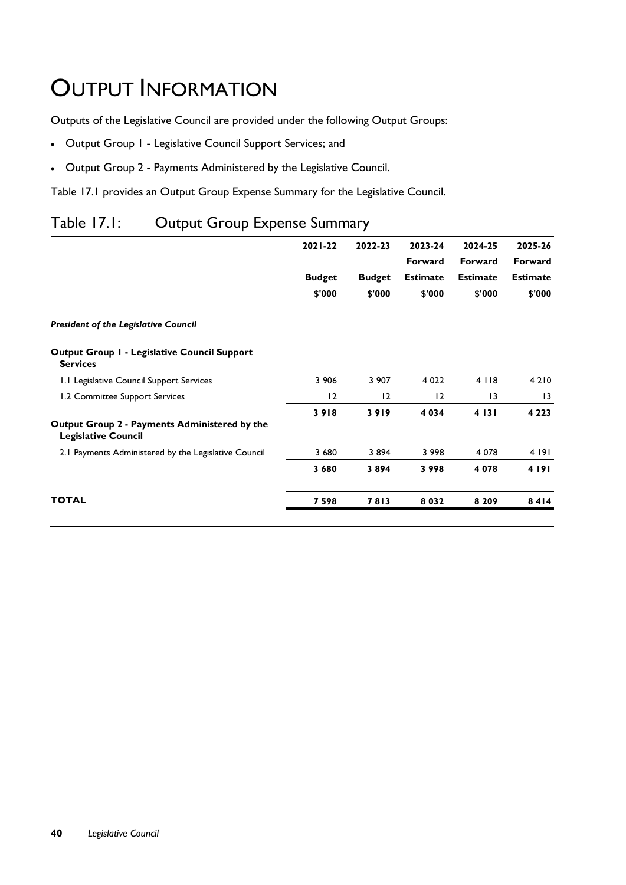# OUTPUT INFORMATION

Outputs of the Legislative Council are provided under the following Output Groups:

- Output Group 1 - Legislative Council Support Services; and
- Output Group 2 - Payments Administered by the Legislative Council.

Table 17.1 provides an Output Group Expense Summary for the Legislative Council.

## Table 17.1: Output Group Expense Summary

| | 2021-22 Budget | 2022-23 Budget | 2023-24 Forward Estimate | 2024-25 Forward Estimate | 2025-26 Forward Estimate |
|---|---|---|---|---|---|
| | $'000 | $'000 | $'000 | $'000 | $'000 |
| ***President of the Legislative Council*** | | | | | |
| **Output Group 1 - Legislative Council Support Services** | | | | | |
| 1.1 Legislative Council Support Services | 3 906 | 3 907 | 4 022 | 4 118 | 4 210 |
| 1.2 Committee Support Services | 12 | 12 | 12 | 13 | 13 |
| | **3 918** | **3 919** | **4 034** | **4 131** | **4 223** |
| **Output Group 2 - Payments Administered by the Legislative Council** | | | | | |
| 2.1 Payments Administered by the Legislative Council | 3 680 | 3 894 | 3 998 | 4 078 | 4 191 |
| | **3 680** | **3 894** | **3 998** | **4 078** | **4 191** |
| **TOTAL** | **7 598** | **7 813** | **8 032** | **8 209** | **8 414** |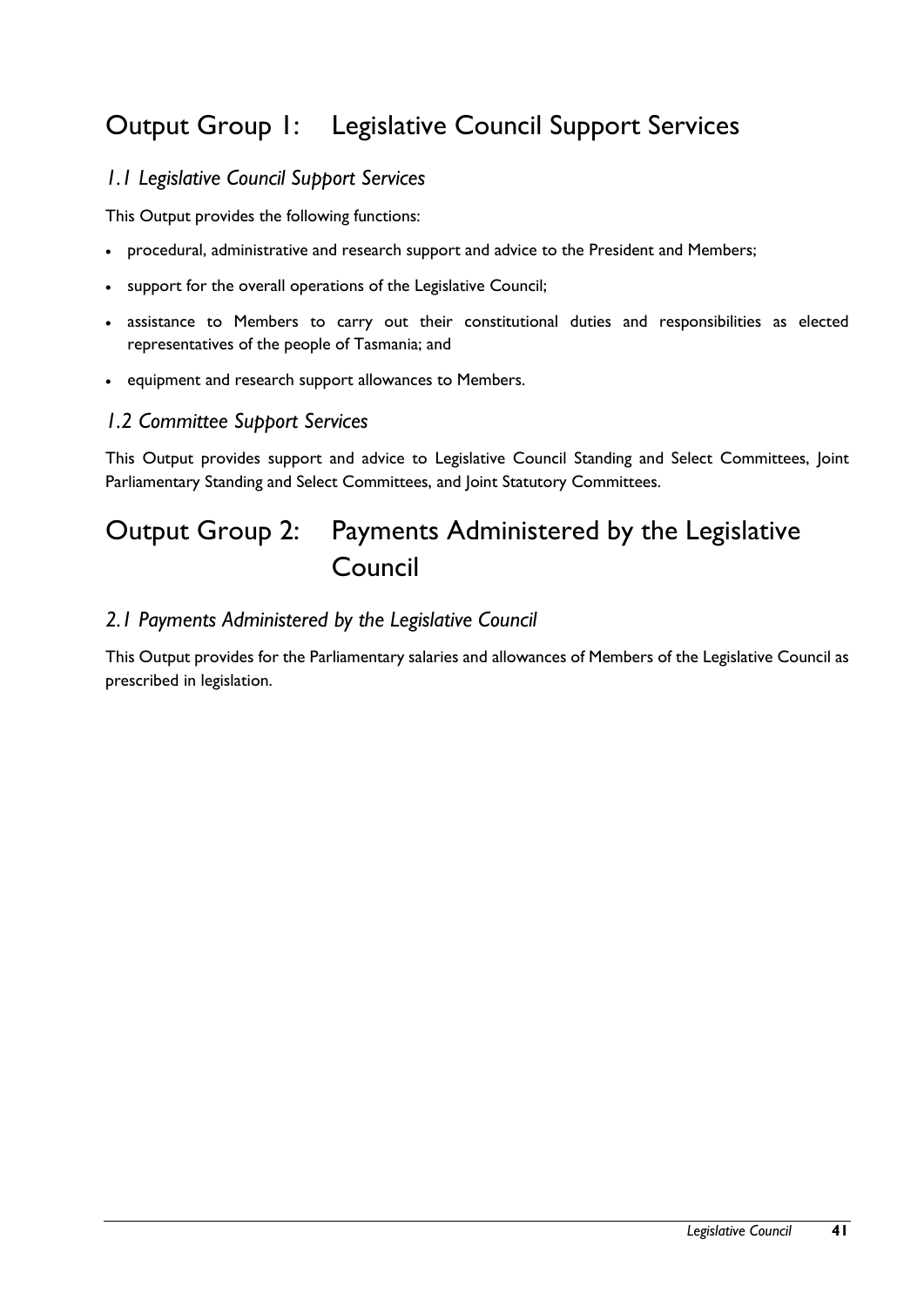# Output Group 1: Legislative Council Support Services

## *1.1 Legislative Council Support Services*

This Output provides the following functions:

- procedural, administrative and research support and advice to the President and Members;
- support for the overall operations of the Legislative Council;
- assistance to Members to carry out their constitutional duties and responsibilities as elected representatives of the people of Tasmania; and
- equipment and research support allowances to Members.

## *1.2 Committee Support Services*

This Output provides support and advice to Legislative Council Standing and Select Committees, Joint Parliamentary Standing and Select Committees, and Joint Statutory Committees.

# Output Group 2: Payments Administered by the Legislative Council

## *2.1 Payments Administered by the Legislative Council*

This Output provides for the Parliamentary salaries and allowances of Members of the Legislative Council as prescribed in legislation.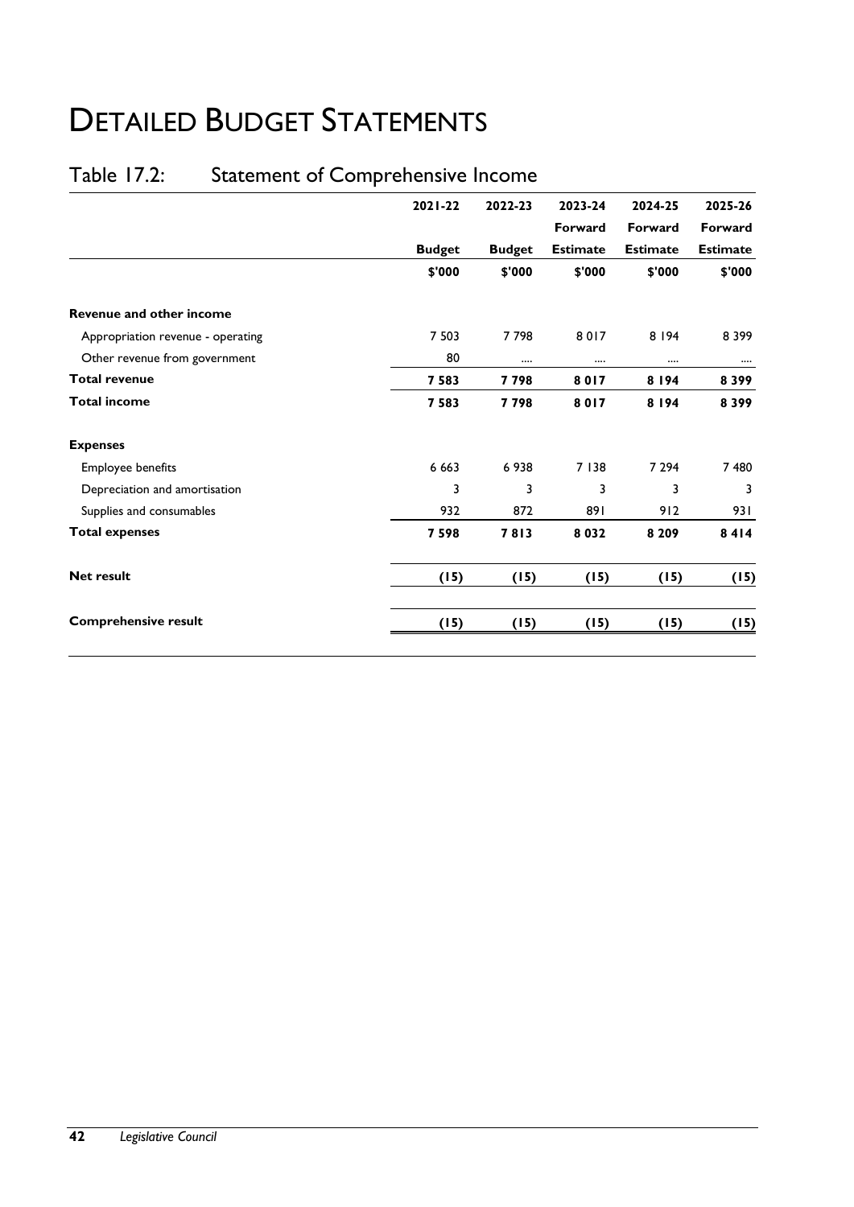# DETAILED BUDGET STATEMENTS

## Table 17.2: Statement of Comprehensive Income

| | 2021-22 | 2022-23 | 2023-24 | 2024-25 | 2025-26 |
|---|---|---|---|---|---|
| | | | Forward | Forward | Forward |
| | Budget | Budget | Estimate | Estimate | Estimate |
| | $'000 | $'000 | $'000 | $'000 | $'000 |
| **Revenue and other income** | | | | | |
| Appropriation revenue - operating | 7 503 | 7 798 | 8 017 | 8 194 | 8 399 |
| Other revenue from government | 80 | .... | .... | .... | .... |
| **Total revenue** | **7 583** | **7 798** | **8 017** | **8 194** | **8 399** |
| **Total income** | **7 583** | **7 798** | **8 017** | **8 194** | **8 399** |
| **Expenses** | | | | | |
| Employee benefits | 6 663 | 6 938 | 7 138 | 7 294 | 7 480 |
| Depreciation and amortisation | 3 | 3 | 3 | 3 | 3 |
| Supplies and consumables | 932 | 872 | 891 | 912 | 931 |
| **Total expenses** | **7 598** | **7 813** | **8 032** | **8 209** | **8 414** |
| **Net result** | **(15)** | **(15)** | **(15)** | **(15)** | **(15)** |
| **Comprehensive result** | **(15)** | **(15)** | **(15)** | **(15)** | **(15)** |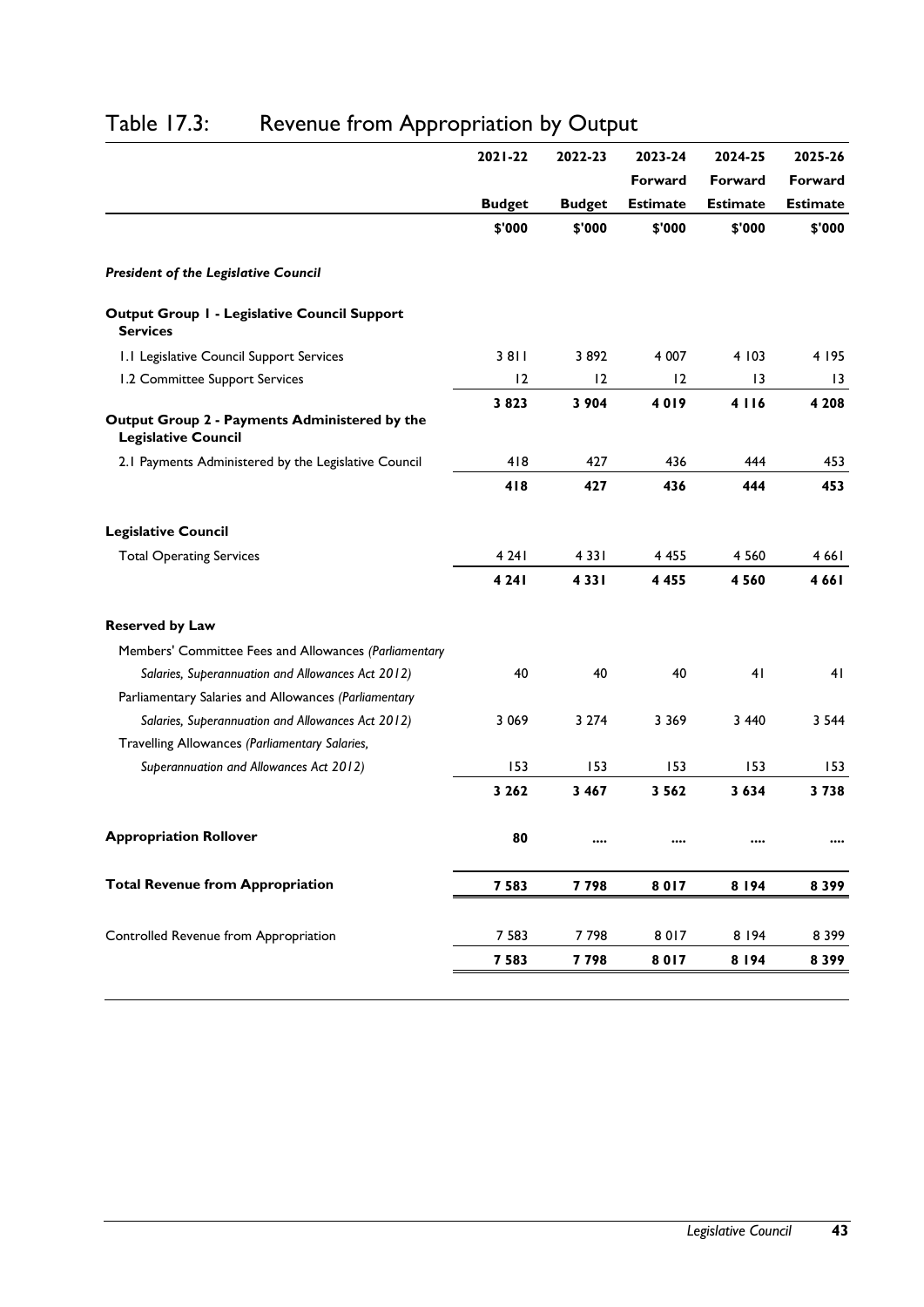## Table 17.3: Revenue from Appropriation by Output

| | 2021-22 | 2022-23 | 2023-24 | 2024-25 | 2025-26 |
|---|---|---|---|---|---|
| | | | Forward | Forward | Forward |
| | Budget | Budget | Estimate | Estimate | Estimate |
| | $'000 | $'000 | $'000 | $'000 | $'000 |
| ***President of the Legislative Council*** | | | | | |
| **Output Group 1 - Legislative Council Support Services** | | | | | |
| 1.1 Legislative Council Support Services | 3 811 | 3 892 | 4 007 | 4 103 | 4 195 |
| 1.2 Committee Support Services | 12 | 12 | 12 | 13 | 13 |
| | **3 823** | **3 904** | **4 019** | **4 116** | **4 208** |
| **Output Group 2 - Payments Administered by the Legislative Council** | | | | | |
| 2.1 Payments Administered by the Legislative Council | 418 | 427 | 436 | 444 | 453 |
| | **418** | **427** | **436** | **444** | **453** |
| **Legislative Council** | | | | | |
| Total Operating Services | 4 241 | 4 331 | 4 455 | 4 560 | 4 661 |
| | **4 241** | **4 331** | **4 455** | **4 560** | **4 661** |
| **Reserved by Law** | | | | | |
| Members' Committee Fees and Allowances *(Parliamentary Salaries, Superannuation and Allowances Act 2012)* | 40 | 40 | 40 | 41 | 41 |
| Parliamentary Salaries and Allowances *(Parliamentary Salaries, Superannuation and Allowances Act 2012)* | 3 069 | 3 274 | 3 369 | 3 440 | 3 544 |
| Travelling Allowances *(Parliamentary Salaries, Superannuation and Allowances Act 2012)* | 153 | 153 | 153 | 153 | 153 |
| | **3 262** | **3 467** | **3 562** | **3 634** | **3 738** |
| **Appropriation Rollover** | **80** | **....** | **....** | **....** | **....** |
| **Total Revenue from Appropriation** | **7 583** | **7 798** | **8 017** | **8 194** | **8 399** |
| Controlled Revenue from Appropriation | 7 583 | 7 798 | 8 017 | 8 194 | 8 399 |
| | **7 583** | **7 798** | **8 017** | **8 194** | **8 399** |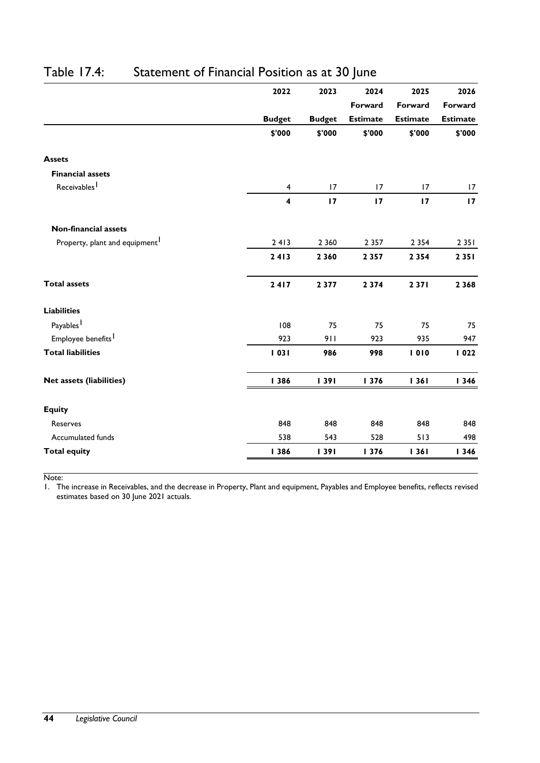## Table 17.4: Statement of Financial Position as at 30 June

| | 2022 Budget | 2023 Budget | 2024 Forward Estimate | 2025 Forward Estimate | 2026 Forward Estimate |
|---|---|---|---|---|---|
| | $'000 | $'000 | $'000 | $'000 | $'000 |
| **Assets** | | | | | |
| **Financial assets** | | | | | |
| Receivables[1] | 4 | 17 | 17 | 17 | 17 |
| | **4** | **17** | **17** | **17** | **17** |
| **Non-financial assets** | | | | | |
| Property, plant and equipment[1] | 2 413 | 2 360 | 2 357 | 2 354 | 2 351 |
| | **2 413** | **2 360** | **2 357** | **2 354** | **2 351** |
| **Total assets** | **2 417** | **2 377** | **2 374** | **2 371** | **2 368** |
| **Liabilities** | | | | | |
| Payables[1] | 108 | 75 | 75 | 75 | 75 |
| Employee benefits[1] | 923 | 911 | 923 | 935 | 947 |
| **Total liabilities** | **1 031** | **986** | **998** | **1 010** | **1 022** |
| **Net assets (liabilities)** | **1 386** | **1 391** | **1 376** | **1 361** | **1 346** |
| **Equity** | | | | | |
| Reserves | 848 | 848 | 848 | 848 | 848 |
| Accumulated funds | 538 | 543 | 528 | 513 | 498 |
| **Total equity** | **1 386** | **1 391** | **1 376** | **1 361** | **1 346** |

Note:

1. The increase in Receivables, and the decrease in Property, Plant and equipment, Payables and Employee benefits, reflects revised estimates based on 30 June 2021 actuals.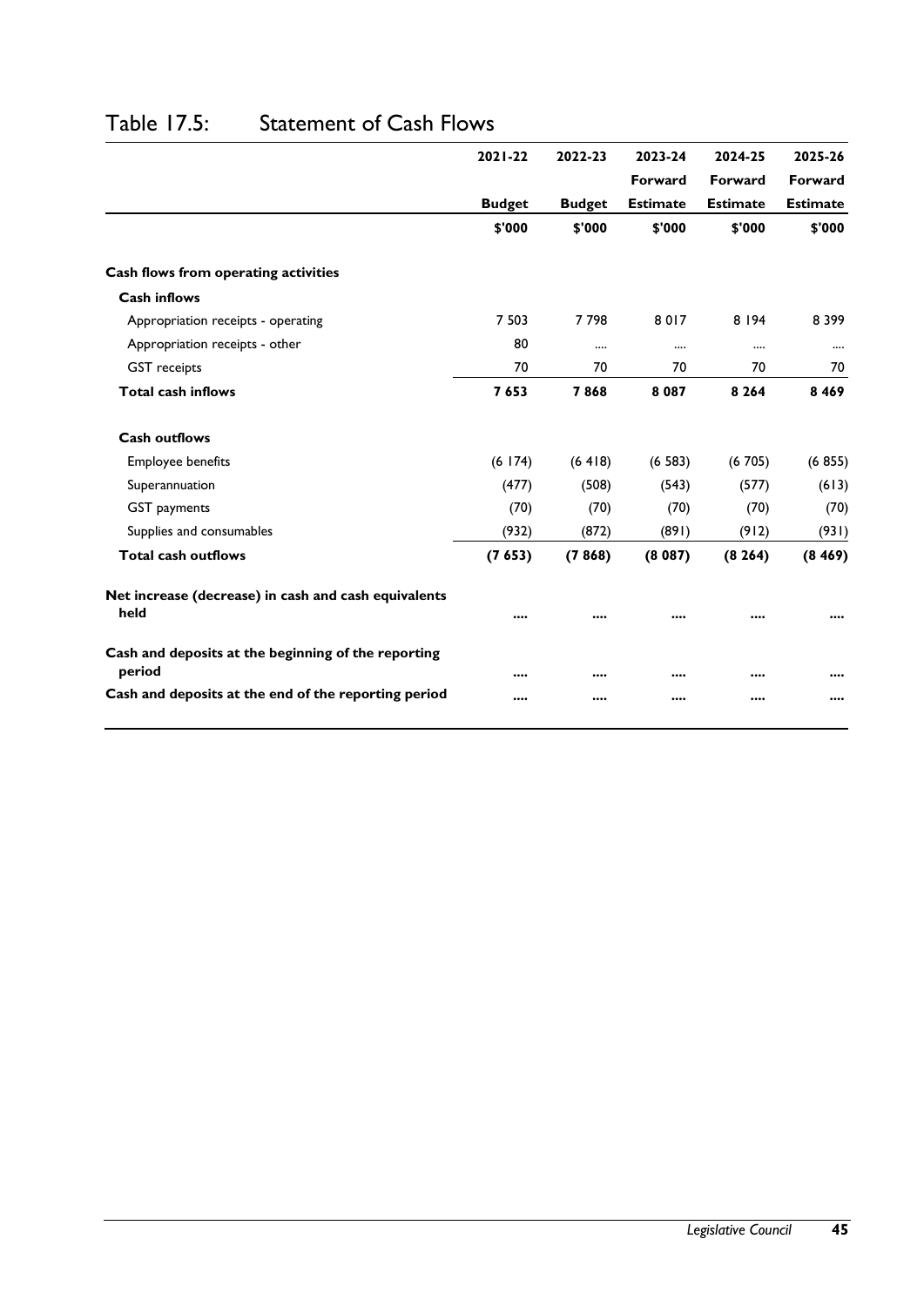## Table 17.5: Statement of Cash Flows

| | 2021-22 | 2022-23 | 2023-24 | 2024-25 | 2025-26 |
|---|---|---|---|---|---|
| | | | Forward | Forward | Forward |
| | Budget | Budget | Estimate | Estimate | Estimate |
| | $'000 | $'000 | $'000 | $'000 | $'000 |
| **Cash flows from operating activities** | | | | | |
| **Cash inflows** | | | | | |
| Appropriation receipts - operating | 7 503 | 7 798 | 8 017 | 8 194 | 8 399 |
| Appropriation receipts - other | 80 | .... | .... | .... | .... |
| GST receipts | 70 | 70 | 70 | 70 | 70 |
| **Total cash inflows** | **7 653** | **7 868** | **8 087** | **8 264** | **8 469** |
| **Cash outflows** | | | | | |
| Employee benefits | (6 174) | (6 418) | (6 583) | (6 705) | (6 855) |
| Superannuation | (477) | (508) | (543) | (577) | (613) |
| GST payments | (70) | (70) | (70) | (70) | (70) |
| Supplies and consumables | (932) | (872) | (891) | (912) | (931) |
| **Total cash outflows** | **(7 653)** | **(7 868)** | **(8 087)** | **(8 264)** | **(8 469)** |
| **Net increase (decrease) in cash and cash equivalents held** | **....** | **....** | **....** | **....** | **....** |
| **Cash and deposits at the beginning of the reporting period** | **....** | **....** | **....** | **....** | **....** |
| **Cash and deposits at the end of the reporting period** | **....** | **....** | **....** | **....** | **....** |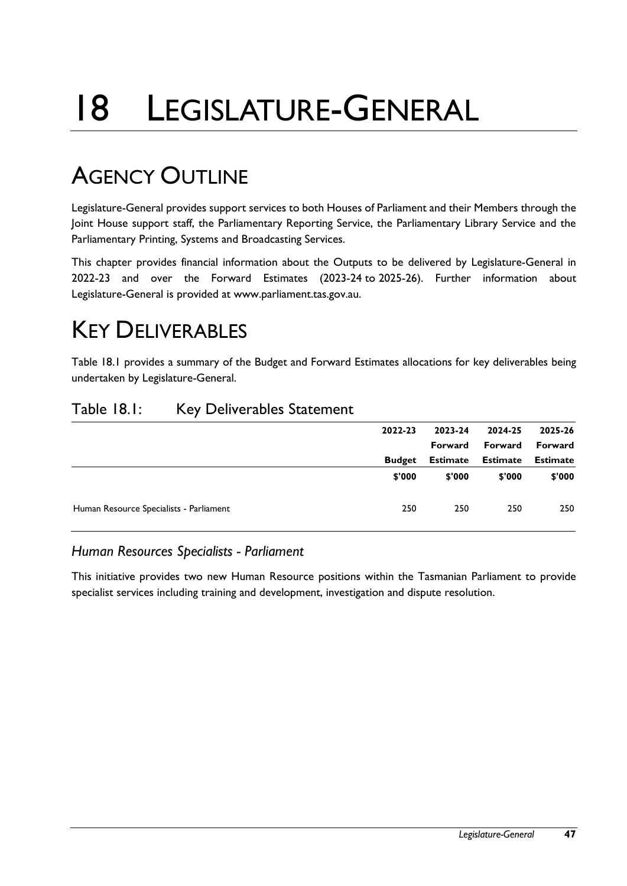# 18 LEGISLATURE-GENERAL

## AGENCY OUTLINE

Legislature-General provides support services to both Houses of Parliament and their Members through the Joint House support staff, the Parliamentary Reporting Service, the Parliamentary Library Service and the Parliamentary Printing, Systems and Broadcasting Services.

This chapter provides financial information about the Outputs to be delivered by Legislature-General in 2022-23 and over the Forward Estimates (2023-24 to 2025-26). Further information about Legislature-General is provided at www.parliament.tas.gov.au.

## KEY DELIVERABLES

Table 18.1 provides a summary of the Budget and Forward Estimates allocations for key deliverables being undertaken by Legislature-General.

### Table 18.1: Key Deliverables Statement

| | 2022-23 | 2023-24 | 2024-25 | 2025-26 |
|---|---|---|---|---|
| | | Forward | Forward | Forward |
| | Budget | Estimate | Estimate | Estimate |
| | $'000 | $'000 | $'000 | $'000 |
| Human Resource Specialists - Parliament | 250 | 250 | 250 | 250 |

### *Human Resources Specialists - Parliament*

This initiative provides two new Human Resource positions within the Tasmanian Parliament to provide specialist services including training and development, investigation and dispute resolution.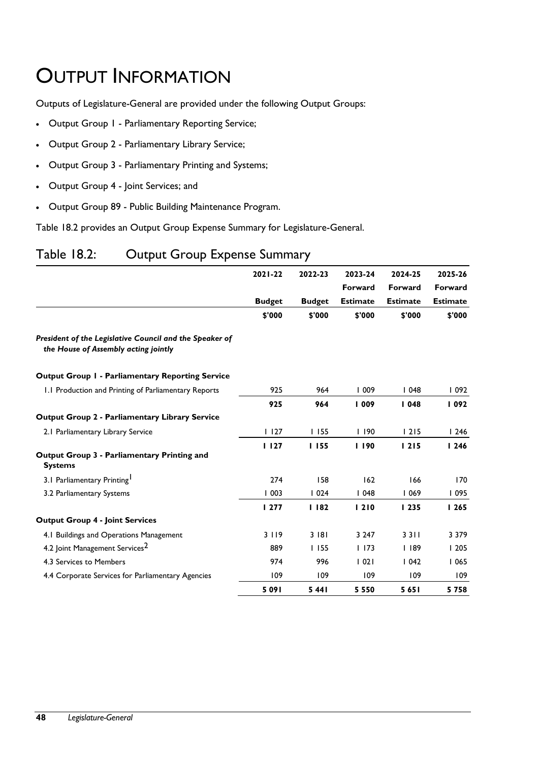# OUTPUT INFORMATION

Outputs of Legislature-General are provided under the following Output Groups:

- Output Group 1 - Parliamentary Reporting Service;
- Output Group 2 - Parliamentary Library Service;
- Output Group 3 - Parliamentary Printing and Systems;
- Output Group 4 - Joint Services; and
- Output Group 89 - Public Building Maintenance Program.

Table 18.2 provides an Output Group Expense Summary for Legislature-General.

## Table 18.2: Output Group Expense Summary

| | 2021-22 Budget | 2022-23 Budget | 2023-24 Forward Estimate | 2024-25 Forward Estimate | 2025-26 Forward Estimate |
|---|---|---|---|---|---|
| | $'000 | $'000 | $'000 | $'000 | $'000 |
| ***President of the Legislative Council and the Speaker of the House of Assembly acting jointly*** | | | | | |
| **Output Group 1 - Parliamentary Reporting Service** | | | | | |
| 1.1 Production and Printing of Parliamentary Reports | 925 | 964 | 1 009 | 1 048 | 1 092 |
| | **925** | **964** | **1 009** | **1 048** | **1 092** |
| **Output Group 2 - Parliamentary Library Service** | | | | | |
| 2.1 Parliamentary Library Service | 1 127 | 1 155 | 1 190 | 1 215 | 1 246 |
| | **1 127** | **1 155** | **1 190** | **1 215** | **1 246** |
| **Output Group 3 - Parliamentary Printing and Systems** | | | | | |
| 3.1 Parliamentary Printing[1] | 274 | 158 | 162 | 166 | 170 |
| 3.2 Parliamentary Systems | 1 003 | 1 024 | 1 048 | 1 069 | 1 095 |
| | **1 277** | **1 182** | **1 210** | **1 235** | **1 265** |
| **Output Group 4 - Joint Services** | | | | | |
| 4.1 Buildings and Operations Management | 3 119 | 3 181 | 3 247 | 3 311 | 3 379 |
| 4.2 Joint Management Services[2] | 889 | 1 155 | 1 173 | 1 189 | 1 205 |
| 4.3 Services to Members | 974 | 996 | 1 021 | 1 042 | 1 065 |
| 4.4 Corporate Services for Parliamentary Agencies | 109 | 109 | 109 | 109 | 109 |
| | **5 091** | **5 441** | **5 550** | **5 651** | **5 758** |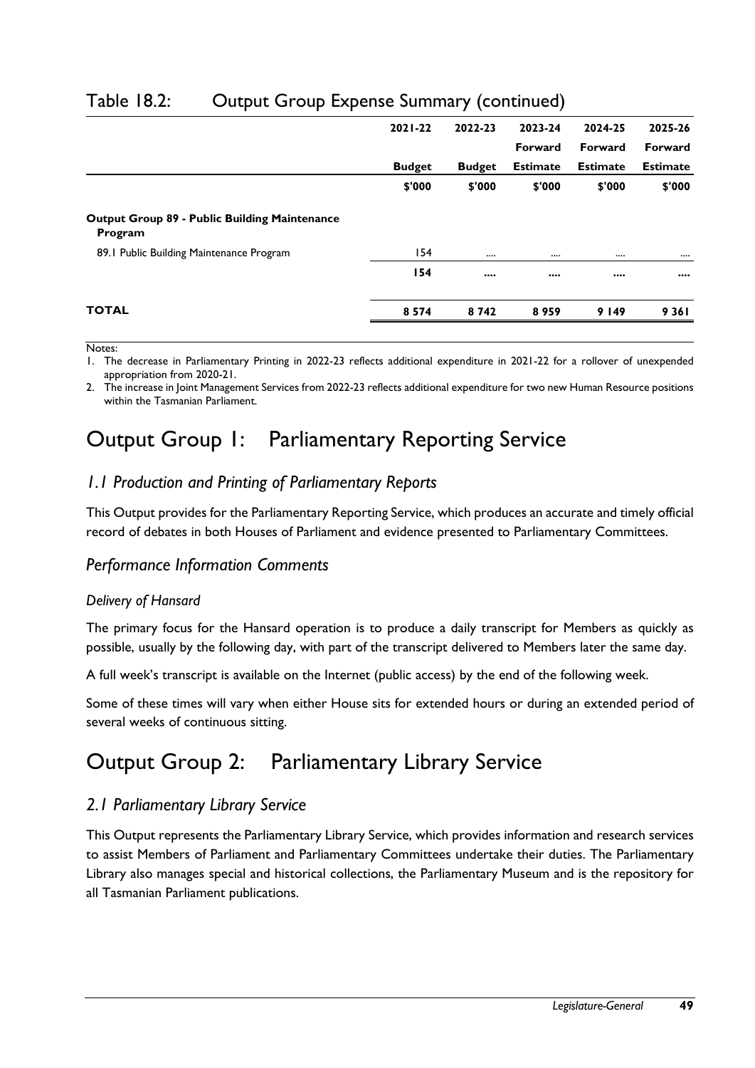## Table 18.2: Output Group Expense Summary (continued)

| | 2021-22 Budget | 2022-23 Budget | 2023-24 Forward Estimate | 2024-25 Forward Estimate | 2025-26 Forward Estimate |
|---|---|---|---|---|---|
| | $'000 | $'000 | $'000 | $'000 | $'000 |
| **Output Group 89 - Public Building Maintenance Program** | | | | | |
| 89.1 Public Building Maintenance Program | 154 | .... | .... | .... | .... |
| | **154** | **....** | **....** | **....** | **....** |
| **TOTAL** | **8 574** | **8 742** | **8 959** | **9 149** | **9 361** |

Notes:

1. The decrease in Parliamentary Printing in 2022-23 reflects additional expenditure in 2021-22 for a rollover of unexpended appropriation from 2020-21.
2. The increase in Joint Management Services from 2022-23 reflects additional expenditure for two new Human Resource positions within the Tasmanian Parliament.

# Output Group 1: Parliamentary Reporting Service

## *1.1 Production and Printing of Parliamentary Reports*

This Output provides for the Parliamentary Reporting Service, which produces an accurate and timely official record of debates in both Houses of Parliament and evidence presented to Parliamentary Committees.

## *Performance Information Comments*

### *Delivery of Hansard*

The primary focus for the Hansard operation is to produce a daily transcript for Members as quickly as possible, usually by the following day, with part of the transcript delivered to Members later the same day.

A full week's transcript is available on the Internet (public access) by the end of the following week.

Some of these times will vary when either House sits for extended hours or during an extended period of several weeks of continuous sitting.

# Output Group 2: Parliamentary Library Service

## *2.1 Parliamentary Library Service*

This Output represents the Parliamentary Library Service, which provides information and research services to assist Members of Parliament and Parliamentary Committees undertake their duties. The Parliamentary Library also manages special and historical collections, the Parliamentary Museum and is the repository for all Tasmanian Parliament publications.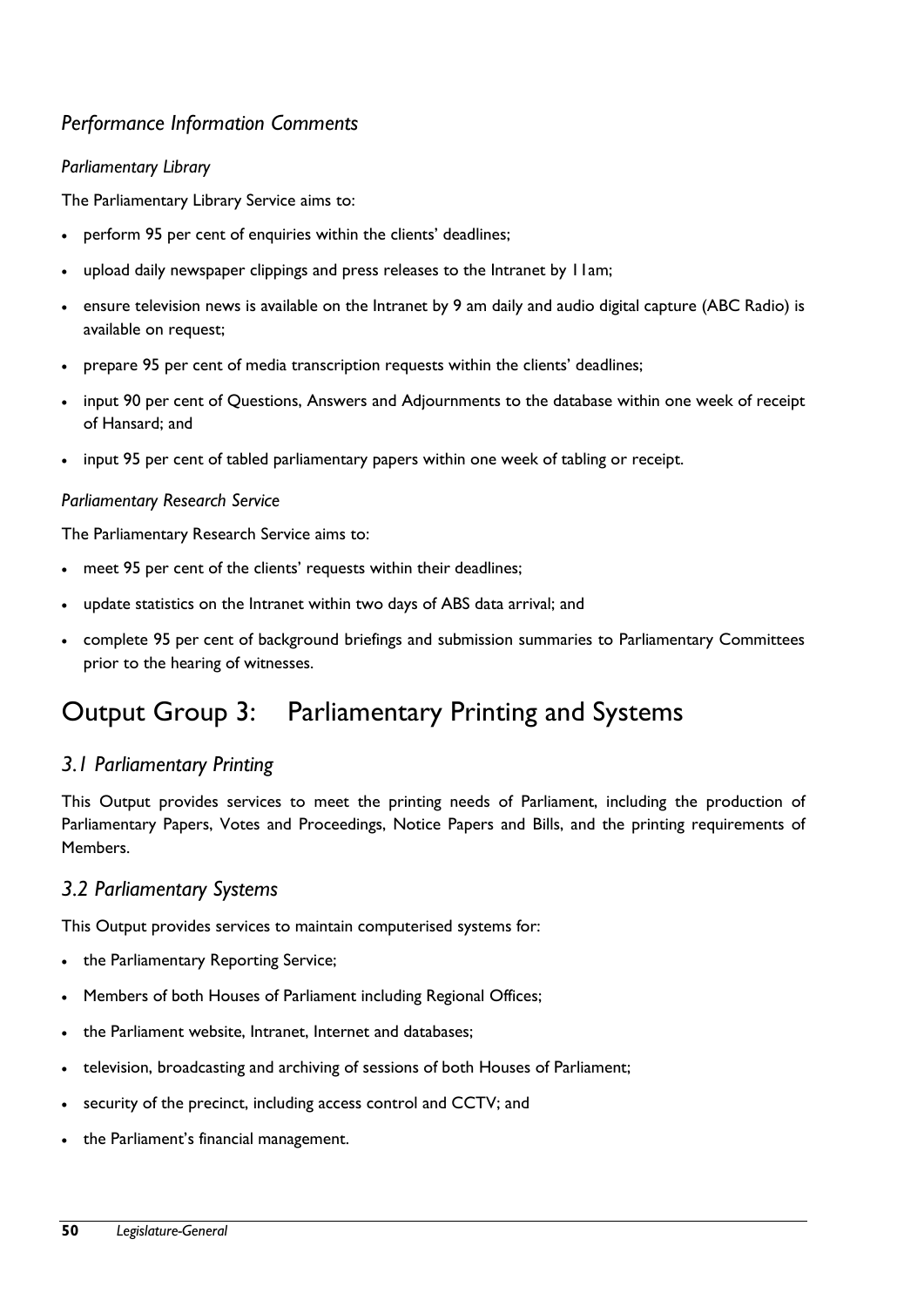### *Performance Information Comments*

*Parliamentary Library*

The Parliamentary Library Service aims to:

- perform 95 per cent of enquiries within the clients' deadlines;
- upload daily newspaper clippings and press releases to the Intranet by 11am;
- ensure television news is available on the Intranet by 9 am daily and audio digital capture (ABC Radio) is available on request;
- prepare 95 per cent of media transcription requests within the clients' deadlines;
- input 90 per cent of Questions, Answers and Adjournments to the database within one week of receipt of Hansard; and
- input 95 per cent of tabled parliamentary papers within one week of tabling or receipt.

*Parliamentary Research Service*

The Parliamentary Research Service aims to:

- meet 95 per cent of the clients' requests within their deadlines;
- update statistics on the Intranet within two days of ABS data arrival; and
- complete 95 per cent of background briefings and submission summaries to Parliamentary Committees prior to the hearing of witnesses.

## Output Group 3: Parliamentary Printing and Systems

### *3.1 Parliamentary Printing*

This Output provides services to meet the printing needs of Parliament, including the production of Parliamentary Papers, Votes and Proceedings, Notice Papers and Bills, and the printing requirements of Members.

### *3.2 Parliamentary Systems*

This Output provides services to maintain computerised systems for:

- the Parliamentary Reporting Service;
- Members of both Houses of Parliament including Regional Offices;
- the Parliament website, Intranet, Internet and databases;
- television, broadcasting and archiving of sessions of both Houses of Parliament;
- security of the precinct, including access control and CCTV; and
- the Parliament's financial management.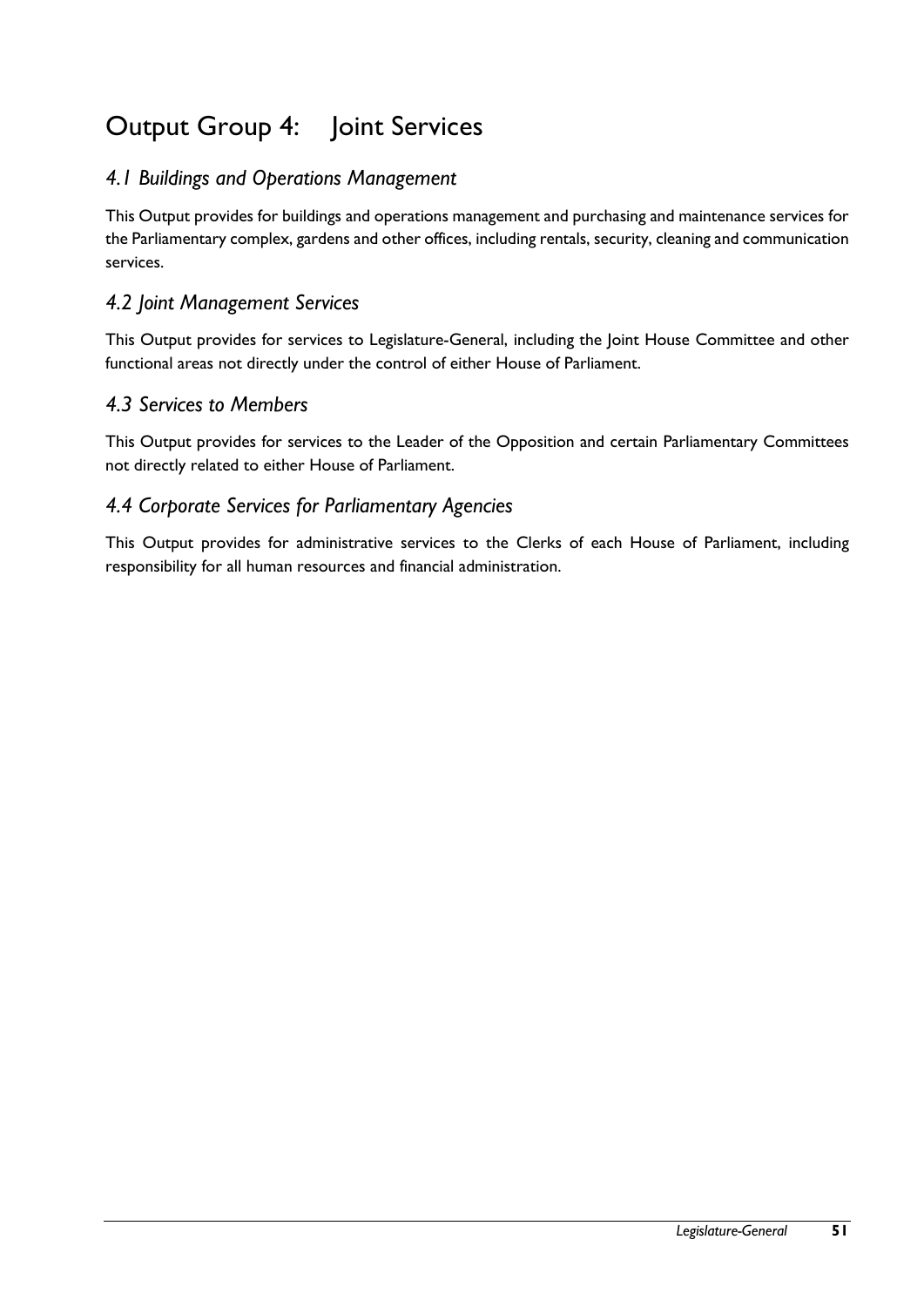# Output Group 4: Joint Services

## *4.1 Buildings and Operations Management*

This Output provides for buildings and operations management and purchasing and maintenance services for the Parliamentary complex, gardens and other offices, including rentals, security, cleaning and communication services.

## *4.2 Joint Management Services*

This Output provides for services to Legislature-General, including the Joint House Committee and other functional areas not directly under the control of either House of Parliament.

## *4.3 Services to Members*

This Output provides for services to the Leader of the Opposition and certain Parliamentary Committees not directly related to either House of Parliament.

## *4.4 Corporate Services for Parliamentary Agencies*

This Output provides for administrative services to the Clerks of each House of Parliament, including responsibility for all human resources and financial administration.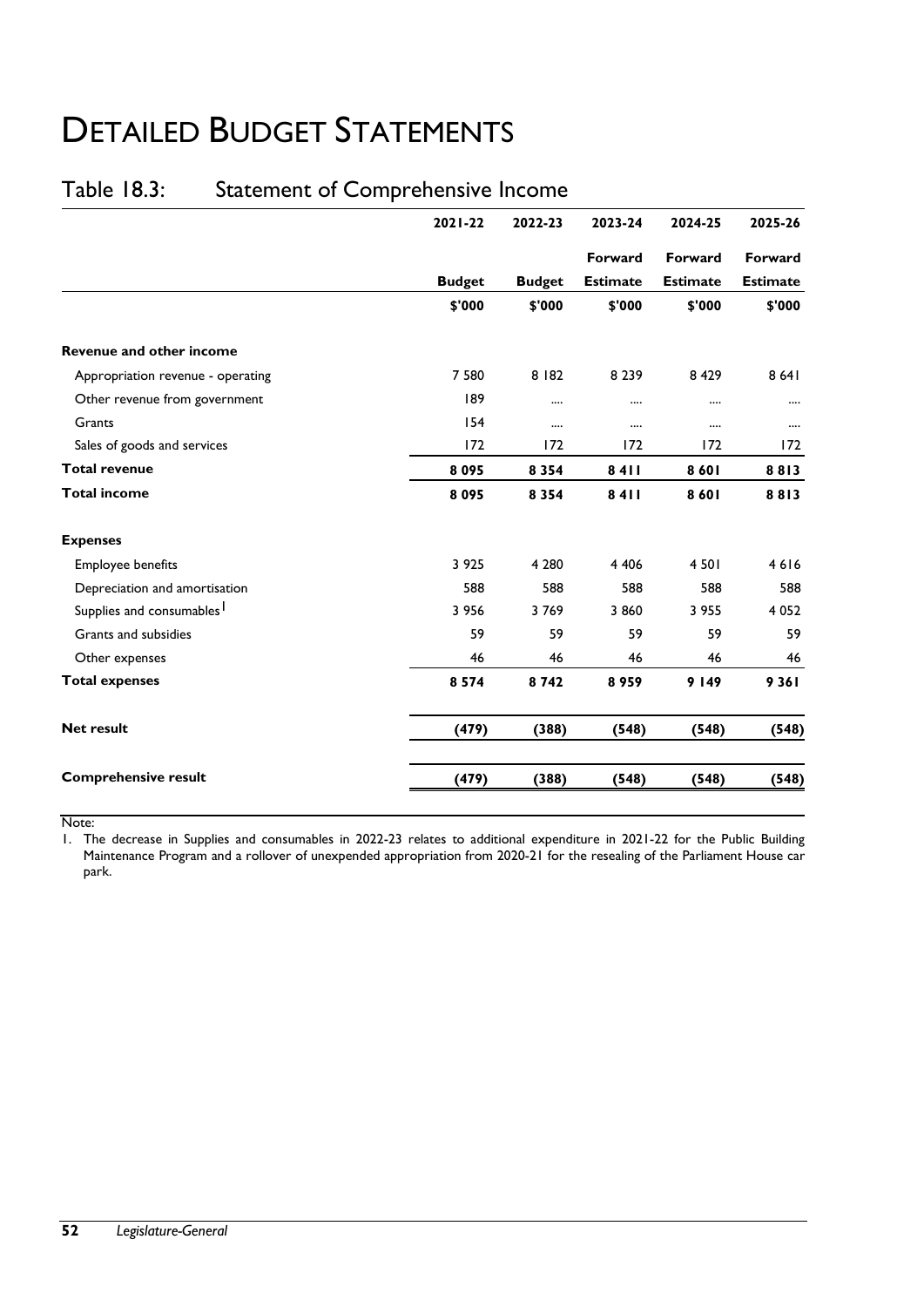# DETAILED BUDGET STATEMENTS

## Table 18.3: Statement of Comprehensive Income

| | 2021-22 | 2022-23 | 2023-24 | 2024-25 | 2025-26 |
|---|---|---|---|---|---|
| | Budget | Budget | Forward Estimate | Forward Estimate | Forward Estimate |
| | $'000 | $'000 | $'000 | $'000 | $'000 |
| **Revenue and other income** | | | | | |
| Appropriation revenue - operating | 7 580 | 8 182 | 8 239 | 8 429 | 8 641 |
| Other revenue from government | 189 | .... | .... | .... | .... |
| Grants | 154 | .... | .... | .... | .... |
| Sales of goods and services | 172 | 172 | 172 | 172 | 172 |
| **Total revenue** | **8 095** | **8 354** | **8 411** | **8 601** | **8 813** |
| **Total income** | **8 095** | **8 354** | **8 411** | **8 601** | **8 813** |
| **Expenses** | | | | | |
| Employee benefits | 3 925 | 4 280 | 4 406 | 4 501 | 4 616 |
| Depreciation and amortisation | 588 | 588 | 588 | 588 | 588 |
| Supplies and consumables[1] | 3 956 | 3 769 | 3 860 | 3 955 | 4 052 |
| Grants and subsidies | 59 | 59 | 59 | 59 | 59 |
| Other expenses | 46 | 46 | 46 | 46 | 46 |
| **Total expenses** | **8 574** | **8 742** | **8 959** | **9 149** | **9 361** |
| **Net result** | **(479)** | **(388)** | **(548)** | **(548)** | **(548)** |
| **Comprehensive result** | **(479)** | **(388)** | **(548)** | **(548)** | **(548)** |

Note:

1. The decrease in Supplies and consumables in 2022-23 relates to additional expenditure in 2021-22 for the Public Building Maintenance Program and a rollover of unexpended appropriation from 2020-21 for the resealing of the Parliament House car park.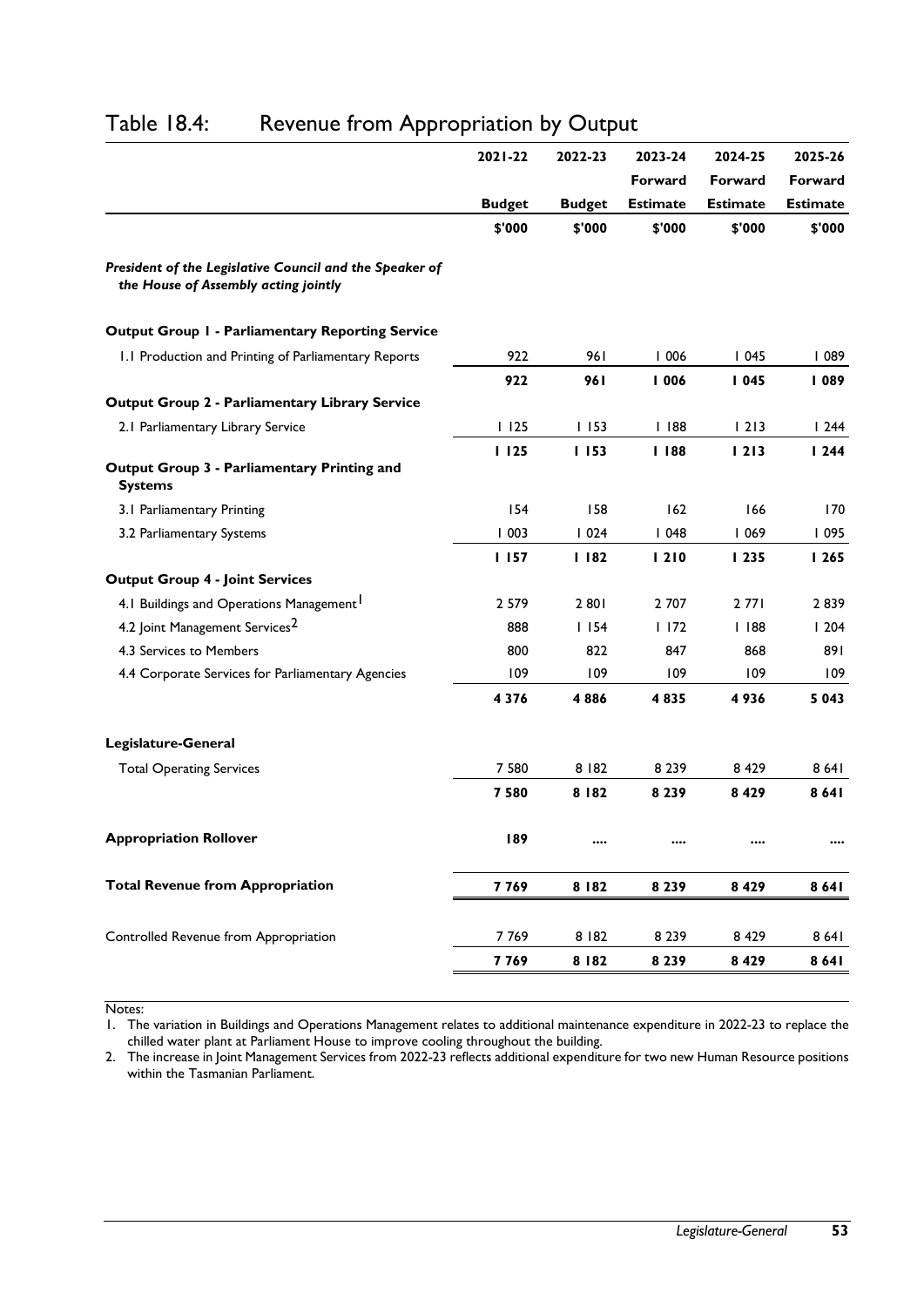## Table 18.4: Revenue from Appropriation by Output

| | 2021-22 | 2022-23 | 2023-24 | 2024-25 | 2025-26 |
|---|---|---|---|---|---|
| | | | Forward | Forward | Forward |
| | Budget | Budget | Estimate | Estimate | Estimate |
| | $'000 | $'000 | $'000 | $'000 | $'000 |
| ***President of the Legislative Council and the Speaker of the House of Assembly acting jointly*** | | | | | |
| **Output Group 1 - Parliamentary Reporting Service** | | | | | |
| 1.1 Production and Printing of Parliamentary Reports | 922 | 961 | 1 006 | 1 045 | 1 089 |
| | **922** | **961** | **1 006** | **1 045** | **1 089** |
| **Output Group 2 - Parliamentary Library Service** | | | | | |
| 2.1 Parliamentary Library Service | 1 125 | 1 153 | 1 188 | 1 213 | 1 244 |
| | **1 125** | **1 153** | **1 188** | **1 213** | **1 244** |
| **Output Group 3 - Parliamentary Printing and Systems** | | | | | |
| 3.1 Parliamentary Printing | 154 | 158 | 162 | 166 | 170 |
| 3.2 Parliamentary Systems | 1 003 | 1 024 | 1 048 | 1 069 | 1 095 |
| | **1 157** | **1 182** | **1 210** | **1 235** | **1 265** |
| **Output Group 4 - Joint Services** | | | | | |
| 4.1 Buildings and Operations Management[1] | 2 579 | 2 801 | 2 707 | 2 771 | 2 839 |
| 4.2 Joint Management Services[2] | 888 | 1 154 | 1 172 | 1 188 | 1 204 |
| 4.3 Services to Members | 800 | 822 | 847 | 868 | 891 |
| 4.4 Corporate Services for Parliamentary Agencies | 109 | 109 | 109 | 109 | 109 |
| | **4 376** | **4 886** | **4 835** | **4 936** | **5 043** |
| **Legislature-General** | | | | | |
| Total Operating Services | 7 580 | 8 182 | 8 239 | 8 429 | 8 641 |
| | **7 580** | **8 182** | **8 239** | **8 429** | **8 641** |
| **Appropriation Rollover** | **189** | **....** | **....** | **....** | **....** |
| **Total Revenue from Appropriation** | **7 769** | **8 182** | **8 239** | **8 429** | **8 641** |
| Controlled Revenue from Appropriation | 7 769 | 8 182 | 8 239 | 8 429 | 8 641 |
| | **7 769** | **8 182** | **8 239** | **8 429** | **8 641** |

Notes:

1. The variation in Buildings and Operations Management relates to additional maintenance expenditure in 2022-23 to replace the chilled water plant at Parliament House to improve cooling throughout the building.
2. The increase in Joint Management Services from 2022-23 reflects additional expenditure for two new Human Resource positions within the Tasmanian Parliament.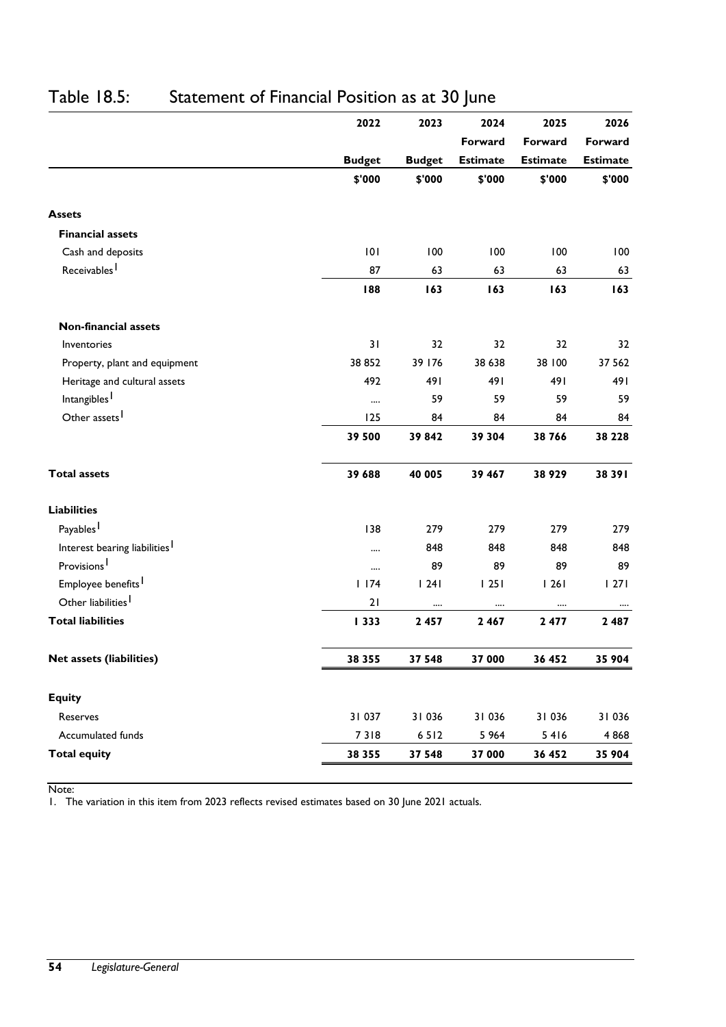## Table 18.5: Statement of Financial Position as at 30 June

| | 2022 Budget | 2023 Budget | 2024 Forward Estimate | 2025 Forward Estimate | 2026 Forward Estimate |
|---|---|---|---|---|---|
| | $'000 | $'000 | $'000 | $'000 | $'000 |
| **Assets** | | | | | |
| **Financial assets** | | | | | |
| Cash and deposits | 101 | 100 | 100 | 100 | 100 |
| Receivables[1] | 87 | 63 | 63 | 63 | 63 |
| | **188** | **163** | **163** | **163** | **163** |
| **Non-financial assets** | | | | | |
| Inventories | 31 | 32 | 32 | 32 | 32 |
| Property, plant and equipment | 38 852 | 39 176 | 38 638 | 38 100 | 37 562 |
| Heritage and cultural assets | 492 | 491 | 491 | 491 | 491 |
| Intangibles[1] | .... | 59 | 59 | 59 | 59 |
| Other assets[1] | 125 | 84 | 84 | 84 | 84 |
| | **39 500** | **39 842** | **39 304** | **38 766** | **38 228** |
| **Total assets** | **39 688** | **40 005** | **39 467** | **38 929** | **38 391** |
| **Liabilities** | | | | | |
| Payables[1] | 138 | 279 | 279 | 279 | 279 |
| Interest bearing liabilities[1] | .... | 848 | 848 | 848 | 848 |
| Provisions[1] | .... | 89 | 89 | 89 | 89 |
| Employee benefits[1] | 1 174 | 1 241 | 1 251 | 1 261 | 1 271 |
| Other liabilities[1] | 21 | .... | .... | .... | .... |
| **Total liabilities** | **1 333** | **2 457** | **2 467** | **2 477** | **2 487** |
| **Net assets (liabilities)** | **38 355** | **37 548** | **37 000** | **36 452** | **35 904** |
| **Equity** | | | | | |
| Reserves | 31 037 | 31 036 | 31 036 | 31 036 | 31 036 |
| Accumulated funds | 7 318 | 6 512 | 5 964 | 5 416 | 4 868 |
| **Total equity** | **38 355** | **37 548** | **37 000** | **36 452** | **35 904** |

Note:

1. The variation in this item from 2023 reflects revised estimates based on 30 June 2021 actuals.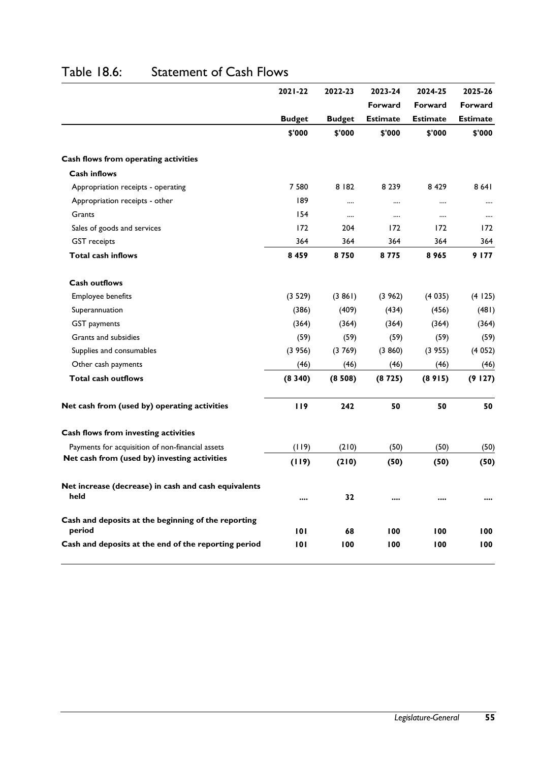## Table 18.6: Statement of Cash Flows

| | 2021-22 | 2022-23 | 2023-24 | 2024-25 | 2025-26 |
|---|---|---|---|---|---|
| | | | Forward | Forward | Forward |
| | Budget | Budget | Estimate | Estimate | Estimate |
| | $'000 | $'000 | $'000 | $'000 | $'000 |
| **Cash flows from operating activities** | | | | | |
| **Cash inflows** | | | | | |
| Appropriation receipts - operating | 7 580 | 8 182 | 8 239 | 8 429 | 8 641 |
| Appropriation receipts - other | 189 | .... | .... | .... | .... |
| Grants | 154 | .... | .... | .... | .... |
| Sales of goods and services | 172 | 204 | 172 | 172 | 172 |
| GST receipts | 364 | 364 | 364 | 364 | 364 |
| **Total cash inflows** | **8 459** | **8 750** | **8 775** | **8 965** | **9 177** |
| **Cash outflows** | | | | | |
| Employee benefits | (3 529) | (3 861) | (3 962) | (4 035) | (4 125) |
| Superannuation | (386) | (409) | (434) | (456) | (481) |
| GST payments | (364) | (364) | (364) | (364) | (364) |
| Grants and subsidies | (59) | (59) | (59) | (59) | (59) |
| Supplies and consumables | (3 956) | (3 769) | (3 860) | (3 955) | (4 052) |
| Other cash payments | (46) | (46) | (46) | (46) | (46) |
| **Total cash outflows** | **(8 340)** | **(8 508)** | **(8 725)** | **(8 915)** | **(9 127)** |
| **Net cash from (used by) operating activities** | **119** | **242** | **50** | **50** | **50** |
| **Cash flows from investing activities** | | | | | |
| Payments for acquisition of non-financial assets | (119) | (210) | (50) | (50) | (50) |
| **Net cash from (used by) investing activities** | **(119)** | **(210)** | **(50)** | **(50)** | **(50)** |
| **Net increase (decrease) in cash and cash equivalents held** | **....** | **32** | **....** | **....** | **....** |
| **Cash and deposits at the beginning of the reporting period** | **101** | **68** | **100** | **100** | **100** |
| **Cash and deposits at the end of the reporting period** | **101** | **100** | **100** | **100** | **100** |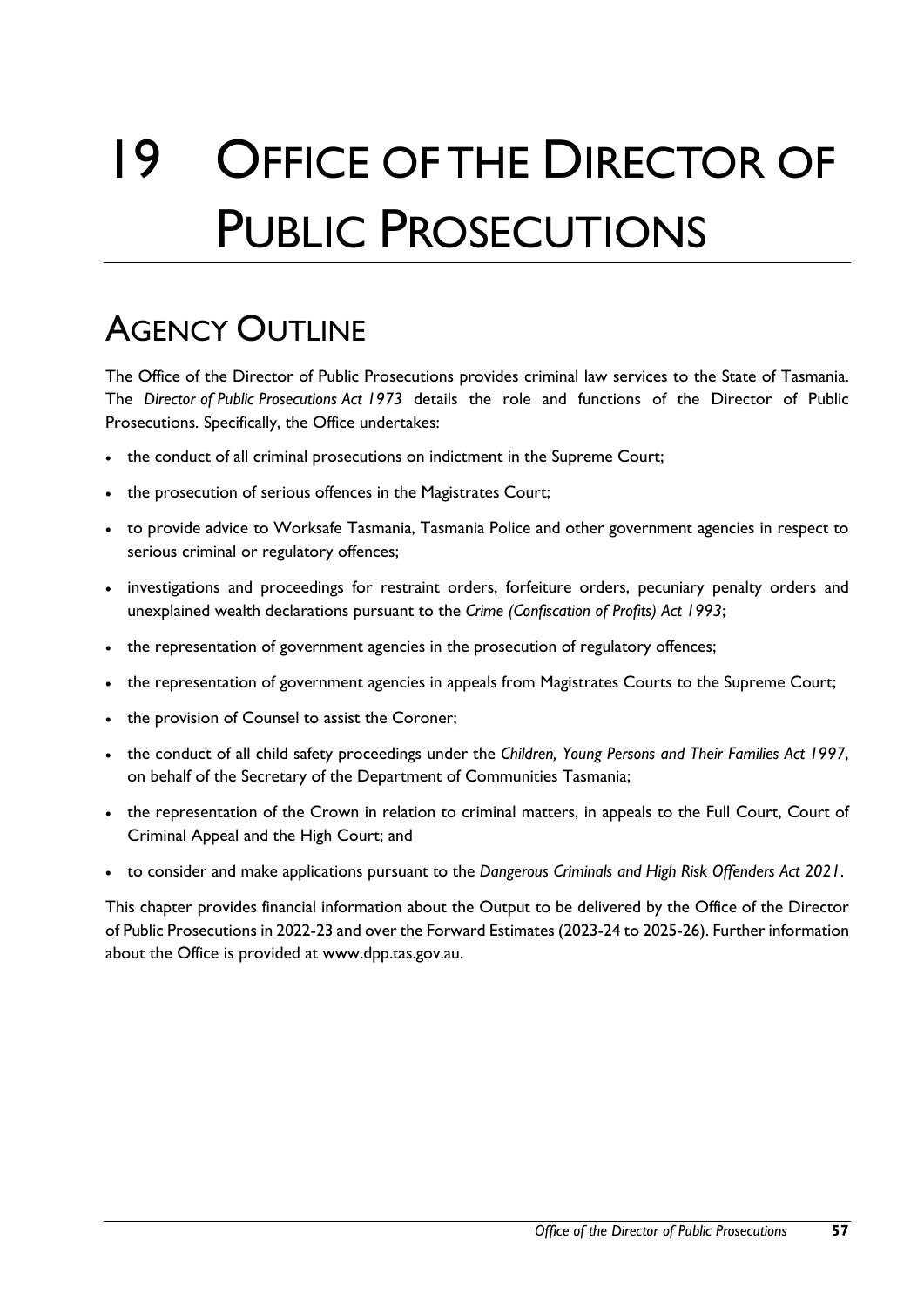# 19 OFFICE OF THE DIRECTOR OF PUBLIC PROSECUTIONS

## AGENCY OUTLINE

The Office of the Director of Public Prosecutions provides criminal law services to the State of Tasmania. The *Director of Public Prosecutions Act 1973* details the role and functions of the Director of Public Prosecutions. Specifically, the Office undertakes:

- the conduct of all criminal prosecutions on indictment in the Supreme Court;
- the prosecution of serious offences in the Magistrates Court;
- to provide advice to Worksafe Tasmania, Tasmania Police and other government agencies in respect to serious criminal or regulatory offences;
- investigations and proceedings for restraint orders, forfeiture orders, pecuniary penalty orders and unexplained wealth declarations pursuant to the *Crime (Confiscation of Profits) Act 1993*;
- the representation of government agencies in the prosecution of regulatory offences;
- the representation of government agencies in appeals from Magistrates Courts to the Supreme Court;
- the provision of Counsel to assist the Coroner;
- the conduct of all child safety proceedings under the *Children, Young Persons and Their Families Act 1997*, on behalf of the Secretary of the Department of Communities Tasmania;
- the representation of the Crown in relation to criminal matters, in appeals to the Full Court, Court of Criminal Appeal and the High Court; and
- to consider and make applications pursuant to the *Dangerous Criminals and High Risk Offenders Act 2021*.

This chapter provides financial information about the Output to be delivered by the Office of the Director of Public Prosecutions in 2022-23 and over the Forward Estimates (2023-24 to 2025-26). Further information about the Office is provided at www.dpp.tas.gov.au.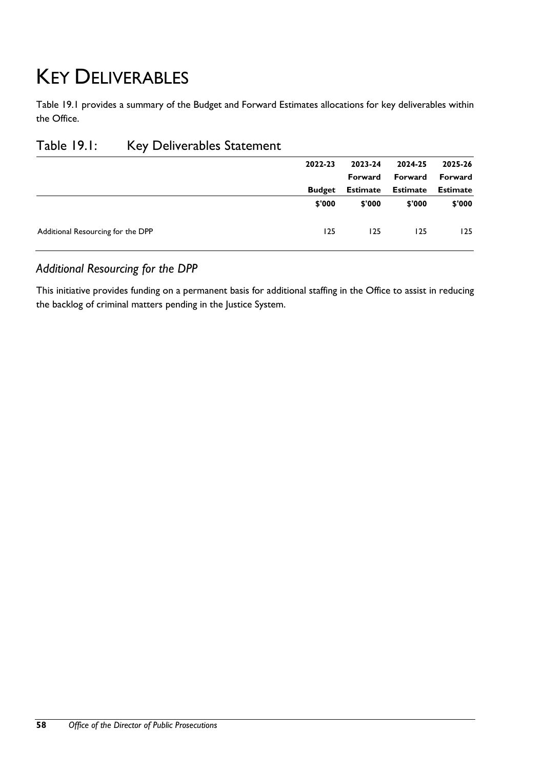# KEY DELIVERABLES

Table 19.1 provides a summary of the Budget and Forward Estimates allocations for key deliverables within the Office.

## Table 19.1: Key Deliverables Statement

| | 2022-23 | 2023-24 | 2024-25 | 2025-26 |
|---|---|---|---|---|
| | | Forward | Forward | Forward |
| | Budget | Estimate | Estimate | Estimate |
| | $'000 | $'000 | $'000 | $'000 |
| Additional Resourcing for the DPP | 125 | 125 | 125 | 125 |

### *Additional Resourcing for the DPP*

This initiative provides funding on a permanent basis for additional staffing in the Office to assist in reducing the backlog of criminal matters pending in the Justice System.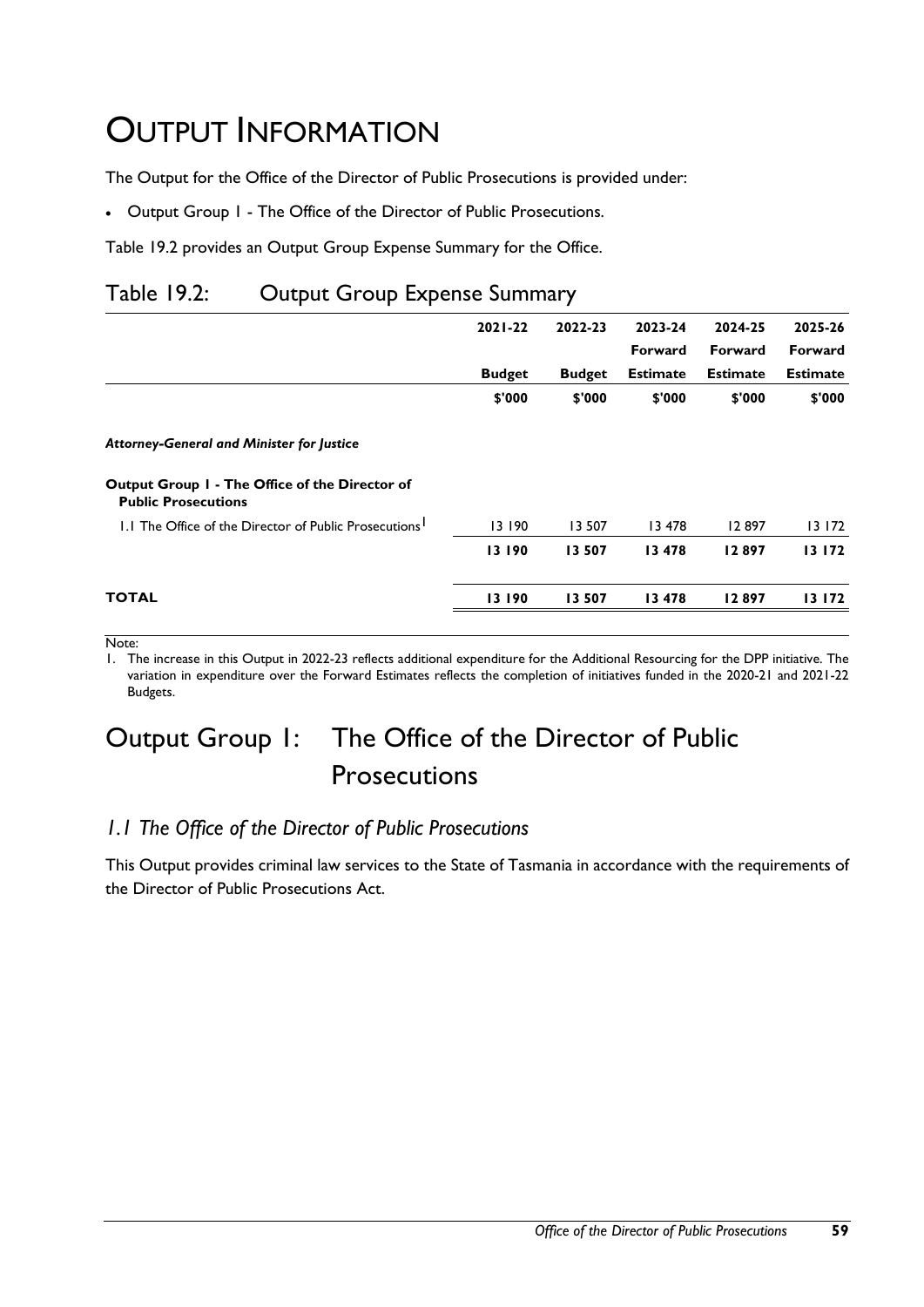# OUTPUT INFORMATION

The Output for the Office of the Director of Public Prosecutions is provided under:

- Output Group 1 - The Office of the Director of Public Prosecutions.

Table 19.2 provides an Output Group Expense Summary for the Office.

## Table 19.2: Output Group Expense Summary

| | 2021-22 | 2022-23 | 2023-24 | 2024-25 | 2025-26 |
|---|---|---|---|---|---|
| | | | Forward | Forward | Forward |
| | Budget | Budget | Estimate | Estimate | Estimate |
| | $'000 | $'000 | $'000 | $'000 | $'000 |
| ***Attorney-General and Minister for Justice*** | | | | | |
| **Output Group 1 - The Office of the Director of Public Prosecutions** | | | | | |
| 1.1 The Office of the Director of Public Prosecutions[1] | 13 190 | 13 507 | 13 478 | 12 897 | 13 172 |
| | **13 190** | **13 507** | **13 478** | **12 897** | **13 172** |
| **TOTAL** | **13 190** | **13 507** | **13 478** | **12 897** | **13 172** |

Note:

1. The increase in this Output in 2022-23 reflects additional expenditure for the Additional Resourcing for the DPP initiative. The variation in expenditure over the Forward Estimates reflects the completion of initiatives funded in the 2020-21 and 2021-22 Budgets.

# Output Group 1: The Office of the Director of Public Prosecutions

### *1.1 The Office of the Director of Public Prosecutions*

This Output provides criminal law services to the State of Tasmania in accordance with the requirements of the Director of Public Prosecutions Act.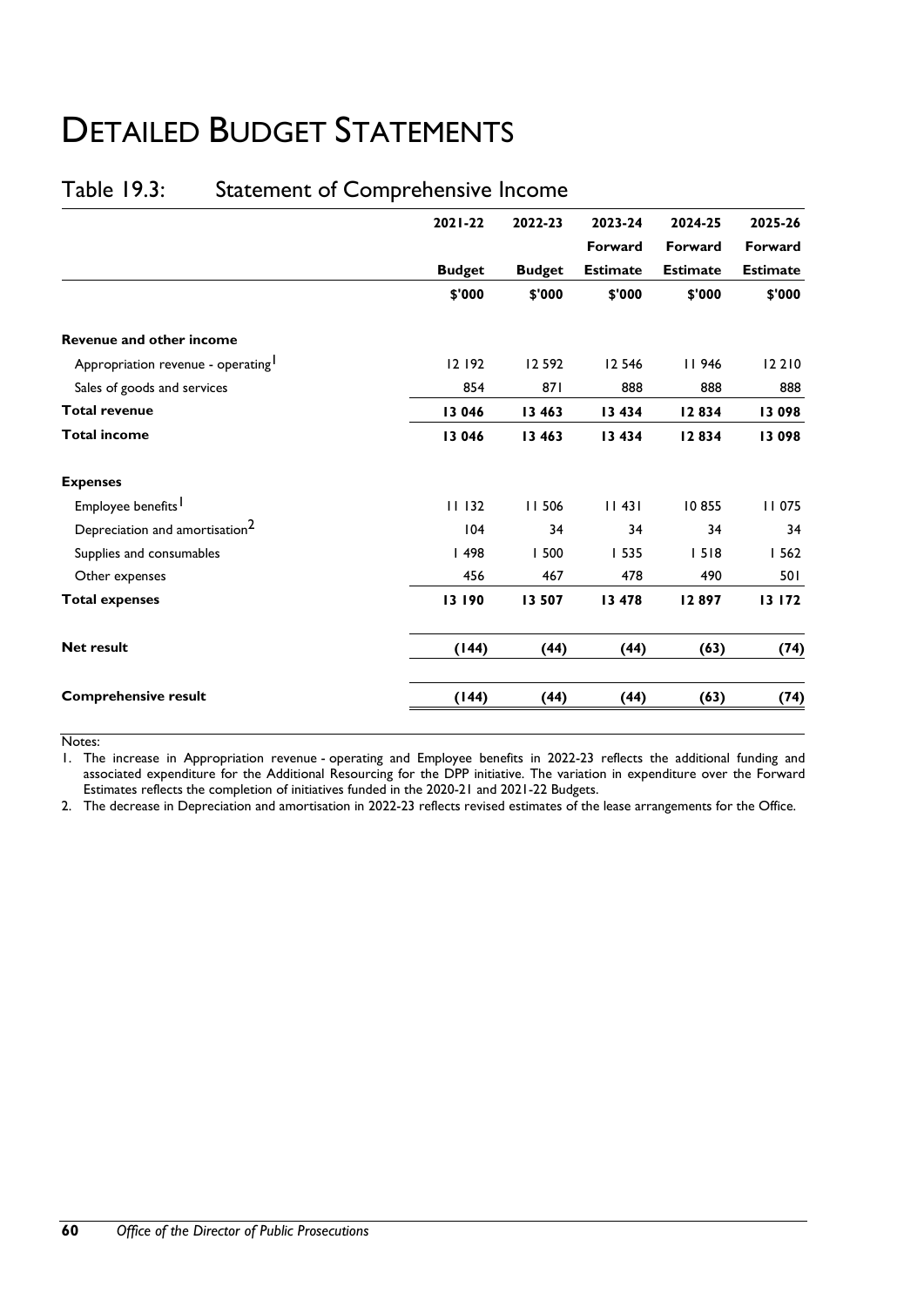# DETAILED BUDGET STATEMENTS

## Table 19.3: Statement of Comprehensive Income

| | 2021-22 | 2022-23 | 2023-24 | 2024-25 | 2025-26 |
|---|---|---|---|---|---|
| | | | Forward | Forward | Forward |
| | Budget | Budget | Estimate | Estimate | Estimate |
| | $'000 | $'000 | $'000 | $'000 | $'000 |
| **Revenue and other income** | | | | | |
| Appropriation revenue - operating[1] | 12 192 | 12 592 | 12 546 | 11 946 | 12 210 |
| Sales of goods and services | 854 | 871 | 888 | 888 | 888 |
| **Total revenue** | **13 046** | **13 463** | **13 434** | **12 834** | **13 098** |
| **Total income** | **13 046** | **13 463** | **13 434** | **12 834** | **13 098** |
| **Expenses** | | | | | |
| Employee benefits[1] | 11 132 | 11 506 | 11 431 | 10 855 | 11 075 |
| Depreciation and amortisation[2] | 104 | 34 | 34 | 34 | 34 |
| Supplies and consumables | 1 498 | 1 500 | 1 535 | 1 518 | 1 562 |
| Other expenses | 456 | 467 | 478 | 490 | 501 |
| **Total expenses** | **13 190** | **13 507** | **13 478** | **12 897** | **13 172** |
| **Net result** | **(144)** | **(44)** | **(44)** | **(63)** | **(74)** |
| **Comprehensive result** | **(144)** | **(44)** | **(44)** | **(63)** | **(74)** |

Notes:

1. The increase in Appropriation revenue - operating and Employee benefits in 2022-23 reflects the additional funding and associated expenditure for the Additional Resourcing for the DPP initiative. The variation in expenditure over the Forward Estimates reflects the completion of initiatives funded in the 2020-21 and 2021-22 Budgets.
2. The decrease in Depreciation and amortisation in 2022-23 reflects revised estimates of the lease arrangements for the Office.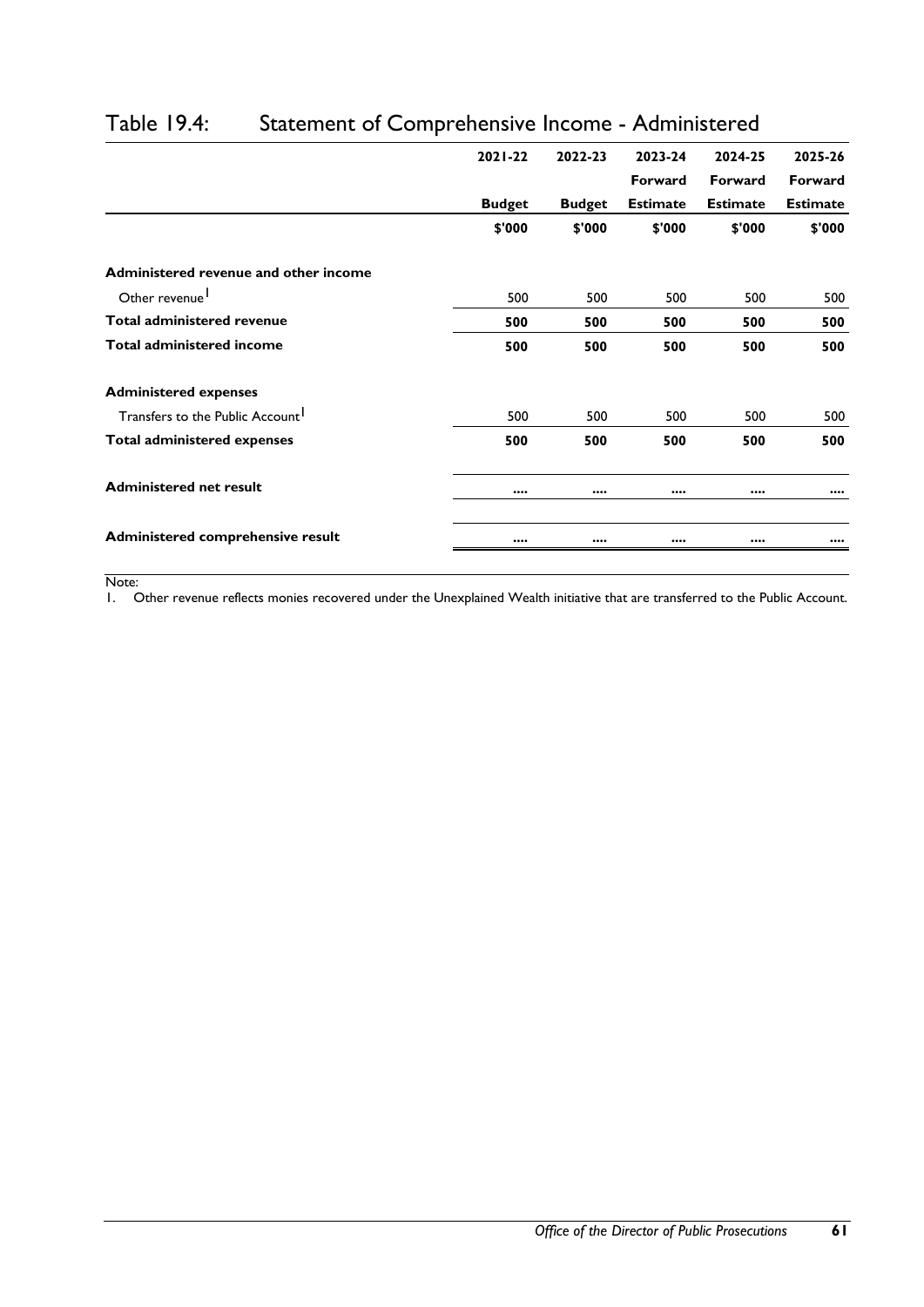## Table 19.4: Statement of Comprehensive Income - Administered

| | 2021-22 Budget | 2022-23 Budget | 2023-24 Forward Estimate | 2024-25 Forward Estimate | 2025-26 Forward Estimate |
|---|---|---|---|---|---|
| | $'000 | $'000 | $'000 | $'000 | $'000 |
| **Administered revenue and other income** | | | | | |
| Other revenue[1] | 500 | 500 | 500 | 500 | 500 |
| **Total administered revenue** | **500** | **500** | **500** | **500** | **500** |
| **Total administered income** | **500** | **500** | **500** | **500** | **500** |
| **Administered expenses** | | | | | |
| Transfers to the Public Account[1] | 500 | 500 | 500 | 500 | 500 |
| **Total administered expenses** | **500** | **500** | **500** | **500** | **500** |
| **Administered net result** | **....** | **....** | **....** | **....** | **....** |
| **Administered comprehensive result** | **....** | **....** | **....** | **....** | **....** |

Note:

1. Other revenue reflects monies recovered under the Unexplained Wealth initiative that are transferred to the Public Account.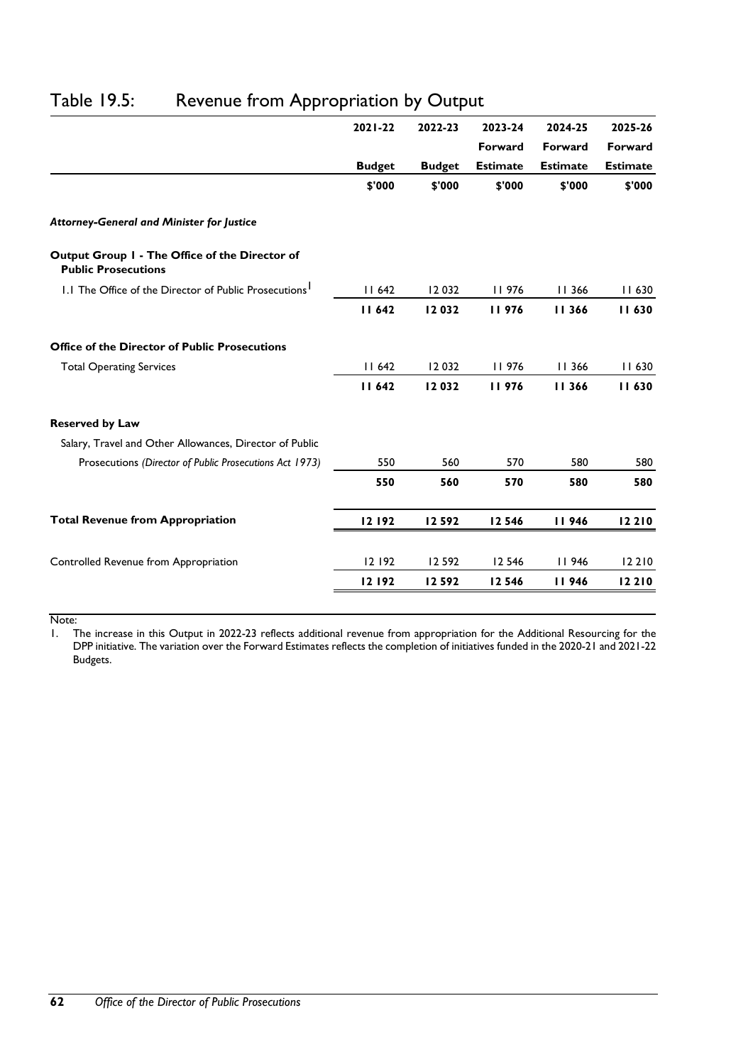## Table 19.5: Revenue from Appropriation by Output

| | 2021-22 | 2022-23 | 2023-24 | 2024-25 | 2025-26 |
|---|---|---|---|---|---|
| | | | Forward | Forward | Forward |
| | Budget | Budget | Estimate | Estimate | Estimate |
| | $'000 | $'000 | $'000 | $'000 | $'000 |
| ***Attorney-General and Minister for Justice*** | | | | | |
| **Output Group 1 - The Office of the Director of Public Prosecutions** | | | | | |
| 1.1 The Office of the Director of Public Prosecutions[1] | 11 642 | 12 032 | 11 976 | 11 366 | 11 630 |
| | **11 642** | **12 032** | **11 976** | **11 366** | **11 630** |
| **Office of the Director of Public Prosecutions** | | | | | |
| Total Operating Services | 11 642 | 12 032 | 11 976 | 11 366 | 11 630 |
| | **11 642** | **12 032** | **11 976** | **11 366** | **11 630** |
| **Reserved by Law** | | | | | |
| Salary, Travel and Other Allowances, Director of Public Prosecutions *(Director of Public Prosecutions Act 1973)* | 550 | 560 | 570 | 580 | 580 |
| | **550** | **560** | **570** | **580** | **580** |
| **Total Revenue from Appropriation** | **12 192** | **12 592** | **12 546** | **11 946** | **12 210** |
| Controlled Revenue from Appropriation | 12 192 | 12 592 | 12 546 | 11 946 | 12 210 |
| | **12 192** | **12 592** | **12 546** | **11 946** | **12 210** |

Note:

1. The increase in this Output in 2022-23 reflects additional revenue from appropriation for the Additional Resourcing for the DPP initiative. The variation over the Forward Estimates reflects the completion of initiatives funded in the 2020-21 and 2021-22 Budgets.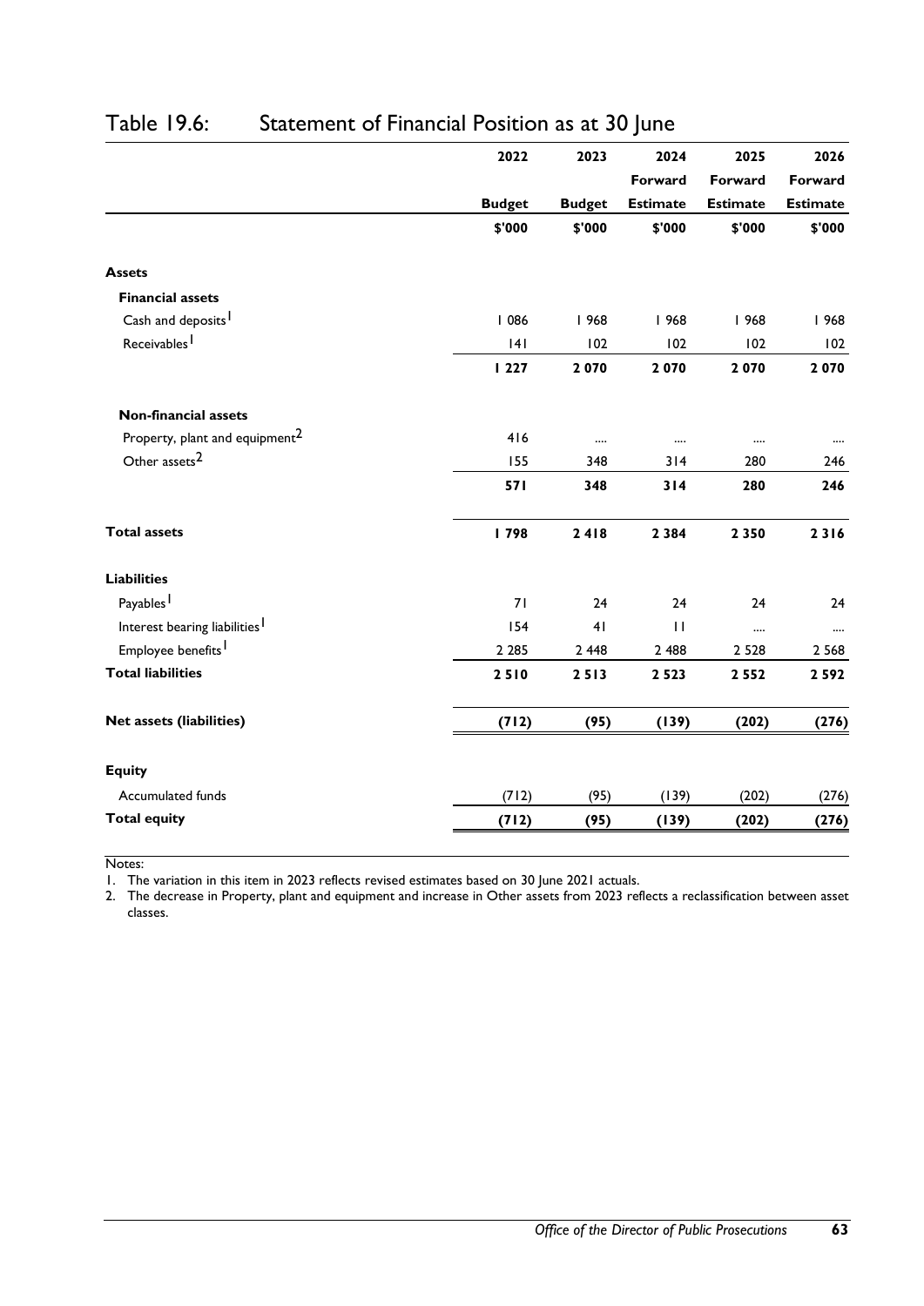## Table 19.6: Statement of Financial Position as at 30 June

| | 2022 | 2023 | 2024 | 2025 | 2026 |
|---|---|---|---|---|---|
| | | | Forward | Forward | Forward |
| | Budget | Budget | Estimate | Estimate | Estimate |
| | $'000 | $'000 | $'000 | $'000 | $'000 |
| **Assets** | | | | | |
| **Financial assets** | | | | | |
| Cash and deposits[1] | 1 086 | 1 968 | 1 968 | 1 968 | 1 968 |
| Receivables[1] | 141 | 102 | 102 | 102 | 102 |
| | **1 227** | **2 070** | **2 070** | **2 070** | **2 070** |
| **Non-financial assets** | | | | | |
| Property, plant and equipment[2] | 416 | .... | .... | .... | .... |
| Other assets[2] | 155 | 348 | 314 | 280 | 246 |
| | **571** | **348** | **314** | **280** | **246** |
| **Total assets** | **1 798** | **2 418** | **2 384** | **2 350** | **2 316** |
| **Liabilities** | | | | | |
| Payables[1] | 71 | 24 | 24 | 24 | 24 |
| Interest bearing liabilities[1] | 154 | 41 | 11 | .... | .... |
| Employee benefits[1] | 2 285 | 2 448 | 2 488 | 2 528 | 2 568 |
| **Total liabilities** | **2 510** | **2 513** | **2 523** | **2 552** | **2 592** |
| **Net assets (liabilities)** | **(712)** | **(95)** | **(139)** | **(202)** | **(276)** |
| **Equity** | | | | | |
| Accumulated funds | (712) | (95) | (139) | (202) | (276) |
| **Total equity** | **(712)** | **(95)** | **(139)** | **(202)** | **(276)** |

Notes:

1. The variation in this item in 2023 reflects revised estimates based on 30 June 2021 actuals.
2. The decrease in Property, plant and equipment and increase in Other assets from 2023 reflects a reclassification between asset classes.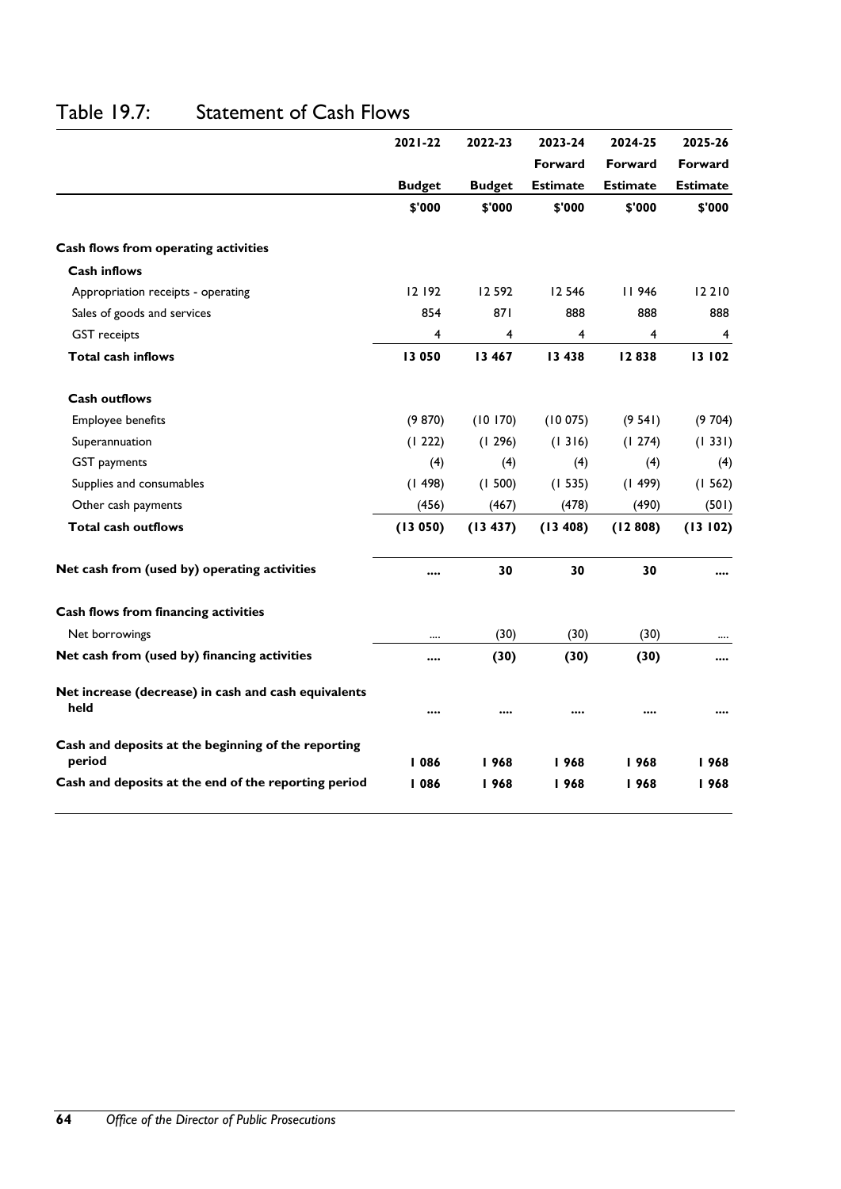## Table 19.7: Statement of Cash Flows

| | 2021-22 | 2022-23 | 2023-24 | 2024-25 | 2025-26 |
|---|---|---|---|---|---|
| | | | Forward | Forward | Forward |
| | Budget | Budget | Estimate | Estimate | Estimate |
| | $'000 | $'000 | $'000 | $'000 | $'000 |
| **Cash flows from operating activities** | | | | | |
| **Cash inflows** | | | | | |
| Appropriation receipts - operating | 12 192 | 12 592 | 12 546 | 11 946 | 12 210 |
| Sales of goods and services | 854 | 871 | 888 | 888 | 888 |
| GST receipts | 4 | 4 | 4 | 4 | 4 |
| **Total cash inflows** | **13 050** | **13 467** | **13 438** | **12 838** | **13 102** |
| **Cash outflows** | | | | | |
| Employee benefits | (9 870) | (10 170) | (10 075) | (9 541) | (9 704) |
| Superannuation | (1 222) | (1 296) | (1 316) | (1 274) | (1 331) |
| GST payments | (4) | (4) | (4) | (4) | (4) |
| Supplies and consumables | (1 498) | (1 500) | (1 535) | (1 499) | (1 562) |
| Other cash payments | (456) | (467) | (478) | (490) | (501) |
| **Total cash outflows** | **(13 050)** | **(13 437)** | **(13 408)** | **(12 808)** | **(13 102)** |
| **Net cash from (used by) operating activities** | **....** | **30** | **30** | **30** | **....** |
| **Cash flows from financing activities** | | | | | |
| Net borrowings | .... | (30) | (30) | (30) | .... |
| **Net cash from (used by) financing activities** | **....** | **(30)** | **(30)** | **(30)** | **....** |
| **Net increase (decrease) in cash and cash equivalents held** | **....** | **....** | **....** | **....** | **....** |
| **Cash and deposits at the beginning of the reporting period** | **1 086** | **1 968** | **1 968** | **1 968** | **1 968** |
| **Cash and deposits at the end of the reporting period** | **1 086** | **1 968** | **1 968** | **1 968** | **1 968** |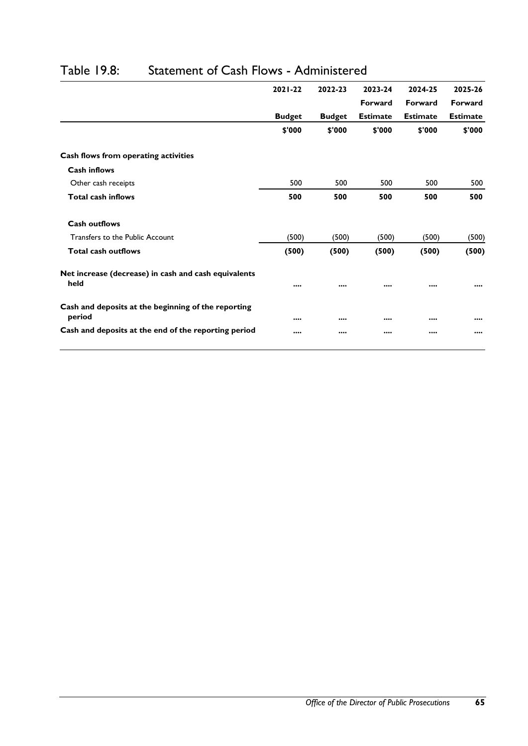## Table 19.8: Statement of Cash Flows - Administered

| | 2021-22 Budget $'000 | 2022-23 Budget $'000 | 2023-24 Forward Estimate $'000 | 2024-25 Forward Estimate $'000 | 2025-26 Forward Estimate $'000 |
|---|---|---|---|---|---|
| **Cash flows from operating activities** | | | | | |
| **Cash inflows** | | | | | |
| Other cash receipts | 500 | 500 | 500 | 500 | 500 |
| **Total cash inflows** | **500** | **500** | **500** | **500** | **500** |
| **Cash outflows** | | | | | |
| Transfers to the Public Account | (500) | (500) | (500) | (500) | (500) |
| **Total cash outflows** | **(500)** | **(500)** | **(500)** | **(500)** | **(500)** |
| **Net increase (decrease) in cash and cash equivalents held** | **....** | **....** | **....** | **....** | **....** |
| **Cash and deposits at the beginning of the reporting period** | **....** | **....** | **....** | **....** | **....** |
| **Cash and deposits at the end of the reporting period** | **....** | **....** | **....** | **....** | **....** |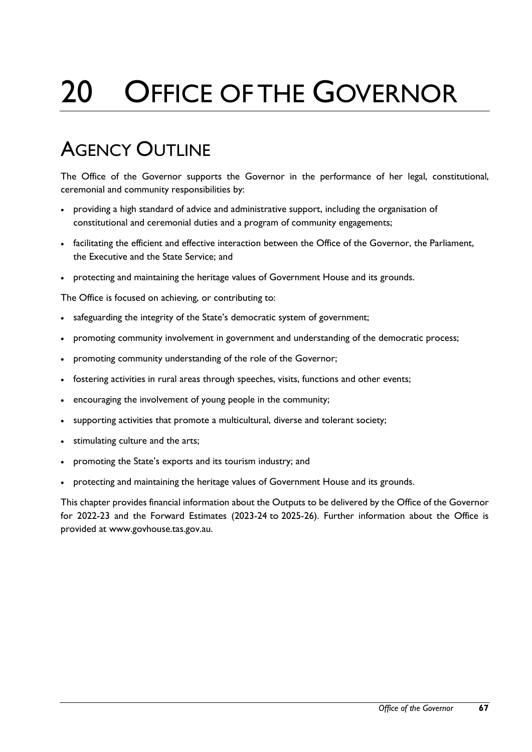# 20 Office of the Governor

## Agency Outline

The Office of the Governor supports the Governor in the performance of her legal, constitutional, ceremonial and community responsibilities by:

- providing a high standard of advice and administrative support, including the organisation of constitutional and ceremonial duties and a program of community engagements;
- facilitating the efficient and effective interaction between the Office of the Governor, the Parliament, the Executive and the State Service; and
- protecting and maintaining the heritage values of Government House and its grounds.

The Office is focused on achieving, or contributing to:

- safeguarding the integrity of the State's democratic system of government;
- promoting community involvement in government and understanding of the democratic process;
- promoting community understanding of the role of the Governor;
- fostering activities in rural areas through speeches, visits, functions and other events;
- encouraging the involvement of young people in the community;
- supporting activities that promote a multicultural, diverse and tolerant society;
- stimulating culture and the arts;
- promoting the State's exports and its tourism industry; and
- protecting and maintaining the heritage values of Government House and its grounds.

This chapter provides financial information about the Outputs to be delivered by the Office of the Governor for 2022-23 and the Forward Estimates (2023-24 to 2025-26). Further information about the Office is provided at www.govhouse.tas.gov.au.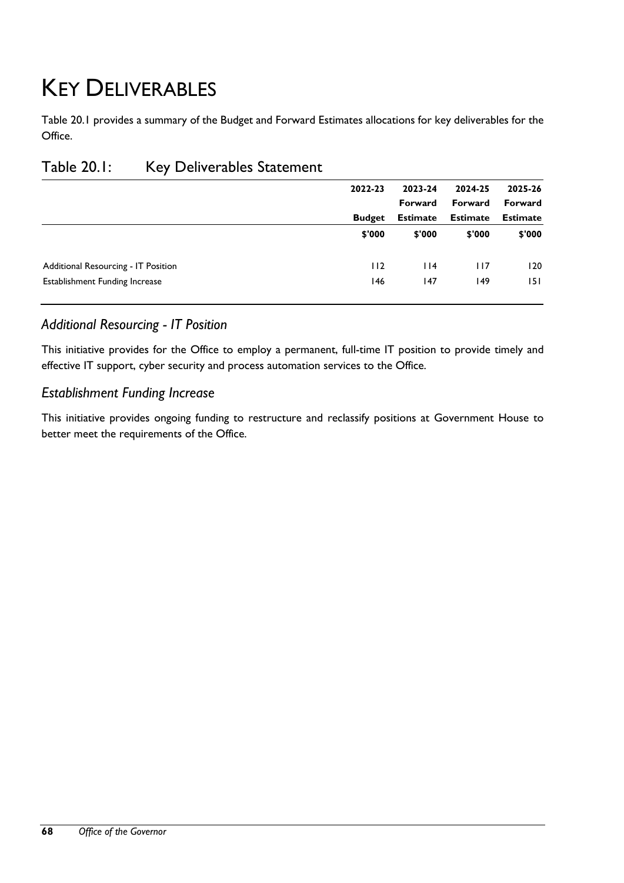# Key Deliverables

Table 20.1 provides a summary of the Budget and Forward Estimates allocations for key deliverables for the Office.

## Table 20.1: Key Deliverables Statement

| | 2022-23 Budget | 2023-24 Forward Estimate | 2024-25 Forward Estimate | 2025-26 Forward Estimate |
|---|---|---|---|---|
| | $'000 | $'000 | $'000 | $'000 |
| Additional Resourcing - IT Position | 112 | 114 | 117 | 120 |
| Establishment Funding Increase | 146 | 147 | 149 | 151 |

### *Additional Resourcing - IT Position*

This initiative provides for the Office to employ a permanent, full-time IT position to provide timely and effective IT support, cyber security and process automation services to the Office.

### *Establishment Funding Increase*

This initiative provides ongoing funding to restructure and reclassify positions at Government House to better meet the requirements of the Office.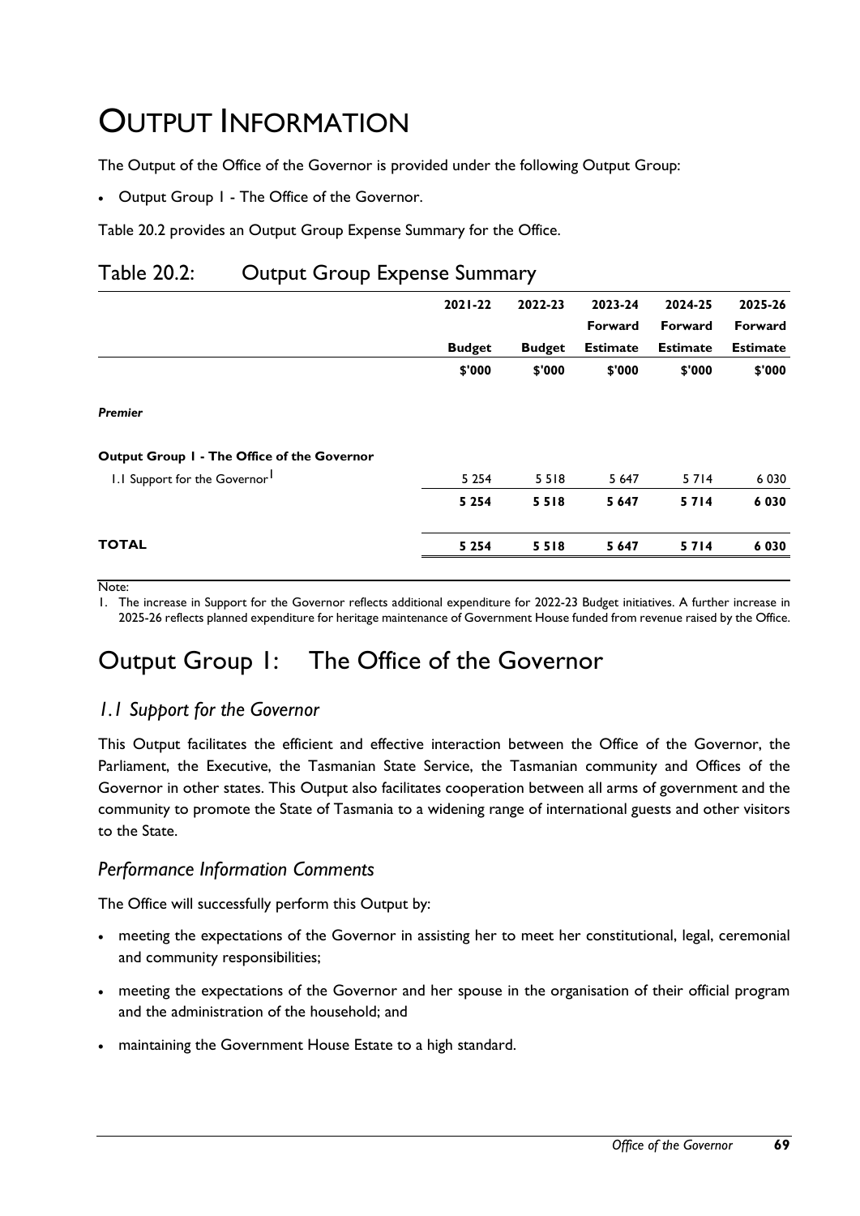# Output Information

The Output of the Office of the Governor is provided under the following Output Group:

- Output Group 1 - The Office of the Governor.

Table 20.2 provides an Output Group Expense Summary for the Office.

## Table 20.2: Output Group Expense Summary

| | 2021-22 | 2022-23 | 2023-24 | 2024-25 | 2025-26 |
|---|---|---|---|---|---|
| | | | Forward | Forward | Forward |
| | Budget | Budget | Estimate | Estimate | Estimate |
| | $'000 | $'000 | $'000 | $'000 | $'000 |
| ***Premier*** | | | | | |
| **Output Group 1 - The Office of the Governor** | | | | | |
| 1.1 Support for the Governor[1] | 5 254 | 5 518 | 5 647 | 5 714 | 6 030 |
| | **5 254** | **5 518** | **5 647** | **5 714** | **6 030** |
| **TOTAL** | **5 254** | **5 518** | **5 647** | **5 714** | **6 030** |

Note:

1. The increase in Support for the Governor reflects additional expenditure for 2022-23 Budget initiatives. A further increase in 2025-26 reflects planned expenditure for heritage maintenance of Government House funded from revenue raised by the Office.

# Output Group 1: The Office of the Governor

### *1.1 Support for the Governor*

This Output facilitates the efficient and effective interaction between the Office of the Governor, the Parliament, the Executive, the Tasmanian State Service, the Tasmanian community and Offices of the Governor in other states. This Output also facilitates cooperation between all arms of government and the community to promote the State of Tasmania to a widening range of international guests and other visitors to the State.

### *Performance Information Comments*

The Office will successfully perform this Output by:

- meeting the expectations of the Governor in assisting her to meet her constitutional, legal, ceremonial and community responsibilities;
- meeting the expectations of the Governor and her spouse in the organisation of their official program and the administration of the household; and
- maintaining the Government House Estate to a high standard.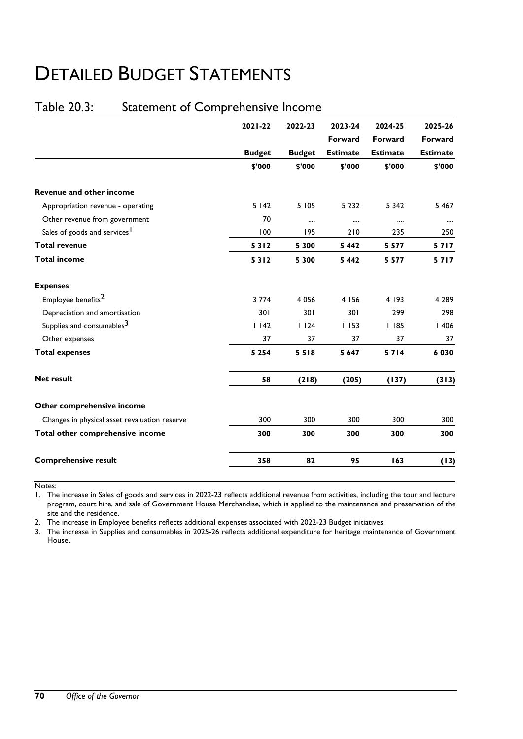# DETAILED BUDGET STATEMENTS

## Table 20.3: Statement of Comprehensive Income

| | 2021-22 | 2022-23 | 2023-24 | 2024-25 | 2025-26 |
|---|---|---|---|---|---|
| | | | Forward | Forward | Forward |
| | Budget | Budget | Estimate | Estimate | Estimate |
| | $'000 | $'000 | $'000 | $'000 | $'000 |
| **Revenue and other income** | | | | | |
| Appropriation revenue - operating | 5 142 | 5 105 | 5 232 | 5 342 | 5 467 |
| Other revenue from government | 70 | .... | .... | .... | .... |
| Sales of goods and services[1] | 100 | 195 | 210 | 235 | 250 |
| **Total revenue** | **5 312** | **5 300** | **5 442** | **5 577** | **5 717** |
| **Total income** | **5 312** | **5 300** | **5 442** | **5 577** | **5 717** |
| **Expenses** | | | | | |
| Employee benefits[2] | 3 774 | 4 056 | 4 156 | 4 193 | 4 289 |
| Depreciation and amortisation | 301 | 301 | 301 | 299 | 298 |
| Supplies and consumables[3] | 1 142 | 1 124 | 1 153 | 1 185 | 1 406 |
| Other expenses | 37 | 37 | 37 | 37 | 37 |
| **Total expenses** | **5 254** | **5 518** | **5 647** | **5 714** | **6 030** |
| **Net result** | **58** | **(218)** | **(205)** | **(137)** | **(313)** |
| **Other comprehensive income** | | | | | |
| Changes in physical asset revaluation reserve | 300 | 300 | 300 | 300 | 300 |
| **Total other comprehensive income** | **300** | **300** | **300** | **300** | **300** |
| **Comprehensive result** | **358** | **82** | **95** | **163** | **(13)** |

Notes:

1. The increase in Sales of goods and services in 2022-23 reflects additional revenue from activities, including the tour and lecture program, court hire, and sale of Government House Merchandise, which is applied to the maintenance and preservation of the site and the residence.
2. The increase in Employee benefits reflects additional expenses associated with 2022-23 Budget initiatives.
3. The increase in Supplies and consumables in 2025-26 reflects additional expenditure for heritage maintenance of Government House.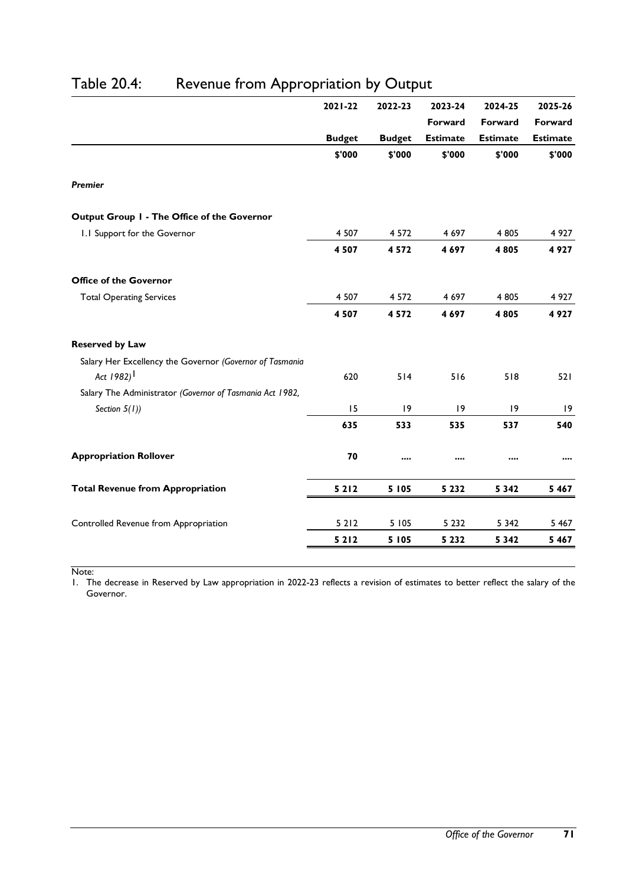## Table 20.4: Revenue from Appropriation by Output

| | 2021-22 | 2022-23 | 2023-24 | 2024-25 | 2025-26 |
|---|---|---|---|---|---|
| | | | Forward | Forward | Forward |
| | Budget | Budget | Estimate | Estimate | Estimate |
| | $'000 | $'000 | $'000 | $'000 | $'000 |
| ***Premier*** | | | | | |
| **Output Group 1 - The Office of the Governor** | | | | | |
| 1.1 Support for the Governor | 4 507 | 4 572 | 4 697 | 4 805 | 4 927 |
| | **4 507** | **4 572** | **4 697** | **4 805** | **4 927** |
| **Office of the Governor** | | | | | |
| Total Operating Services | 4 507 | 4 572 | 4 697 | 4 805 | 4 927 |
| | **4 507** | **4 572** | **4 697** | **4 805** | **4 927** |
| **Reserved by Law** | | | | | |
| Salary Her Excellency the Governor *(Governor of Tasmania Act 1982)*[1] | 620 | 514 | 516 | 518 | 521 |
| Salary The Administrator *(Governor of Tasmania Act 1982, Section 5(1))* | 15 | 19 | 19 | 19 | 19 |
| | **635** | **533** | **535** | **537** | **540** |
| **Appropriation Rollover** | **70** | **....** | **....** | **....** | **....** |
| **Total Revenue from Appropriation** | **5 212** | **5 105** | **5 232** | **5 342** | **5 467** |
| Controlled Revenue from Appropriation | 5 212 | 5 105 | 5 232 | 5 342 | 5 467 |
| | **5 212** | **5 105** | **5 232** | **5 342** | **5 467** |

Note:

1. The decrease in Reserved by Law appropriation in 2022-23 reflects a revision of estimates to better reflect the salary of the Governor.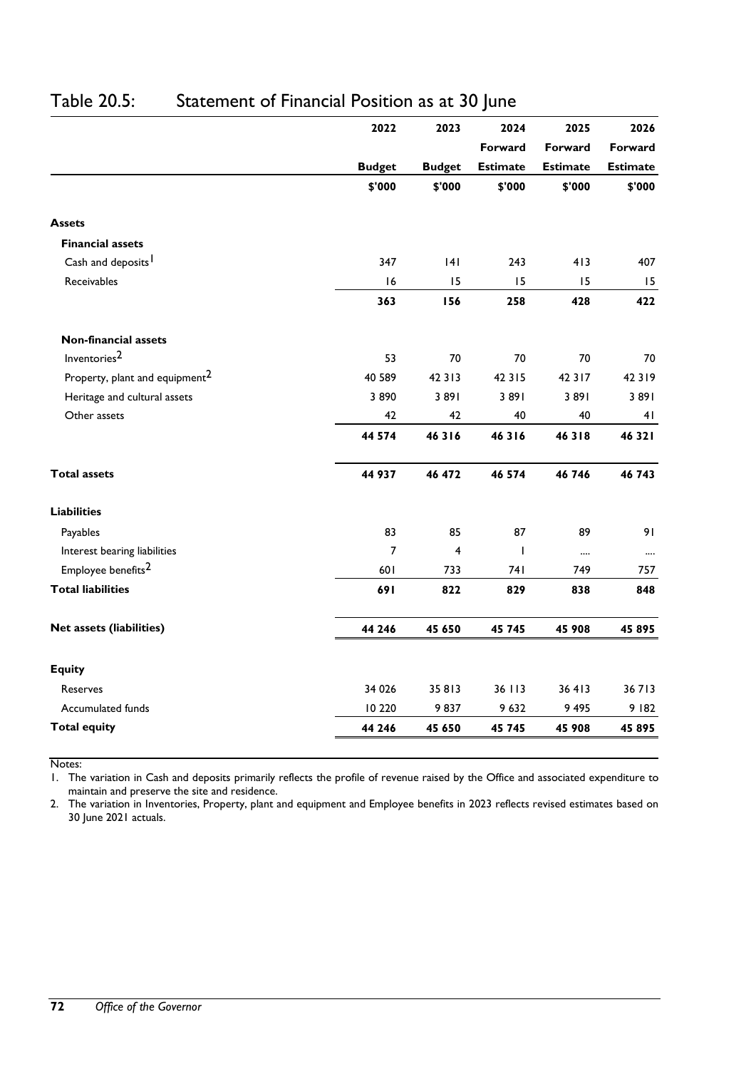## Table 20.5: Statement of Financial Position as at 30 June

| | 2022 | 2023 | 2024 | 2025 | 2026 |
|---|---|---|---|---|---|
| | | | Forward | Forward | Forward |
| | Budget | Budget | Estimate | Estimate | Estimate |
| | $'000 | $'000 | $'000 | $'000 | $'000 |
| **Assets** | | | | | |
| **Financial assets** | | | | | |
| Cash and deposits[1] | 347 | 141 | 243 | 413 | 407 |
| Receivables | 16 | 15 | 15 | 15 | 15 |
| | **363** | **156** | **258** | **428** | **422** |
| **Non-financial assets** | | | | | |
| Inventories[2] | 53 | 70 | 70 | 70 | 70 |
| Property, plant and equipment[2] | 40 589 | 42 313 | 42 315 | 42 317 | 42 319 |
| Heritage and cultural assets | 3 890 | 3 891 | 3 891 | 3 891 | 3 891 |
| Other assets | 42 | 42 | 40 | 40 | 41 |
| | **44 574** | **46 316** | **46 316** | **46 318** | **46 321** |
| **Total assets** | **44 937** | **46 472** | **46 574** | **46 746** | **46 743** |
| **Liabilities** | | | | | |
| Payables | 83 | 85 | 87 | 89 | 91 |
| Interest bearing liabilities | 7 | 4 | 1 | .... | .... |
| Employee benefits[2] | 601 | 733 | 741 | 749 | 757 |
| **Total liabilities** | **691** | **822** | **829** | **838** | **848** |
| **Net assets (liabilities)** | **44 246** | **45 650** | **45 745** | **45 908** | **45 895** |
| **Equity** | | | | | |
| Reserves | 34 026 | 35 813 | 36 113 | 36 413 | 36 713 |
| Accumulated funds | 10 220 | 9 837 | 9 632 | 9 495 | 9 182 |
| **Total equity** | **44 246** | **45 650** | **45 745** | **45 908** | **45 895** |

Notes:

1. The variation in Cash and deposits primarily reflects the profile of revenue raised by the Office and associated expenditure to maintain and preserve the site and residence.
2. The variation in Inventories, Property, plant and equipment and Employee benefits in 2023 reflects revised estimates based on 30 June 2021 actuals.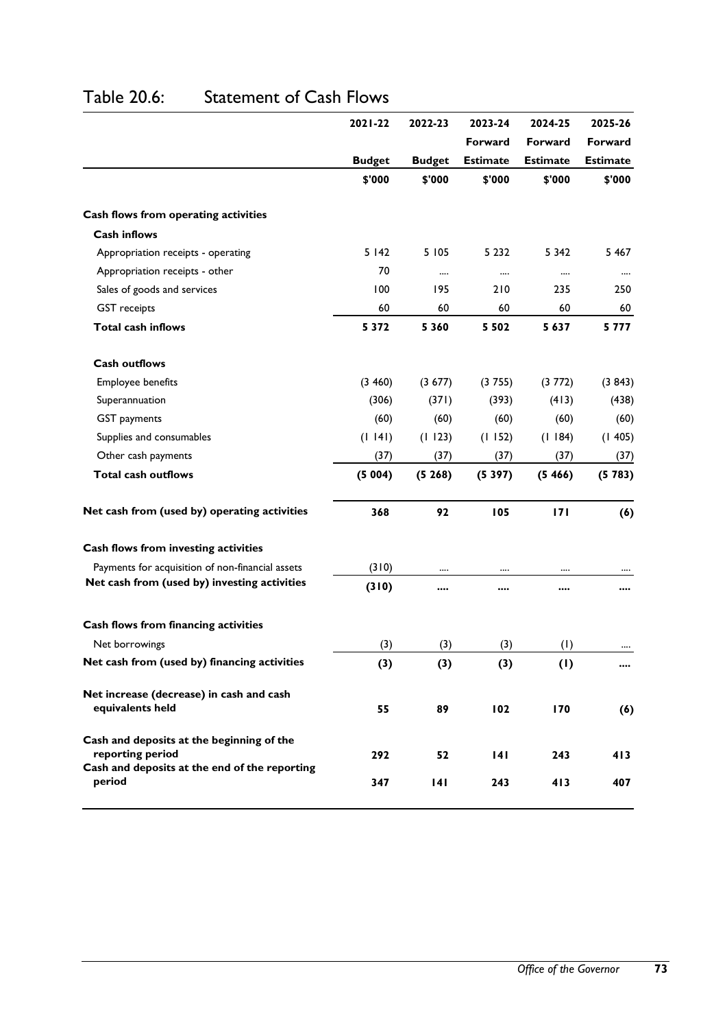# Table 20.6: Statement of Cash Flows

| | 2021-22 Budget $'000 | 2022-23 Budget $'000 | 2023-24 Forward Estimate $'000 | 2024-25 Forward Estimate $'000 | 2025-26 Forward Estimate $'000 |
|---|---|---|---|---|---|
| **Cash flows from operating activities** | | | | | |
| **Cash inflows** | | | | | |
| Appropriation receipts - operating | 5 142 | 5 105 | 5 232 | 5 342 | 5 467 |
| Appropriation receipts - other | 70 | .... | .... | .... | .... |
| Sales of goods and services | 100 | 195 | 210 | 235 | 250 |
| GST receipts | 60 | 60 | 60 | 60 | 60 |
| **Total cash inflows** | **5 372** | **5 360** | **5 502** | **5 637** | **5 777** |
| **Cash outflows** | | | | | |
| Employee benefits | (3 460) | (3 677) | (3 755) | (3 772) | (3 843) |
| Superannuation | (306) | (371) | (393) | (413) | (438) |
| GST payments | (60) | (60) | (60) | (60) | (60) |
| Supplies and consumables | (1 141) | (1 123) | (1 152) | (1 184) | (1 405) |
| Other cash payments | (37) | (37) | (37) | (37) | (37) |
| **Total cash outflows** | **(5 004)** | **(5 268)** | **(5 397)** | **(5 466)** | **(5 783)** |
| **Net cash from (used by) operating activities** | **368** | **92** | **105** | **171** | **(6)** |
| **Cash flows from investing activities** | | | | | |
| Payments for acquisition of non-financial assets | (310) | .... | .... | .... | .... |
| **Net cash from (used by) investing activities** | **(310)** | **....** | **....** | **....** | **....** |
| **Cash flows from financing activities** | | | | | |
| Net borrowings | (3) | (3) | (3) | (1) | .... |
| **Net cash from (used by) financing activities** | **(3)** | **(3)** | **(3)** | **(1)** | **....** |
| **Net increase (decrease) in cash and cash equivalents held** | **55** | **89** | **102** | **170** | **(6)** |
| **Cash and deposits at the beginning of the reporting period** | **292** | **52** | **141** | **243** | **413** |
| **Cash and deposits at the end of the reporting period** | **347** | **141** | **243** | **413** | **407** |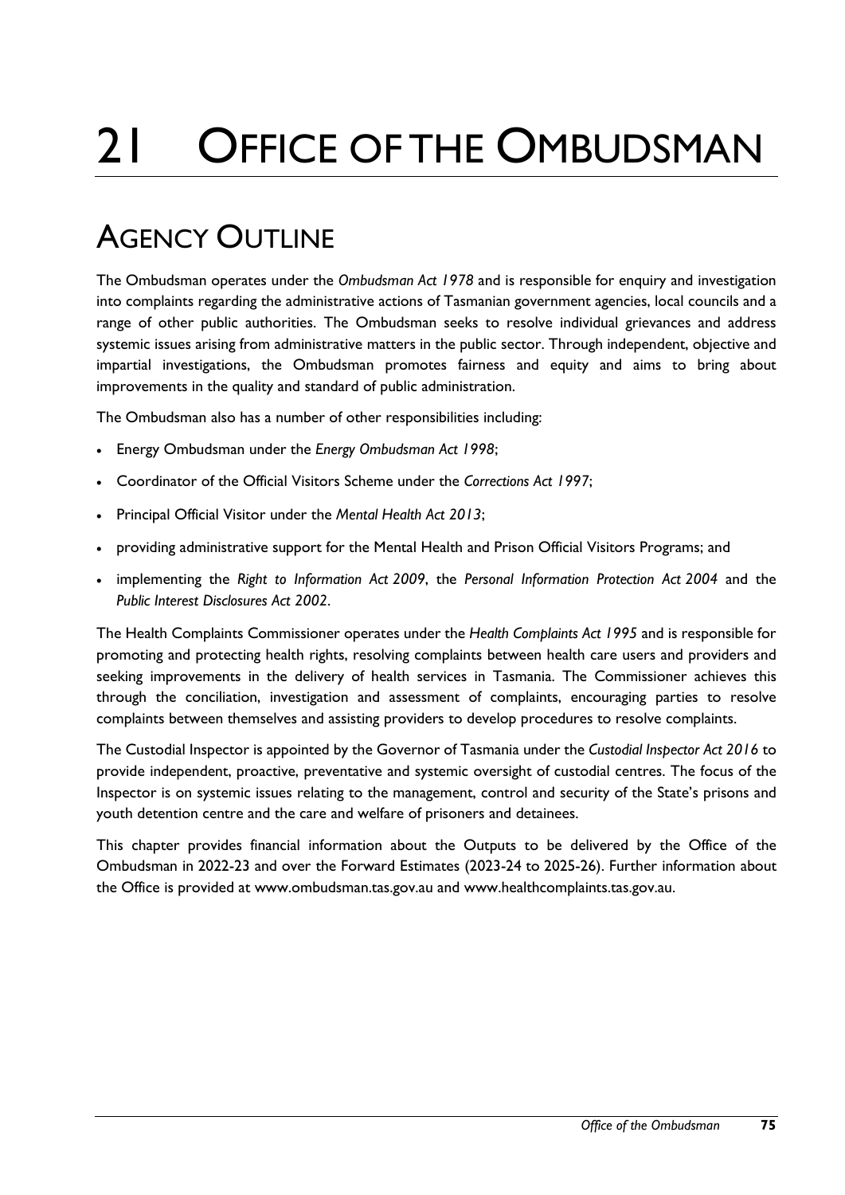# 21 OFFICE OF THE OMBUDSMAN

## AGENCY OUTLINE

The Ombudsman operates under the *Ombudsman Act 1978* and is responsible for enquiry and investigation into complaints regarding the administrative actions of Tasmanian government agencies, local councils and a range of other public authorities. The Ombudsman seeks to resolve individual grievances and address systemic issues arising from administrative matters in the public sector. Through independent, objective and impartial investigations, the Ombudsman promotes fairness and equity and aims to bring about improvements in the quality and standard of public administration.

The Ombudsman also has a number of other responsibilities including:

- Energy Ombudsman under the *Energy Ombudsman Act 1998*;
- Coordinator of the Official Visitors Scheme under the *Corrections Act 1997*;
- Principal Official Visitor under the *Mental Health Act 2013*;
- providing administrative support for the Mental Health and Prison Official Visitors Programs; and
- implementing the *Right to Information Act 2009*, the *Personal Information Protection Act 2004* and the *Public Interest Disclosures Act 2002*.

The Health Complaints Commissioner operates under the *Health Complaints Act 1995* and is responsible for promoting and protecting health rights, resolving complaints between health care users and providers and seeking improvements in the delivery of health services in Tasmania. The Commissioner achieves this through the conciliation, investigation and assessment of complaints, encouraging parties to resolve complaints between themselves and assisting providers to develop procedures to resolve complaints.

The Custodial Inspector is appointed by the Governor of Tasmania under the *Custodial Inspector Act 2016* to provide independent, proactive, preventative and systemic oversight of custodial centres. The focus of the Inspector is on systemic issues relating to the management, control and security of the State's prisons and youth detention centre and the care and welfare of prisoners and detainees.

This chapter provides financial information about the Outputs to be delivered by the Office of the Ombudsman in 2022-23 and over the Forward Estimates (2023-24 to 2025-26). Further information about the Office is provided at www.ombudsman.tas.gov.au and www.healthcomplaints.tas.gov.au.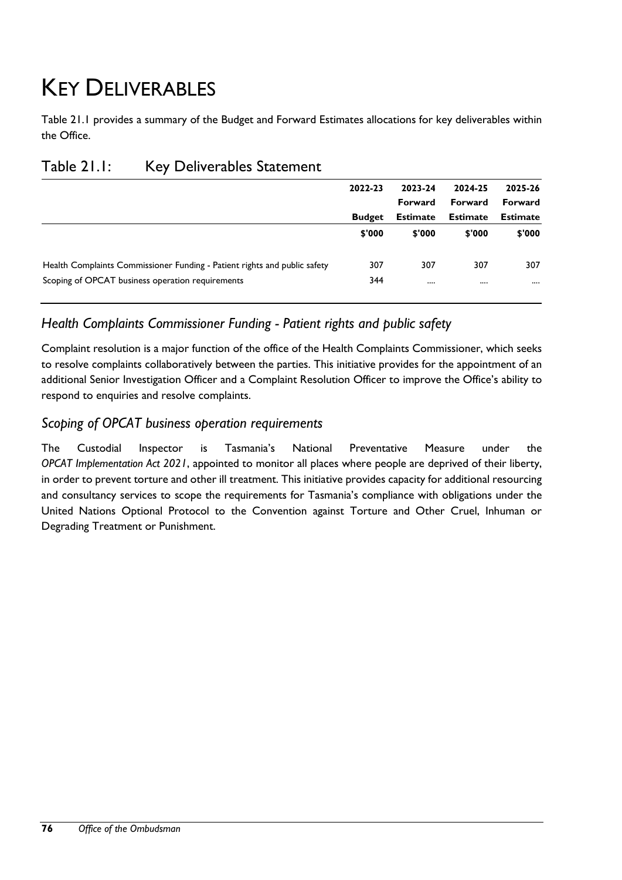# KEY DELIVERABLES

Table 21.1 provides a summary of the Budget and Forward Estimates allocations for key deliverables within the Office.

## Table 21.1: Key Deliverables Statement

| | 2022-23 Budget | 2023-24 Forward Estimate | 2024-25 Forward Estimate | 2025-26 Forward Estimate |
|---|---|---|---|---|
| | $'000 | $'000 | $'000 | $'000 |
| Health Complaints Commissioner Funding - Patient rights and public safety | 307 | 307 | 307 | 307 |
| Scoping of OPCAT business operation requirements | 344 | .... | .... | .... |

### *Health Complaints Commissioner Funding - Patient rights and public safety*

Complaint resolution is a major function of the office of the Health Complaints Commissioner, which seeks to resolve complaints collaboratively between the parties. This initiative provides for the appointment of an additional Senior Investigation Officer and a Complaint Resolution Officer to improve the Office's ability to respond to enquiries and resolve complaints.

### *Scoping of OPCAT business operation requirements*

The Custodial Inspector is Tasmania's National Preventative Measure under the *OPCAT Implementation Act 2021*, appointed to monitor all places where people are deprived of their liberty, in order to prevent torture and other ill treatment. This initiative provides capacity for additional resourcing and consultancy services to scope the requirements for Tasmania's compliance with obligations under the United Nations Optional Protocol to the Convention against Torture and Other Cruel, Inhuman or Degrading Treatment or Punishment.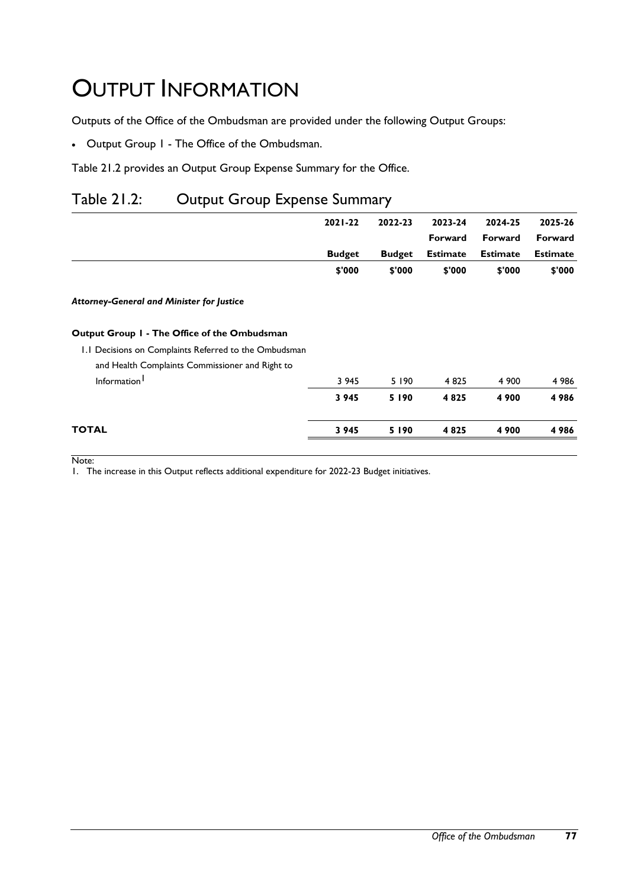# OUTPUT INFORMATION

Outputs of the Office of the Ombudsman are provided under the following Output Groups:

- Output Group 1 - The Office of the Ombudsman.

Table 21.2 provides an Output Group Expense Summary for the Office.

## Table 21.2: Output Group Expense Summary

| | 2021-22 Budget $'000 | 2022-23 Budget $'000 | 2023-24 Forward Estimate $'000 | 2024-25 Forward Estimate $'000 | 2025-26 Forward Estimate $'000 |
|---|---|---|---|---|---|
| ***Attorney-General and Minister for Justice*** | | | | | |
| **Output Group 1 - The Office of the Ombudsman** | | | | | |
| 1.1 Decisions on Complaints Referred to the Ombudsman and Health Complaints Commissioner and Right to Information[1] | 3 945 | 5 190 | 4 825 | 4 900 | 4 986 |
| | **3 945** | **5 190** | **4 825** | **4 900** | **4 986** |
| **TOTAL** | **3 945** | **5 190** | **4 825** | **4 900** | **4 986** |

Note:

1. The increase in this Output reflects additional expenditure for 2022-23 Budget initiatives.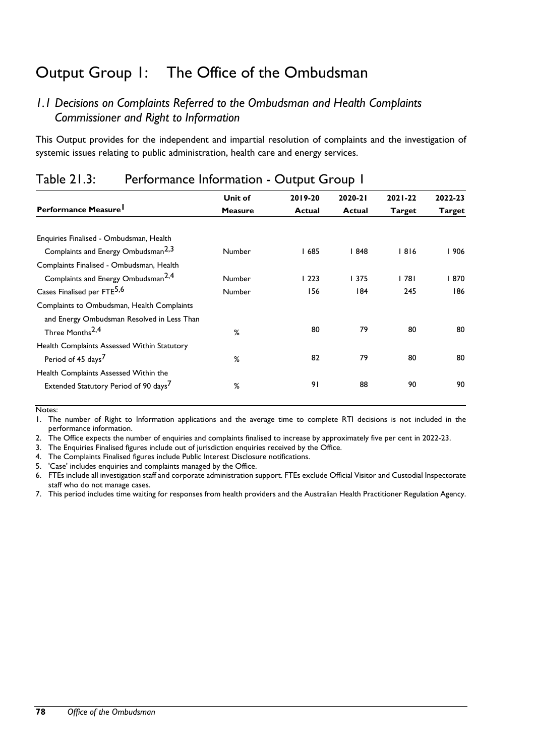# Output Group 1: The Office of the Ombudsman

## *1.1 Decisions on Complaints Referred to the Ombudsman and Health Complaints Commissioner and Right to Information*

This Output provides for the independent and impartial resolution of complaints and the investigation of systemic issues relating to public administration, health care and energy services.

## Table 21.3: Performance Information - Output Group 1

| Performance Measure[1] | Unit of Measure | 2019-20 Actual | 2020-21 Actual | 2021-22 Target | 2022-23 Target |
|---|---|---|---|---|---|
| Enquiries Finalised - Ombudsman, Health Complaints and Energy Ombudsman[2,3] | Number | 1 685 | 1 848 | 1 816 | 1 906 |
| Complaints Finalised - Ombudsman, Health Complaints and Energy Ombudsman[2,4] | Number | 1 223 | 1 375 | 1 781 | 1 870 |
| Cases Finalised per FTE[5,6] | Number | 156 | 184 | 245 | 186 |
| Complaints to Ombudsman, Health Complaints and Energy Ombudsman Resolved in Less Than Three Months[2,4] | % | 80 | 79 | 80 | 80 |
| Health Complaints Assessed Within Statutory Period of 45 days[7] | % | 82 | 79 | 80 | 80 |
| Health Complaints Assessed Within the Extended Statutory Period of 90 days[7] | % | 91 | 88 | 90 | 90 |

Notes:

1. The number of Right to Information applications and the average time to complete RTI decisions is not included in the performance information.
2. The Office expects the number of enquiries and complaints finalised to increase by approximately five per cent in 2022-23.
3. The Enquiries Finalised figures include out of jurisdiction enquiries received by the Office.
4. The Complaints Finalised figures include Public Interest Disclosure notifications.
5. 'Case' includes enquiries and complaints managed by the Office.
6. FTEs include all investigation staff and corporate administration support. FTEs exclude Official Visitor and Custodial Inspectorate staff who do not manage cases.
7. This period includes time waiting for responses from health providers and the Australian Health Practitioner Regulation Agency.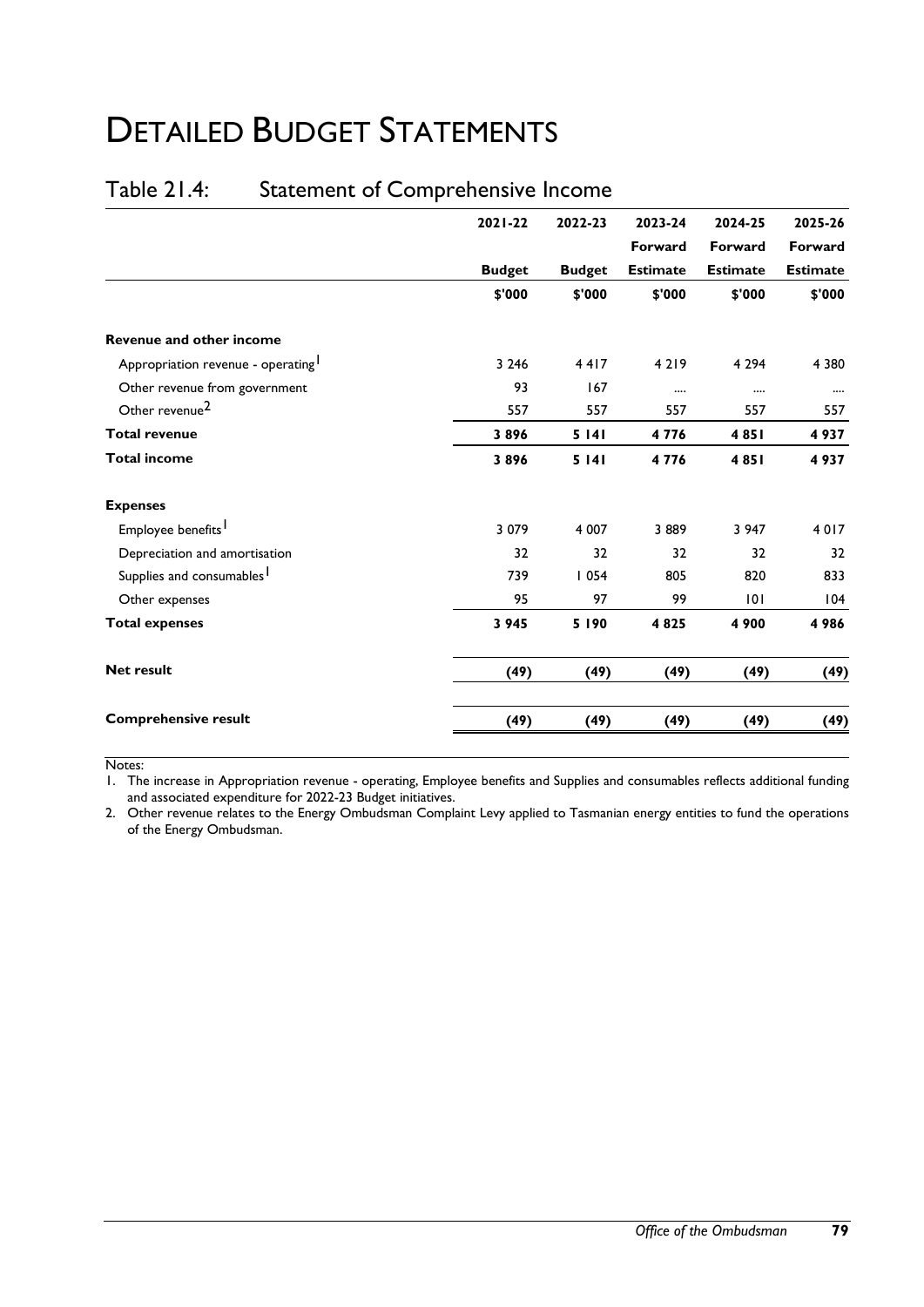# Detailed Budget Statements

## Table 21.4: Statement of Comprehensive Income

| | 2021-22 Budget | 2022-23 Budget | 2023-24 Forward Estimate | 2024-25 Forward Estimate | 2025-26 Forward Estimate |
|---|---|---|---|---|---|
| | $'000 | $'000 | $'000 | $'000 | $'000 |
| **Revenue and other income** | | | | | |
| Appropriation revenue - operating[1] | 3 246 | 4 417 | 4 219 | 4 294 | 4 380 |
| Other revenue from government | 93 | 167 | .... | .... | .... |
| Other revenue[2] | 557 | 557 | 557 | 557 | 557 |
| **Total revenue** | **3 896** | **5 141** | **4 776** | **4 851** | **4 937** |
| **Total income** | **3 896** | **5 141** | **4 776** | **4 851** | **4 937** |
| **Expenses** | | | | | |
| Employee benefits[1] | 3 079 | 4 007 | 3 889 | 3 947 | 4 017 |
| Depreciation and amortisation | 32 | 32 | 32 | 32 | 32 |
| Supplies and consumables[1] | 739 | 1 054 | 805 | 820 | 833 |
| Other expenses | 95 | 97 | 99 | 101 | 104 |
| **Total expenses** | **3 945** | **5 190** | **4 825** | **4 900** | **4 986** |
| **Net result** | **(49)** | **(49)** | **(49)** | **(49)** | **(49)** |
| **Comprehensive result** | **(49)** | **(49)** | **(49)** | **(49)** | **(49)** |

Notes:

1. The increase in Appropriation revenue - operating, Employee benefits and Supplies and consumables reflects additional funding and associated expenditure for 2022-23 Budget initiatives.
2. Other revenue relates to the Energy Ombudsman Complaint Levy applied to Tasmanian energy entities to fund the operations of the Energy Ombudsman.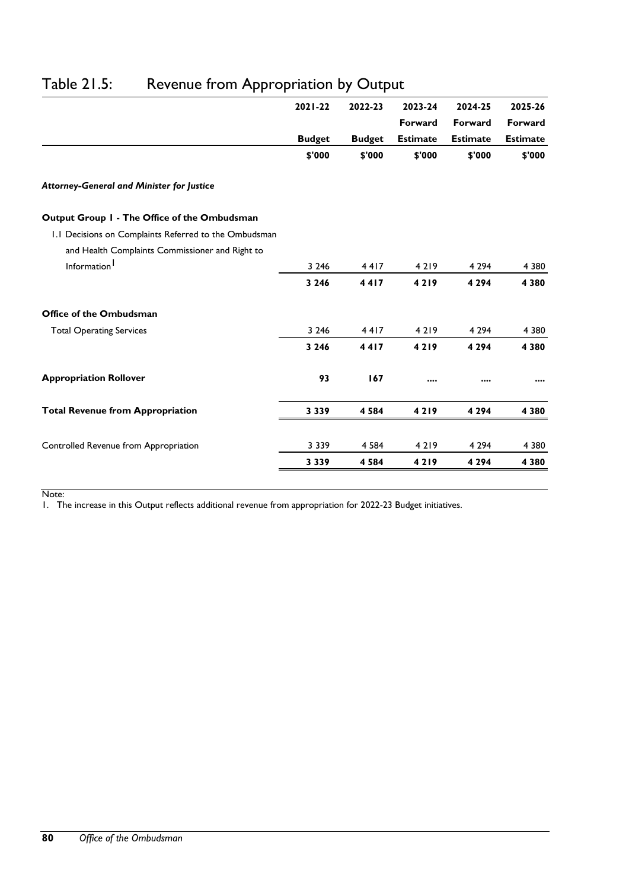# Table 21.5: Revenue from Appropriation by Output

| | 2021-22 | 2022-23 | 2023-24 | 2024-25 | 2025-26 |
|---|---|---|---|---|---|
| | | | Forward | Forward | Forward |
| | Budget | Budget | Estimate | Estimate | Estimate |
| | $'000 | $'000 | $'000 | $'000 | $'000 |
| ***Attorney-General and Minister for Justice*** | | | | | |
| **Output Group 1 - The Office of the Ombudsman** | | | | | |
| 1.1 Decisions on Complaints Referred to the Ombudsman and Health Complaints Commissioner and Right to Information[1] | 3 246 | 4 417 | 4 219 | 4 294 | 4 380 |
| | **3 246** | **4 417** | **4 219** | **4 294** | **4 380** |
| **Office of the Ombudsman** | | | | | |
| Total Operating Services | 3 246 | 4 417 | 4 219 | 4 294 | 4 380 |
| | **3 246** | **4 417** | **4 219** | **4 294** | **4 380** |
| **Appropriation Rollover** | **93** | **167** | **....** | **....** | **....** |
| **Total Revenue from Appropriation** | **3 339** | **4 584** | **4 219** | **4 294** | **4 380** |
| Controlled Revenue from Appropriation | 3 339 | 4 584 | 4 219 | 4 294 | 4 380 |
| | **3 339** | **4 584** | **4 219** | **4 294** | **4 380** |

Note:

1. The increase in this Output reflects additional revenue from appropriation for 2022-23 Budget initiatives.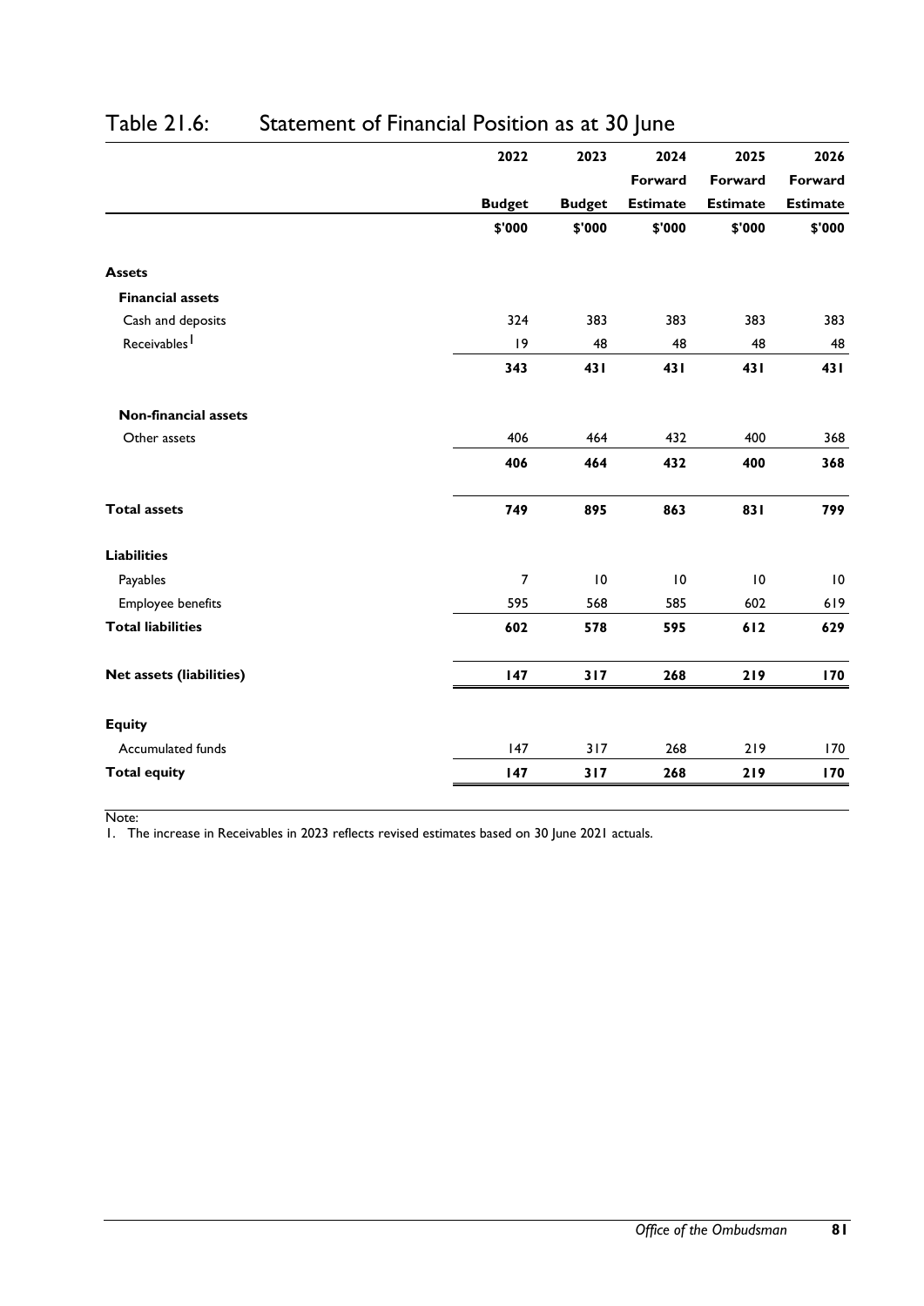# Table 21.6: Statement of Financial Position as at 30 June

| | 2022 | 2023 | 2024 | 2025 | 2026 |
|---|---|---|---|---|---|
| | | | Forward | Forward | Forward |
| | Budget | Budget | Estimate | Estimate | Estimate |
| | $'000 | $'000 | $'000 | $'000 | $'000 |
| **Assets** | | | | | |
| **Financial assets** | | | | | |
| Cash and deposits | 324 | 383 | 383 | 383 | 383 |
| Receivables[1] | 19 | 48 | 48 | 48 | 48 |
| | **343** | **431** | **431** | **431** | **431** |
| **Non-financial assets** | | | | | |
| Other assets | 406 | 464 | 432 | 400 | 368 |
| | **406** | **464** | **432** | **400** | **368** |
| **Total assets** | **749** | **895** | **863** | **831** | **799** |
| **Liabilities** | | | | | |
| Payables | 7 | 10 | 10 | 10 | 10 |
| Employee benefits | 595 | 568 | 585 | 602 | 619 |
| **Total liabilities** | **602** | **578** | **595** | **612** | **629** |
| **Net assets (liabilities)** | **147** | **317** | **268** | **219** | **170** |
| **Equity** | | | | | |
| Accumulated funds | 147 | 317 | 268 | 219 | 170 |
| **Total equity** | **147** | **317** | **268** | **219** | **170** |

Note:

1. The increase in Receivables in 2023 reflects revised estimates based on 30 June 2021 actuals.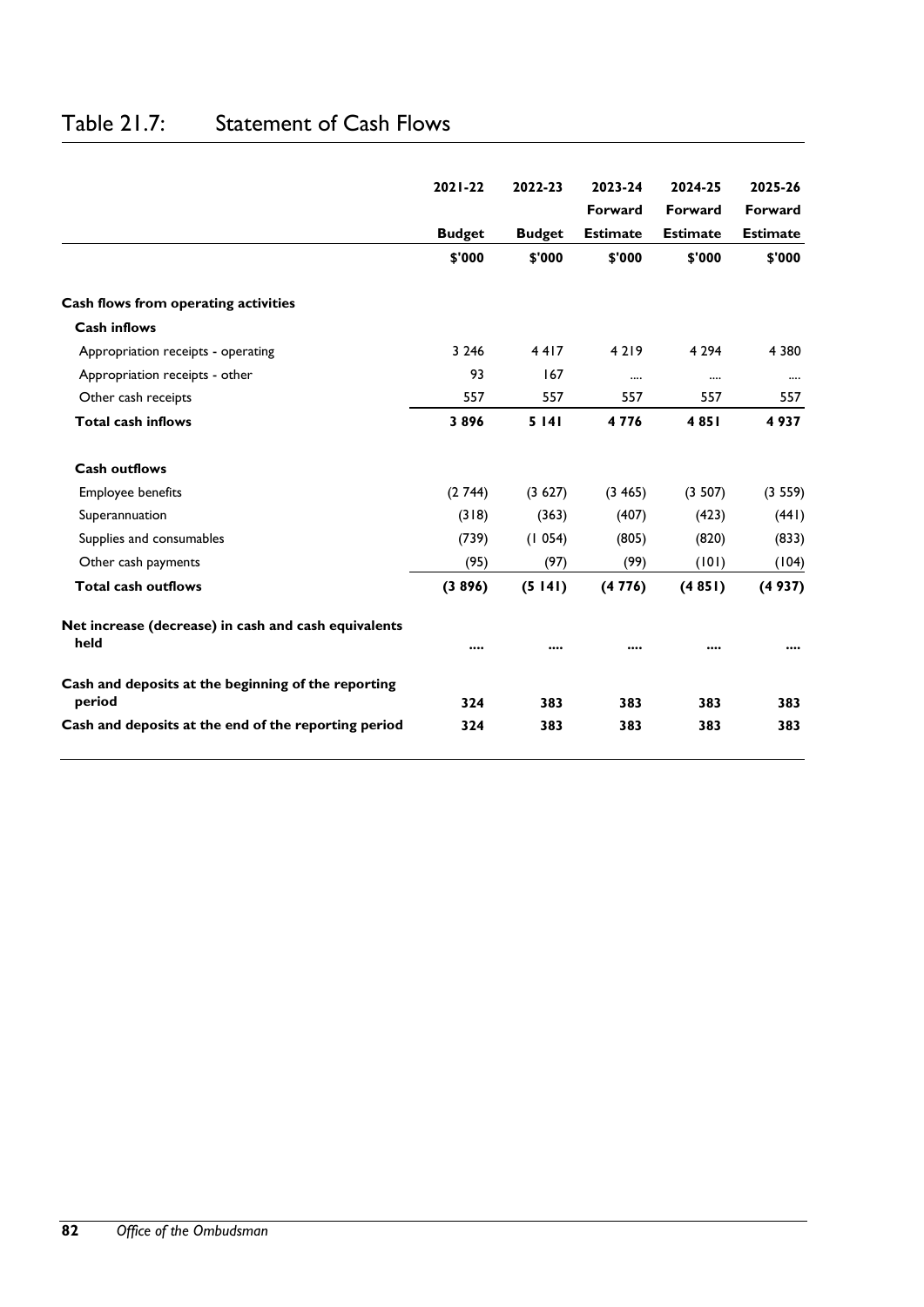## Table 21.7: Statement of Cash Flows

| | 2021-22 Budget $'000 | 2022-23 Budget $'000 | 2023-24 Forward Estimate $'000 | 2024-25 Forward Estimate $'000 | 2025-26 Forward Estimate $'000 |
|---|---|---|---|---|---|
| **Cash flows from operating activities** | | | | | |
| **Cash inflows** | | | | | |
| Appropriation receipts - operating | 3 246 | 4 417 | 4 219 | 4 294 | 4 380 |
| Appropriation receipts - other | 93 | 167 | .... | .... | .... |
| Other cash receipts | 557 | 557 | 557 | 557 | 557 |
| **Total cash inflows** | **3 896** | **5 141** | **4 776** | **4 851** | **4 937** |
| **Cash outflows** | | | | | |
| Employee benefits | (2 744) | (3 627) | (3 465) | (3 507) | (3 559) |
| Superannuation | (318) | (363) | (407) | (423) | (441) |
| Supplies and consumables | (739) | (1 054) | (805) | (820) | (833) |
| Other cash payments | (95) | (97) | (99) | (101) | (104) |
| **Total cash outflows** | **(3 896)** | **(5 141)** | **(4 776)** | **(4 851)** | **(4 937)** |
| **Net increase (decrease) in cash and cash equivalents held** | **....** | **....** | **....** | **....** | **....** |
| **Cash and deposits at the beginning of the reporting period** | **324** | **383** | **383** | **383** | **383** |
| **Cash and deposits at the end of the reporting period** | **324** | **383** | **383** | **383** | **383** |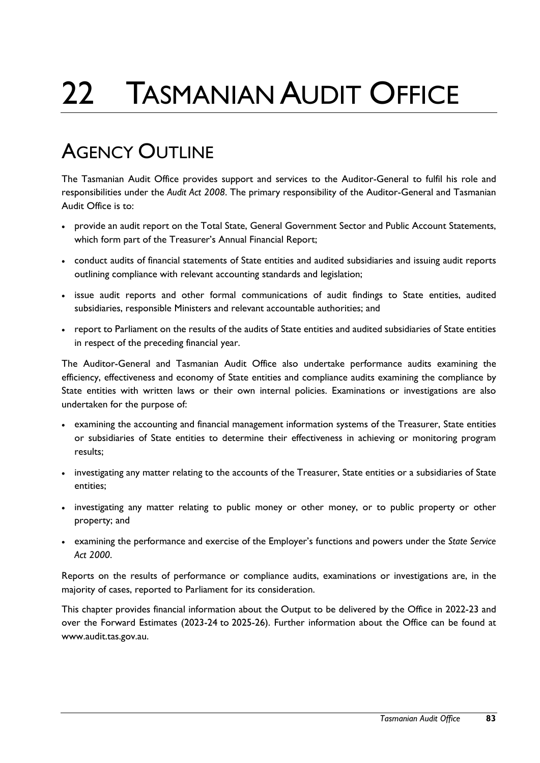# 22 TASMANIAN AUDIT OFFICE

## AGENCY OUTLINE

The Tasmanian Audit Office provides support and services to the Auditor-General to fulfil his role and responsibilities under the *Audit Act 2008*. The primary responsibility of the Auditor-General and Tasmanian Audit Office is to:

- provide an audit report on the Total State, General Government Sector and Public Account Statements, which form part of the Treasurer's Annual Financial Report;
- conduct audits of financial statements of State entities and audited subsidiaries and issuing audit reports outlining compliance with relevant accounting standards and legislation;
- issue audit reports and other formal communications of audit findings to State entities, audited subsidiaries, responsible Ministers and relevant accountable authorities; and
- report to Parliament on the results of the audits of State entities and audited subsidiaries of State entities in respect of the preceding financial year.

The Auditor-General and Tasmanian Audit Office also undertake performance audits examining the efficiency, effectiveness and economy of State entities and compliance audits examining the compliance by State entities with written laws or their own internal policies. Examinations or investigations are also undertaken for the purpose of:

- examining the accounting and financial management information systems of the Treasurer, State entities or subsidiaries of State entities to determine their effectiveness in achieving or monitoring program results;
- investigating any matter relating to the accounts of the Treasurer, State entities or a subsidiaries of State entities;
- investigating any matter relating to public money or other money, or to public property or other property; and
- examining the performance and exercise of the Employer's functions and powers under the *State Service Act 2000*.

Reports on the results of performance or compliance audits, examinations or investigations are, in the majority of cases, reported to Parliament for its consideration.

This chapter provides financial information about the Output to be delivered by the Office in 2022-23 and over the Forward Estimates (2023-24 to 2025-26). Further information about the Office can be found at www.audit.tas.gov.au.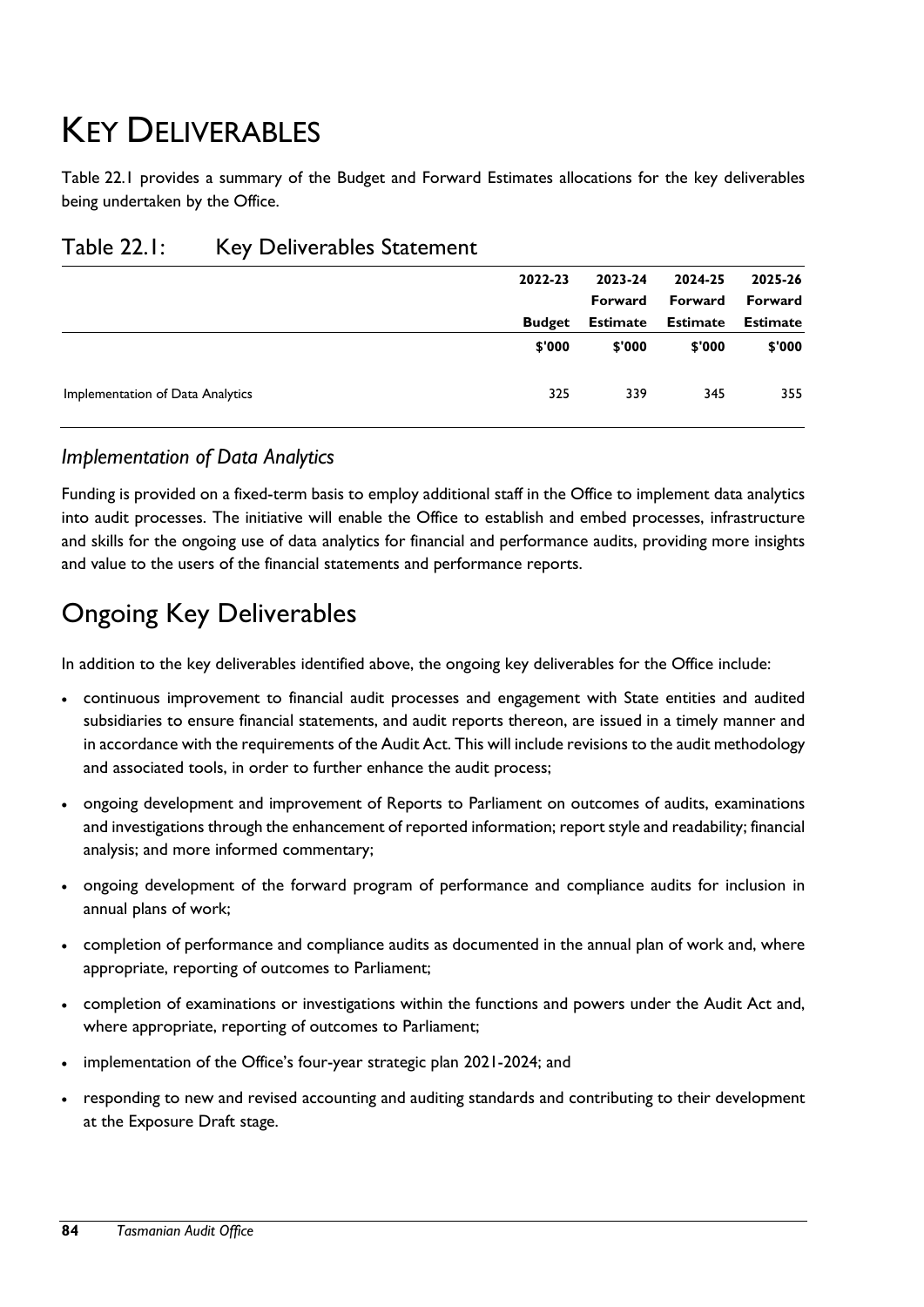# KEY DELIVERABLES

Table 22.1 provides a summary of the Budget and Forward Estimates allocations for the key deliverables being undertaken by the Office.

## Table 22.1: Key Deliverables Statement

| | 2022-23 Budget | 2023-24 Forward Estimate | 2024-25 Forward Estimate | 2025-26 Forward Estimate |
|---|---|---|---|---|
| | $'000 | $'000 | $'000 | $'000 |
| Implementation of Data Analytics | 325 | 339 | 345 | 355 |

### *Implementation of Data Analytics*

Funding is provided on a fixed-term basis to employ additional staff in the Office to implement data analytics into audit processes. The initiative will enable the Office to establish and embed processes, infrastructure and skills for the ongoing use of data analytics for financial and performance audits, providing more insights and value to the users of the financial statements and performance reports.

# Ongoing Key Deliverables

In addition to the key deliverables identified above, the ongoing key deliverables for the Office include:

- continuous improvement to financial audit processes and engagement with State entities and audited subsidiaries to ensure financial statements, and audit reports thereon, are issued in a timely manner and in accordance with the requirements of the Audit Act. This will include revisions to the audit methodology and associated tools, in order to further enhance the audit process;
- ongoing development and improvement of Reports to Parliament on outcomes of audits, examinations and investigations through the enhancement of reported information; report style and readability; financial analysis; and more informed commentary;
- ongoing development of the forward program of performance and compliance audits for inclusion in annual plans of work;
- completion of performance and compliance audits as documented in the annual plan of work and, where appropriate, reporting of outcomes to Parliament;
- completion of examinations or investigations within the functions and powers under the Audit Act and, where appropriate, reporting of outcomes to Parliament;
- implementation of the Office's four-year strategic plan 2021-2024; and
- responding to new and revised accounting and auditing standards and contributing to their development at the Exposure Draft stage.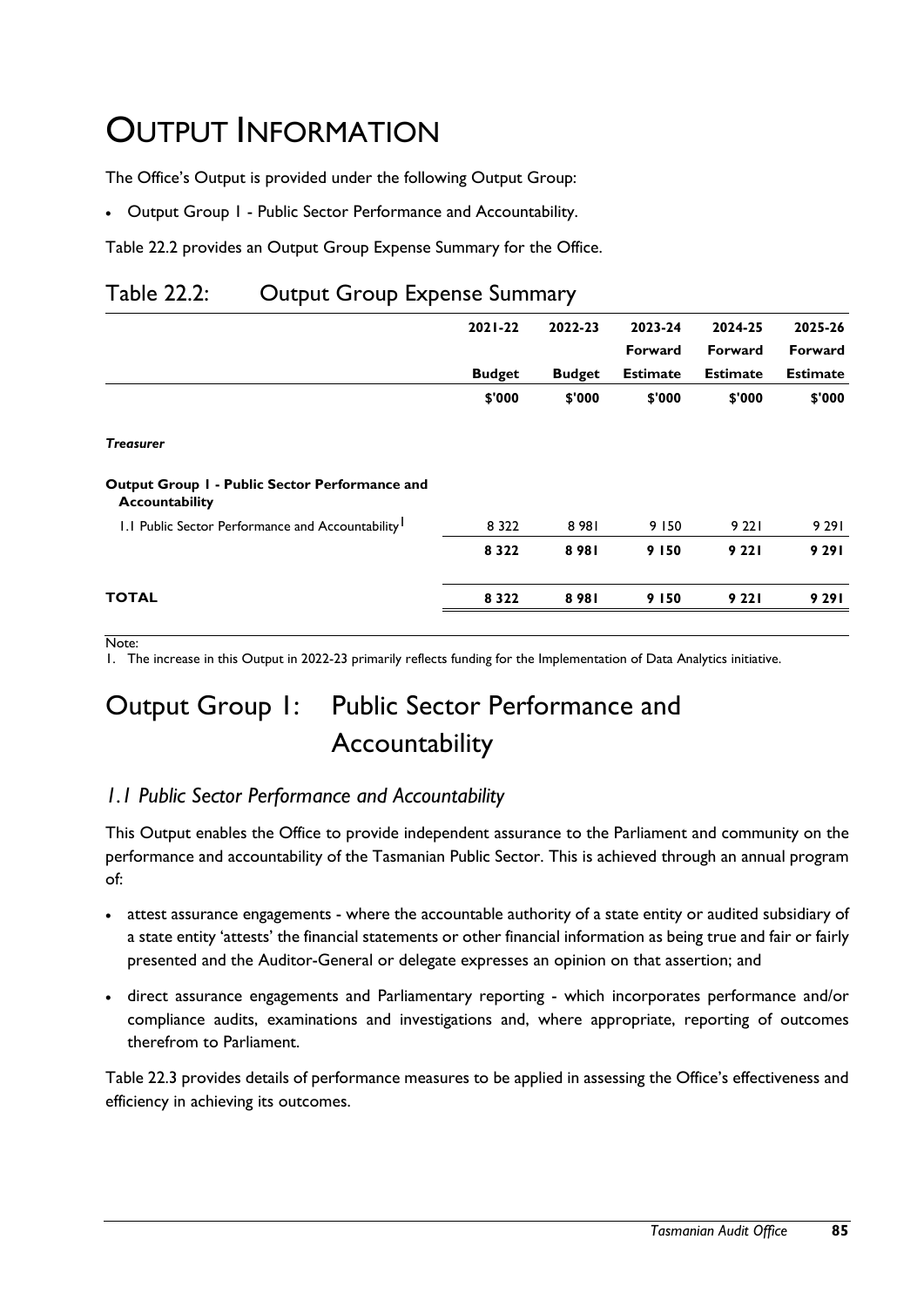// OUTPUT INFORMATION

The Office's Output is provided under the following Output Group:

- Output Group 1 - Public Sector Performance and Accountability.

Table 22.2 provides an Output Group Expense Summary for the Office.

## Table 22.2: Output Group Expense Summary

| | 2021-22 Budget | 2022-23 Budget | 2023-24 Forward Estimate | 2024-25 Forward Estimate | 2025-26 Forward Estimate |
|---|---|---|---|---|---|
| | $'000 | $'000 | $'000 | $'000 | $'000 |
| ***Treasurer*** | | | | | |
| **Output Group 1 - Public Sector Performance and Accountability** | | | | | |
| 1.1 Public Sector Performance and Accountability[1] | 8 322 | 8 981 | 9 150 | 9 221 | 9 291 |
| | **8 322** | **8 981** | **9 150** | **9 221** | **9 291** |
| **TOTAL** | **8 322** | **8 981** | **9 150** | **9 221** | **9 291** |

Note:
1. The increase in this Output in 2022-23 primarily reflects funding for the Implementation of Data Analytics initiative.

# Output Group 1: Public Sector Performance and Accountability

### *1.1 Public Sector Performance and Accountability*

This Output enables the Office to provide independent assurance to the Parliament and community on the performance and accountability of the Tasmanian Public Sector. This is achieved through an annual program of:

- attest assurance engagements - where the accountable authority of a state entity or audited subsidiary of a state entity 'attests' the financial statements or other financial information as being true and fair or fairly presented and the Auditor-General or delegate expresses an opinion on that assertion; and
- direct assurance engagements and Parliamentary reporting - which incorporates performance and/or compliance audits, examinations and investigations and, where appropriate, reporting of outcomes therefrom to Parliament.

Table 22.3 provides details of performance measures to be applied in assessing the Office's effectiveness and efficiency in achieving its outcomes.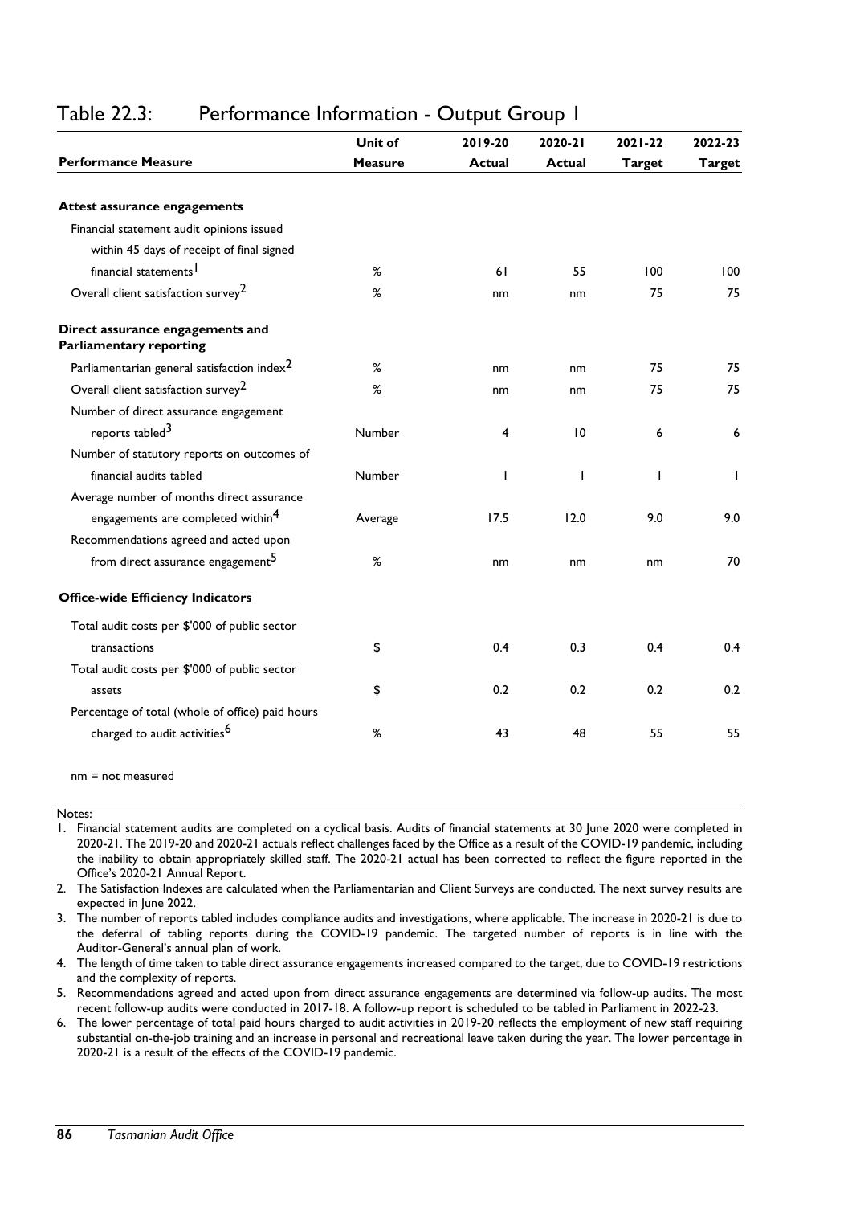## Table 22.3: Performance Information - Output Group 1

| Performance Measure | Unit of Measure | 2019-20 Actual | 2020-21 Actual | 2021-22 Target | 2022-23 Target |
|---|---|---|---|---|---|
| **Attest assurance engagements** | | | | | |
| Financial statement audit opinions issued within 45 days of receipt of final signed financial statements[1] | % | 61 | 55 | 100 | 100 |
| Overall client satisfaction survey[2] | % | nm | nm | 75 | 75 |
| **Direct assurance engagements and Parliamentary reporting** | | | | | |
| Parliamentarian general satisfaction index[2] | % | nm | nm | 75 | 75 |
| Overall client satisfaction survey[2] | % | nm | nm | 75 | 75 |
| Number of direct assurance engagement reports tabled[3] | Number | 4 | 10 | 6 | 6 |
| Number of statutory reports on outcomes of financial audits tabled | Number | 1 | 1 | 1 | 1 |
| Average number of months direct assurance engagements are completed within[4] | Average | 17.5 | 12.0 | 9.0 | 9.0 |
| Recommendations agreed and acted upon from direct assurance engagement[5] | % | nm | nm | nm | 70 |
| **Office-wide Efficiency Indicators** | | | | | |
| Total audit costs per $'000 of public sector transactions | $ | 0.4 | 0.3 | 0.4 | 0.4 |
| Total audit costs per $'000 of public sector assets | $ | 0.2 | 0.2 | 0.2 | 0.2 |
| Percentage of total (whole of office) paid hours charged to audit activities[6] | % | 43 | 48 | 55 | 55 |

nm = not measured

Notes:

1. Financial statement audits are completed on a cyclical basis. Audits of financial statements at 30 June 2020 were completed in 2020-21. The 2019-20 and 2020-21 actuals reflect challenges faced by the Office as a result of the COVID-19 pandemic, including the inability to obtain appropriately skilled staff. The 2020-21 actual has been corrected to reflect the figure reported in the Office's 2020-21 Annual Report.
2. The Satisfaction Indexes are calculated when the Parliamentarian and Client Surveys are conducted. The next survey results are expected in June 2022.
3. The number of reports tabled includes compliance audits and investigations, where applicable. The increase in 2020-21 is due to the deferral of tabling reports during the COVID-19 pandemic. The targeted number of reports is in line with the Auditor-General's annual plan of work.
4. The length of time taken to table direct assurance engagements increased compared to the target, due to COVID-19 restrictions and the complexity of reports.
5. Recommendations agreed and acted upon from direct assurance engagements are determined via follow-up audits. The most recent follow-up audits were conducted in 2017-18. A follow-up report is scheduled to be tabled in Parliament in 2022-23.
6. The lower percentage of total paid hours charged to audit activities in 2019-20 reflects the employment of new staff requiring substantial on-the-job training and an increase in personal and recreational leave taken during the year. The lower percentage in 2020-21 is a result of the effects of the COVID-19 pandemic.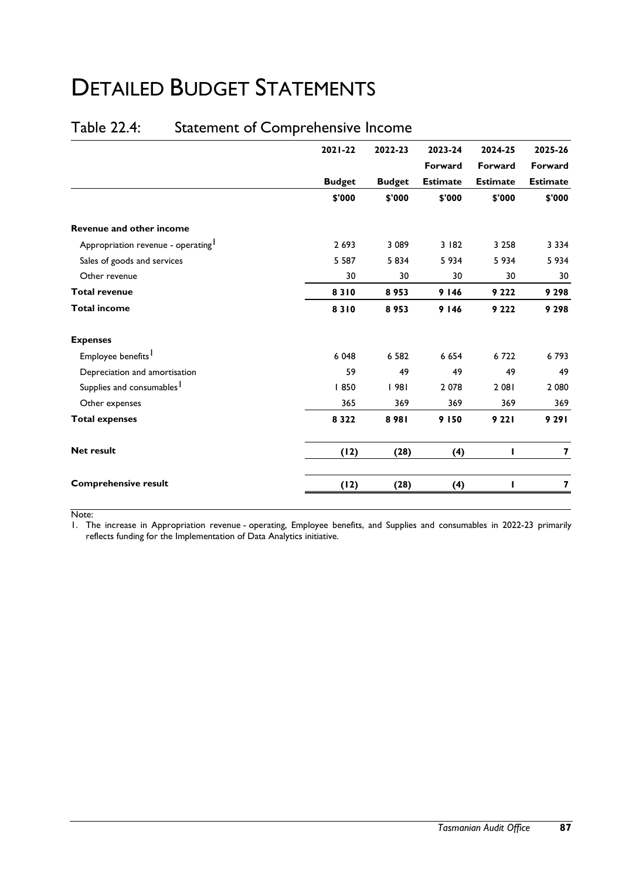# DETAILED BUDGET STATEMENTS

## Table 22.4: Statement of Comprehensive Income

| | 2021-22 | 2022-23 | 2023-24 | 2024-25 | 2025-26 |
|---|---|---|---|---|---|
| | | | Forward | Forward | Forward |
| | Budget | Budget | Estimate | Estimate | Estimate |
| | $'000 | $'000 | $'000 | $'000 | $'000 |
| **Revenue and other income** | | | | | |
| Appropriation revenue - operating[1] | 2 693 | 3 089 | 3 182 | 3 258 | 3 334 |
| Sales of goods and services | 5 587 | 5 834 | 5 934 | 5 934 | 5 934 |
| Other revenue | 30 | 30 | 30 | 30 | 30 |
| **Total revenue** | **8 310** | **8 953** | **9 146** | **9 222** | **9 298** |
| **Total income** | **8 310** | **8 953** | **9 146** | **9 222** | **9 298** |
| **Expenses** | | | | | |
| Employee benefits[1] | 6 048 | 6 582 | 6 654 | 6 722 | 6 793 |
| Depreciation and amortisation | 59 | 49 | 49 | 49 | 49 |
| Supplies and consumables[1] | 1 850 | 1 981 | 2 078 | 2 081 | 2 080 |
| Other expenses | 365 | 369 | 369 | 369 | 369 |
| **Total expenses** | **8 322** | **8 981** | **9 150** | **9 221** | **9 291** |
| **Net result** | **(12)** | **(28)** | **(4)** | **1** | **7** |
| **Comprehensive result** | **(12)** | **(28)** | **(4)** | **1** | **7** |

Note:

1. The increase in Appropriation revenue - operating, Employee benefits, and Supplies and consumables in 2022-23 primarily reflects funding for the Implementation of Data Analytics initiative.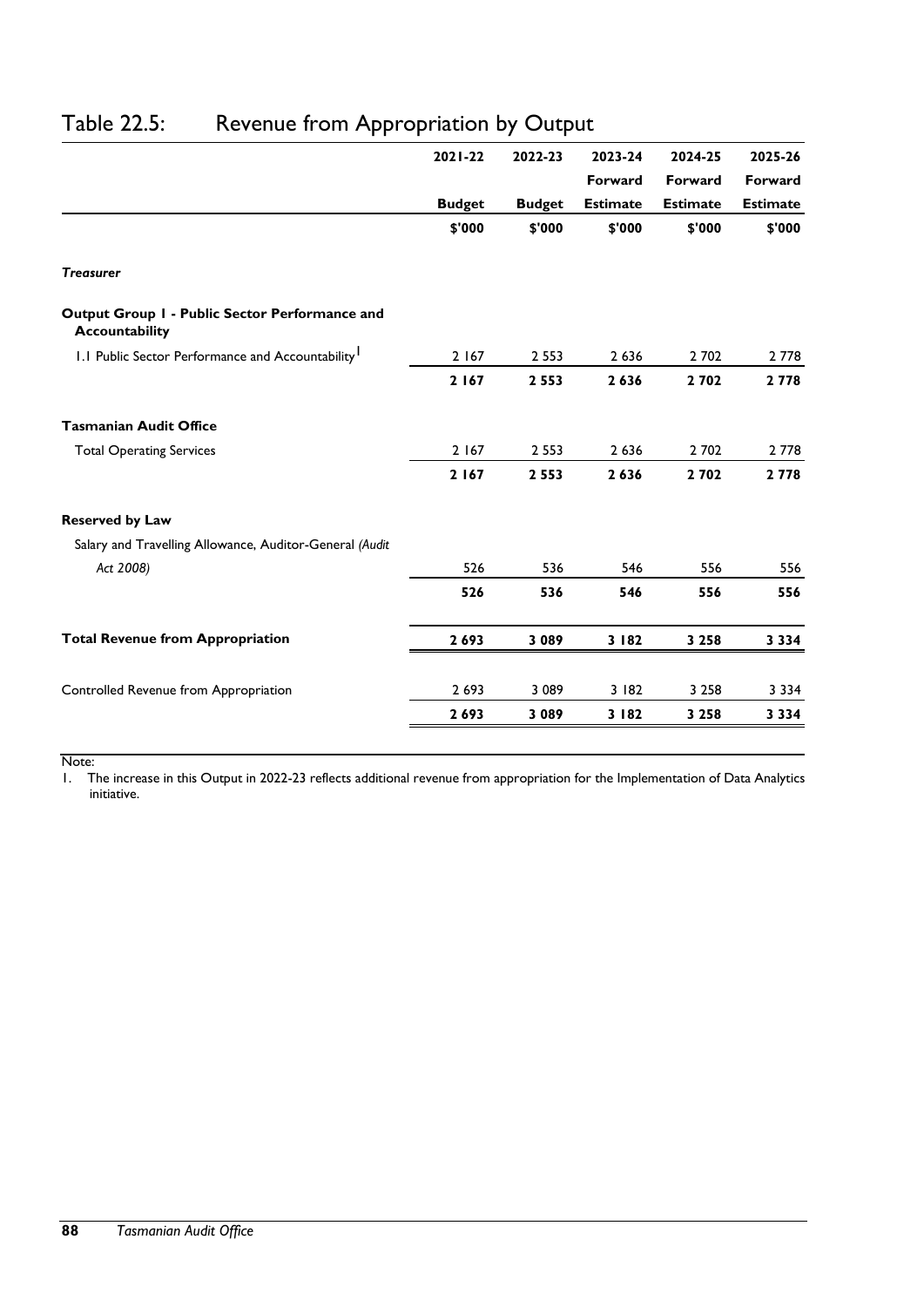## Table 22.5: Revenue from Appropriation by Output

| | 2021-22 | 2022-23 | 2023-24 | 2024-25 | 2025-26 |
|---|---|---|---|---|---|
| | | | Forward | Forward | Forward |
| | Budget | Budget | Estimate | Estimate | Estimate |
| | $'000 | $'000 | $'000 | $'000 | $'000 |
| ***Treasurer*** | | | | | |
| **Output Group 1 - Public Sector Performance and Accountability** | | | | | |
| 1.1 Public Sector Performance and Accountability[1] | 2 167 | 2 553 | 2 636 | 2 702 | 2 778 |
| | **2 167** | **2 553** | **2 636** | **2 702** | **2 778** |
| **Tasmanian Audit Office** | | | | | |
| Total Operating Services | 2 167 | 2 553 | 2 636 | 2 702 | 2 778 |
| | **2 167** | **2 553** | **2 636** | **2 702** | **2 778** |
| **Reserved by Law** | | | | | |
| Salary and Travelling Allowance, Auditor-General *(Audit Act 2008)* | 526 | 536 | 546 | 556 | 556 |
| | **526** | **536** | **546** | **556** | **556** |
| **Total Revenue from Appropriation** | **2 693** | **3 089** | **3 182** | **3 258** | **3 334** |
| Controlled Revenue from Appropriation | 2 693 | 3 089 | 3 182 | 3 258 | 3 334 |
| | **2 693** | **3 089** | **3 182** | **3 258** | **3 334** |

Note:

1. The increase in this Output in 2022-23 reflects additional revenue from appropriation for the Implementation of Data Analytics initiative.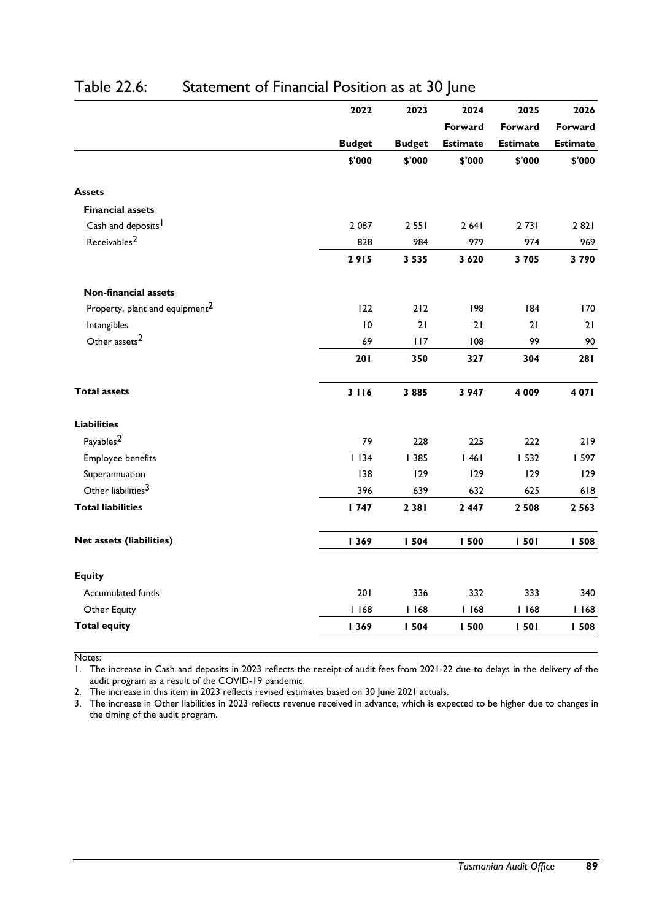## Table 22.6: Statement of Financial Position as at 30 June

| | 2022 | 2023 | 2024 | 2025 | 2026 |
|---|---|---|---|---|---|
| | | | Forward | Forward | Forward |
| | Budget | Budget | Estimate | Estimate | Estimate |
| | $'000 | $'000 | $'000 | $'000 | $'000 |
| **Assets** | | | | | |
| **Financial assets** | | | | | |
| Cash and deposits[1] | 2 087 | 2 551 | 2 641 | 2 731 | 2 821 |
| Receivables[2] | 828 | 984 | 979 | 974 | 969 |
| | **2 915** | **3 535** | **3 620** | **3 705** | **3 790** |
| **Non-financial assets** | | | | | |
| Property, plant and equipment[2] | 122 | 212 | 198 | 184 | 170 |
| Intangibles | 10 | 21 | 21 | 21 | 21 |
| Other assets[2] | 69 | 117 | 108 | 99 | 90 |
| | **201** | **350** | **327** | **304** | **281** |
| **Total assets** | **3 116** | **3 885** | **3 947** | **4 009** | **4 071** |
| **Liabilities** | | | | | |
| Payables[2] | 79 | 228 | 225 | 222 | 219 |
| Employee benefits | 1 134 | 1 385 | 1 461 | 1 532 | 1 597 |
| Superannuation | 138 | 129 | 129 | 129 | 129 |
| Other liabilities[3] | 396 | 639 | 632 | 625 | 618 |
| **Total liabilities** | **1 747** | **2 381** | **2 447** | **2 508** | **2 563** |
| **Net assets (liabilities)** | **1 369** | **1 504** | **1 500** | **1 501** | **1 508** |
| **Equity** | | | | | |
| Accumulated funds | 201 | 336 | 332 | 333 | 340 |
| Other Equity | 1 168 | 1 168 | 1 168 | 1 168 | 1 168 |
| **Total equity** | **1 369** | **1 504** | **1 500** | **1 501** | **1 508** |

Notes:

1. The increase in Cash and deposits in 2023 reflects the receipt of audit fees from 2021-22 due to delays in the delivery of the audit program as a result of the COVID-19 pandemic.
2. The increase in this item in 2023 reflects revised estimates based on 30 June 2021 actuals.
3. The increase in Other liabilities in 2023 reflects revenue received in advance, which is expected to be higher due to changes in the timing of the audit program.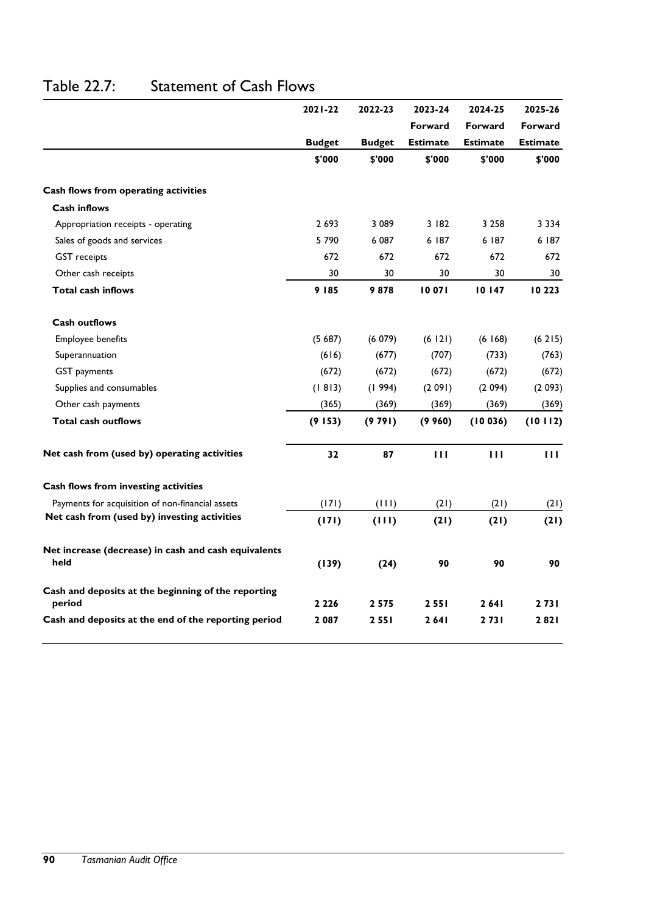## Table 22.7: Statement of Cash Flows

| | 2021-22 | 2022-23 | 2023-24 | 2024-25 | 2025-26 |
|---|---|---|---|---|---|
| | | | Forward | Forward | Forward |
| | Budget | Budget | Estimate | Estimate | Estimate |
| | $'000 | $'000 | $'000 | $'000 | $'000 |
| **Cash flows from operating activities** | | | | | |
| **Cash inflows** | | | | | |
| Appropriation receipts - operating | 2 693 | 3 089 | 3 182 | 3 258 | 3 334 |
| Sales of goods and services | 5 790 | 6 087 | 6 187 | 6 187 | 6 187 |
| GST receipts | 672 | 672 | 672 | 672 | 672 |
| Other cash receipts | 30 | 30 | 30 | 30 | 30 |
| **Total cash inflows** | **9 185** | **9 878** | **10 071** | **10 147** | **10 223** |
| **Cash outflows** | | | | | |
| Employee benefits | (5 687) | (6 079) | (6 121) | (6 168) | (6 215) |
| Superannuation | (616) | (677) | (707) | (733) | (763) |
| GST payments | (672) | (672) | (672) | (672) | (672) |
| Supplies and consumables | (1 813) | (1 994) | (2 091) | (2 094) | (2 093) |
| Other cash payments | (365) | (369) | (369) | (369) | (369) |
| **Total cash outflows** | **(9 153)** | **(9 791)** | **(9 960)** | **(10 036)** | **(10 112)** |
| **Net cash from (used by) operating activities** | **32** | **87** | **111** | **111** | **111** |
| **Cash flows from investing activities** | | | | | |
| Payments for acquisition of non-financial assets | (171) | (111) | (21) | (21) | (21) |
| **Net cash from (used by) investing activities** | **(171)** | **(111)** | **(21)** | **(21)** | **(21)** |
| **Net increase (decrease) in cash and cash equivalents held** | **(139)** | **(24)** | **90** | **90** | **90** |
| **Cash and deposits at the beginning of the reporting period** | **2 226** | **2 575** | **2 551** | **2 641** | **2 731** |
| **Cash and deposits at the end of the reporting period** | **2 087** | **2 551** | **2 641** | **2 731** | **2 821** |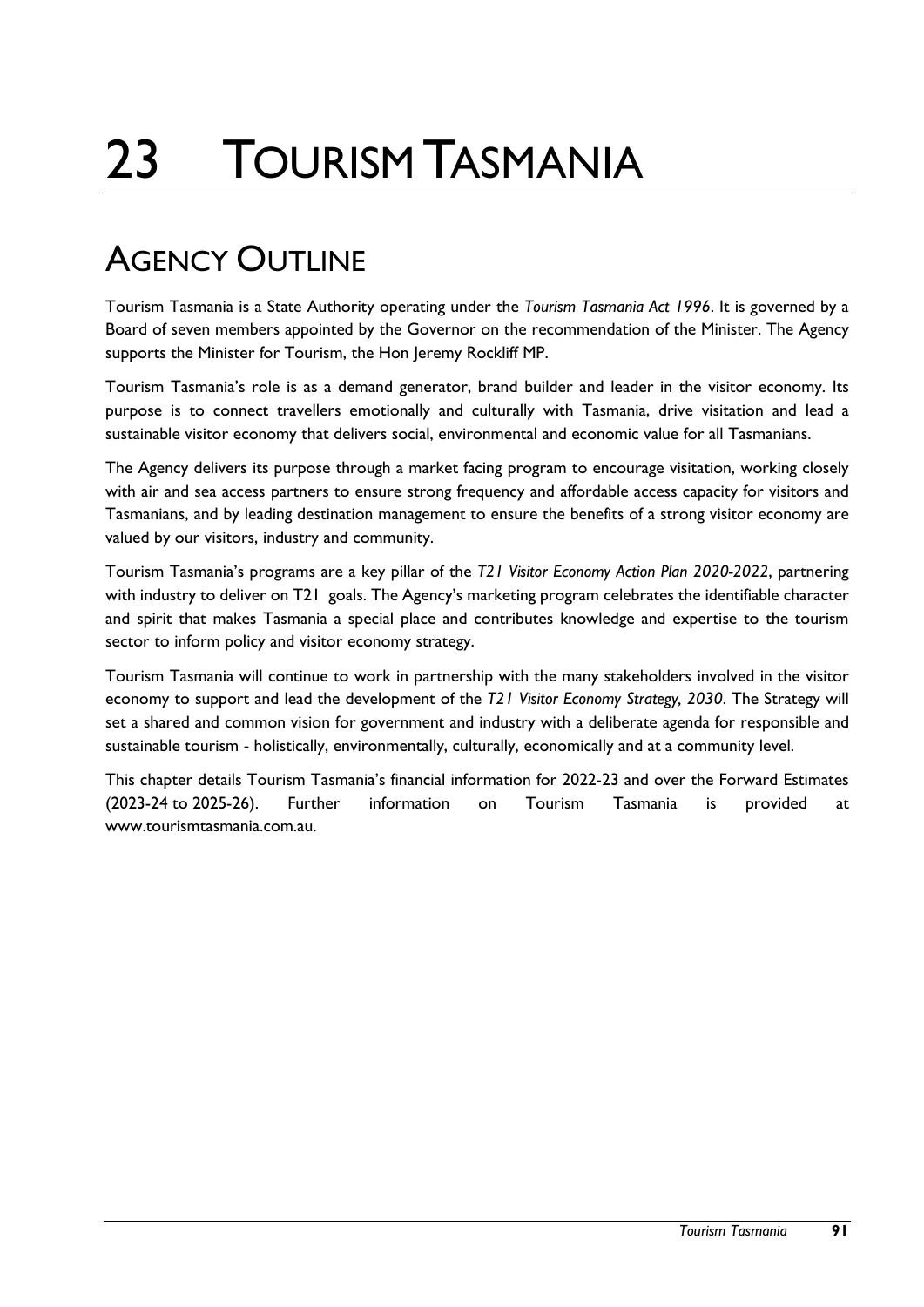# 23 TOURISM TASMANIA

## AGENCY OUTLINE

Tourism Tasmania is a State Authority operating under the *Tourism Tasmania Act 1996*. It is governed by a Board of seven members appointed by the Governor on the recommendation of the Minister. The Agency supports the Minister for Tourism, the Hon Jeremy Rockliff MP.

Tourism Tasmania's role is as a demand generator, brand builder and leader in the visitor economy. Its purpose is to connect travellers emotionally and culturally with Tasmania, drive visitation and lead a sustainable visitor economy that delivers social, environmental and economic value for all Tasmanians.

The Agency delivers its purpose through a market facing program to encourage visitation, working closely with air and sea access partners to ensure strong frequency and affordable access capacity for visitors and Tasmanians, and by leading destination management to ensure the benefits of a strong visitor economy are valued by our visitors, industry and community.

Tourism Tasmania's programs are a key pillar of the *T21 Visitor Economy Action Plan 2020-2022*, partnering with industry to deliver on T21 goals. The Agency's marketing program celebrates the identifiable character and spirit that makes Tasmania a special place and contributes knowledge and expertise to the tourism sector to inform policy and visitor economy strategy.

Tourism Tasmania will continue to work in partnership with the many stakeholders involved in the visitor economy to support and lead the development of the *T21 Visitor Economy Strategy, 2030*. The Strategy will set a shared and common vision for government and industry with a deliberate agenda for responsible and sustainable tourism - holistically, environmentally, culturally, economically and at a community level.

This chapter details Tourism Tasmania's financial information for 2022-23 and over the Forward Estimates (2023-24 to 2025-26). Further information on Tourism Tasmania is provided at www.tourismtasmania.com.au.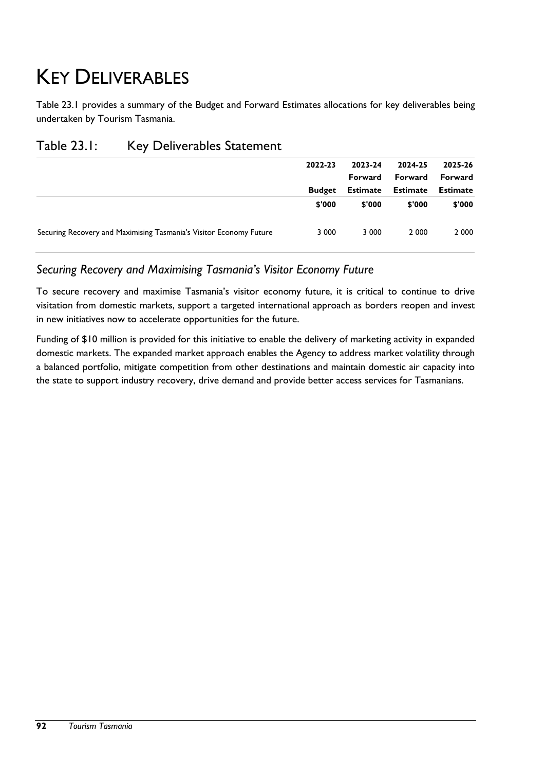# KEY DELIVERABLES

Table 23.1 provides a summary of the Budget and Forward Estimates allocations for key deliverables being undertaken by Tourism Tasmania.

## Table 23.1: Key Deliverables Statement

| | 2022-23<br>Budget | 2023-24<br>Forward<br>Estimate | 2024-25<br>Forward<br>Estimate | 2025-26<br>Forward<br>Estimate |
|---|---|---|---|---|
| | $'000 | $'000 | $'000 | $'000 |
| Securing Recovery and Maximising Tasmania's Visitor Economy Future | 3 000 | 3 000 | 2 000 | 2 000 |

### *Securing Recovery and Maximising Tasmania's Visitor Economy Future*

To secure recovery and maximise Tasmania's visitor economy future, it is critical to continue to drive visitation from domestic markets, support a targeted international approach as borders reopen and invest in new initiatives now to accelerate opportunities for the future.

Funding of $10 million is provided for this initiative to enable the delivery of marketing activity in expanded domestic markets. The expanded market approach enables the Agency to address market volatility through a balanced portfolio, mitigate competition from other destinations and maintain domestic air capacity into the state to support industry recovery, drive demand and provide better access services for Tasmanians.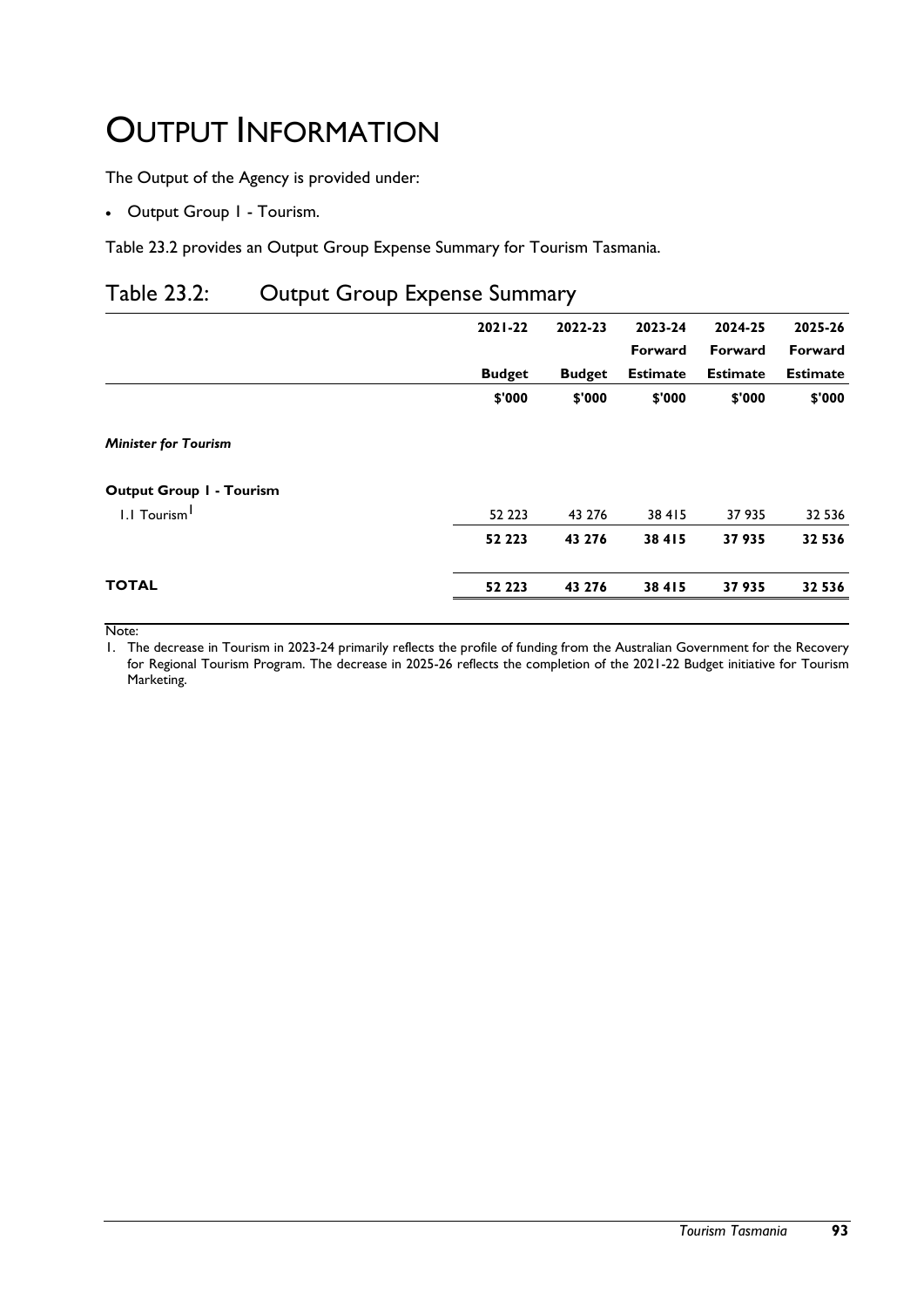# OUTPUT INFORMATION

The Output of the Agency is provided under:

- Output Group 1 - Tourism.

Table 23.2 provides an Output Group Expense Summary for Tourism Tasmania.

## Table 23.2: Output Group Expense Summary

| | 2021-22 | 2022-23 | 2023-24 | 2024-25 | 2025-26 |
|---|---|---|---|---|---|
| | | | Forward | Forward | Forward |
| | Budget | Budget | Estimate | Estimate | Estimate |
| | $'000 | $'000 | $'000 | $'000 | $'000 |
| ***Minister for Tourism*** | | | | | |
| **Output Group 1 - Tourism** | | | | | |
| 1.1 Tourism[1] | 52 223 | 43 276 | 38 415 | 37 935 | 32 536 |
| | **52 223** | **43 276** | **38 415** | **37 935** | **32 536** |
| **TOTAL** | **52 223** | **43 276** | **38 415** | **37 935** | **32 536** |

Note:

1. The decrease in Tourism in 2023-24 primarily reflects the profile of funding from the Australian Government for the Recovery for Regional Tourism Program. The decrease in 2025-26 reflects the completion of the 2021-22 Budget initiative for Tourism Marketing.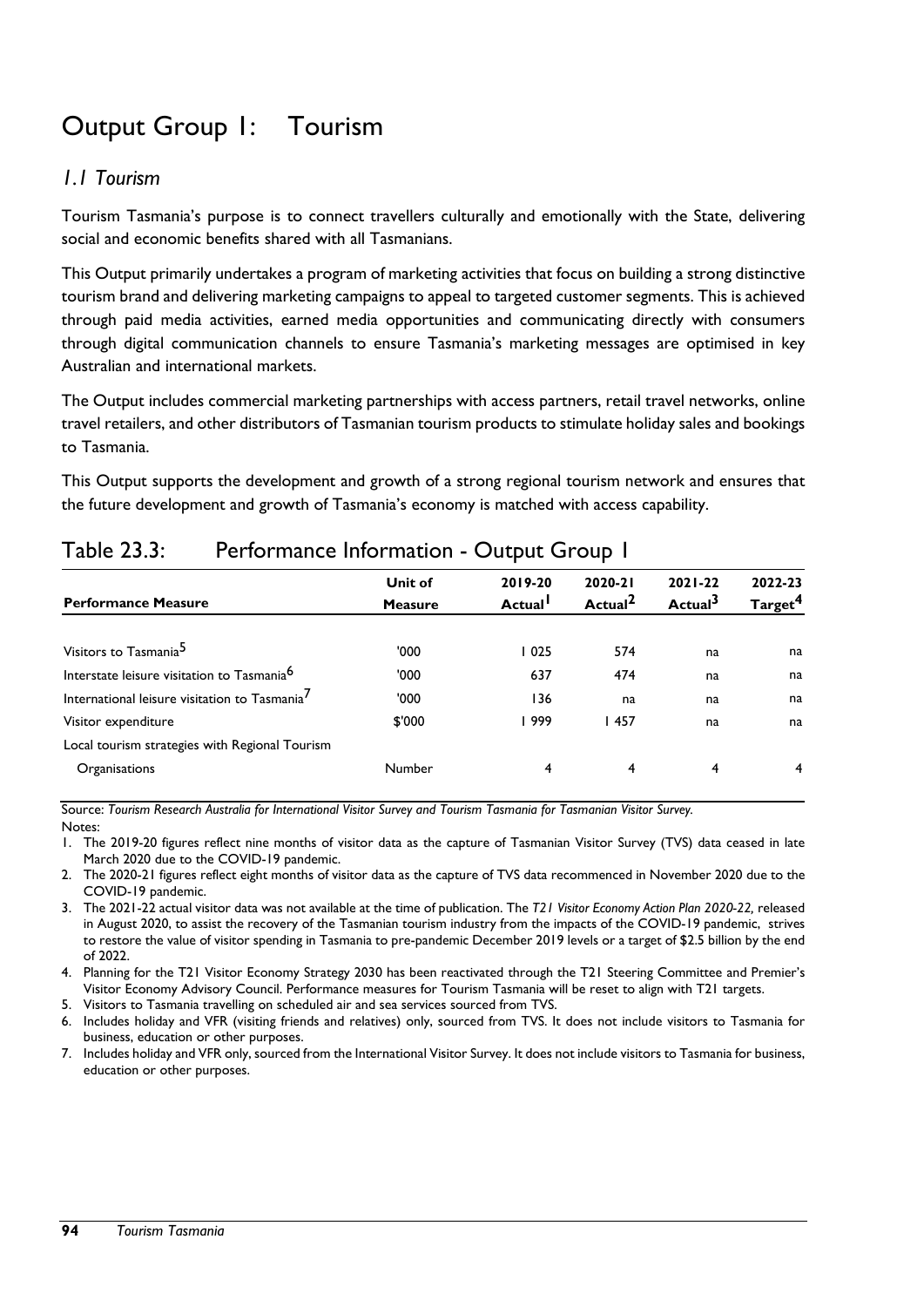# Output Group 1: Tourism

## *1.1 Tourism*

Tourism Tasmania's purpose is to connect travellers culturally and emotionally with the State, delivering social and economic benefits shared with all Tasmanians.

This Output primarily undertakes a program of marketing activities that focus on building a strong distinctive tourism brand and delivering marketing campaigns to appeal to targeted customer segments. This is achieved through paid media activities, earned media opportunities and communicating directly with consumers through digital communication channels to ensure Tasmania's marketing messages are optimised in key Australian and international markets.

The Output includes commercial marketing partnerships with access partners, retail travel networks, online travel retailers, and other distributors of Tasmanian tourism products to stimulate holiday sales and bookings to Tasmania.

This Output supports the development and growth of a strong regional tourism network and ensures that the future development and growth of Tasmania's economy is matched with access capability.

## Table 23.3: Performance Information - Output Group 1

| Performance Measure | Unit of Measure | 2019-20 Actual[1] | 2020-21 Actual[2] | 2021-22 Actual[3] | 2022-23 Target[4] |
|---|---|---|---|---|---|
| Visitors to Tasmania[5] | '000 | 1 025 | 574 | na | na |
| Interstate leisure visitation to Tasmania[6] | '000 | 637 | 474 | na | na |
| International leisure visitation to Tasmania[7] | '000 | 136 | na | na | na |
| Visitor expenditure | $'000 | 1 999 | 1 457 | na | na |
| Local tourism strategies with Regional Tourism Organisations | Number | 4 | 4 | 4 | 4 |

Source: *Tourism Research Australia for International Visitor Survey and Tourism Tasmania for Tasmanian Visitor Survey.*

Notes:

1. The 2019-20 figures reflect nine months of visitor data as the capture of Tasmanian Visitor Survey (TVS) data ceased in late March 2020 due to the COVID-19 pandemic.
2. The 2020-21 figures reflect eight months of visitor data as the capture of TVS data recommenced in November 2020 due to the COVID-19 pandemic.
3. The 2021-22 actual visitor data was not available at the time of publication. The *T21 Visitor Economy Action Plan 2020-22,* released in August 2020, to assist the recovery of the Tasmanian tourism industry from the impacts of the COVID-19 pandemic, strives to restore the value of visitor spending in Tasmania to pre-pandemic December 2019 levels or a target of $2.5 billion by the end of 2022.
4. Planning for the T21 Visitor Economy Strategy 2030 has been reactivated through the T21 Steering Committee and Premier's Visitor Economy Advisory Council. Performance measures for Tourism Tasmania will be reset to align with T21 targets.
5. Visitors to Tasmania travelling on scheduled air and sea services sourced from TVS.
6. Includes holiday and VFR (visiting friends and relatives) only, sourced from TVS. It does not include visitors to Tasmania for business, education or other purposes.
7. Includes holiday and VFR only, sourced from the International Visitor Survey. It does not include visitors to Tasmania for business, education or other purposes.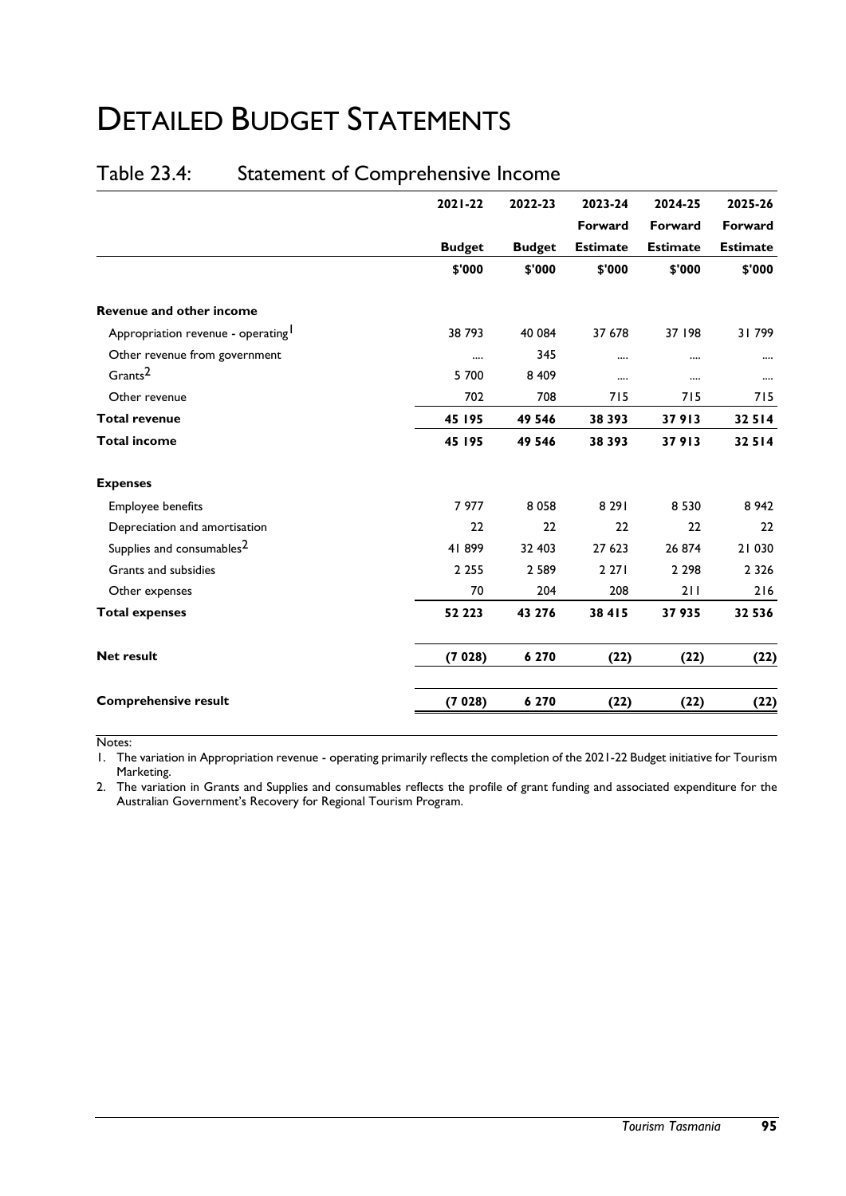# DETAILED BUDGET STATEMENTS

## Table 23.4: Statement of Comprehensive Income

| | 2021-22 Budget | 2022-23 Budget | 2023-24 Forward Estimate | 2024-25 Forward Estimate | 2025-26 Forward Estimate |
|---|---|---|---|---|---|
| | $'000 | $'000 | $'000 | $'000 | $'000 |
| **Revenue and other income** | | | | | |
| Appropriation revenue - operating[1] | 38 793 | 40 084 | 37 678 | 37 198 | 31 799 |
| Other revenue from government | .... | 345 | .... | .... | .... |
| Grants[2] | 5 700 | 8 409 | .... | .... | .... |
| Other revenue | 702 | 708 | 715 | 715 | 715 |
| **Total revenue** | **45 195** | **49 546** | **38 393** | **37 913** | **32 514** |
| **Total income** | **45 195** | **49 546** | **38 393** | **37 913** | **32 514** |
| **Expenses** | | | | | |
| Employee benefits | 7 977 | 8 058 | 8 291 | 8 530 | 8 942 |
| Depreciation and amortisation | 22 | 22 | 22 | 22 | 22 |
| Supplies and consumables[2] | 41 899 | 32 403 | 27 623 | 26 874 | 21 030 |
| Grants and subsidies | 2 255 | 2 589 | 2 271 | 2 298 | 2 326 |
| Other expenses | 70 | 204 | 208 | 211 | 216 |
| **Total expenses** | **52 223** | **43 276** | **38 415** | **37 935** | **32 536** |
| **Net result** | **(7 028)** | **6 270** | **(22)** | **(22)** | **(22)** |
| **Comprehensive result** | **(7 028)** | **6 270** | **(22)** | **(22)** | **(22)** |

Notes:

1. The variation in Appropriation revenue - operating primarily reflects the completion of the 2021-22 Budget initiative for Tourism Marketing.
2. The variation in Grants and Supplies and consumables reflects the profile of grant funding and associated expenditure for the Australian Government's Recovery for Regional Tourism Program.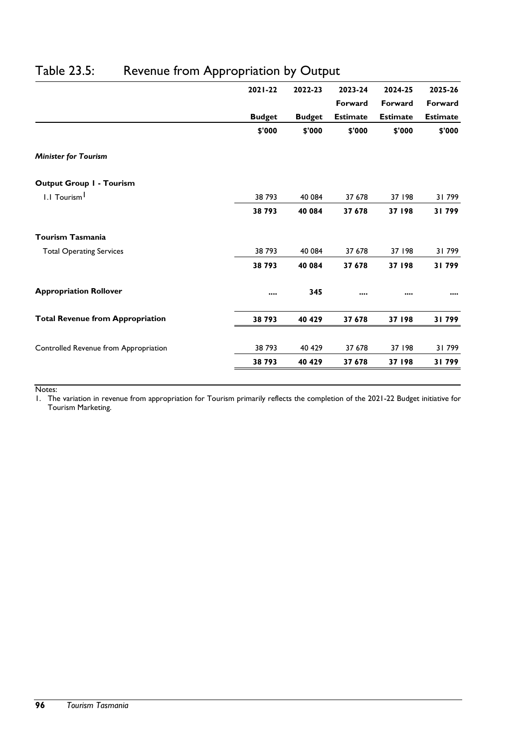## Table 23.5: Revenue from Appropriation by Output

| | 2021-22 | 2022-23 | 2023-24 | 2024-25 | 2025-26 |
|---|---|---|---|---|---|
| | | | Forward | Forward | Forward |
| | Budget | Budget | Estimate | Estimate | Estimate |
| | $'000 | $'000 | $'000 | $'000 | $'000 |
| ***Minister for Tourism*** | | | | | |
| **Output Group 1 - Tourism** | | | | | |
| 1.1 Tourism[1] | 38 793 | 40 084 | 37 678 | 37 198 | 31 799 |
| | **38 793** | **40 084** | **37 678** | **37 198** | **31 799** |
| **Tourism Tasmania** | | | | | |
| Total Operating Services | 38 793 | 40 084 | 37 678 | 37 198 | 31 799 |
| | **38 793** | **40 084** | **37 678** | **37 198** | **31 799** |
| **Appropriation Rollover** | **....** | **345** | **....** | **....** | **....** |
| **Total Revenue from Appropriation** | **38 793** | **40 429** | **37 678** | **37 198** | **31 799** |
| Controlled Revenue from Appropriation | 38 793 | 40 429 | 37 678 | 37 198 | 31 799 |
| | **38 793** | **40 429** | **37 678** | **37 198** | **31 799** |

Notes:

1. The variation in revenue from appropriation for Tourism primarily reflects the completion of the 2021-22 Budget initiative for Tourism Marketing.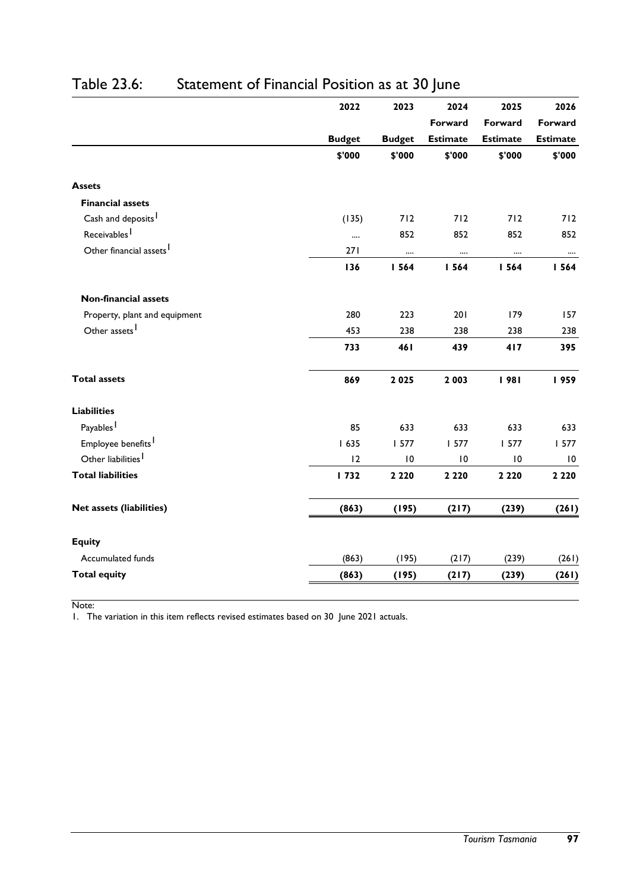## Table 23.6: Statement of Financial Position as at 30 June

| | 2022 | 2023 | 2024 | 2025 | 2026 |
|---|---|---|---|---|---|
| | | | Forward | Forward | Forward |
| | Budget | Budget | Estimate | Estimate | Estimate |
| | $'000 | $'000 | $'000 | $'000 | $'000 |
| **Assets** | | | | | |
| **Financial assets** | | | | | |
| Cash and deposits[1] | (135) | 712 | 712 | 712 | 712 |
| Receivables[1] | .... | 852 | 852 | 852 | 852 |
| Other financial assets[1] | 271 | .... | .... | .... | .... |
| | **136** | **1 564** | **1 564** | **1 564** | **1 564** |
| **Non-financial assets** | | | | | |
| Property, plant and equipment | 280 | 223 | 201 | 179 | 157 |
| Other assets[1] | 453 | 238 | 238 | 238 | 238 |
| | **733** | **461** | **439** | **417** | **395** |
| **Total assets** | **869** | **2 025** | **2 003** | **1 981** | **1 959** |
| **Liabilities** | | | | | |
| Payables[1] | 85 | 633 | 633 | 633 | 633 |
| Employee benefits[1] | 1 635 | 1 577 | 1 577 | 1 577 | 1 577 |
| Other liabilities[1] | 12 | 10 | 10 | 10 | 10 |
| **Total liabilities** | **1 732** | **2 220** | **2 220** | **2 220** | **2 220** |
| **Net assets (liabilities)** | **(863)** | **(195)** | **(217)** | **(239)** | **(261)** |
| **Equity** | | | | | |
| Accumulated funds | (863) | (195) | (217) | (239) | (261) |
| **Total equity** | **(863)** | **(195)** | **(217)** | **(239)** | **(261)** |

Note:

1. The variation in this item reflects revised estimates based on 30 June 2021 actuals.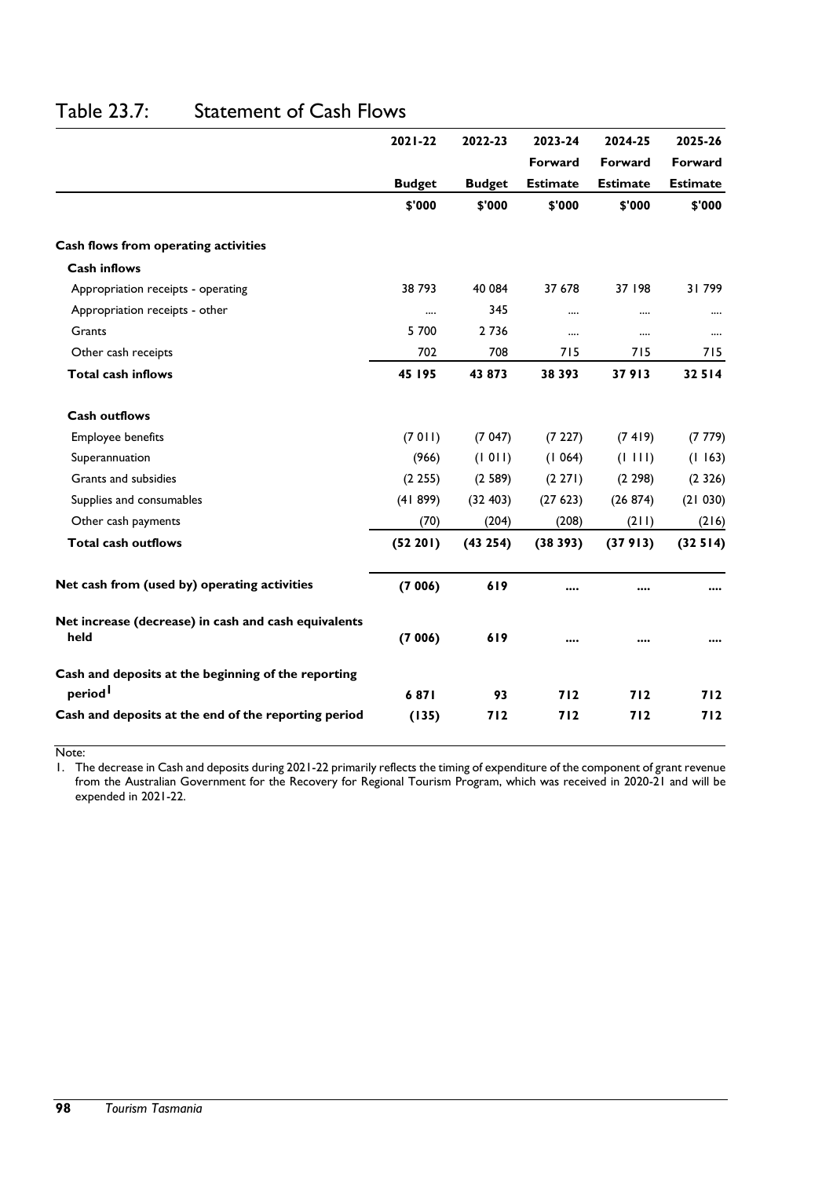## Table 23.7: Statement of Cash Flows

| | 2021-22 | 2022-23 | 2023-24 | 2024-25 | 2025-26 |
|---|---|---|---|---|---|
| | | | Forward | Forward | Forward |
| | Budget | Budget | Estimate | Estimate | Estimate |
| | $'000 | $'000 | $'000 | $'000 | $'000 |
| **Cash flows from operating activities** | | | | | |
| **Cash inflows** | | | | | |
| Appropriation receipts - operating | 38 793 | 40 084 | 37 678 | 37 198 | 31 799 |
| Appropriation receipts - other | .... | 345 | .... | .... | .... |
| Grants | 5 700 | 2 736 | .... | .... | .... |
| Other cash receipts | 702 | 708 | 715 | 715 | 715 |
| **Total cash inflows** | **45 195** | **43 873** | **38 393** | **37 913** | **32 514** |
| **Cash outflows** | | | | | |
| Employee benefits | (7 011) | (7 047) | (7 227) | (7 419) | (7 779) |
| Superannuation | (966) | (1 011) | (1 064) | (1 111) | (1 163) |
| Grants and subsidies | (2 255) | (2 589) | (2 271) | (2 298) | (2 326) |
| Supplies and consumables | (41 899) | (32 403) | (27 623) | (26 874) | (21 030) |
| Other cash payments | (70) | (204) | (208) | (211) | (216) |
| **Total cash outflows** | **(52 201)** | **(43 254)** | **(38 393)** | **(37 913)** | **(32 514)** |
| **Net cash from (used by) operating activities** | **(7 006)** | **619** | **....** | **....** | **....** |
| **Net increase (decrease) in cash and cash equivalents held** | **(7 006)** | **619** | **....** | **....** | **....** |
| **Cash and deposits at the beginning of the reporting period**[1] | **6 871** | **93** | **712** | **712** | **712** |
| **Cash and deposits at the end of the reporting period** | **(135)** | **712** | **712** | **712** | **712** |

Note:

1. The decrease in Cash and deposits during 2021-22 primarily reflects the timing of expenditure of the component of grant revenue from the Australian Government for the Recovery for Regional Tourism Program, which was received in 2020-21 and will be expended in 2021-22.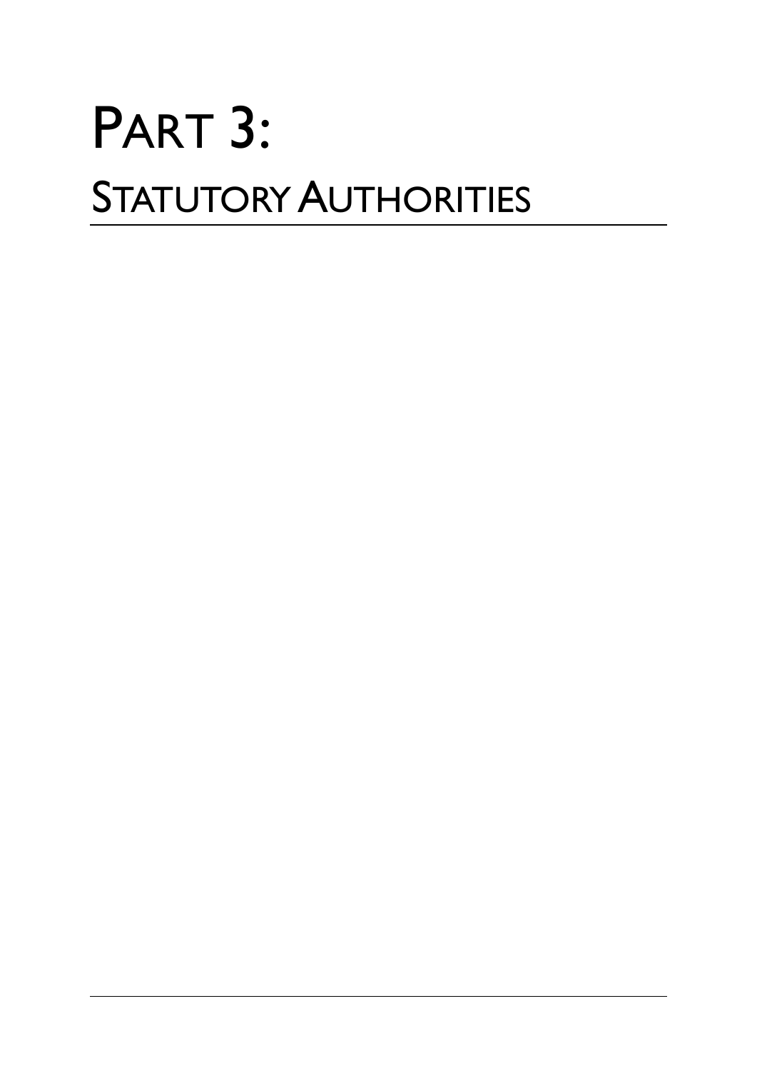# Part 3:

## Statutory Authorities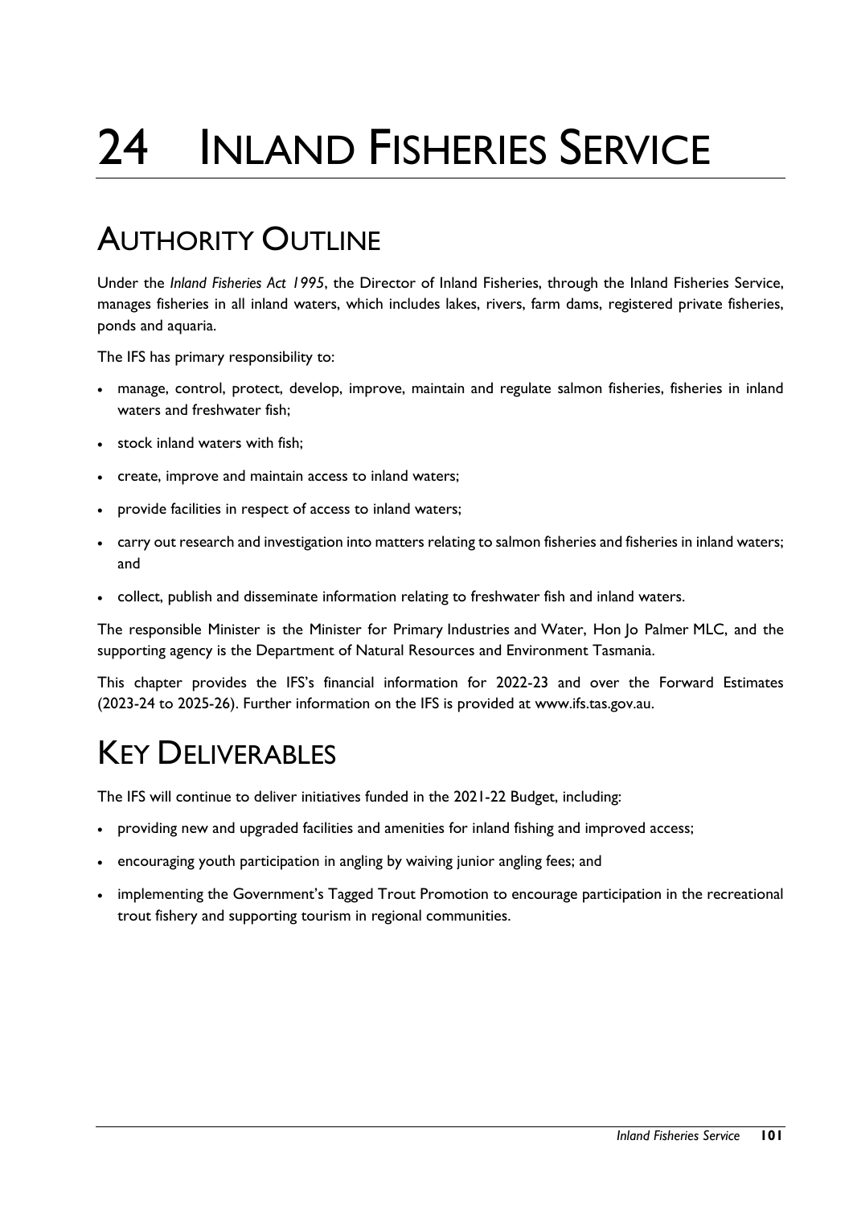# 24 INLAND FISHERIES SERVICE

## AUTHORITY OUTLINE

Under the *Inland Fisheries Act 1995*, the Director of Inland Fisheries, through the Inland Fisheries Service, manages fisheries in all inland waters, which includes lakes, rivers, farm dams, registered private fisheries, ponds and aquaria.

The IFS has primary responsibility to:

- manage, control, protect, develop, improve, maintain and regulate salmon fisheries, fisheries in inland waters and freshwater fish;
- stock inland waters with fish;
- create, improve and maintain access to inland waters;
- provide facilities in respect of access to inland waters;
- carry out research and investigation into matters relating to salmon fisheries and fisheries in inland waters; and
- collect, publish and disseminate information relating to freshwater fish and inland waters.

The responsible Minister is the Minister for Primary Industries and Water, Hon Jo Palmer MLC, and the supporting agency is the Department of Natural Resources and Environment Tasmania.

This chapter provides the IFS's financial information for 2022-23 and over the Forward Estimates (2023-24 to 2025-26). Further information on the IFS is provided at www.ifs.tas.gov.au.

## KEY DELIVERABLES

The IFS will continue to deliver initiatives funded in the 2021-22 Budget, including:

- providing new and upgraded facilities and amenities for inland fishing and improved access;
- encouraging youth participation in angling by waiving junior angling fees; and
- implementing the Government's Tagged Trout Promotion to encourage participation in the recreational trout fishery and supporting tourism in regional communities.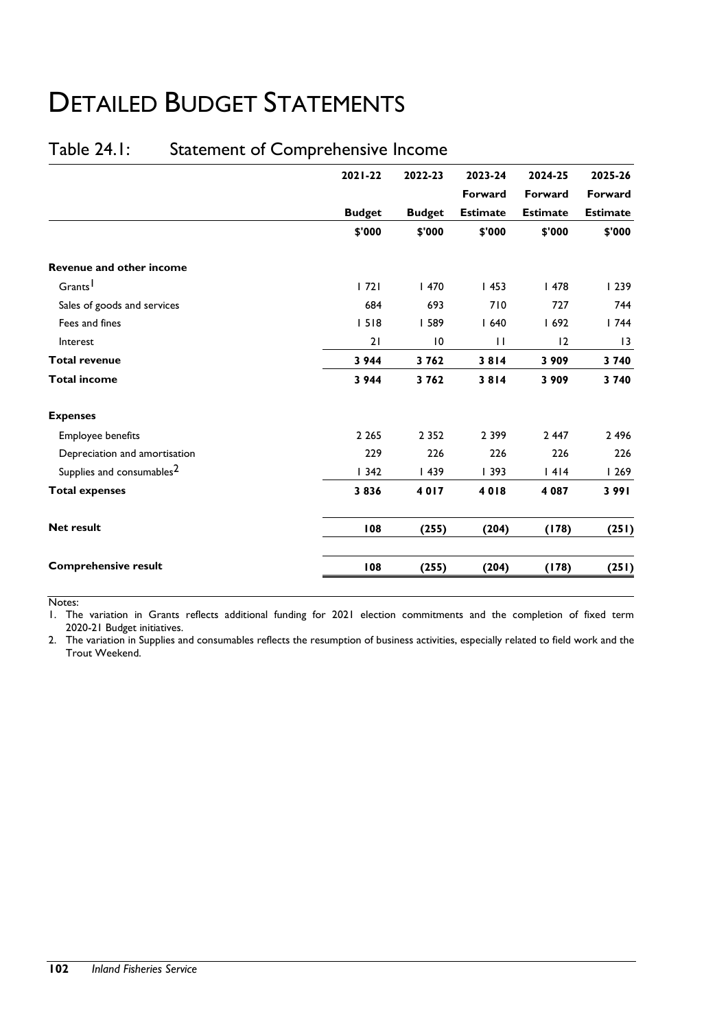# DETAILED BUDGET STATEMENTS

## Table 24.1: Statement of Comprehensive Income

| | 2021-22 | 2022-23 | 2023-24 | 2024-25 | 2025-26 |
|---|---|---|---|---|---|
| | | | Forward | Forward | Forward |
| | Budget | Budget | Estimate | Estimate | Estimate |
| | $'000 | $'000 | $'000 | $'000 | $'000 |
| **Revenue and other income** | | | | | |
| Grants[1] | 1 721 | 1 470 | 1 453 | 1 478 | 1 239 |
| Sales of goods and services | 684 | 693 | 710 | 727 | 744 |
| Fees and fines | 1 518 | 1 589 | 1 640 | 1 692 | 1 744 |
| Interest | 21 | 10 | 11 | 12 | 13 |
| **Total revenue** | **3 944** | **3 762** | **3 814** | **3 909** | **3 740** |
| **Total income** | **3 944** | **3 762** | **3 814** | **3 909** | **3 740** |
| **Expenses** | | | | | |
| Employee benefits | 2 265 | 2 352 | 2 399 | 2 447 | 2 496 |
| Depreciation and amortisation | 229 | 226 | 226 | 226 | 226 |
| Supplies and consumables[2] | 1 342 | 1 439 | 1 393 | 1 414 | 1 269 |
| **Total expenses** | **3 836** | **4 017** | **4 018** | **4 087** | **3 991** |
| **Net result** | **108** | **(255)** | **(204)** | **(178)** | **(251)** |
| **Comprehensive result** | **108** | **(255)** | **(204)** | **(178)** | **(251)** |

Notes:

1. The variation in Grants reflects additional funding for 2021 election commitments and the completion of fixed term 2020-21 Budget initiatives.
2. The variation in Supplies and consumables reflects the resumption of business activities, especially related to field work and the Trout Weekend.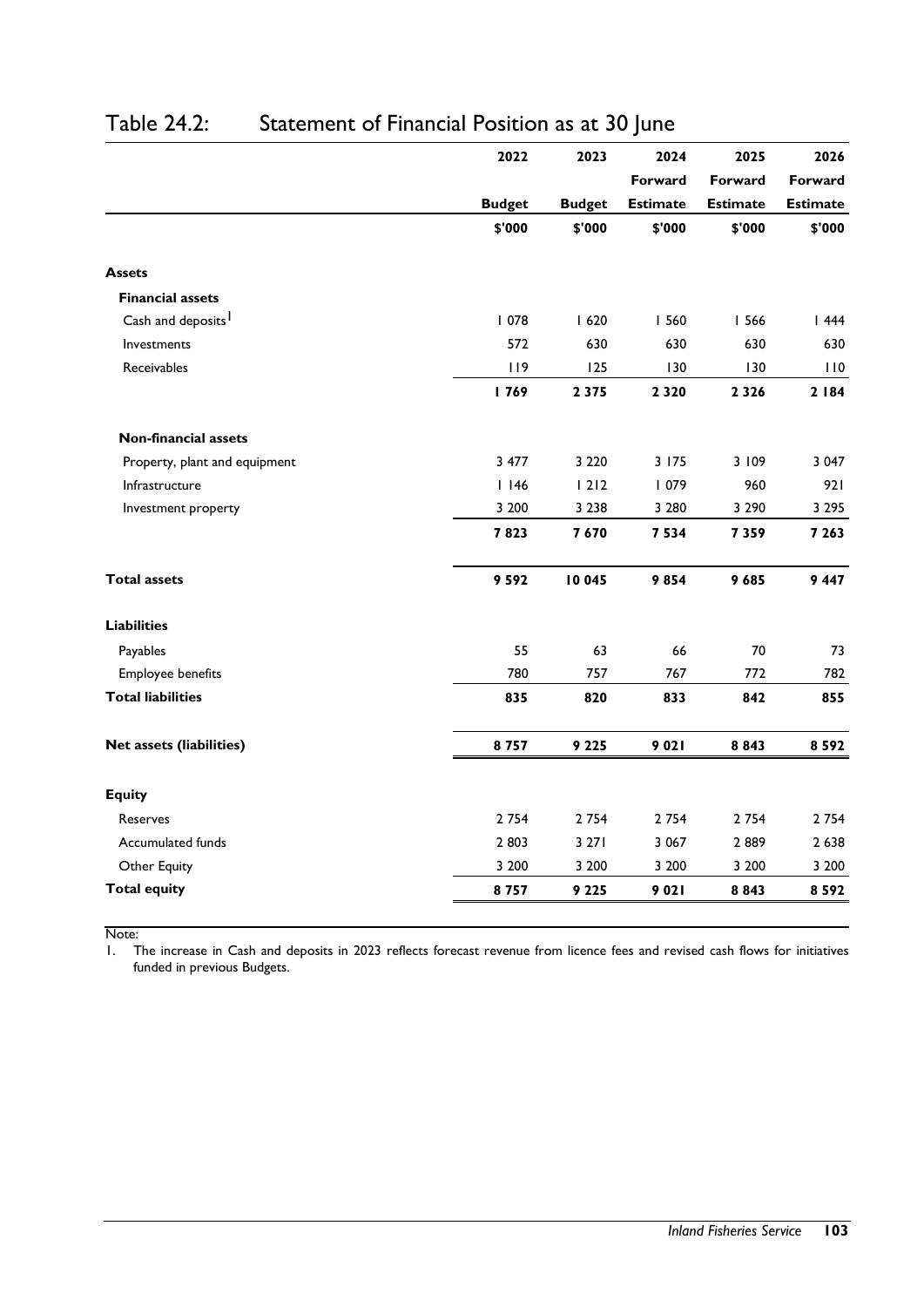## Table 24.2: Statement of Financial Position as at 30 June

| | 2022 | 2023 | 2024 | 2025 | 2026 |
|---|---|---|---|---|---|
| | | | Forward | Forward | Forward |
| | Budget | Budget | Estimate | Estimate | Estimate |
| | $'000 | $'000 | $'000 | $'000 | $'000 |
| **Assets** | | | | | |
| **Financial assets** | | | | | |
| Cash and deposits[1] | 1 078 | 1 620 | 1 560 | 1 566 | 1 444 |
| Investments | 572 | 630 | 630 | 630 | 630 |
| Receivables | 119 | 125 | 130 | 130 | 110 |
| | **1 769** | **2 375** | **2 320** | **2 326** | **2 184** |
| **Non-financial assets** | | | | | |
| Property, plant and equipment | 3 477 | 3 220 | 3 175 | 3 109 | 3 047 |
| Infrastructure | 1 146 | 1 212 | 1 079 | 960 | 921 |
| Investment property | 3 200 | 3 238 | 3 280 | 3 290 | 3 295 |
| | **7 823** | **7 670** | **7 534** | **7 359** | **7 263** |
| **Total assets** | **9 592** | **10 045** | **9 854** | **9 685** | **9 447** |
| **Liabilities** | | | | | |
| Payables | 55 | 63 | 66 | 70 | 73 |
| Employee benefits | 780 | 757 | 767 | 772 | 782 |
| **Total liabilities** | **835** | **820** | **833** | **842** | **855** |
| **Net assets (liabilities)** | **8 757** | **9 225** | **9 021** | **8 843** | **8 592** |
| **Equity** | | | | | |
| Reserves | 2 754 | 2 754 | 2 754 | 2 754 | 2 754 |
| Accumulated funds | 2 803 | 3 271 | 3 067 | 2 889 | 2 638 |
| Other Equity | 3 200 | 3 200 | 3 200 | 3 200 | 3 200 |
| **Total equity** | **8 757** | **9 225** | **9 021** | **8 843** | **8 592** |

Note:

1. The increase in Cash and deposits in 2023 reflects forecast revenue from licence fees and revised cash flows for initiatives funded in previous Budgets.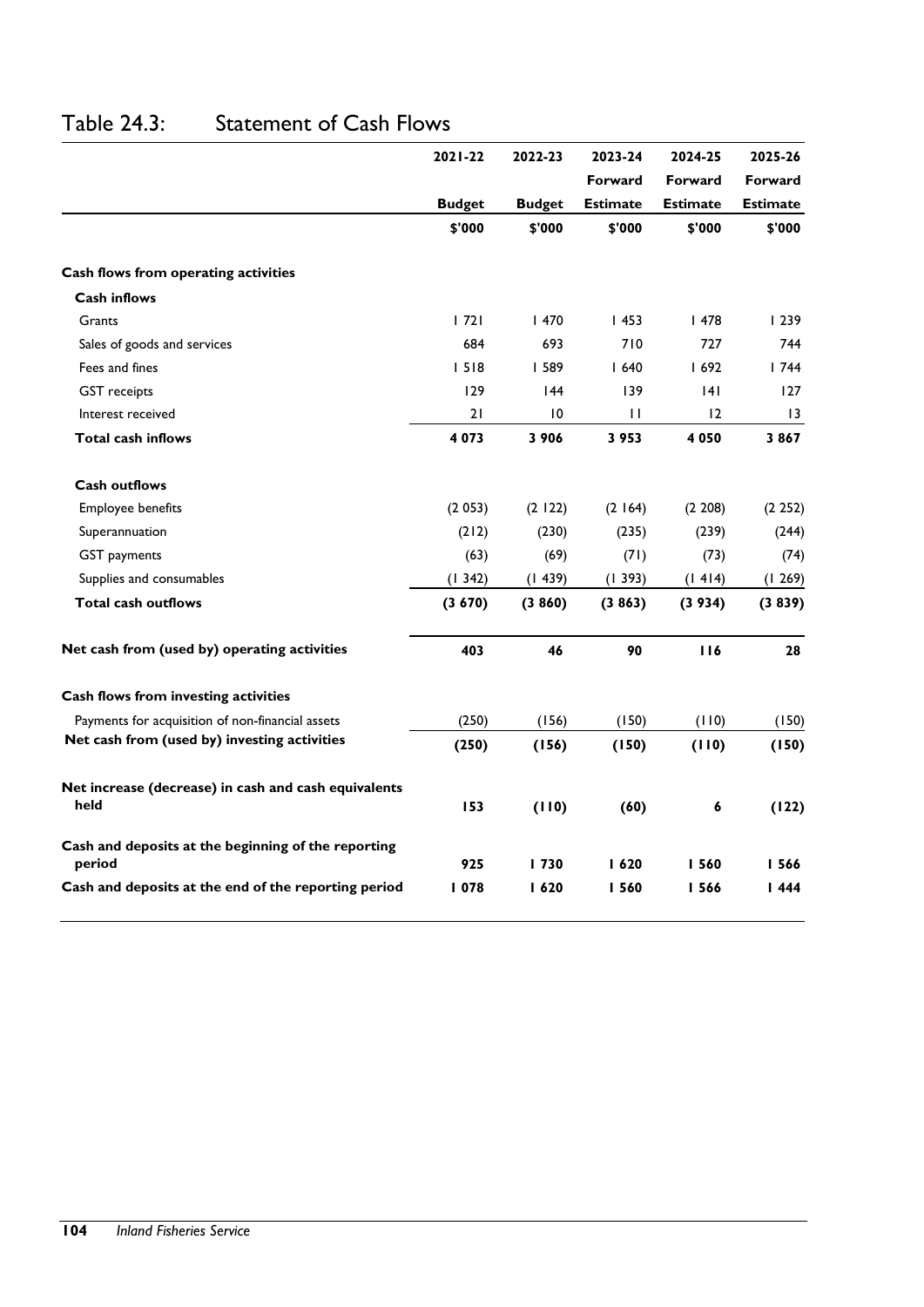## Table 24.3: Statement of Cash Flows

| | 2021-22 Budget | 2022-23 Budget | 2023-24 Forward Estimate | 2024-25 Forward Estimate | 2025-26 Forward Estimate |
|---|---|---|---|---|---|
| | **$'000** | **$'000** | **$'000** | **$'000** | **$'000** |
| **Cash flows from operating activities** | | | | | |
| **Cash inflows** | | | | | |
| Grants | 1 721 | 1 470 | 1 453 | 1 478 | 1 239 |
| Sales of goods and services | 684 | 693 | 710 | 727 | 744 |
| Fees and fines | 1 518 | 1 589 | 1 640 | 1 692 | 1 744 |
| GST receipts | 129 | 144 | 139 | 141 | 127 |
| Interest received | 21 | 10 | 11 | 12 | 13 |
| **Total cash inflows** | **4 073** | **3 906** | **3 953** | **4 050** | **3 867** |
| **Cash outflows** | | | | | |
| Employee benefits | (2 053) | (2 122) | (2 164) | (2 208) | (2 252) |
| Superannuation | (212) | (230) | (235) | (239) | (244) |
| GST payments | (63) | (69) | (71) | (73) | (74) |
| Supplies and consumables | (1 342) | (1 439) | (1 393) | (1 414) | (1 269) |
| **Total cash outflows** | **(3 670)** | **(3 860)** | **(3 863)** | **(3 934)** | **(3 839)** |
| **Net cash from (used by) operating activities** | **403** | **46** | **90** | **116** | **28** |
| **Cash flows from investing activities** | | | | | |
| Payments for acquisition of non-financial assets | (250) | (156) | (150) | (110) | (150) |
| **Net cash from (used by) investing activities** | **(250)** | **(156)** | **(150)** | **(110)** | **(150)** |
| **Net increase (decrease) in cash and cash equivalents held** | **153** | **(110)** | **(60)** | **6** | **(122)** |
| **Cash and deposits at the beginning of the reporting period** | **925** | **1 730** | **1 620** | **1 560** | **1 566** |
| **Cash and deposits at the end of the reporting period** | **1 078** | **1 620** | **1 560** | **1 566** | **1 444** |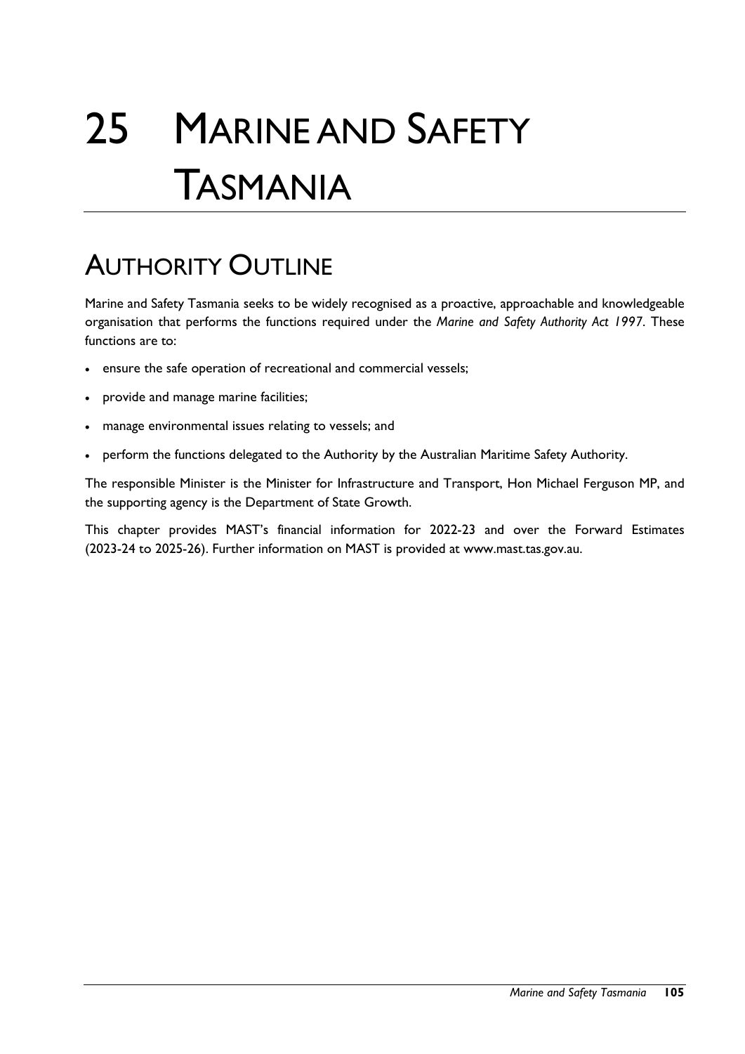# 25 MARINE AND SAFETY TASMANIA

## AUTHORITY OUTLINE

Marine and Safety Tasmania seeks to be widely recognised as a proactive, approachable and knowledgeable organisation that performs the functions required under the *Marine and Safety Authority Act 1997*. These functions are to:

- ensure the safe operation of recreational and commercial vessels;
- provide and manage marine facilities;
- manage environmental issues relating to vessels; and
- perform the functions delegated to the Authority by the Australian Maritime Safety Authority.

The responsible Minister is the Minister for Infrastructure and Transport, Hon Michael Ferguson MP, and the supporting agency is the Department of State Growth.

This chapter provides MAST's financial information for 2022-23 and over the Forward Estimates (2023-24 to 2025-26). Further information on MAST is provided at www.mast.tas.gov.au.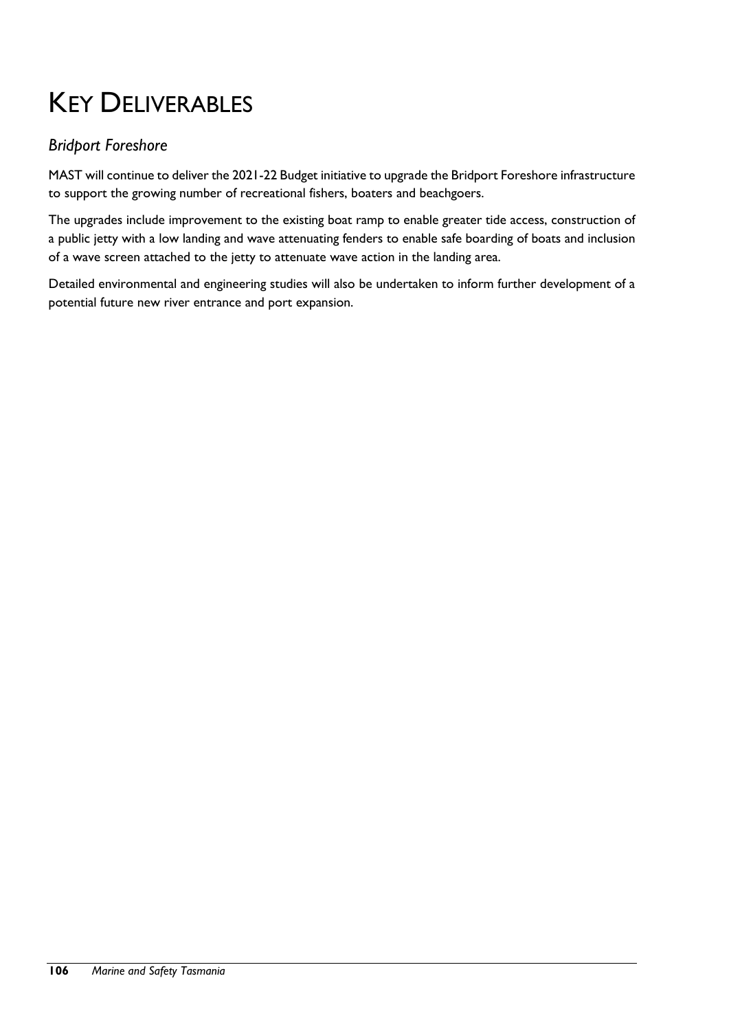# Key Deliverables

### *Bridport Foreshore*

MAST will continue to deliver the 2021-22 Budget initiative to upgrade the Bridport Foreshore infrastructure to support the growing number of recreational fishers, boaters and beachgoers.

The upgrades include improvement to the existing boat ramp to enable greater tide access, construction of a public jetty with a low landing and wave attenuating fenders to enable safe boarding of boats and inclusion of a wave screen attached to the jetty to attenuate wave action in the landing area.

Detailed environmental and engineering studies will also be undertaken to inform further development of a potential future new river entrance and port expansion.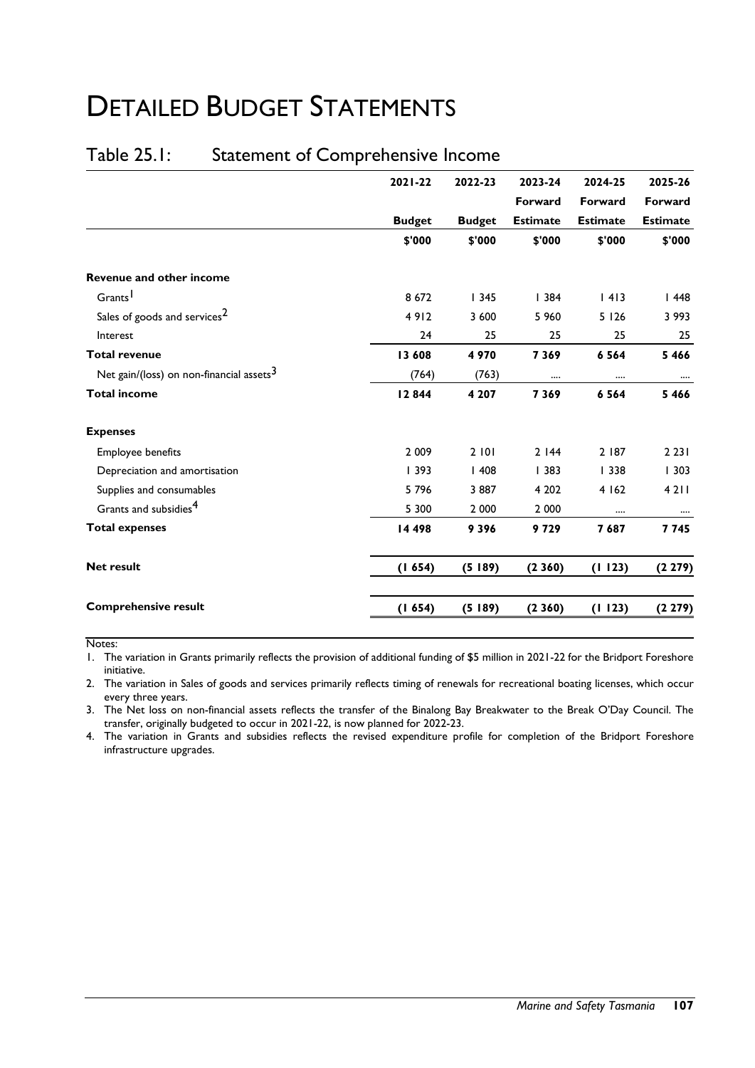# DETAILED BUDGET STATEMENTS

## Table 25.1: Statement of Comprehensive Income

| | 2021-22 | 2022-23 | 2023-24 | 2024-25 | 2025-26 |
|---|---|---|---|---|---|
| | | | Forward | Forward | Forward |
| | Budget | Budget | Estimate | Estimate | Estimate |
| | $'000 | $'000 | $'000 | $'000 | $'000 |
| **Revenue and other income** | | | | | |
| Grants[1] | 8 672 | 1 345 | 1 384 | 1 413 | 1 448 |
| Sales of goods and services[2] | 4 912 | 3 600 | 5 960 | 5 126 | 3 993 |
| Interest | 24 | 25 | 25 | 25 | 25 |
| **Total revenue** | **13 608** | **4 970** | **7 369** | **6 564** | **5 466** |
| Net gain/(loss) on non-financial assets[3] | (764) | (763) | .... | .... | .... |
| **Total income** | **12 844** | **4 207** | **7 369** | **6 564** | **5 466** |
| **Expenses** | | | | | |
| Employee benefits | 2 009 | 2 101 | 2 144 | 2 187 | 2 231 |
| Depreciation and amortisation | 1 393 | 1 408 | 1 383 | 1 338 | 1 303 |
| Supplies and consumables | 5 796 | 3 887 | 4 202 | 4 162 | 4 211 |
| Grants and subsidies[4] | 5 300 | 2 000 | 2 000 | .... | .... |
| **Total expenses** | **14 498** | **9 396** | **9 729** | **7 687** | **7 745** |
| **Net result** | **(1 654)** | **(5 189)** | **(2 360)** | **(1 123)** | **(2 279)** |
| **Comprehensive result** | **(1 654)** | **(5 189)** | **(2 360)** | **(1 123)** | **(2 279)** |

Notes:

1. The variation in Grants primarily reflects the provision of additional funding of $5 million in 2021-22 for the Bridport Foreshore initiative.
2. The variation in Sales of goods and services primarily reflects timing of renewals for recreational boating licenses, which occur every three years.
3. The Net loss on non-financial assets reflects the transfer of the Binalong Bay Breakwater to the Break O'Day Council. The transfer, originally budgeted to occur in 2021-22, is now planned for 2022-23.
4. The variation in Grants and subsidies reflects the revised expenditure profile for completion of the Bridport Foreshore infrastructure upgrades.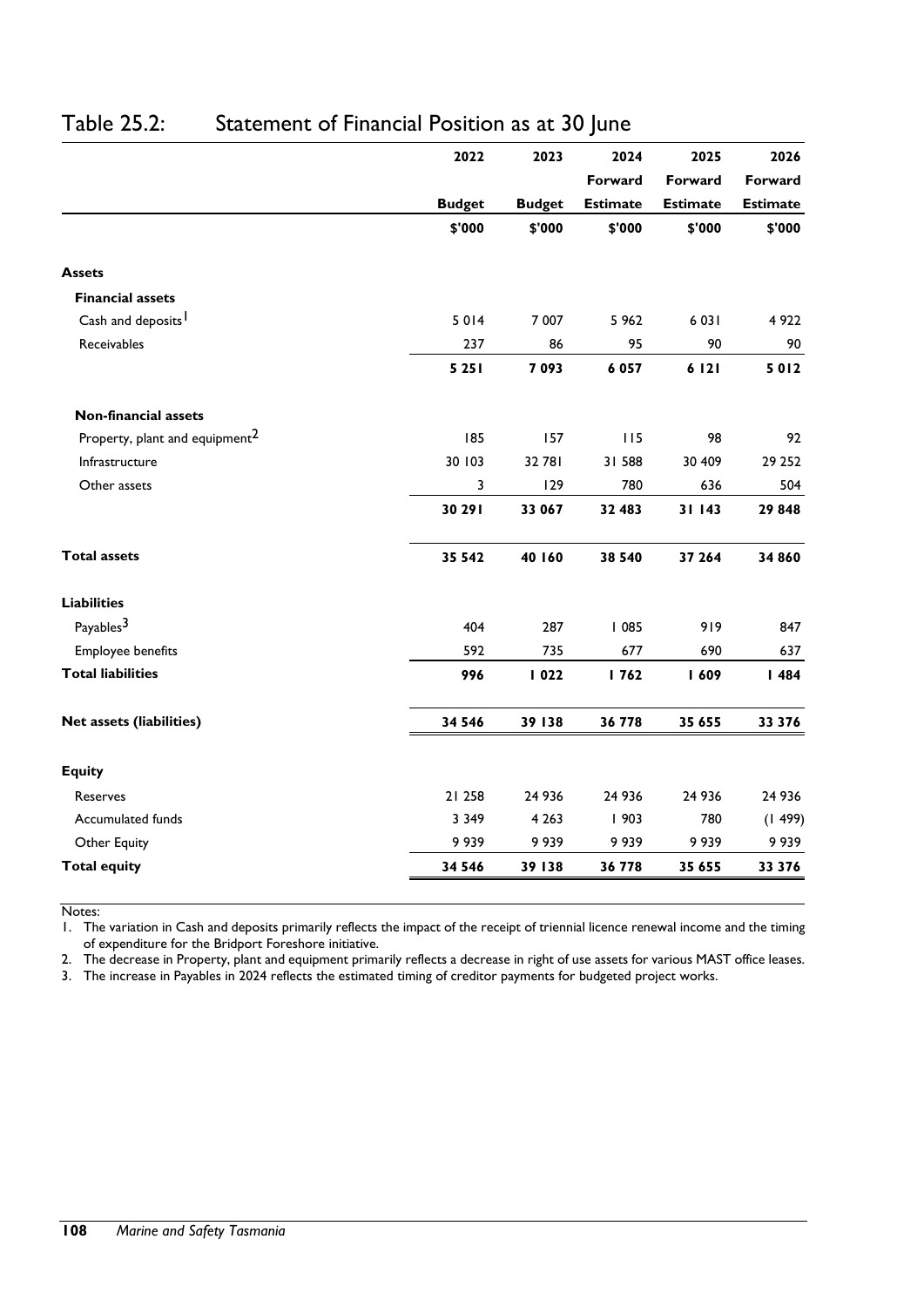## Table 25.2: Statement of Financial Position as at 30 June

| | 2022 | 2023 | 2024 | 2025 | 2026 |
|---|---|---|---|---|---|
| | | | Forward | Forward | Forward |
| | Budget | Budget | Estimate | Estimate | Estimate |
| | $'000 | $'000 | $'000 | $'000 | $'000 |
| **Assets** | | | | | |
| **Financial assets** | | | | | |
| Cash and deposits[1] | 5 014 | 7 007 | 5 962 | 6 031 | 4 922 |
| Receivables | 237 | 86 | 95 | 90 | 90 |
| | **5 251** | **7 093** | **6 057** | **6 121** | **5 012** |
| **Non-financial assets** | | | | | |
| Property, plant and equipment[2] | 185 | 157 | 115 | 98 | 92 |
| Infrastructure | 30 103 | 32 781 | 31 588 | 30 409 | 29 252 |
| Other assets | 3 | 129 | 780 | 636 | 504 |
| | **30 291** | **33 067** | **32 483** | **31 143** | **29 848** |
| **Total assets** | **35 542** | **40 160** | **38 540** | **37 264** | **34 860** |
| **Liabilities** | | | | | |
| Payables[3] | 404 | 287 | 1 085 | 919 | 847 |
| Employee benefits | 592 | 735 | 677 | 690 | 637 |
| **Total liabilities** | **996** | **1 022** | **1 762** | **1 609** | **1 484** |
| **Net assets (liabilities)** | **34 546** | **39 138** | **36 778** | **35 655** | **33 376** |
| **Equity** | | | | | |
| Reserves | 21 258 | 24 936 | 24 936 | 24 936 | 24 936 |
| Accumulated funds | 3 349 | 4 263 | 1 903 | 780 | (1 499) |
| Other Equity | 9 939 | 9 939 | 9 939 | 9 939 | 9 939 |
| **Total equity** | **34 546** | **39 138** | **36 778** | **35 655** | **33 376** |

Notes:

1. The variation in Cash and deposits primarily reflects the impact of the receipt of triennial licence renewal income and the timing of expenditure for the Bridport Foreshore initiative.
2. The decrease in Property, plant and equipment primarily reflects a decrease in right of use assets for various MAST office leases.
3. The increase in Payables in 2024 reflects the estimated timing of creditor payments for budgeted project works.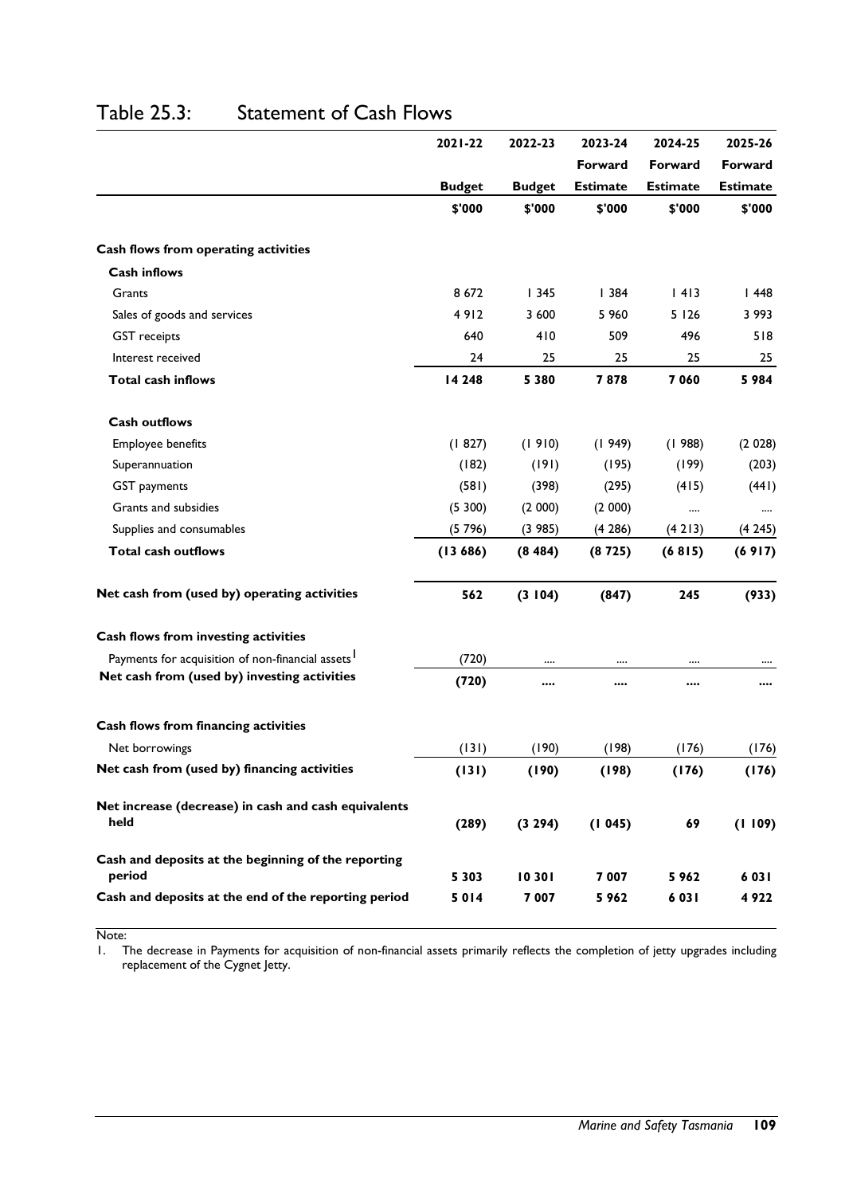## Table 25.3: Statement of Cash Flows

| | 2021-22 | 2022-23 | 2023-24 | 2024-25 | 2025-26 |
|---|---|---|---|---|---|
| | | | Forward | Forward | Forward |
| | Budget | Budget | Estimate | Estimate | Estimate |
| | $'000 | $'000 | $'000 | $'000 | $'000 |
| **Cash flows from operating activities** | | | | | |
| **Cash inflows** | | | | | |
| Grants | 8 672 | 1 345 | 1 384 | 1 413 | 1 448 |
| Sales of goods and services | 4 912 | 3 600 | 5 960 | 5 126 | 3 993 |
| GST receipts | 640 | 410 | 509 | 496 | 518 |
| Interest received | 24 | 25 | 25 | 25 | 25 |
| **Total cash inflows** | **14 248** | **5 380** | **7 878** | **7 060** | **5 984** |
| **Cash outflows** | | | | | |
| Employee benefits | (1 827) | (1 910) | (1 949) | (1 988) | (2 028) |
| Superannuation | (182) | (191) | (195) | (199) | (203) |
| GST payments | (581) | (398) | (295) | (415) | (441) |
| Grants and subsidies | (5 300) | (2 000) | (2 000) | .... | .... |
| Supplies and consumables | (5 796) | (3 985) | (4 286) | (4 213) | (4 245) |
| **Total cash outflows** | **(13 686)** | **(8 484)** | **(8 725)** | **(6 815)** | **(6 917)** |
| **Net cash from (used by) operating activities** | **562** | **(3 104)** | **(847)** | **245** | **(933)** |
| **Cash flows from investing activities** | | | | | |
| Payments for acquisition of non-financial assets[1] | (720) | .... | .... | .... | .... |
| **Net cash from (used by) investing activities** | **(720)** | **....** | **....** | **....** | **....** |
| **Cash flows from financing activities** | | | | | |
| Net borrowings | (131) | (190) | (198) | (176) | (176) |
| **Net cash from (used by) financing activities** | **(131)** | **(190)** | **(198)** | **(176)** | **(176)** |
| **Net increase (decrease) in cash and cash equivalents held** | **(289)** | **(3 294)** | **(1 045)** | **69** | **(1 109)** |
| **Cash and deposits at the beginning of the reporting period** | **5 303** | **10 301** | **7 007** | **5 962** | **6 031** |
| **Cash and deposits at the end of the reporting period** | **5 014** | **7 007** | **5 962** | **6 031** | **4 922** |

Note:

1. The decrease in Payments for acquisition of non-financial assets primarily reflects the completion of jetty upgrades including replacement of the Cygnet Jetty.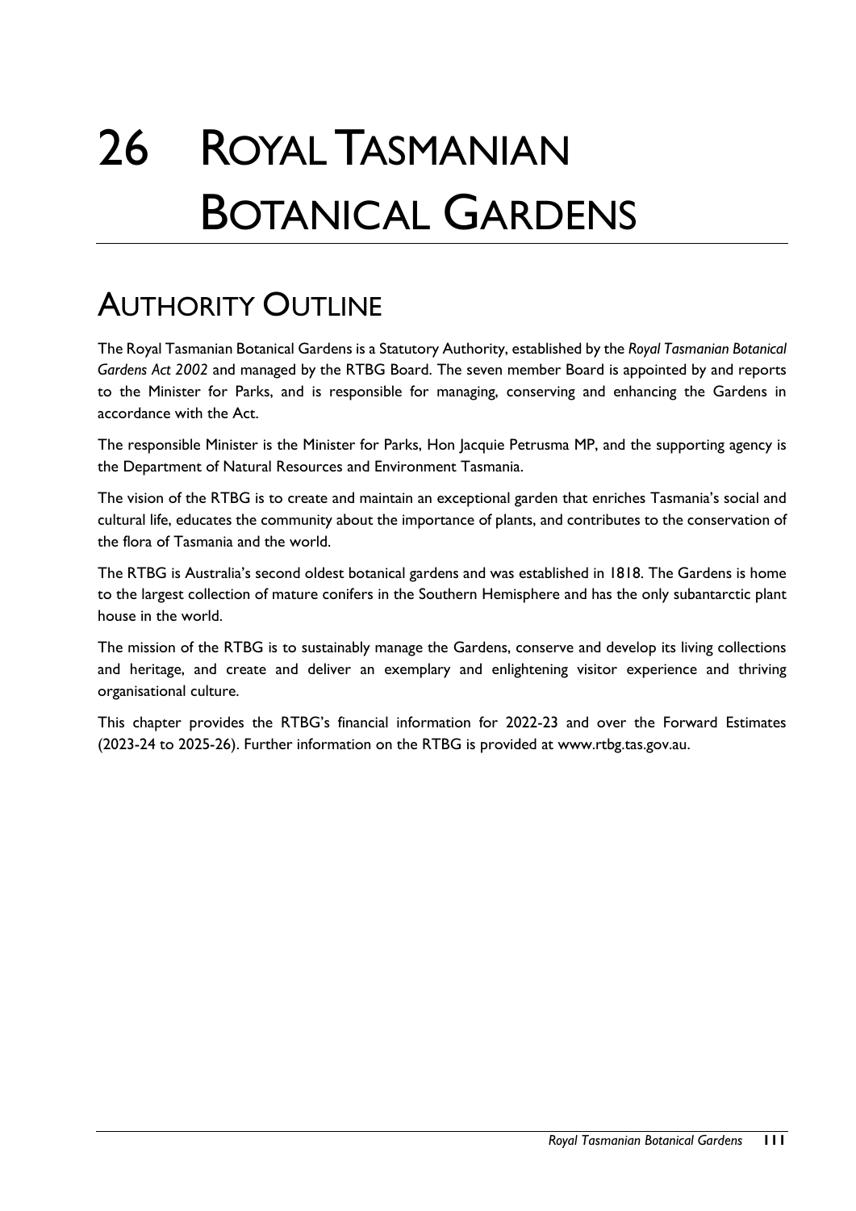# 26 Royal Tasmanian Botanical Gardens

## Authority Outline

The Royal Tasmanian Botanical Gardens is a Statutory Authority, established by the *Royal Tasmanian Botanical Gardens Act 2002* and managed by the RTBG Board. The seven member Board is appointed by and reports to the Minister for Parks, and is responsible for managing, conserving and enhancing the Gardens in accordance with the Act.

The responsible Minister is the Minister for Parks, Hon Jacquie Petrusma MP, and the supporting agency is the Department of Natural Resources and Environment Tasmania.

The vision of the RTBG is to create and maintain an exceptional garden that enriches Tasmania's social and cultural life, educates the community about the importance of plants, and contributes to the conservation of the flora of Tasmania and the world.

The RTBG is Australia's second oldest botanical gardens and was established in 1818. The Gardens is home to the largest collection of mature conifers in the Southern Hemisphere and has the only subantarctic plant house in the world.

The mission of the RTBG is to sustainably manage the Gardens, conserve and develop its living collections and heritage, and create and deliver an exemplary and enlightening visitor experience and thriving organisational culture.

This chapter provides the RTBG's financial information for 2022-23 and over the Forward Estimates (2023-24 to 2025-26). Further information on the RTBG is provided at www.rtbg.tas.gov.au.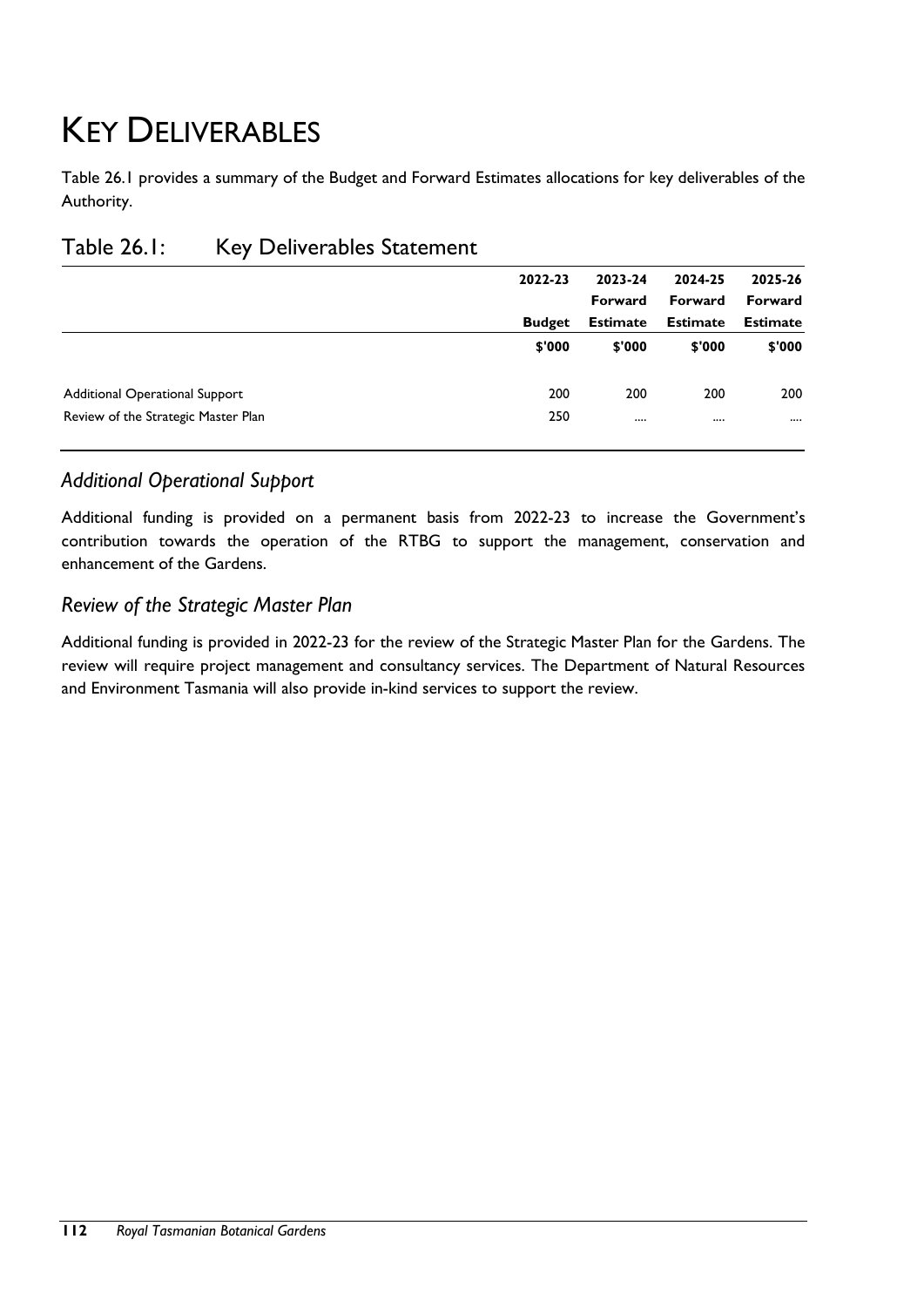# KEY DELIVERABLES

Table 26.1 provides a summary of the Budget and Forward Estimates allocations for key deliverables of the Authority.

## Table 26.1: Key Deliverables Statement

| | 2022-23 Budget | 2023-24 Forward Estimate | 2024-25 Forward Estimate | 2025-26 Forward Estimate |
|---|---|---|---|---|
| | $'000 | $'000 | $'000 | $'000 |
| Additional Operational Support | 200 | 200 | 200 | 200 |
| Review of the Strategic Master Plan | 250 | .... | .... | .... |

### *Additional Operational Support*

Additional funding is provided on a permanent basis from 2022-23 to increase the Government's contribution towards the operation of the RTBG to support the management, conservation and enhancement of the Gardens.

### *Review of the Strategic Master Plan*

Additional funding is provided in 2022-23 for the review of the Strategic Master Plan for the Gardens. The review will require project management and consultancy services. The Department of Natural Resources and Environment Tasmania will also provide in-kind services to support the review.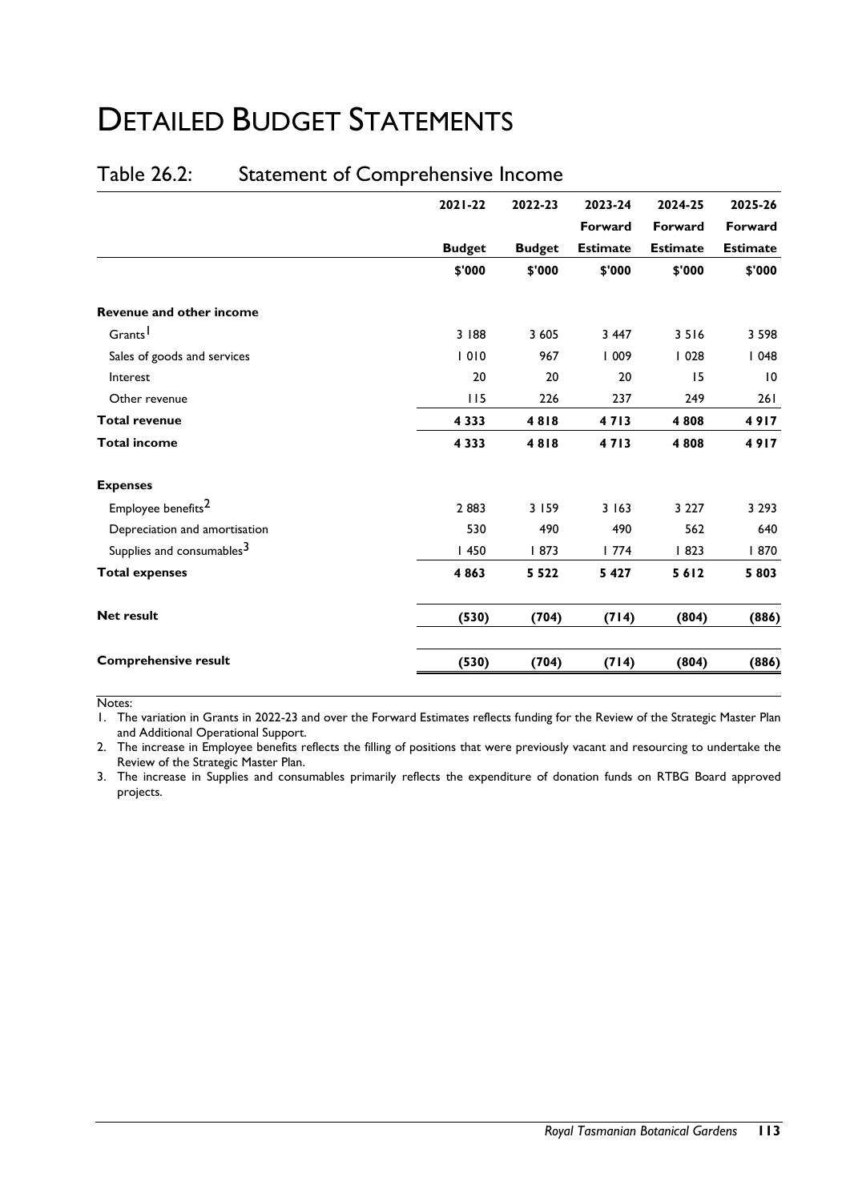# DETAILED BUDGET STATEMENTS

## Table 26.2: Statement of Comprehensive Income

| | 2021-22 | 2022-23 | 2023-24 | 2024-25 | 2025-26 |
|---|---|---|---|---|---|
| | | | Forward | Forward | Forward |
| | Budget | Budget | Estimate | Estimate | Estimate |
| | $'000 | $'000 | $'000 | $'000 | $'000 |
| **Revenue and other income** | | | | | |
| Grants[1] | 3 188 | 3 605 | 3 447 | 3 516 | 3 598 |
| Sales of goods and services | 1 010 | 967 | 1 009 | 1 028 | 1 048 |
| Interest | 20 | 20 | 20 | 15 | 10 |
| Other revenue | 115 | 226 | 237 | 249 | 261 |
| **Total revenue** | **4 333** | **4 818** | **4 713** | **4 808** | **4 917** |
| **Total income** | **4 333** | **4 818** | **4 713** | **4 808** | **4 917** |
| **Expenses** | | | | | |
| Employee benefits[2] | 2 883 | 3 159 | 3 163 | 3 227 | 3 293 |
| Depreciation and amortisation | 530 | 490 | 490 | 562 | 640 |
| Supplies and consumables[3] | 1 450 | 1 873 | 1 774 | 1 823 | 1 870 |
| **Total expenses** | **4 863** | **5 522** | **5 427** | **5 612** | **5 803** |
| **Net result** | **(530)** | **(704)** | **(714)** | **(804)** | **(886)** |
| **Comprehensive result** | **(530)** | **(704)** | **(714)** | **(804)** | **(886)** |

Notes:

1. The variation in Grants in 2022-23 and over the Forward Estimates reflects funding for the Review of the Strategic Master Plan and Additional Operational Support.
2. The increase in Employee benefits reflects the filling of positions that were previously vacant and resourcing to undertake the Review of the Strategic Master Plan.
3. The increase in Supplies and consumables primarily reflects the expenditure of donation funds on RTBG Board approved projects.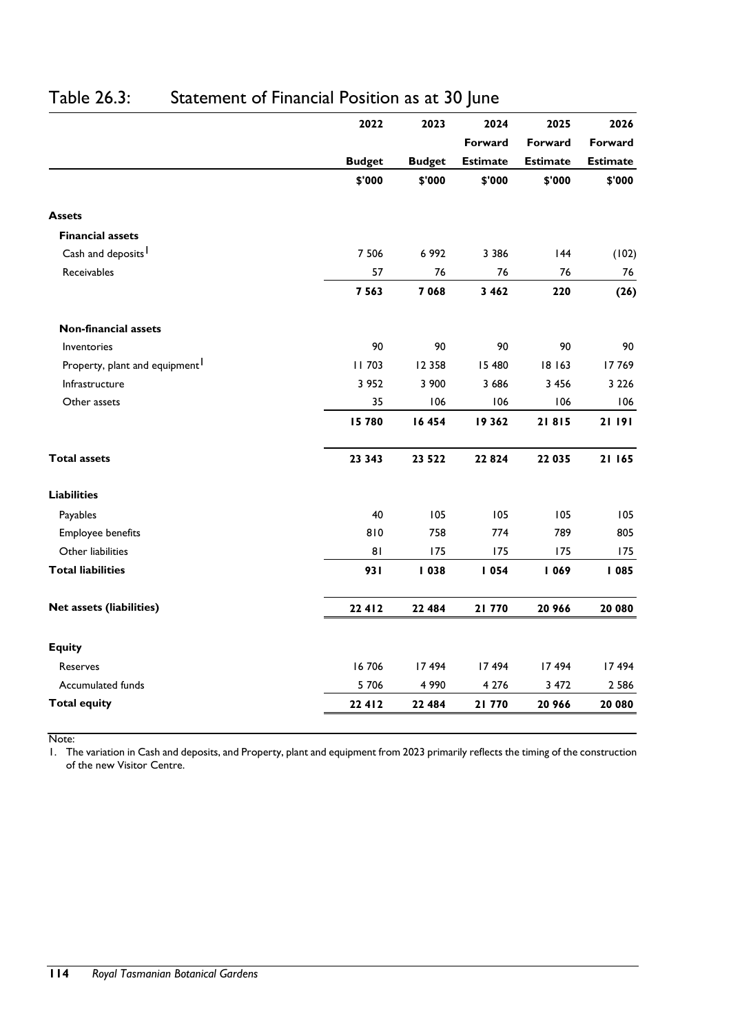## Table 26.3: Statement of Financial Position as at 30 June

| | 2022 Budget | 2023 Budget | 2024 Forward Estimate | 2025 Forward Estimate | 2026 Forward Estimate |
|---|---|---|---|---|---|
| | $'000 | $'000 | $'000 | $'000 | $'000 |
| **Assets** | | | | | |
| **Financial assets** | | | | | |
| Cash and deposits[1] | 7 506 | 6 992 | 3 386 | 144 | (102) |
| Receivables | 57 | 76 | 76 | 76 | 76 |
| | **7 563** | **7 068** | **3 462** | **220** | **(26)** |
| **Non-financial assets** | | | | | |
| Inventories | 90 | 90 | 90 | 90 | 90 |
| Property, plant and equipment[1] | 11 703 | 12 358 | 15 480 | 18 163 | 17 769 |
| Infrastructure | 3 952 | 3 900 | 3 686 | 3 456 | 3 226 |
| Other assets | 35 | 106 | 106 | 106 | 106 |
| | **15 780** | **16 454** | **19 362** | **21 815** | **21 191** |
| **Total assets** | **23 343** | **23 522** | **22 824** | **22 035** | **21 165** |
| **Liabilities** | | | | | |
| Payables | 40 | 105 | 105 | 105 | 105 |
| Employee benefits | 810 | 758 | 774 | 789 | 805 |
| Other liabilities | 81 | 175 | 175 | 175 | 175 |
| **Total liabilities** | **931** | **1 038** | **1 054** | **1 069** | **1 085** |
| **Net assets (liabilities)** | **22 412** | **22 484** | **21 770** | **20 966** | **20 080** |
| **Equity** | | | | | |
| Reserves | 16 706 | 17 494 | 17 494 | 17 494 | 17 494 |
| Accumulated funds | 5 706 | 4 990 | 4 276 | 3 472 | 2 586 |
| **Total equity** | **22 412** | **22 484** | **21 770** | **20 966** | **20 080** |

Note:

1. The variation in Cash and deposits, and Property, plant and equipment from 2023 primarily reflects the timing of the construction of the new Visitor Centre.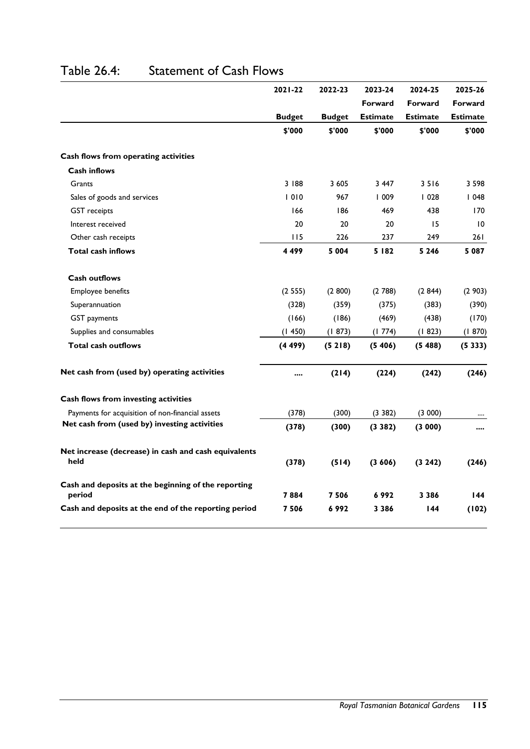## Table 26.4: Statement of Cash Flows

| | 2021-22 | 2022-23 | 2023-24 | 2024-25 | 2025-26 |
|---|---|---|---|---|---|
| | | | Forward | Forward | Forward |
| | Budget | Budget | Estimate | Estimate | Estimate |
| | $'000 | $'000 | $'000 | $'000 | $'000 |
| **Cash flows from operating activities** | | | | | |
| **Cash inflows** | | | | | |
| Grants | 3 188 | 3 605 | 3 447 | 3 516 | 3 598 |
| Sales of goods and services | 1 010 | 967 | 1 009 | 1 028 | 1 048 |
| GST receipts | 166 | 186 | 469 | 438 | 170 |
| Interest received | 20 | 20 | 20 | 15 | 10 |
| Other cash receipts | 115 | 226 | 237 | 249 | 261 |
| **Total cash inflows** | **4 499** | **5 004** | **5 182** | **5 246** | **5 087** |
| **Cash outflows** | | | | | |
| Employee benefits | (2 555) | (2 800) | (2 788) | (2 844) | (2 903) |
| Superannuation | (328) | (359) | (375) | (383) | (390) |
| GST payments | (166) | (186) | (469) | (438) | (170) |
| Supplies and consumables | (1 450) | (1 873) | (1 774) | (1 823) | (1 870) |
| **Total cash outflows** | **(4 499)** | **(5 218)** | **(5 406)** | **(5 488)** | **(5 333)** |
| **Net cash from (used by) operating activities** | **....** | **(214)** | **(224)** | **(242)** | **(246)** |
| **Cash flows from investing activities** | | | | | |
| Payments for acquisition of non-financial assets | (378) | (300) | (3 382) | (3 000) | .... |
| **Net cash from (used by) investing activities** | **(378)** | **(300)** | **(3 382)** | **(3 000)** | **....** |
| **Net increase (decrease) in cash and cash equivalents held** | **(378)** | **(514)** | **(3 606)** | **(3 242)** | **(246)** |
| **Cash and deposits at the beginning of the reporting period** | **7 884** | **7 506** | **6 992** | **3 386** | **144** |
| **Cash and deposits at the end of the reporting period** | **7 506** | **6 992** | **3 386** | **144** | **(102)** |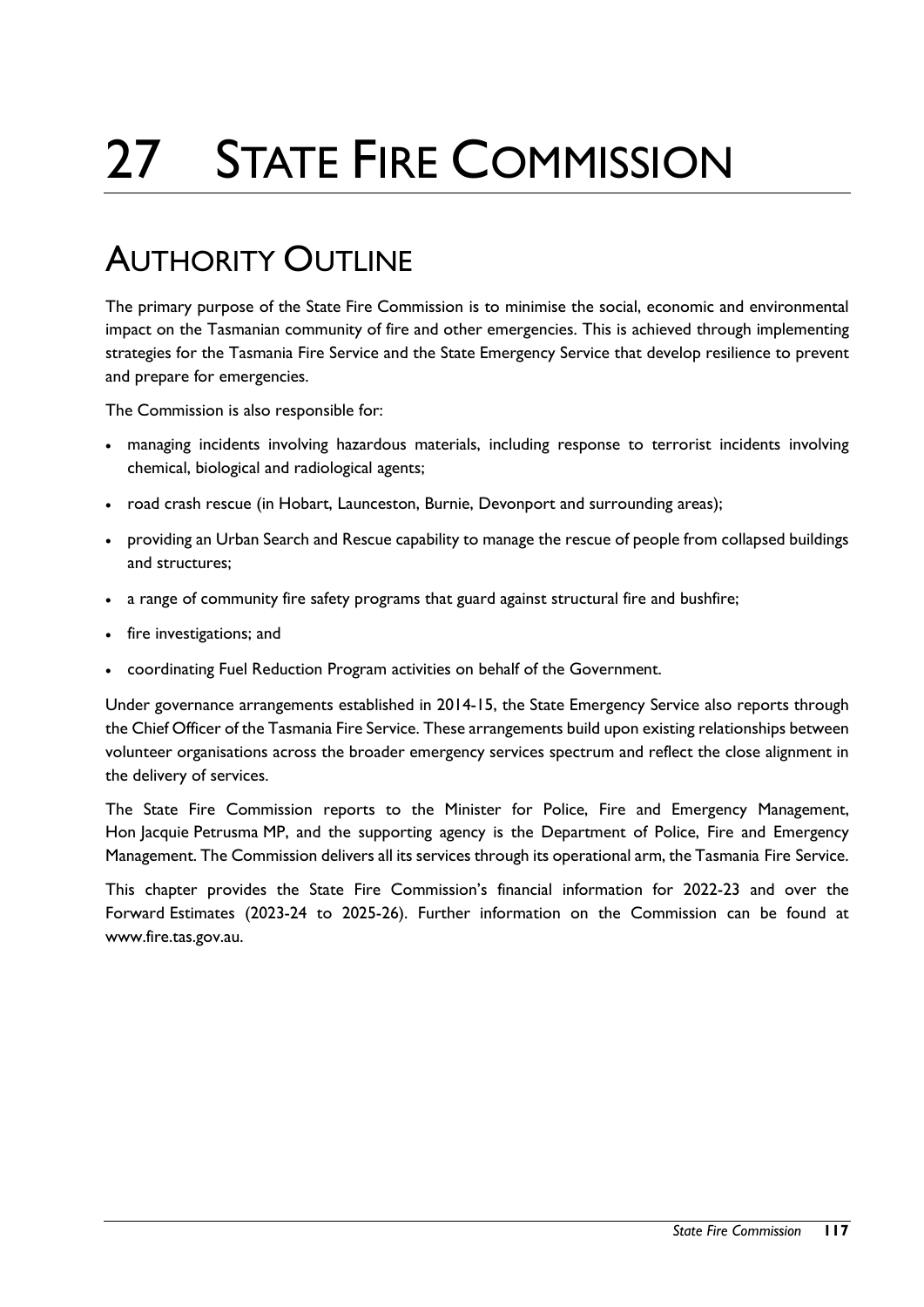# 27 STATE FIRE COMMISSION

## AUTHORITY OUTLINE

The primary purpose of the State Fire Commission is to minimise the social, economic and environmental impact on the Tasmanian community of fire and other emergencies. This is achieved through implementing strategies for the Tasmania Fire Service and the State Emergency Service that develop resilience to prevent and prepare for emergencies.

The Commission is also responsible for:

- managing incidents involving hazardous materials, including response to terrorist incidents involving chemical, biological and radiological agents;
- road crash rescue (in Hobart, Launceston, Burnie, Devonport and surrounding areas);
- providing an Urban Search and Rescue capability to manage the rescue of people from collapsed buildings and structures;
- a range of community fire safety programs that guard against structural fire and bushfire;
- fire investigations; and
- coordinating Fuel Reduction Program activities on behalf of the Government.

Under governance arrangements established in 2014-15, the State Emergency Service also reports through the Chief Officer of the Tasmania Fire Service. These arrangements build upon existing relationships between volunteer organisations across the broader emergency services spectrum and reflect the close alignment in the delivery of services.

The State Fire Commission reports to the Minister for Police, Fire and Emergency Management, Hon Jacquie Petrusma MP, and the supporting agency is the Department of Police, Fire and Emergency Management. The Commission delivers all its services through its operational arm, the Tasmania Fire Service.

This chapter provides the State Fire Commission's financial information for 2022-23 and over the Forward Estimates (2023-24 to 2025-26). Further information on the Commission can be found at www.fire.tas.gov.au.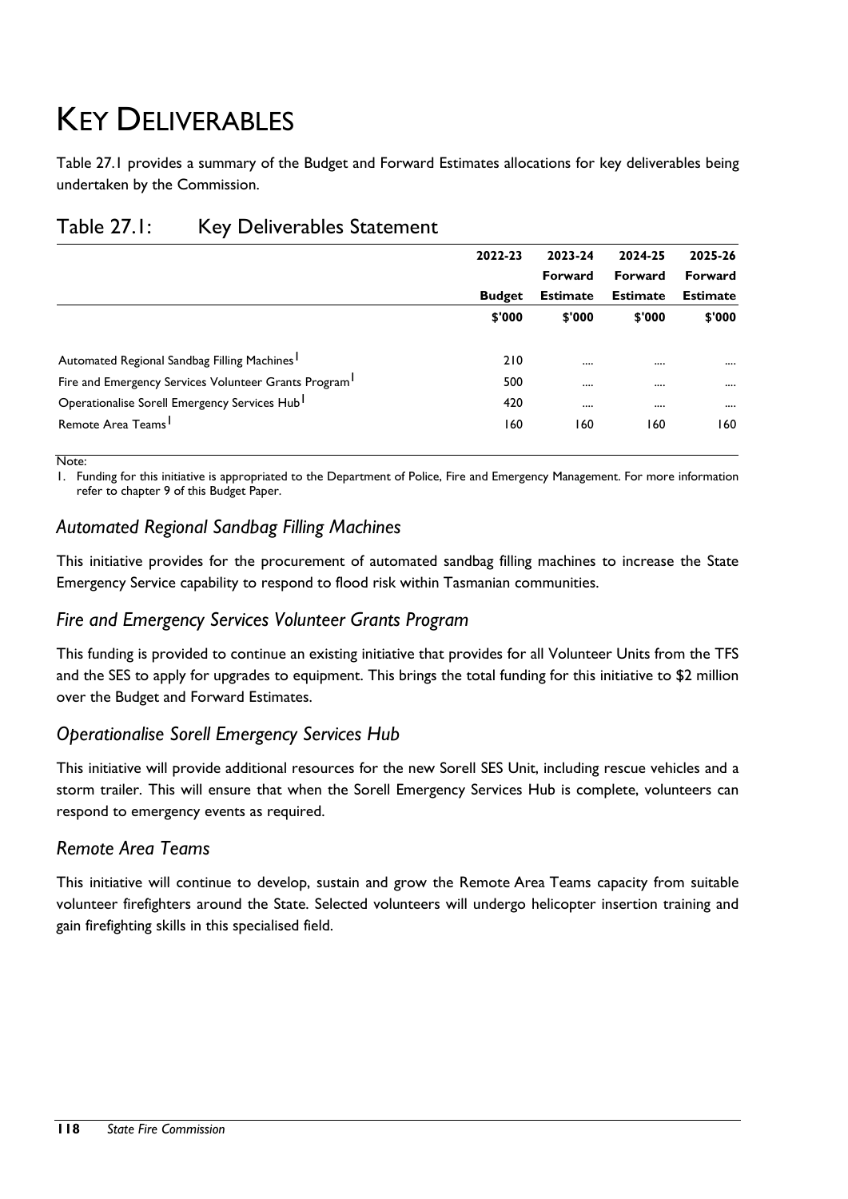# Key Deliverables

Table 27.1 provides a summary of the Budget and Forward Estimates allocations for key deliverables being undertaken by the Commission.

## Table 27.1: Key Deliverables Statement

| | 2022-23 Budget | 2023-24 Forward Estimate | 2024-25 Forward Estimate | 2025-26 Forward Estimate |
|---|---|---|---|---|
| | $'000 | $'000 | $'000 | $'000 |
| Automated Regional Sandbag Filling Machines[1] | 210 | .... | .... | .... |
| Fire and Emergency Services Volunteer Grants Program[1] | 500 | .... | .... | .... |
| Operationalise Sorell Emergency Services Hub[1] | 420 | .... | .... | .... |
| Remote Area Teams[1] | 160 | 160 | 160 | 160 |

Note:

1. Funding for this initiative is appropriated to the Department of Police, Fire and Emergency Management. For more information refer to chapter 9 of this Budget Paper.

### *Automated Regional Sandbag Filling Machines*

This initiative provides for the procurement of automated sandbag filling machines to increase the State Emergency Service capability to respond to flood risk within Tasmanian communities.

### *Fire and Emergency Services Volunteer Grants Program*

This funding is provided to continue an existing initiative that provides for all Volunteer Units from the TFS and the SES to apply for upgrades to equipment. This brings the total funding for this initiative to $2 million over the Budget and Forward Estimates.

### *Operationalise Sorell Emergency Services Hub*

This initiative will provide additional resources for the new Sorell SES Unit, including rescue vehicles and a storm trailer. This will ensure that when the Sorell Emergency Services Hub is complete, volunteers can respond to emergency events as required.

### *Remote Area Teams*

This initiative will continue to develop, sustain and grow the Remote Area Teams capacity from suitable volunteer firefighters around the State. Selected volunteers will undergo helicopter insertion training and gain firefighting skills in this specialised field.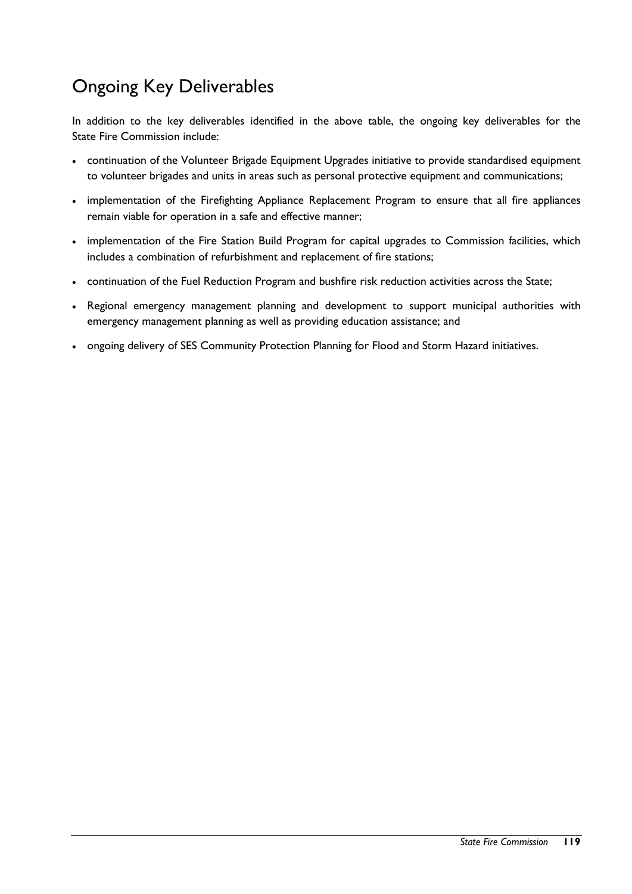## Ongoing Key Deliverables

In addition to the key deliverables identified in the above table, the ongoing key deliverables for the State Fire Commission include:

- continuation of the Volunteer Brigade Equipment Upgrades initiative to provide standardised equipment to volunteer brigades and units in areas such as personal protective equipment and communications;
- implementation of the Firefighting Appliance Replacement Program to ensure that all fire appliances remain viable for operation in a safe and effective manner;
- implementation of the Fire Station Build Program for capital upgrades to Commission facilities, which includes a combination of refurbishment and replacement of fire stations;
- continuation of the Fuel Reduction Program and bushfire risk reduction activities across the State;
- Regional emergency management planning and development to support municipal authorities with emergency management planning as well as providing education assistance; and
- ongoing delivery of SES Community Protection Planning for Flood and Storm Hazard initiatives.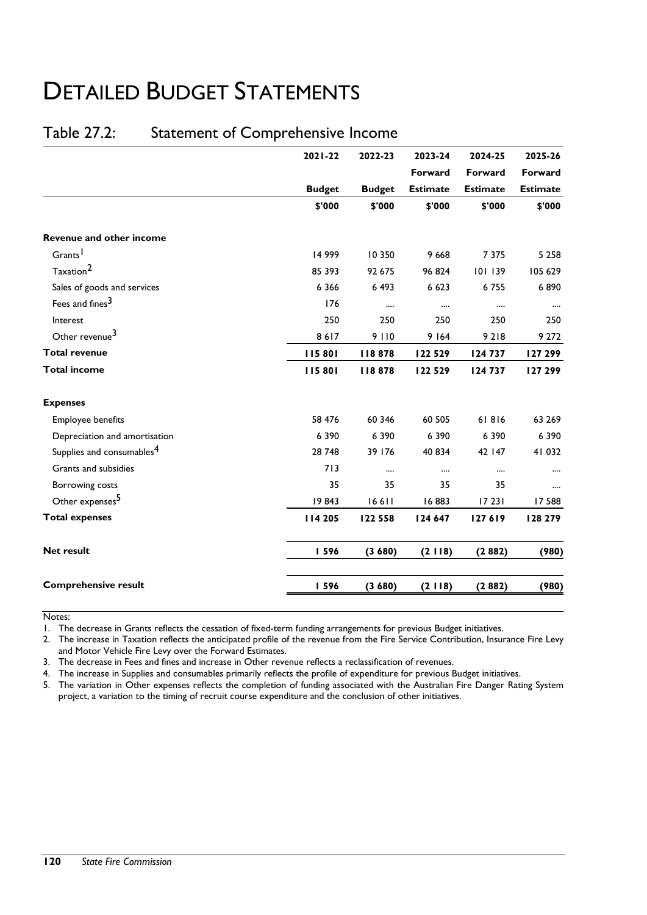# Detailed Budget Statements

## Table 27.2: Statement of Comprehensive Income

| | 2021-22 | 2022-23 | 2023-24 | 2024-25 | 2025-26 |
|---|---|---|---|---|---|
| | | | Forward | Forward | Forward |
| | Budget | Budget | Estimate | Estimate | Estimate |
| | $'000 | $'000 | $'000 | $'000 | $'000 |
| **Revenue and other income** | | | | | |
| Grants[1] | 14 999 | 10 350 | 9 668 | 7 375 | 5 258 |
| Taxation[2] | 85 393 | 92 675 | 96 824 | 101 139 | 105 629 |
| Sales of goods and services | 6 366 | 6 493 | 6 623 | 6 755 | 6 890 |
| Fees and fines[3] | 176 | .... | .... | .... | .... |
| Interest | 250 | 250 | 250 | 250 | 250 |
| Other revenue[3] | 8 617 | 9 110 | 9 164 | 9 218 | 9 272 |
| **Total revenue** | **115 801** | **118 878** | **122 529** | **124 737** | **127 299** |
| **Total income** | **115 801** | **118 878** | **122 529** | **124 737** | **127 299** |
| **Expenses** | | | | | |
| Employee benefits | 58 476 | 60 346 | 60 505 | 61 816 | 63 269 |
| Depreciation and amortisation | 6 390 | 6 390 | 6 390 | 6 390 | 6 390 |
| Supplies and consumables[4] | 28 748 | 39 176 | 40 834 | 42 147 | 41 032 |
| Grants and subsidies | 713 | .... | .... | .... | .... |
| Borrowing costs | 35 | 35 | 35 | 35 | .... |
| Other expenses[5] | 19 843 | 16 611 | 16 883 | 17 231 | 17 588 |
| **Total expenses** | **114 205** | **122 558** | **124 647** | **127 619** | **128 279** |
| **Net result** | **1 596** | **(3 680)** | **(2 118)** | **(2 882)** | **(980)** |
| **Comprehensive result** | **1 596** | **(3 680)** | **(2 118)** | **(2 882)** | **(980)** |

Notes:

1. The decrease in Grants reflects the cessation of fixed-term funding arrangements for previous Budget initiatives.
2. The increase in Taxation reflects the anticipated profile of the revenue from the Fire Service Contribution, Insurance Fire Levy and Motor Vehicle Fire Levy over the Forward Estimates.
3. The decrease in Fees and fines and increase in Other revenue reflects a reclassification of revenues.
4. The increase in Supplies and consumables primarily reflects the profile of expenditure for previous Budget initiatives.
5. The variation in Other expenses reflects the completion of funding associated with the Australian Fire Danger Rating System project, a variation to the timing of recruit course expenditure and the conclusion of other initiatives.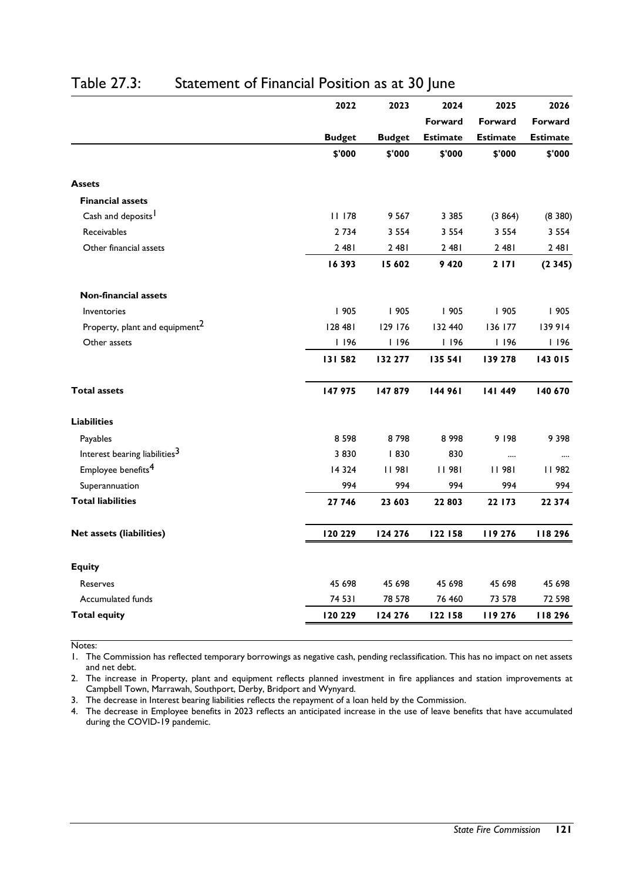## Table 27.3: Statement of Financial Position as at 30 June

| | 2022 | 2023 | 2024 | 2025 | 2026 |
|---|---|---|---|---|---|
| | | | Forward | Forward | Forward |
| | Budget | Budget | Estimate | Estimate | Estimate |
| | $'000 | $'000 | $'000 | $'000 | $'000 |
| **Assets** | | | | | |
| **Financial assets** | | | | | |
| Cash and deposits[1] | 11 178 | 9 567 | 3 385 | (3 864) | (8 380) |
| Receivables | 2 734 | 3 554 | 3 554 | 3 554 | 3 554 |
| Other financial assets | 2 481 | 2 481 | 2 481 | 2 481 | 2 481 |
| | **16 393** | **15 602** | **9 420** | **2 171** | **(2 345)** |
| **Non-financial assets** | | | | | |
| Inventories | 1 905 | 1 905 | 1 905 | 1 905 | 1 905 |
| Property, plant and equipment[2] | 128 481 | 129 176 | 132 440 | 136 177 | 139 914 |
| Other assets | 1 196 | 1 196 | 1 196 | 1 196 | 1 196 |
| | **131 582** | **132 277** | **135 541** | **139 278** | **143 015** |
| **Total assets** | **147 975** | **147 879** | **144 961** | **141 449** | **140 670** |
| **Liabilities** | | | | | |
| Payables | 8 598 | 8 798 | 8 998 | 9 198 | 9 398 |
| Interest bearing liabilities[3] | 3 830 | 1 830 | 830 | .... | .... |
| Employee benefits[4] | 14 324 | 11 981 | 11 981 | 11 981 | 11 982 |
| Superannuation | 994 | 994 | 994 | 994 | 994 |
| **Total liabilities** | **27 746** | **23 603** | **22 803** | **22 173** | **22 374** |
| **Net assets (liabilities)** | **120 229** | **124 276** | **122 158** | **119 276** | **118 296** |
| **Equity** | | | | | |
| Reserves | 45 698 | 45 698 | 45 698 | 45 698 | 45 698 |
| Accumulated funds | 74 531 | 78 578 | 76 460 | 73 578 | 72 598 |
| **Total equity** | **120 229** | **124 276** | **122 158** | **119 276** | **118 296** |

Notes:

1. The Commission has reflected temporary borrowings as negative cash, pending reclassification. This has no impact on net assets and net debt.
2. The increase in Property, plant and equipment reflects planned investment in fire appliances and station improvements at Campbell Town, Marrawah, Southport, Derby, Bridport and Wynyard.
3. The decrease in Interest bearing liabilities reflects the repayment of a loan held by the Commission.
4. The decrease in Employee benefits in 2023 reflects an anticipated increase in the use of leave benefits that have accumulated during the COVID-19 pandemic.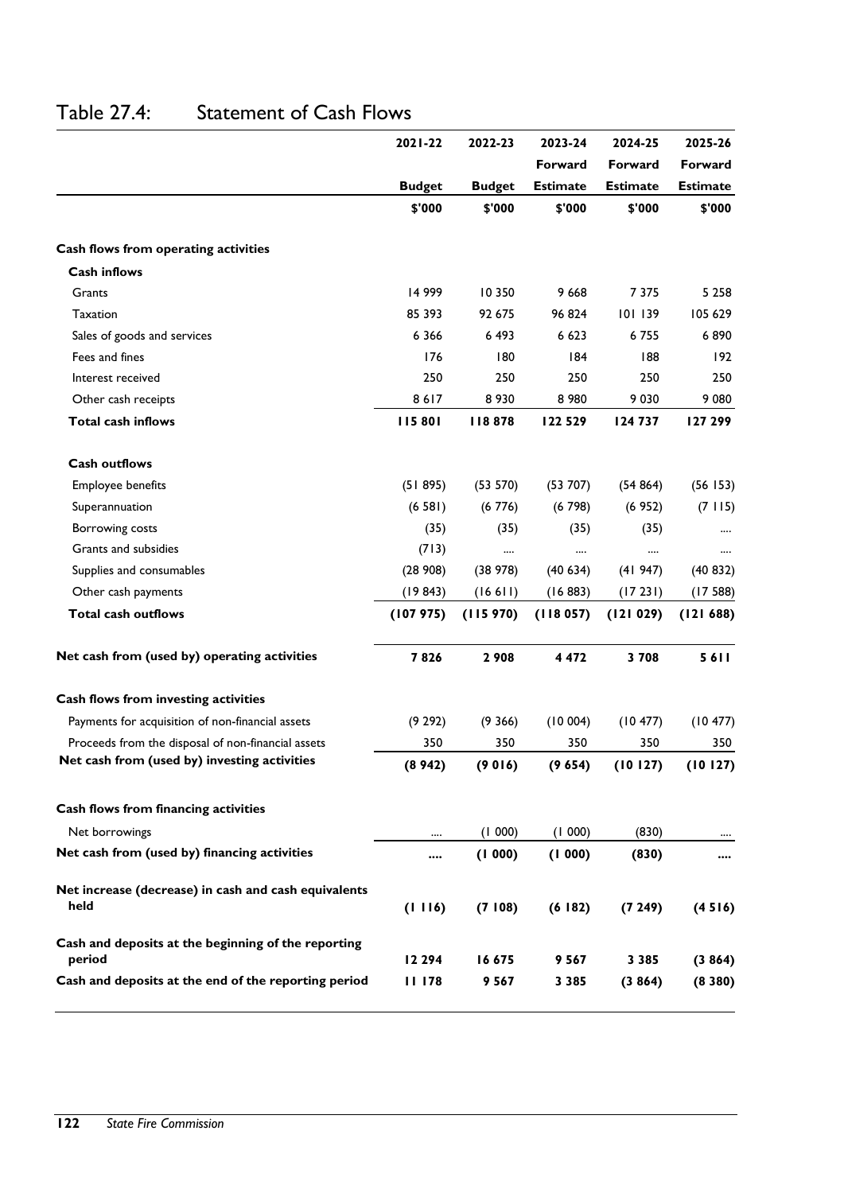## Table 27.4: Statement of Cash Flows

| | 2021-22 | 2022-23 | 2023-24 | 2024-25 | 2025-26 |
|---|---|---|---|---|---|
| | | | Forward | Forward | Forward |
| | Budget | Budget | Estimate | Estimate | Estimate |
| | $'000 | $'000 | $'000 | $'000 | $'000 |
| **Cash flows from operating activities** | | | | | |
| **Cash inflows** | | | | | |
| Grants | 14 999 | 10 350 | 9 668 | 7 375 | 5 258 |
| Taxation | 85 393 | 92 675 | 96 824 | 101 139 | 105 629 |
| Sales of goods and services | 6 366 | 6 493 | 6 623 | 6 755 | 6 890 |
| Fees and fines | 176 | 180 | 184 | 188 | 192 |
| Interest received | 250 | 250 | 250 | 250 | 250 |
| Other cash receipts | 8 617 | 8 930 | 8 980 | 9 030 | 9 080 |
| **Total cash inflows** | **115 801** | **118 878** | **122 529** | **124 737** | **127 299** |
| **Cash outflows** | | | | | |
| Employee benefits | (51 895) | (53 570) | (53 707) | (54 864) | (56 153) |
| Superannuation | (6 581) | (6 776) | (6 798) | (6 952) | (7 115) |
| Borrowing costs | (35) | (35) | (35) | (35) | .... |
| Grants and subsidies | (713) | .... | .... | .... | .... |
| Supplies and consumables | (28 908) | (38 978) | (40 634) | (41 947) | (40 832) |
| Other cash payments | (19 843) | (16 611) | (16 883) | (17 231) | (17 588) |
| **Total cash outflows** | **(107 975)** | **(115 970)** | **(118 057)** | **(121 029)** | **(121 688)** |
| **Net cash from (used by) operating activities** | **7 826** | **2 908** | **4 472** | **3 708** | **5 611** |
| **Cash flows from investing activities** | | | | | |
| Payments for acquisition of non-financial assets | (9 292) | (9 366) | (10 004) | (10 477) | (10 477) |
| Proceeds from the disposal of non-financial assets | 350 | 350 | 350 | 350 | 350 |
| **Net cash from (used by) investing activities** | **(8 942)** | **(9 016)** | **(9 654)** | **(10 127)** | **(10 127)** |
| **Cash flows from financing activities** | | | | | |
| Net borrowings | .... | (1 000) | (1 000) | (830) | .... |
| **Net cash from (used by) financing activities** | **....** | **(1 000)** | **(1 000)** | **(830)** | **....** |
| **Net increase (decrease) in cash and cash equivalents held** | **(1 116)** | **(7 108)** | **(6 182)** | **(7 249)** | **(4 516)** |
| **Cash and deposits at the beginning of the reporting period** | **12 294** | **16 675** | **9 567** | **3 385** | **(3 864)** |
| **Cash and deposits at the end of the reporting period** | **11 178** | **9 567** | **3 385** | **(3 864)** | **(8 380)** |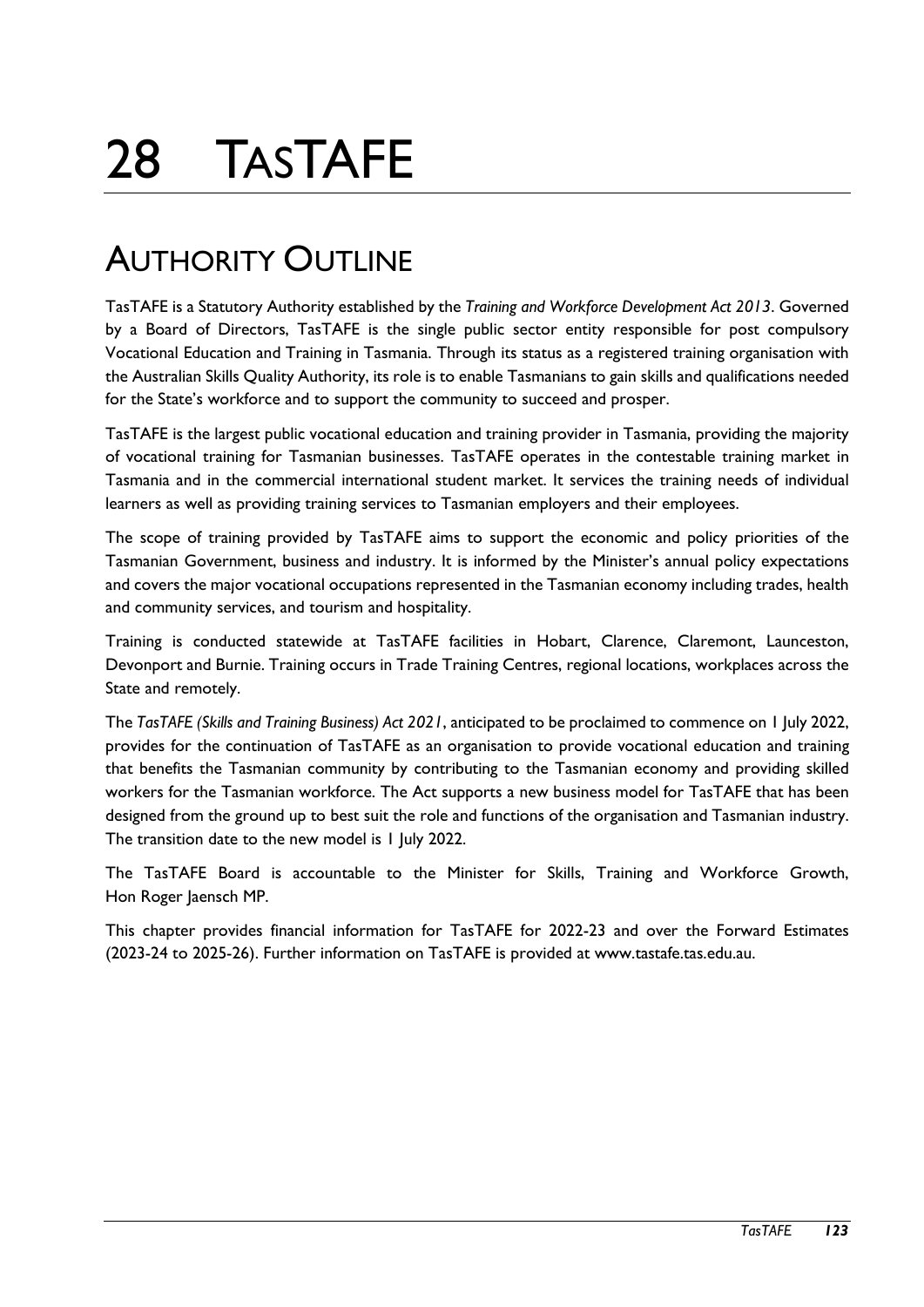# 28 TasTAFE

## Authority Outline

TasTAFE is a Statutory Authority established by the *Training and Workforce Development Act 2013*. Governed by a Board of Directors, TasTAFE is the single public sector entity responsible for post compulsory Vocational Education and Training in Tasmania. Through its status as a registered training organisation with the Australian Skills Quality Authority, its role is to enable Tasmanians to gain skills and qualifications needed for the State's workforce and to support the community to succeed and prosper.

TasTAFE is the largest public vocational education and training provider in Tasmania, providing the majority of vocational training for Tasmanian businesses. TasTAFE operates in the contestable training market in Tasmania and in the commercial international student market. It services the training needs of individual learners as well as providing training services to Tasmanian employers and their employees.

The scope of training provided by TasTAFE aims to support the economic and policy priorities of the Tasmanian Government, business and industry. It is informed by the Minister's annual policy expectations and covers the major vocational occupations represented in the Tasmanian economy including trades, health and community services, and tourism and hospitality.

Training is conducted statewide at TasTAFE facilities in Hobart, Clarence, Claremont, Launceston, Devonport and Burnie. Training occurs in Trade Training Centres, regional locations, workplaces across the State and remotely.

The *TasTAFE (Skills and Training Business) Act 2021*, anticipated to be proclaimed to commence on 1 July 2022, provides for the continuation of TasTAFE as an organisation to provide vocational education and training that benefits the Tasmanian community by contributing to the Tasmanian economy and providing skilled workers for the Tasmanian workforce. The Act supports a new business model for TasTAFE that has been designed from the ground up to best suit the role and functions of the organisation and Tasmanian industry. The transition date to the new model is 1 July 2022.

The TasTAFE Board is accountable to the Minister for Skills, Training and Workforce Growth, Hon Roger Jaensch MP.

This chapter provides financial information for TasTAFE for 2022-23 and over the Forward Estimates (2023-24 to 2025-26). Further information on TasTAFE is provided at www.tastafe.tas.edu.au.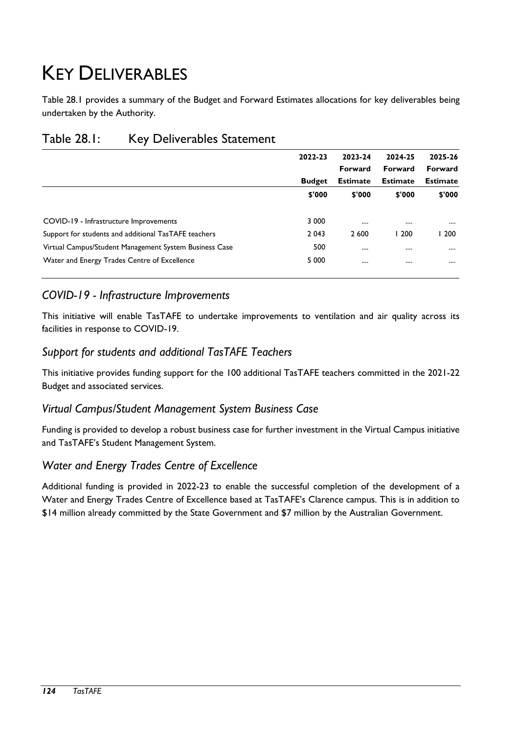// Key Deliverables

# KEY DELIVERABLES

Table 28.1 provides a summary of the Budget and Forward Estimates allocations for key deliverables being undertaken by the Authority.

## Table 28.1: Key Deliverables Statement

| | 2022-23 Budget | 2023-24 Forward Estimate | 2024-25 Forward Estimate | 2025-26 Forward Estimate |
|---|---|---|---|---|
| | $'000 | $'000 | $'000 | $'000 |
| COVID-19 - Infrastructure Improvements | 3 000 | .... | .... | .... |
| Support for students and additional TasTAFE teachers | 2 043 | 2 600 | 1 200 | 1 200 |
| Virtual Campus/Student Management System Business Case | 500 | .... | .... | .... |
| Water and Energy Trades Centre of Excellence | 5 000 | .... | .... | .... |

### *COVID-19 - Infrastructure Improvements*

This initiative will enable TasTAFE to undertake improvements to ventilation and air quality across its facilities in response to COVID-19.

### *Support for students and additional TasTAFE Teachers*

This initiative provides funding support for the 100 additional TasTAFE teachers committed in the 2021-22 Budget and associated services.

### *Virtual Campus/Student Management System Business Case*

Funding is provided to develop a robust business case for further investment in the Virtual Campus initiative and TasTAFE's Student Management System.

### *Water and Energy Trades Centre of Excellence*

Additional funding is provided in 2022-23 to enable the successful completion of the development of a Water and Energy Trades Centre of Excellence based at TasTAFE's Clarence campus. This is in addition to $14 million already committed by the State Government and $7 million by the Australian Government.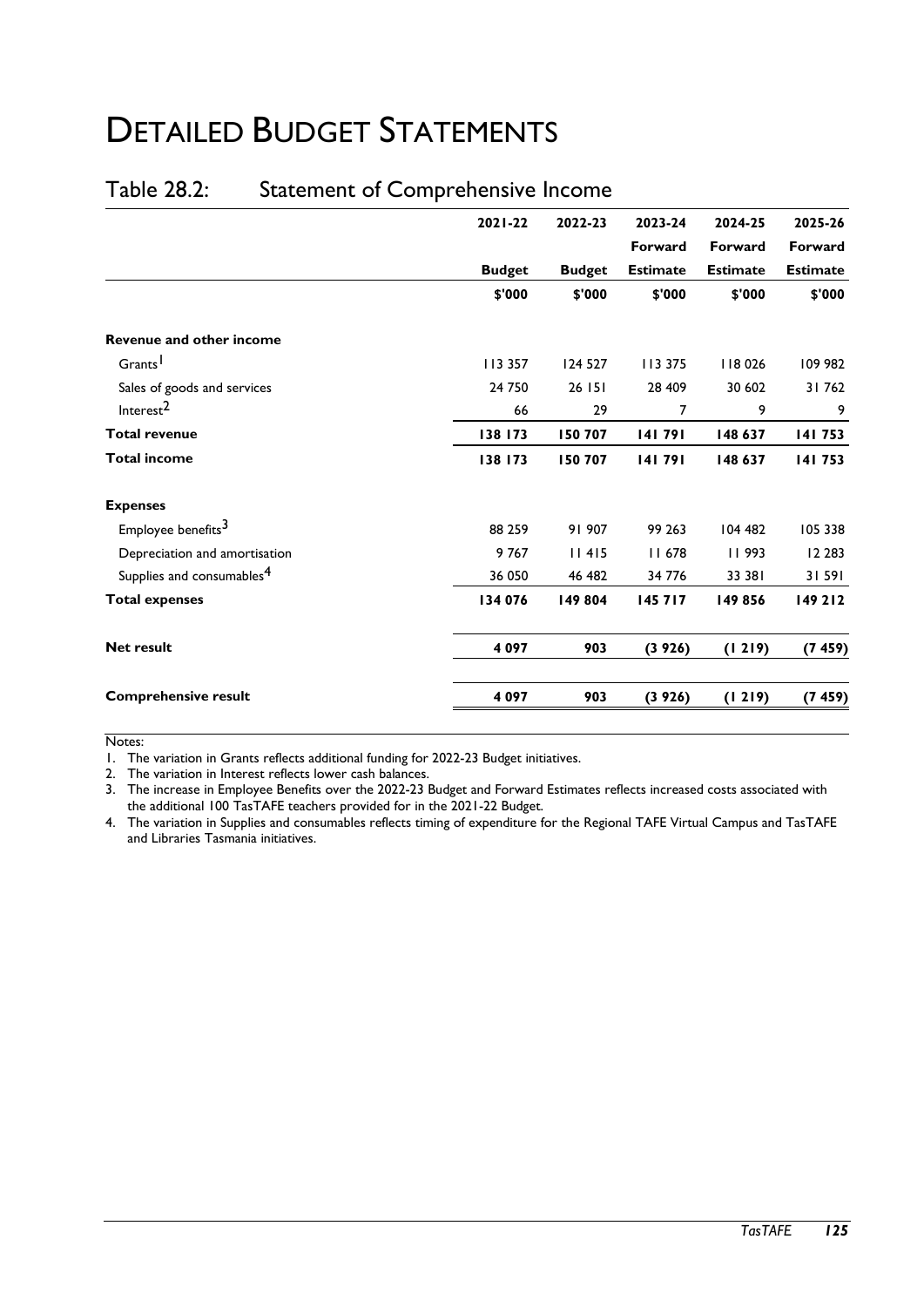# Detailed Budget Statements

## Table 28.2: Statement of Comprehensive Income

| | 2021-22 | 2022-23 | 2023-24 | 2024-25 | 2025-26 |
|---|---|---|---|---|---|
| | | | Forward | Forward | Forward |
| | Budget | Budget | Estimate | Estimate | Estimate |
| | $'000 | $'000 | $'000 | $'000 | $'000 |
| **Revenue and other income** | | | | | |
| Grants[1] | 113 357 | 124 527 | 113 375 | 118 026 | 109 982 |
| Sales of goods and services | 24 750 | 26 151 | 28 409 | 30 602 | 31 762 |
| Interest[2] | 66 | 29 | 7 | 9 | 9 |
| **Total revenue** | **138 173** | **150 707** | **141 791** | **148 637** | **141 753** |
| **Total income** | **138 173** | **150 707** | **141 791** | **148 637** | **141 753** |
| **Expenses** | | | | | |
| Employee benefits[3] | 88 259 | 91 907 | 99 263 | 104 482 | 105 338 |
| Depreciation and amortisation | 9 767 | 11 415 | 11 678 | 11 993 | 12 283 |
| Supplies and consumables[4] | 36 050 | 46 482 | 34 776 | 33 381 | 31 591 |
| **Total expenses** | **134 076** | **149 804** | **145 717** | **149 856** | **149 212** |
| **Net result** | **4 097** | **903** | **(3 926)** | **(1 219)** | **(7 459)** |
| **Comprehensive result** | **4 097** | **903** | **(3 926)** | **(1 219)** | **(7 459)** |

Notes:

1. The variation in Grants reflects additional funding for 2022-23 Budget initiatives.
2. The variation in Interest reflects lower cash balances.
3. The increase in Employee Benefits over the 2022-23 Budget and Forward Estimates reflects increased costs associated with the additional 100 TasTAFE teachers provided for in the 2021-22 Budget.
4. The variation in Supplies and consumables reflects timing of expenditure for the Regional TAFE Virtual Campus and TasTAFE and Libraries Tasmania initiatives.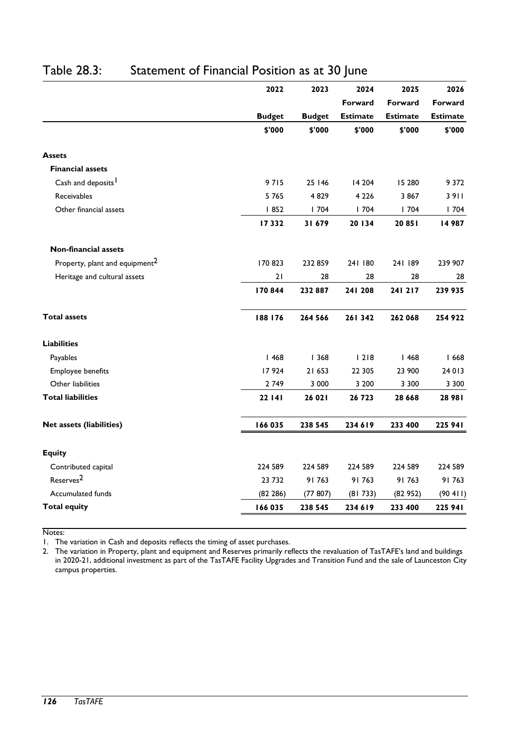## Table 28.3: Statement of Financial Position as at 30 June

| | 2022 | 2023 | 2024 | 2025 | 2026 |
|---|---|---|---|---|---|
| | | | Forward | Forward | Forward |
| | Budget | Budget | Estimate | Estimate | Estimate |
| | $'000 | $'000 | $'000 | $'000 | $'000 |
| **Assets** | | | | | |
| **Financial assets** | | | | | |
| Cash and deposits[1] | 9 715 | 25 146 | 14 204 | 15 280 | 9 372 |
| Receivables | 5 765 | 4 829 | 4 226 | 3 867 | 3 911 |
| Other financial assets | 1 852 | 1 704 | 1 704 | 1 704 | 1 704 |
| | **17 332** | **31 679** | **20 134** | **20 851** | **14 987** |
| **Non-financial assets** | | | | | |
| Property, plant and equipment[2] | 170 823 | 232 859 | 241 180 | 241 189 | 239 907 |
| Heritage and cultural assets | 21 | 28 | 28 | 28 | 28 |
| | **170 844** | **232 887** | **241 208** | **241 217** | **239 935** |
| **Total assets** | **188 176** | **264 566** | **261 342** | **262 068** | **254 922** |
| **Liabilities** | | | | | |
| Payables | 1 468 | 1 368 | 1 218 | 1 468 | 1 668 |
| Employee benefits | 17 924 | 21 653 | 22 305 | 23 900 | 24 013 |
| Other liabilities | 2 749 | 3 000 | 3 200 | 3 300 | 3 300 |
| **Total liabilities** | **22 141** | **26 021** | **26 723** | **28 668** | **28 981** |
| **Net assets (liabilities)** | **166 035** | **238 545** | **234 619** | **233 400** | **225 941** |
| **Equity** | | | | | |
| Contributed capital | 224 589 | 224 589 | 224 589 | 224 589 | 224 589 |
| Reserves[2] | 23 732 | 91 763 | 91 763 | 91 763 | 91 763 |
| Accumulated funds | (82 286) | (77 807) | (81 733) | (82 952) | (90 411) |
| **Total equity** | **166 035** | **238 545** | **234 619** | **233 400** | **225 941** |

Notes:

1. The variation in Cash and deposits reflects the timing of asset purchases.
2. The variation in Property, plant and equipment and Reserves primarily reflects the revaluation of TasTAFE's land and buildings in 2020-21, additional investment as part of the TasTAFE Facility Upgrades and Transition Fund and the sale of Launceston City campus properties.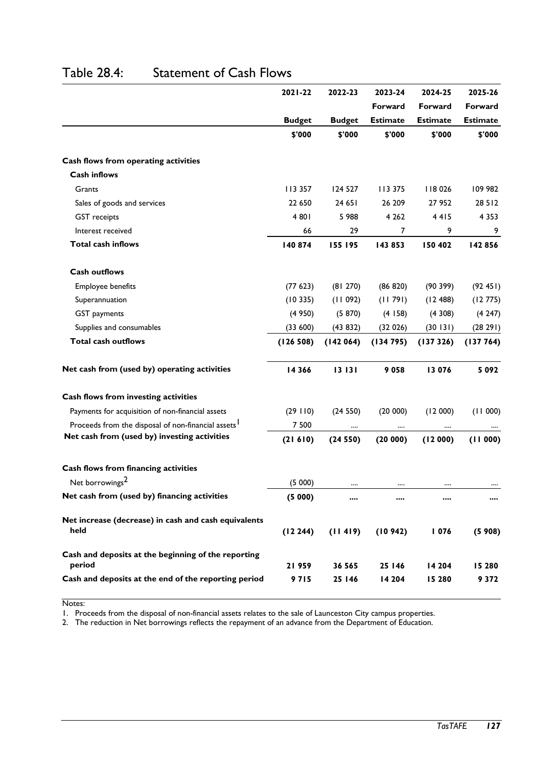## Table 28.4: Statement of Cash Flows

| | 2021-22 | 2022-23 | 2023-24 | 2024-25 | 2025-26 |
|---|---|---|---|---|---|
| | | | Forward | Forward | Forward |
| | Budget | Budget | Estimate | Estimate | Estimate |
| | $'000 | $'000 | $'000 | $'000 | $'000 |
| **Cash flows from operating activities** | | | | | |
| **Cash inflows** | | | | | |
| Grants | 113 357 | 124 527 | 113 375 | 118 026 | 109 982 |
| Sales of goods and services | 22 650 | 24 651 | 26 209 | 27 952 | 28 512 |
| GST receipts | 4 801 | 5 988 | 4 262 | 4 415 | 4 353 |
| Interest received | 66 | 29 | 7 | 9 | 9 |
| **Total cash inflows** | **140 874** | **155 195** | **143 853** | **150 402** | **142 856** |
| **Cash outflows** | | | | | |
| Employee benefits | (77 623) | (81 270) | (86 820) | (90 399) | (92 451) |
| Superannuation | (10 335) | (11 092) | (11 791) | (12 488) | (12 775) |
| GST payments | (4 950) | (5 870) | (4 158) | (4 308) | (4 247) |
| Supplies and consumables | (33 600) | (43 832) | (32 026) | (30 131) | (28 291) |
| **Total cash outflows** | **(126 508)** | **(142 064)** | **(134 795)** | **(137 326)** | **(137 764)** |
| **Net cash from (used by) operating activities** | **14 366** | **13 131** | **9 058** | **13 076** | **5 092** |
| **Cash flows from investing activities** | | | | | |
| Payments for acquisition of non-financial assets | (29 110) | (24 550) | (20 000) | (12 000) | (11 000) |
| Proceeds from the disposal of non-financial assets[1] | 7 500 | .... | .... | .... | .... |
| **Net cash from (used by) investing activities** | **(21 610)** | **(24 550)** | **(20 000)** | **(12 000)** | **(11 000)** |
| **Cash flows from financing activities** | | | | | |
| Net borrowings[2] | (5 000) | .... | .... | .... | .... |
| **Net cash from (used by) financing activities** | **(5 000)** | **....** | **....** | **....** | **....** |
| **Net increase (decrease) in cash and cash equivalents held** | **(12 244)** | **(11 419)** | **(10 942)** | **1 076** | **(5 908)** |
| **Cash and deposits at the beginning of the reporting period** | **21 959** | **36 565** | **25 146** | **14 204** | **15 280** |
| **Cash and deposits at the end of the reporting period** | **9 715** | **25 146** | **14 204** | **15 280** | **9 372** |

Notes:

1. Proceeds from the disposal of non-financial assets relates to the sale of Launceston City campus properties.
2. The reduction in Net borrowings reflects the repayment of an advance from the Department of Education.